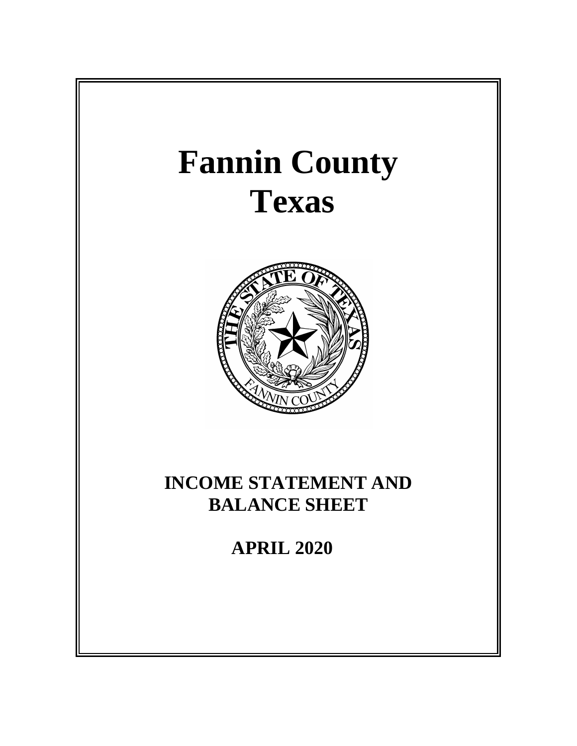# Fannin County
# Texas

## INCOME STATEMENT AND BALANCE SHEET

## APRIL 2020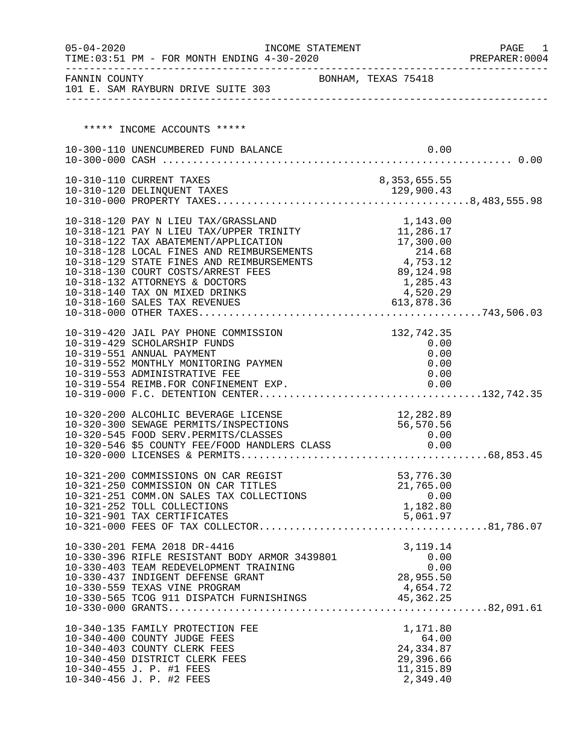05-04-2020 INCOME STATEMENT
TIME:03:51 PM - FOR MONTH ENDING 4-30-2020 PREPARER:0004

FANNIN COUNTY BONHAM, TEXAS 75418
101 E. SAM RAYBURN DRIVE SUITE 303

***** INCOME ACCOUNTS *****

| Account | Description | Amount | Total |
|---|---|---|---|
| 10-300-110 | UNENCUMBERED FUND BALANCE | 0.00 | |
| 10-300-000 | CASH | | 0.00 |
| 10-310-110 | CURRENT TAXES | 8,353,655.55 | |
| 10-310-120 | DELINQUENT TAXES | 129,900.43 | |
| 10-310-000 | PROPERTY TAXES | | 8,483,555.98 |
| 10-318-120 | PAY N LIEU TAX/GRASSLAND | 1,143.00 | |
| 10-318-121 | PAY N LIEU TAX/UPPER TRINITY | 11,286.17 | |
| 10-318-122 | TAX ABATEMENT/APPLICATION | 17,300.00 | |
| 10-318-128 | LOCAL FINES AND REIMBURSEMENTS | 214.68 | |
| 10-318-129 | STATE FINES AND REIMBURSEMENTS | 4,753.12 | |
| 10-318-130 | COURT COSTS/ARREST FEES | 89,124.98 | |
| 10-318-132 | ATTORNEYS & DOCTORS | 1,285.43 | |
| 10-318-140 | TAX ON MIXED DRINKS | 4,520.29 | |
| 10-318-160 | SALES TAX REVENUES | 613,878.36 | |
| 10-318-000 | OTHER TAXES | | 743,506.03 |
| 10-319-420 | JAIL PAY PHONE COMMISSION | 132,742.35 | |
| 10-319-429 | SCHOLARSHIP FUNDS | 0.00 | |
| 10-319-551 | ANNUAL PAYMENT | 0.00 | |
| 10-319-552 | MONTHLY MONITORING PAYMEN | 0.00 | |
| 10-319-553 | ADMINISTRATIVE FEE | 0.00 | |
| 10-319-554 | REIMB.FOR CONFINEMENT EXP. | 0.00 | |
| 10-319-000 | F.C. DETENTION CENTER | | 132,742.35 |
| 10-320-200 | ALCOHLIC BEVERAGE LICENSE | 12,282.89 | |
| 10-320-300 | SEWAGE PERMITS/INSPECTIONS | 56,570.56 | |
| 10-320-545 | FOOD SERV.PERMITS/CLASSES | 0.00 | |
| 10-320-546 | $5 COUNTY FEE/FOOD HANDLERS CLASS | 0.00 | |
| 10-320-000 | LICENSES & PERMITS | | 68,853.45 |
| 10-321-200 | COMMISSIONS ON CAR REGIST | 53,776.30 | |
| 10-321-250 | COMMISSION ON CAR TITLES | 21,765.00 | |
| 10-321-251 | COMM.ON SALES TAX COLLECTIONS | 0.00 | |
| 10-321-252 | TOLL COLLECTIONS | 1,182.80 | |
| 10-321-901 | TAX CERTIFICATES | 5,061.97 | |
| 10-321-000 | FEES OF TAX COLLECTOR | | 81,786.07 |
| 10-330-201 | FEMA 2018 DR-4416 | 3,119.14 | |
| 10-330-396 | RIFLE RESISTANT BODY ARMOR 3439801 | 0.00 | |
| 10-330-403 | TEAM REDEVELOPMENT TRAINING | 0.00 | |
| 10-330-437 | INDIGENT DEFENSE GRANT | 28,955.50 | |
| 10-330-559 | TEXAS VINE PROGRAM | 4,654.72 | |
| 10-330-565 | TCOG 911 DISPATCH FURNISHINGS | 45,362.25 | |
| 10-330-000 | GRANTS | | 82,091.61 |
| 10-340-135 | FAMILY PROTECTION FEE | 1,171.80 | |
| 10-340-400 | COUNTY JUDGE FEES | 64.00 | |
| 10-340-403 | COUNTY CLERK FEES | 24,334.87 | |
| 10-340-450 | DISTRICT CLERK FEES | 29,396.66 | |
| 10-340-455 | J. P. #1 FEES | 11,315.89 | |
| 10-340-456 | J. P. #2 FEES | 2,349.40 | |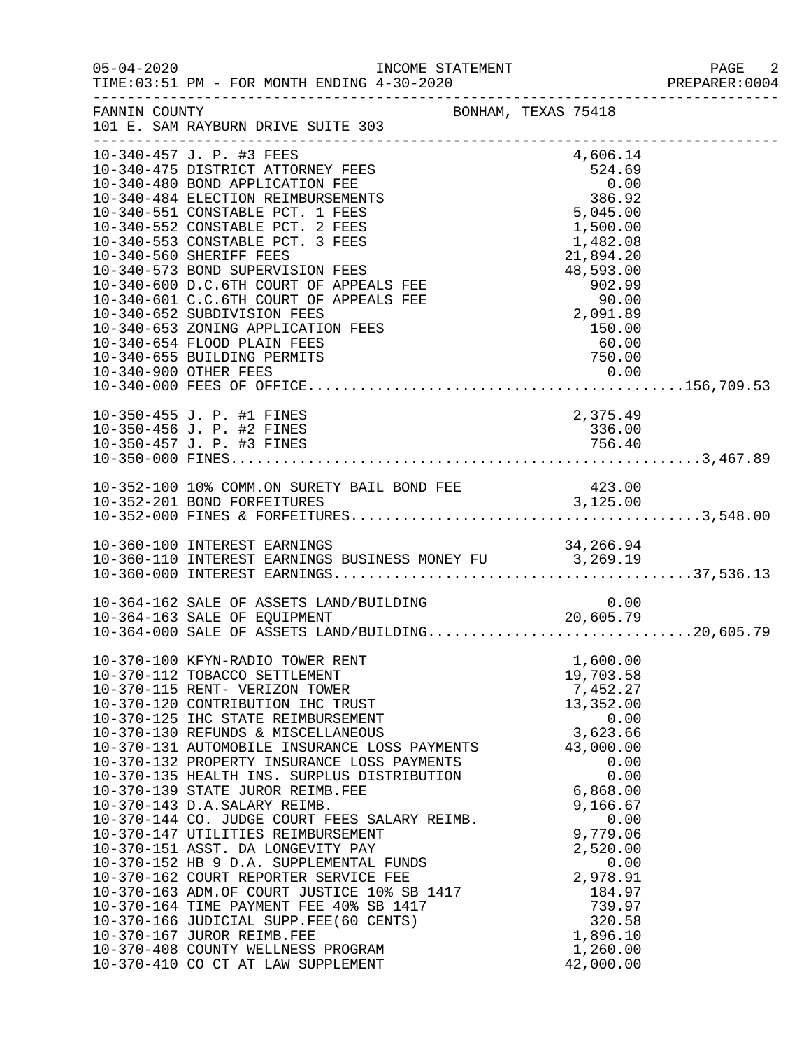FANNIN COUNTY BONHAM, TEXAS 75418
101 E. SAM RAYBURN DRIVE SUITE 303

INCOME STATEMENT — FOR MONTH ENDING 4-30-2020

| Account | Description | Amount | Total |
|---|---|---|---|
| 10-340-457 | J. P. #3 FEES | 4,606.14 | |
| 10-340-475 | DISTRICT ATTORNEY FEES | 524.69 | |
| 10-340-480 | BOND APPLICATION FEE | 0.00 | |
| 10-340-484 | ELECTION REIMBURSEMENTS | 386.92 | |
| 10-340-551 | CONSTABLE PCT. 1 FEES | 5,045.00 | |
| 10-340-552 | CONSTABLE PCT. 2 FEES | 1,500.00 | |
| 10-340-553 | CONSTABLE PCT. 3 FEES | 1,482.08 | |
| 10-340-560 | SHERIFF FEES | 21,894.20 | |
| 10-340-573 | BOND SUPERVISION FEES | 48,593.00 | |
| 10-340-600 | D.C.6TH COURT OF APPEALS FEE | 902.99 | |
| 10-340-601 | C.C.6TH COURT OF APPEALS FEE | 90.00 | |
| 10-340-652 | SUBDIVISION FEES | 2,091.89 | |
| 10-340-653 | ZONING APPLICATION FEES | 150.00 | |
| 10-340-654 | FLOOD PLAIN FEES | 60.00 | |
| 10-340-655 | BUILDING PERMITS | 750.00 | |
| 10-340-900 | OTHER FEES | 0.00 | |
| 10-340-000 | FEES OF OFFICE | | 156,709.53 |
| 10-350-455 | J. P. #1 FINES | 2,375.49 | |
| 10-350-456 | J. P. #2 FINES | 336.00 | |
| 10-350-457 | J. P. #3 FINES | 756.40 | |
| 10-350-000 | FINES | | 3,467.89 |
| 10-352-100 | 10% COMM.ON SURETY BAIL BOND FEE | 423.00 | |
| 10-352-201 | BOND FORFEITURES | 3,125.00 | |
| 10-352-000 | FINES & FORFEITURES | | 3,548.00 |
| 10-360-100 | INTEREST EARNINGS | 34,266.94 | |
| 10-360-110 | INTEREST EARNINGS BUSINESS MONEY FU | 3,269.19 | |
| 10-360-000 | INTEREST EARNINGS | | 37,536.13 |
| 10-364-162 | SALE OF ASSETS LAND/BUILDING | 0.00 | |
| 10-364-163 | SALE OF EQUIPMENT | 20,605.79 | |
| 10-364-000 | SALE OF ASSETS LAND/BUILDING | | 20,605.79 |
| 10-370-100 | KFYN-RADIO TOWER RENT | 1,600.00 | |
| 10-370-112 | TOBACCO SETTLEMENT | 19,703.58 | |
| 10-370-115 | RENT- VERIZON TOWER | 7,452.27 | |
| 10-370-120 | CONTRIBUTION IHC TRUST | 13,352.00 | |
| 10-370-125 | IHC STATE REIMBURSEMENT | 0.00 | |
| 10-370-130 | REFUNDS & MISCELLANEOUS | 3,623.66 | |
| 10-370-131 | AUTOMOBILE INSURANCE LOSS PAYMENTS | 43,000.00 | |
| 10-370-132 | PROPERTY INSURANCE LOSS PAYMENTS | 0.00 | |
| 10-370-135 | HEALTH INS. SURPLUS DISTRIBUTION | 0.00 | |
| 10-370-139 | STATE JUROR REIMB.FEE | 6,868.00 | |
| 10-370-143 | D.A.SALARY REIMB. | 9,166.67 | |
| 10-370-144 | CO. JUDGE COURT FEES SALARY REIMB. | 0.00 | |
| 10-370-147 | UTILITIES REIMBURSEMENT | 9,779.06 | |
| 10-370-151 | ASST. DA LONGEVITY PAY | 2,520.00 | |
| 10-370-152 | HB 9 D.A. SUPPLEMENTAL FUNDS | 0.00 | |
| 10-370-162 | COURT REPORTER SERVICE FEE | 2,978.91 | |
| 10-370-163 | ADM.OF COURT JUSTICE 10% SB 1417 | 184.97 | |
| 10-370-164 | TIME PAYMENT FEE 40% SB 1417 | 739.97 | |
| 10-370-166 | JUDICIAL SUPP.FEE(60 CENTS) | 320.58 | |
| 10-370-167 | JUROR REIMB.FEE | 1,896.10 | |
| 10-370-408 | COUNTY WELLNESS PROGRAM | 1,260.00 | |
| 10-370-410 | CO CT AT LAW SUPPLEMENT | 42,000.00 | |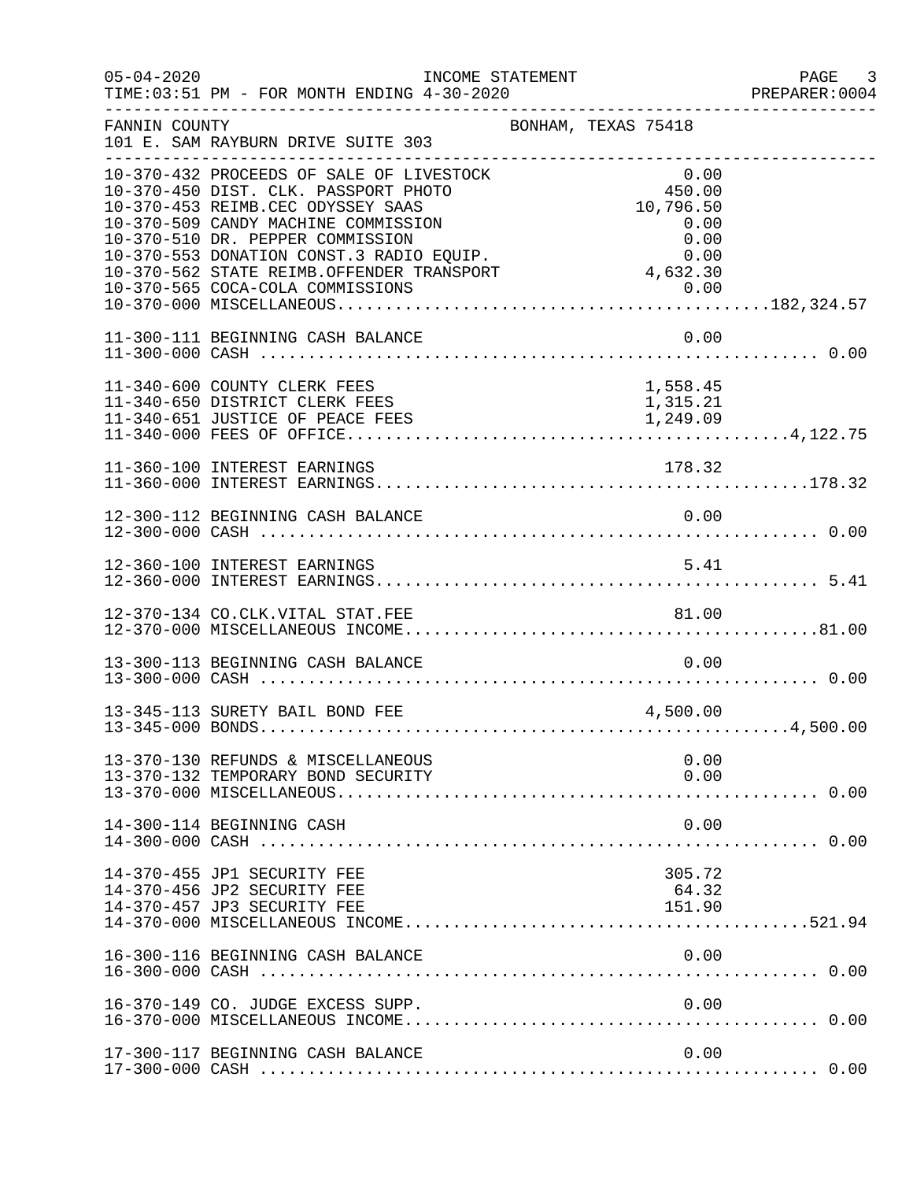FANNIN COUNTY — BONHAM, TEXAS 75418
101 E. SAM RAYBURN DRIVE SUITE 303

INCOME STATEMENT — FOR MONTH ENDING 4-30-2020

| Account | Description | Amount | Total |
|---|---|---|---|
| 10-370-432 | PROCEEDS OF SALE OF LIVESTOCK | 0.00 | |
| 10-370-450 | DIST. CLK. PASSPORT PHOTO | 450.00 | |
| 10-370-453 | REIMB.CEC ODYSSEY SAAS | 10,796.50 | |
| 10-370-509 | CANDY MACHINE COMMISSION | 0.00 | |
| 10-370-510 | DR. PEPPER COMMISSION | 0.00 | |
| 10-370-553 | DONATION CONST.3 RADIO EQUIP. | 0.00 | |
| 10-370-562 | STATE REIMB.OFFENDER TRANSPORT | 4,632.30 | |
| 10-370-565 | COCA-COLA COMMISSIONS | 0.00 | |
| 10-370-000 | MISCELLANEOUS | | 182,324.57 |
| 11-300-111 | BEGINNING CASH BALANCE | 0.00 | |
| 11-300-000 | CASH | | 0.00 |
| 11-340-600 | COUNTY CLERK FEES | 1,558.45 | |
| 11-340-650 | DISTRICT CLERK FEES | 1,315.21 | |
| 11-340-651 | JUSTICE OF PEACE FEES | 1,249.09 | |
| 11-340-000 | FEES OF OFFICE | | 4,122.75 |
| 11-360-100 | INTEREST EARNINGS | 178.32 | |
| 11-360-000 | INTEREST EARNINGS | | 178.32 |
| 12-300-112 | BEGINNING CASH BALANCE | 0.00 | |
| 12-300-000 | CASH | | 0.00 |
| 12-360-100 | INTEREST EARNINGS | 5.41 | |
| 12-360-000 | INTEREST EARNINGS | | 5.41 |
| 12-370-134 | CO.CLK.VITAL STAT.FEE | 81.00 | |
| 12-370-000 | MISCELLANEOUS INCOME | | 81.00 |
| 13-300-113 | BEGINNING CASH BALANCE | 0.00 | |
| 13-300-000 | CASH | | 0.00 |
| 13-345-113 | SURETY BAIL BOND FEE | 4,500.00 | |
| 13-345-000 | BONDS | | 4,500.00 |
| 13-370-130 | REFUNDS & MISCELLANEOUS | 0.00 | |
| 13-370-132 | TEMPORARY BOND SECURITY | 0.00 | |
| 13-370-000 | MISCELLANEOUS | | 0.00 |
| 14-300-114 | BEGINNING CASH | 0.00 | |
| 14-300-000 | CASH | | 0.00 |
| 14-370-455 | JP1 SECURITY FEE | 305.72 | |
| 14-370-456 | JP2 SECURITY FEE | 64.32 | |
| 14-370-457 | JP3 SECURITY FEE | 151.90 | |
| 14-370-000 | MISCELLANEOUS INCOME | | 521.94 |
| 16-300-116 | BEGINNING CASH BALANCE | 0.00 | |
| 16-300-000 | CASH | | 0.00 |
| 16-370-149 | CO. JUDGE EXCESS SUPP. | 0.00 | |
| 16-370-000 | MISCELLANEOUS INCOME | | 0.00 |
| 17-300-117 | BEGINNING CASH BALANCE | 0.00 | |
| 17-300-000 | CASH | | 0.00 |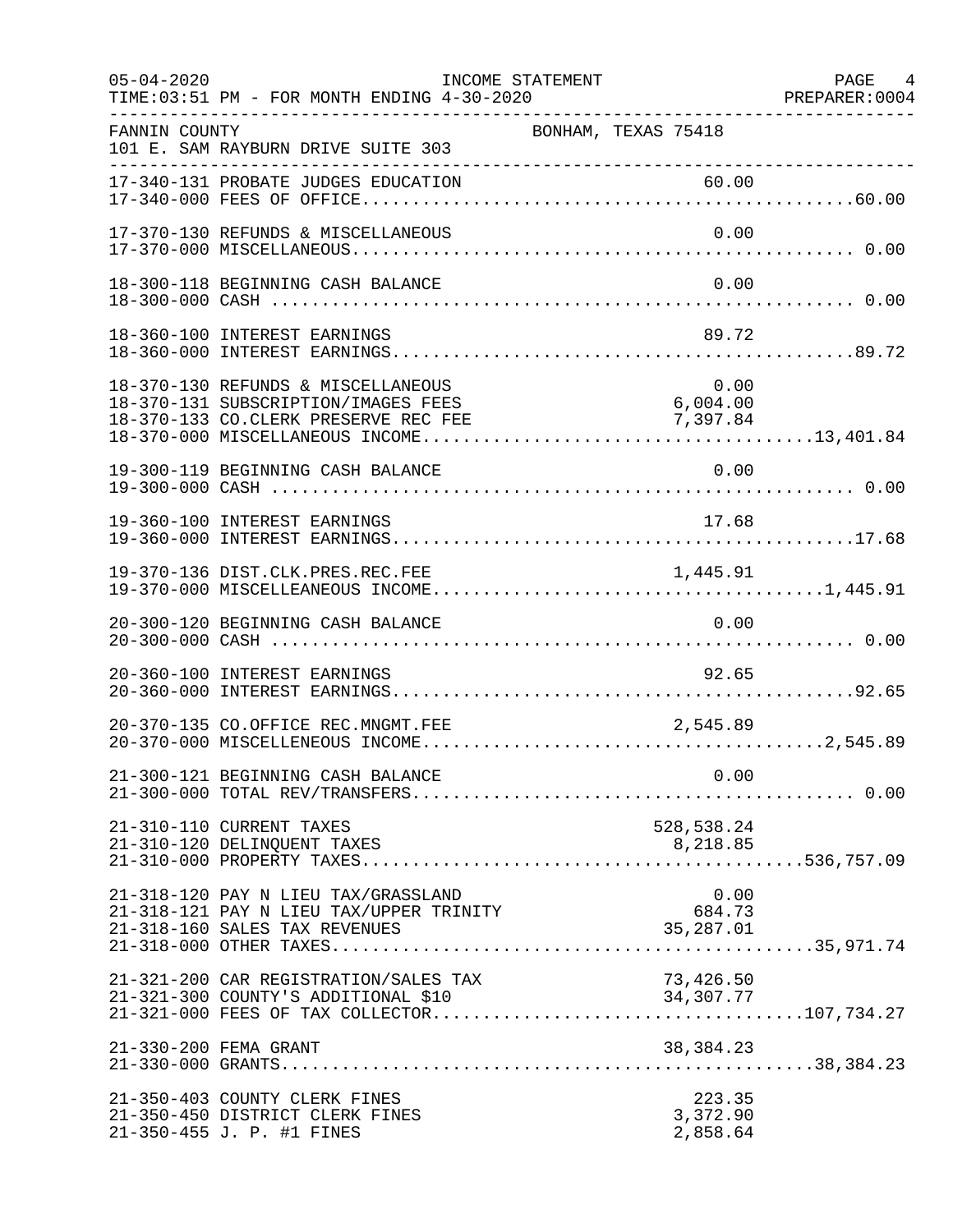FANNIN COUNTY — BONHAM, TEXAS 75418
101 E. SAM RAYBURN DRIVE SUITE 303

INCOME STATEMENT — FOR MONTH ENDING 4-30-2020

| Account | Description | Amount | Total |
|---|---|---|---|
| 17-340-131 | PROBATE JUDGES EDUCATION | 60.00 | |
| 17-340-000 | FEES OF OFFICE | | 60.00 |
| 17-370-130 | REFUNDS & MISCELLANEOUS | 0.00 | |
| 17-370-000 | MISCELLANEOUS | | 0.00 |
| 18-300-118 | BEGINNING CASH BALANCE | 0.00 | |
| 18-300-000 | CASH | | 0.00 |
| 18-360-100 | INTEREST EARNINGS | 89.72 | |
| 18-360-000 | INTEREST EARNINGS | | 89.72 |
| 18-370-130 | REFUNDS & MISCELLANEOUS | 0.00 | |
| 18-370-131 | SUBSCRIPTION/IMAGES FEES | 6,004.00 | |
| 18-370-133 | CO.CLERK PRESERVE REC FEE | 7,397.84 | |
| 18-370-000 | MISCELLANEOUS INCOME | | 13,401.84 |
| 19-300-119 | BEGINNING CASH BALANCE | 0.00 | |
| 19-300-000 | CASH | | 0.00 |
| 19-360-100 | INTEREST EARNINGS | 17.68 | |
| 19-360-000 | INTEREST EARNINGS | | 17.68 |
| 19-370-136 | DIST.CLK.PRES.REC.FEE | 1,445.91 | |
| 19-370-000 | MISCELLEANEOUS INCOME | | 1,445.91 |
| 20-300-120 | BEGINNING CASH BALANCE | 0.00 | |
| 20-300-000 | CASH | | 0.00 |
| 20-360-100 | INTEREST EARNINGS | 92.65 | |
| 20-360-000 | INTEREST EARNINGS | | 92.65 |
| 20-370-135 | CO.OFFICE REC.MNGMT.FEE | 2,545.89 | |
| 20-370-000 | MISCELLENEOUS INCOME | | 2,545.89 |
| 21-300-121 | BEGINNING CASH BALANCE | 0.00 | |
| 21-300-000 | TOTAL REV/TRANSFERS | | 0.00 |
| 21-310-110 | CURRENT TAXES | 528,538.24 | |
| 21-310-120 | DELINQUENT TAXES | 8,218.85 | |
| 21-310-000 | PROPERTY TAXES | | 536,757.09 |
| 21-318-120 | PAY N LIEU TAX/GRASSLAND | 0.00 | |
| 21-318-121 | PAY N LIEU TAX/UPPER TRINITY | 684.73 | |
| 21-318-160 | SALES TAX REVENUES | 35,287.01 | |
| 21-318-000 | OTHER TAXES | | 35,971.74 |
| 21-321-200 | CAR REGISTRATION/SALES TAX | 73,426.50 | |
| 21-321-300 | COUNTY'S ADDITIONAL $10 | 34,307.77 | |
| 21-321-000 | FEES OF TAX COLLECTOR | | 107,734.27 |
| 21-330-200 | FEMA GRANT | 38,384.23 | |
| 21-330-000 | GRANTS | | 38,384.23 |
| 21-350-403 | COUNTY CLERK FINES | 223.35 | |
| 21-350-450 | DISTRICT CLERK FINES | 3,372.90 | |
| 21-350-455 | J. P. #1 FINES | 2,858.64 | |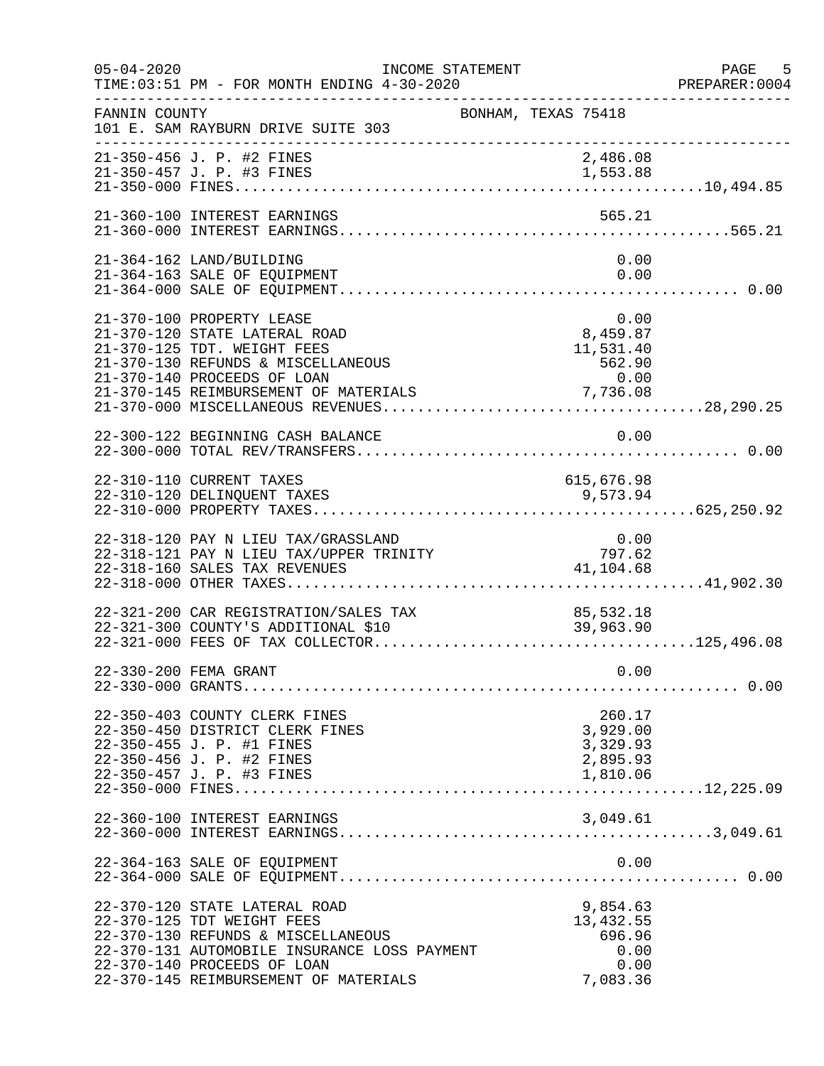05-04-2020 INCOME STATEMENT PAGE 5
TIME:03:51 PM - FOR MONTH ENDING 4-30-2020 PREPARER:0004

FANNIN COUNTY BONHAM, TEXAS 75418
101 E. SAM RAYBURN DRIVE SUITE 303

| Account | Description | Amount | Total |
|---|---|---|---|
| 21-350-456 | J. P. #2 FINES | 2,486.08 | |
| 21-350-457 | J. P. #3 FINES | 1,553.88 | |
| 21-350-000 | FINES | | 10,494.85 |
| 21-360-100 | INTEREST EARNINGS | 565.21 | |
| 21-360-000 | INTEREST EARNINGS | | 565.21 |
| 21-364-162 | LAND/BUILDING | 0.00 | |
| 21-364-163 | SALE OF EQUIPMENT | 0.00 | |
| 21-364-000 | SALE OF EQUIPMENT | | 0.00 |
| 21-370-100 | PROPERTY LEASE | 0.00 | |
| 21-370-120 | STATE LATERAL ROAD | 8,459.87 | |
| 21-370-125 | TDT. WEIGHT FEES | 11,531.40 | |
| 21-370-130 | REFUNDS & MISCELLANEOUS | 562.90 | |
| 21-370-140 | PROCEEDS OF LOAN | 0.00 | |
| 21-370-145 | REIMBURSEMENT OF MATERIALS | 7,736.08 | |
| 21-370-000 | MISCELLANEOUS REVENUES | | 28,290.25 |
| 22-300-122 | BEGINNING CASH BALANCE | 0.00 | |
| 22-300-000 | TOTAL REV/TRANSFERS | | 0.00 |
| 22-310-110 | CURRENT TAXES | 615,676.98 | |
| 22-310-120 | DELINQUENT TAXES | 9,573.94 | |
| 22-310-000 | PROPERTY TAXES | | 625,250.92 |
| 22-318-120 | PAY N LIEU TAX/GRASSLAND | 0.00 | |
| 22-318-121 | PAY N LIEU TAX/UPPER TRINITY | 797.62 | |
| 22-318-160 | SALES TAX REVENUES | 41,104.68 | |
| 22-318-000 | OTHER TAXES | | 41,902.30 |
| 22-321-200 | CAR REGISTRATION/SALES TAX | 85,532.18 | |
| 22-321-300 | COUNTY'S ADDITIONAL $10 | 39,963.90 | |
| 22-321-000 | FEES OF TAX COLLECTOR | | 125,496.08 |
| 22-330-200 | FEMA GRANT | 0.00 | |
| 22-330-000 | GRANTS | | 0.00 |
| 22-350-403 | COUNTY CLERK FINES | 260.17 | |
| 22-350-450 | DISTRICT CLERK FINES | 3,929.00 | |
| 22-350-455 | J. P. #1 FINES | 3,329.93 | |
| 22-350-456 | J. P. #2 FINES | 2,895.93 | |
| 22-350-457 | J. P. #3 FINES | 1,810.06 | |
| 22-350-000 | FINES | | 12,225.09 |
| 22-360-100 | INTEREST EARNINGS | 3,049.61 | |
| 22-360-000 | INTEREST EARNINGS | | 3,049.61 |
| 22-364-163 | SALE OF EQUIPMENT | 0.00 | |
| 22-364-000 | SALE OF EQUIPMENT | | 0.00 |
| 22-370-120 | STATE LATERAL ROAD | 9,854.63 | |
| 22-370-125 | TDT WEIGHT FEES | 13,432.55 | |
| 22-370-130 | REFUNDS & MISCELLANEOUS | 696.96 | |
| 22-370-131 | AUTOMOBILE INSURANCE LOSS PAYMENT | 0.00 | |
| 22-370-140 | PROCEEDS OF LOAN | 0.00 | |
| 22-370-145 | REIMBURSEMENT OF MATERIALS | 7,083.36 | |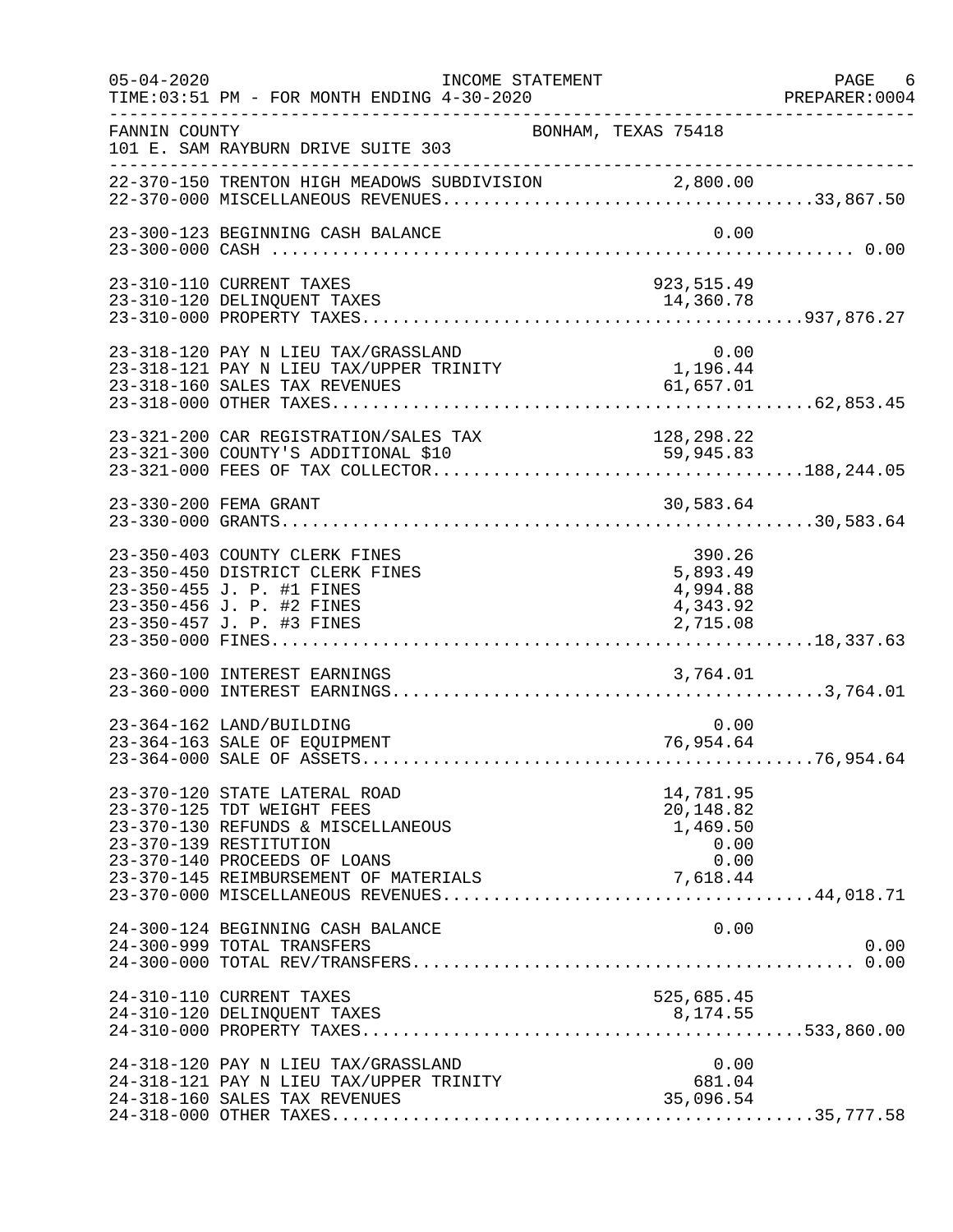05-04-2020 INCOME STATEMENT PAGE 6
TIME:03:51 PM - FOR MONTH ENDING 4-30-2020 PREPARER:0004

FANNIN COUNTY BONHAM, TEXAS 75418
101 E. SAM RAYBURN DRIVE SUITE 303

| Account | Description | Amount | Total |
|---|---|---|---|
| 22-370-150 | TRENTON HIGH MEADOWS SUBDIVISION | 2,800.00 | |
| 22-370-000 | MISCELLANEOUS REVENUES | | 33,867.50 |
| 23-300-123 | BEGINNING CASH BALANCE | 0.00 | |
| 23-300-000 | CASH | | 0.00 |
| 23-310-110 | CURRENT TAXES | 923,515.49 | |
| 23-310-120 | DELINQUENT TAXES | 14,360.78 | |
| 23-310-000 | PROPERTY TAXES | | 937,876.27 |
| 23-318-120 | PAY N LIEU TAX/GRASSLAND | 0.00 | |
| 23-318-121 | PAY N LIEU TAX/UPPER TRINITY | 1,196.44 | |
| 23-318-160 | SALES TAX REVENUES | 61,657.01 | |
| 23-318-000 | OTHER TAXES | | 62,853.45 |
| 23-321-200 | CAR REGISTRATION/SALES TAX | 128,298.22 | |
| 23-321-300 | COUNTY'S ADDITIONAL $10 | 59,945.83 | |
| 23-321-000 | FEES OF TAX COLLECTOR | | 188,244.05 |
| 23-330-200 | FEMA GRANT | 30,583.64 | |
| 23-330-000 | GRANTS | | 30,583.64 |
| 23-350-403 | COUNTY CLERK FINES | 390.26 | |
| 23-350-450 | DISTRICT CLERK FINES | 5,893.49 | |
| 23-350-455 | J. P. #1 FINES | 4,994.88 | |
| 23-350-456 | J. P. #2 FINES | 4,343.92 | |
| 23-350-457 | J. P. #3 FINES | 2,715.08 | |
| 23-350-000 | FINES | | 18,337.63 |
| 23-360-100 | INTEREST EARNINGS | 3,764.01 | |
| 23-360-000 | INTEREST EARNINGS | | 3,764.01 |
| 23-364-162 | LAND/BUILDING | 0.00 | |
| 23-364-163 | SALE OF EQUIPMENT | 76,954.64 | |
| 23-364-000 | SALE OF ASSETS | | 76,954.64 |
| 23-370-120 | STATE LATERAL ROAD | 14,781.95 | |
| 23-370-125 | TDT WEIGHT FEES | 20,148.82 | |
| 23-370-130 | REFUNDS & MISCELLANEOUS | 1,469.50 | |
| 23-370-139 | RESTITUTION | 0.00 | |
| 23-370-140 | PROCEEDS OF LOANS | 0.00 | |
| 23-370-145 | REIMBURSEMENT OF MATERIALS | 7,618.44 | |
| 23-370-000 | MISCELLANEOUS REVENUES | | 44,018.71 |
| 24-300-124 | BEGINNING CASH BALANCE | 0.00 | |
| 24-300-999 | TOTAL TRANSFERS | | 0.00 |
| 24-300-000 | TOTAL REV/TRANSFERS | | 0.00 |
| 24-310-110 | CURRENT TAXES | 525,685.45 | |
| 24-310-120 | DELINQUENT TAXES | 8,174.55 | |
| 24-310-000 | PROPERTY TAXES | | 533,860.00 |
| 24-318-120 | PAY N LIEU TAX/GRASSLAND | 0.00 | |
| 24-318-121 | PAY N LIEU TAX/UPPER TRINITY | 681.04 | |
| 24-318-160 | SALES TAX REVENUES | 35,096.54 | |
| 24-318-000 | OTHER TAXES | | 35,777.58 |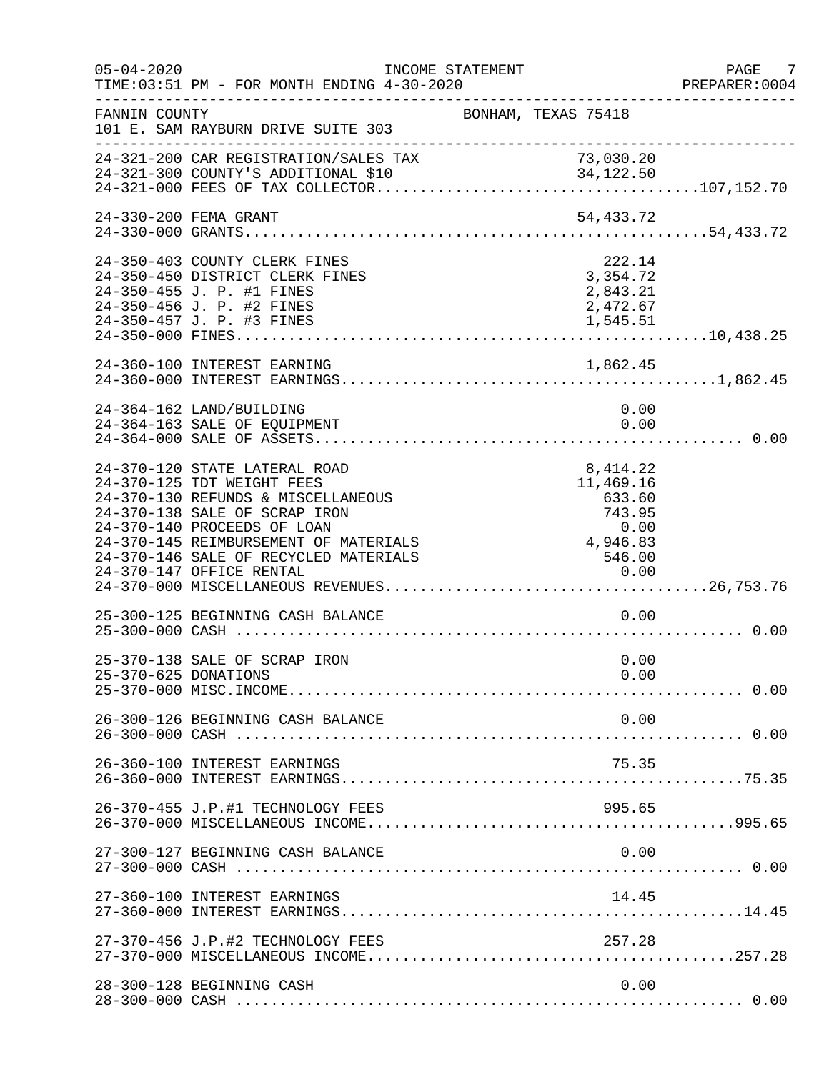05-04-2020 INCOME STATEMENT
TIME:03:51 PM - FOR MONTH ENDING 4-30-2020

FANNIN COUNTY — BONHAM, TEXAS 75418
101 E. SAM RAYBURN DRIVE SUITE 303

| Account | Description | Amount | Total |
|---|---|---|---|
| 24-321-200 | CAR REGISTRATION/SALES TAX | 73,030.20 | |
| 24-321-300 | COUNTY'S ADDITIONAL $10 | 34,122.50 | |
| 24-321-000 | FEES OF TAX COLLECTOR | | 107,152.70 |
| 24-330-200 | FEMA GRANT | 54,433.72 | |
| 24-330-000 | GRANTS | | 54,433.72 |
| 24-350-403 | COUNTY CLERK FINES | 222.14 | |
| 24-350-450 | DISTRICT CLERK FINES | 3,354.72 | |
| 24-350-455 | J. P. #1 FINES | 2,843.21 | |
| 24-350-456 | J. P. #2 FINES | 2,472.67 | |
| 24-350-457 | J. P. #3 FINES | 1,545.51 | |
| 24-350-000 | FINES | | 10,438.25 |
| 24-360-100 | INTEREST EARNING | 1,862.45 | |
| 24-360-000 | INTEREST EARNINGS | | 1,862.45 |
| 24-364-162 | LAND/BUILDING | 0.00 | |
| 24-364-163 | SALE OF EQUIPMENT | 0.00 | |
| 24-364-000 | SALE OF ASSETS | | 0.00 |
| 24-370-120 | STATE LATERAL ROAD | 8,414.22 | |
| 24-370-125 | TDT WEIGHT FEES | 11,469.16 | |
| 24-370-130 | REFUNDS & MISCELLANEOUS | 633.60 | |
| 24-370-138 | SALE OF SCRAP IRON | 743.95 | |
| 24-370-140 | PROCEEDS OF LOAN | 0.00 | |
| 24-370-145 | REIMBURSEMENT OF MATERIALS | 4,946.83 | |
| 24-370-146 | SALE OF RECYCLED MATERIALS | 546.00 | |
| 24-370-147 | OFFICE RENTAL | 0.00 | |
| 24-370-000 | MISCELLANEOUS REVENUES | | 26,753.76 |
| 25-300-125 | BEGINNING CASH BALANCE | 0.00 | |
| 25-300-000 | CASH | | 0.00 |
| 25-370-138 | SALE OF SCRAP IRON | 0.00 | |
| 25-370-625 | DONATIONS | 0.00 | |
| 25-370-000 | MISC.INCOME | | 0.00 |
| 26-300-126 | BEGINNING CASH BALANCE | 0.00 | |
| 26-300-000 | CASH | | 0.00 |
| 26-360-100 | INTEREST EARNINGS | 75.35 | |
| 26-360-000 | INTEREST EARNINGS | | 75.35 |
| 26-370-455 | J.P.#1 TECHNOLOGY FEES | 995.65 | |
| 26-370-000 | MISCELLANEOUS INCOME | | 995.65 |
| 27-300-127 | BEGINNING CASH BALANCE | 0.00 | |
| 27-300-000 | CASH | | 0.00 |
| 27-360-100 | INTEREST EARNINGS | 14.45 | |
| 27-360-000 | INTEREST EARNINGS | | 14.45 |
| 27-370-456 | J.P.#2 TECHNOLOGY FEES | 257.28 | |
| 27-370-000 | MISCELLANEOUS INCOME | | 257.28 |
| 28-300-128 | BEGINNING CASH | 0.00 | |
| 28-300-000 | CASH | | 0.00 |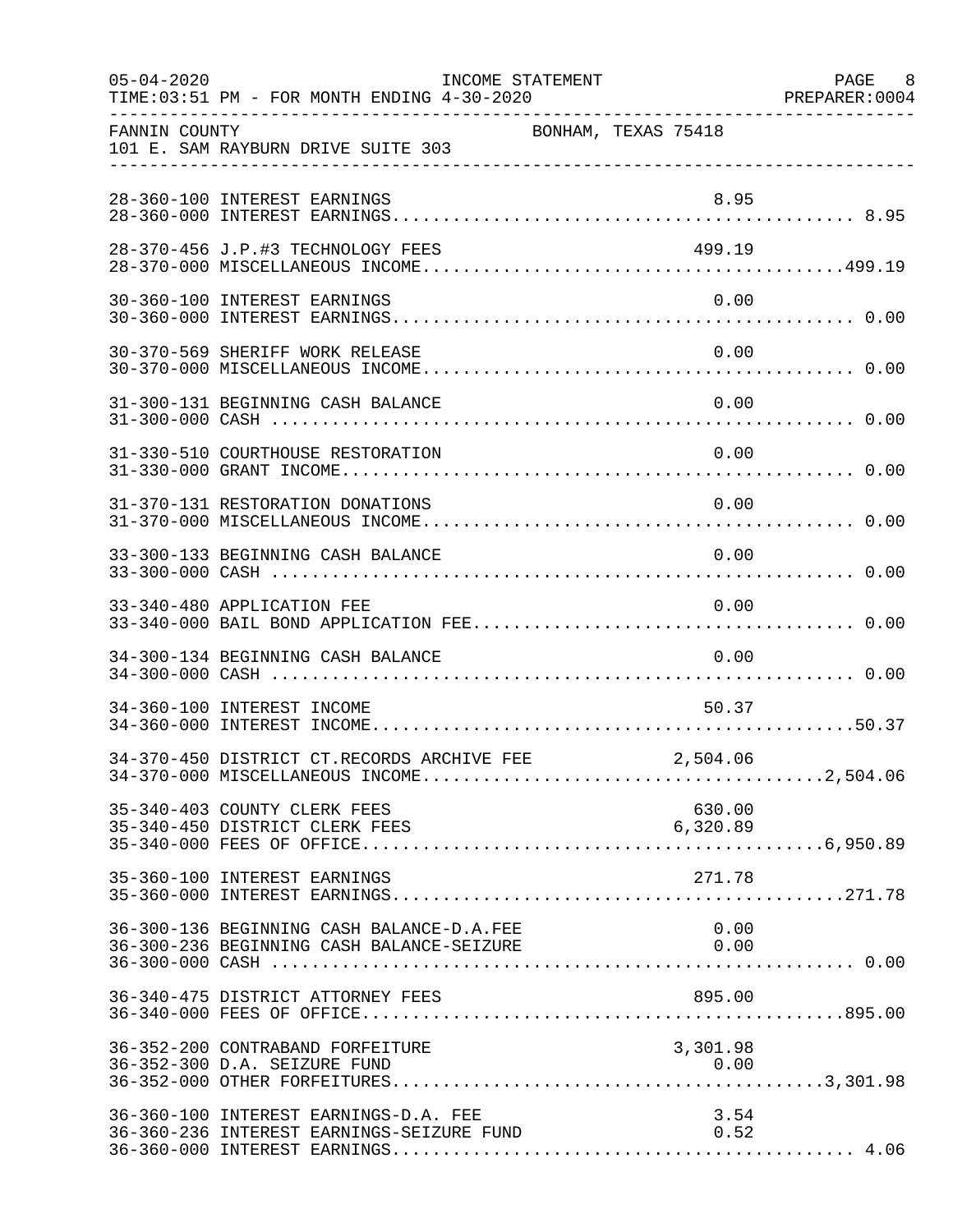FANNIN COUNTY — BONHAM, TEXAS 75418
101 E. SAM RAYBURN DRIVE SUITE 303

INCOME STATEMENT — FOR MONTH ENDING 4-30-2020

| Account | Description | Detail | Total |
|---|---|---|---|
| 28-360-100 | INTEREST EARNINGS | 8.95 | |
| 28-360-000 | INTEREST EARNINGS | | 8.95 |
| 28-370-456 | J.P.#3 TECHNOLOGY FEES | 499.19 | |
| 28-370-000 | MISCELLANEOUS INCOME | | 499.19 |
| 30-360-100 | INTEREST EARNINGS | 0.00 | |
| 30-360-000 | INTEREST EARNINGS | | 0.00 |
| 30-370-569 | SHERIFF WORK RELEASE | 0.00 | |
| 30-370-000 | MISCELLANEOUS INCOME | | 0.00 |
| 31-300-131 | BEGINNING CASH BALANCE | 0.00 | |
| 31-300-000 | CASH | | 0.00 |
| 31-330-510 | COURTHOUSE RESTORATION | 0.00 | |
| 31-330-000 | GRANT INCOME | | 0.00 |
| 31-370-131 | RESTORATION DONATIONS | 0.00 | |
| 31-370-000 | MISCELLANEOUS INCOME | | 0.00 |
| 33-300-133 | BEGINNING CASH BALANCE | 0.00 | |
| 33-300-000 | CASH | | 0.00 |
| 33-340-480 | APPLICATION FEE | 0.00 | |
| 33-340-000 | BAIL BOND APPLICATION FEE | | 0.00 |
| 34-300-134 | BEGINNING CASH BALANCE | 0.00 | |
| 34-300-000 | CASH | | 0.00 |
| 34-360-100 | INTEREST INCOME | 50.37 | |
| 34-360-000 | INTEREST INCOME | | 50.37 |
| 34-370-450 | DISTRICT CT.RECORDS ARCHIVE FEE | 2,504.06 | |
| 34-370-000 | MISCELLANEOUS INCOME | | 2,504.06 |
| 35-340-403 | COUNTY CLERK FEES | 630.00 | |
| 35-340-450 | DISTRICT CLERK FEES | 6,320.89 | |
| 35-340-000 | FEES OF OFFICE | | 6,950.89 |
| 35-360-100 | INTEREST EARNINGS | 271.78 | |
| 35-360-000 | INTEREST EARNINGS | | 271.78 |
| 36-300-136 | BEGINNING CASH BALANCE-D.A.FEE | 0.00 | |
| 36-300-236 | BEGINNING CASH BALANCE-SEIZURE | 0.00 | |
| 36-300-000 | CASH | | 0.00 |
| 36-340-475 | DISTRICT ATTORNEY FEES | 895.00 | |
| 36-340-000 | FEES OF OFFICE | | 895.00 |
| 36-352-200 | CONTRABAND FORFEITURE | 3,301.98 | |
| 36-352-300 | D.A. SEIZURE FUND | 0.00 | |
| 36-352-000 | OTHER FORFEITURES | | 3,301.98 |
| 36-360-100 | INTEREST EARNINGS-D.A. FEE | 3.54 | |
| 36-360-236 | INTEREST EARNINGS-SEIZURE FUND | 0.52 | |
| 36-360-000 | INTEREST EARNINGS | | 4.06 |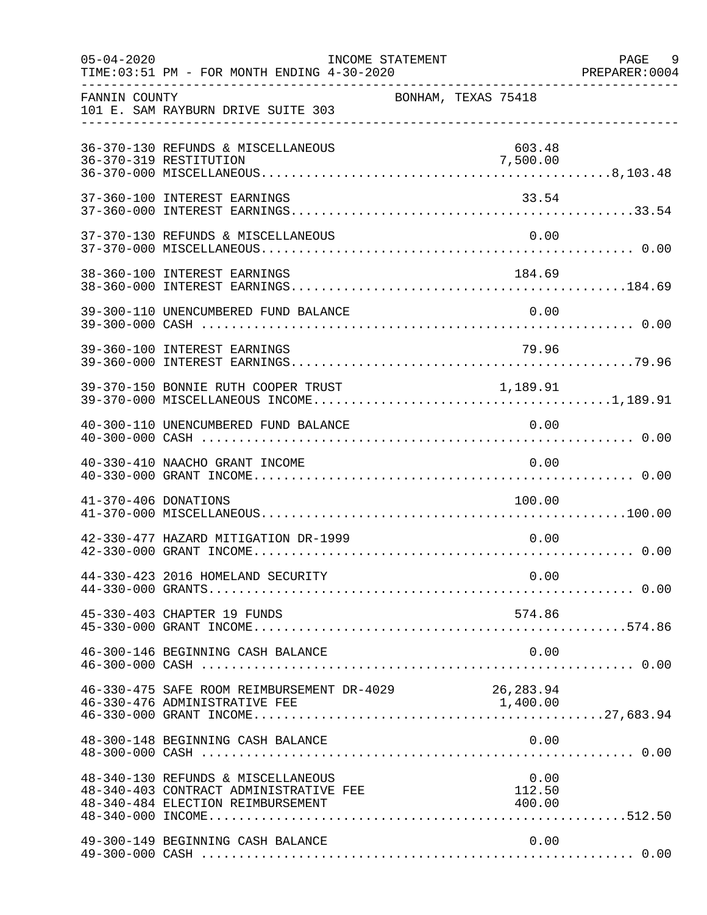FANNIN COUNTY — BONHAM, TEXAS 75418
101 E. SAM RAYBURN DRIVE SUITE 303

INCOME STATEMENT
TIME:03:51 PM - FOR MONTH ENDING 4-30-2020

| Account | Description | Detail | Total |
|---|---|---|---|
| 36-370-130 | REFUNDS & MISCELLANEOUS | 603.48 | |
| 36-370-319 | RESTITUTION | 7,500.00 | |
| 36-370-000 | MISCELLANEOUS | | 8,103.48 |
| 37-360-100 | INTEREST EARNINGS | 33.54 | |
| 37-360-000 | INTEREST EARNINGS | | 33.54 |
| 37-370-130 | REFUNDS & MISCELLANEOUS | 0.00 | |
| 37-370-000 | MISCELLANEOUS | | 0.00 |
| 38-360-100 | INTEREST EARNINGS | 184.69 | |
| 38-360-000 | INTEREST EARNINGS | | 184.69 |
| 39-300-110 | UNENCUMBERED FUND BALANCE | 0.00 | |
| 39-300-000 | CASH | | 0.00 |
| 39-360-100 | INTEREST EARNINGS | 79.96 | |
| 39-360-000 | INTEREST EARNINGS | | 79.96 |
| 39-370-150 | BONNIE RUTH COOPER TRUST | 1,189.91 | |
| 39-370-000 | MISCELLANEOUS INCOME | | 1,189.91 |
| 40-300-110 | UNENCUMBERED FUND BALANCE | 0.00 | |
| 40-300-000 | CASH | | 0.00 |
| 40-330-410 | NAACHO GRANT INCOME | 0.00 | |
| 40-330-000 | GRANT INCOME | | 0.00 |
| 41-370-406 | DONATIONS | 100.00 | |
| 41-370-000 | MISCELLANEOUS | | 100.00 |
| 42-330-477 | HAZARD MITIGATION DR-1999 | 0.00 | |
| 42-330-000 | GRANT INCOME | | 0.00 |
| 44-330-423 | 2016 HOMELAND SECURITY | 0.00 | |
| 44-330-000 | GRANTS | | 0.00 |
| 45-330-403 | CHAPTER 19 FUNDS | 574.86 | |
| 45-330-000 | GRANT INCOME | | 574.86 |
| 46-300-146 | BEGINNING CASH BALANCE | 0.00 | |
| 46-300-000 | CASH | | 0.00 |
| 46-330-475 | SAFE ROOM REIMBURSEMENT DR-4029 | 26,283.94 | |
| 46-330-476 | ADMINISTRATIVE FEE | 1,400.00 | |
| 46-330-000 | GRANT INCOME | | 27,683.94 |
| 48-300-148 | BEGINNING CASH BALANCE | 0.00 | |
| 48-300-000 | CASH | | 0.00 |
| 48-340-130 | REFUNDS & MISCELLANEOUS | 0.00 | |
| 48-340-403 | CONTRACT ADMINISTRATIVE FEE | 112.50 | |
| 48-340-484 | ELECTION REIMBURSEMENT | 400.00 | |
| 48-340-000 | INCOME | | 512.50 |
| 49-300-149 | BEGINNING CASH BALANCE | 0.00 | |
| 49-300-000 | CASH | | 0.00 |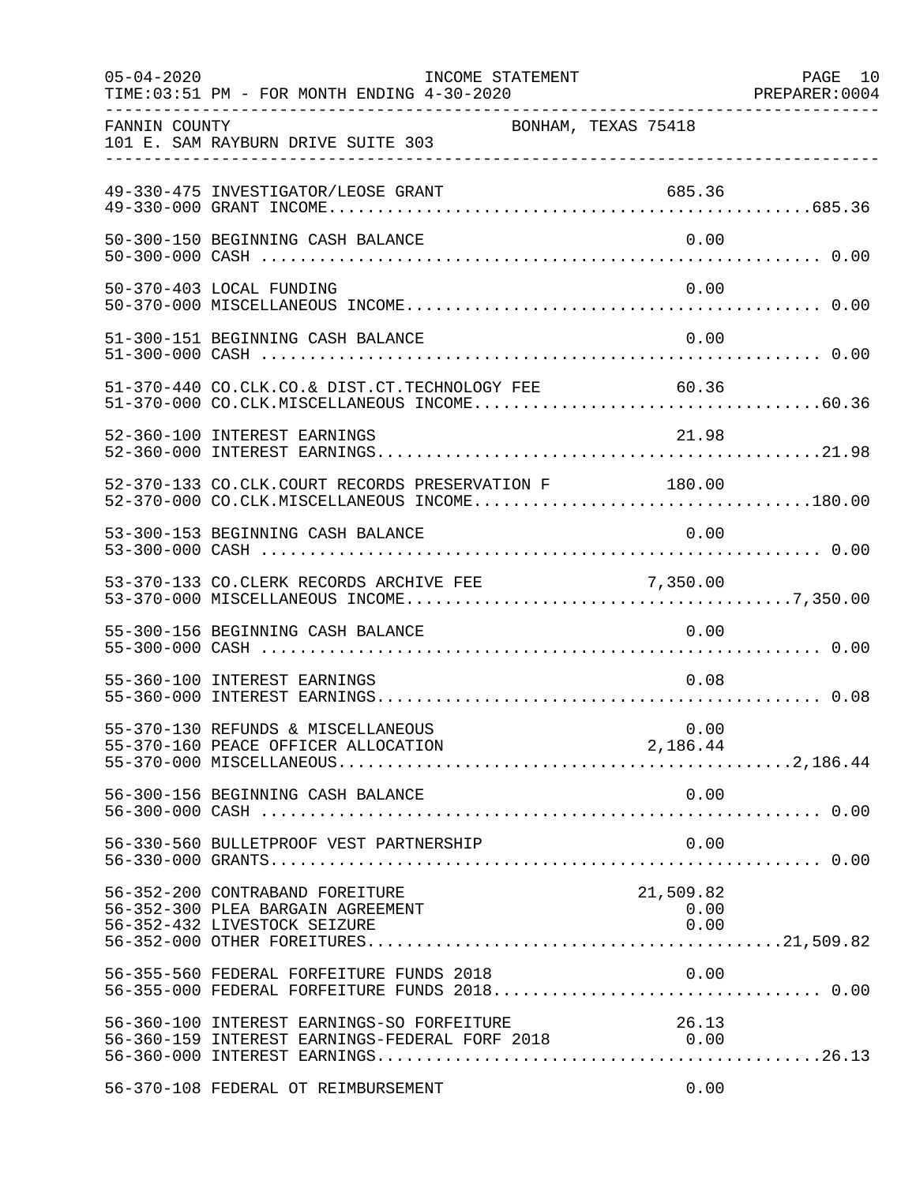FANNIN COUNTY — BONHAM, TEXAS 75418
101 E. SAM RAYBURN DRIVE SUITE 303

INCOME STATEMENT — FOR MONTH ENDING 4-30-2020

| Account | Description | Amount | Total |
|---|---|---|---|
| 49-330-475 | INVESTIGATOR/LEOSE GRANT | 685.36 | |
| 49-330-000 | GRANT INCOME | | 685.36 |
| 50-300-150 | BEGINNING CASH BALANCE | 0.00 | |
| 50-300-000 | CASH | | 0.00 |
| 50-370-403 | LOCAL FUNDING | 0.00 | |
| 50-370-000 | MISCELLANEOUS INCOME | | 0.00 |
| 51-300-151 | BEGINNING CASH BALANCE | 0.00 | |
| 51-300-000 | CASH | | 0.00 |
| 51-370-440 | CO.CLK.CO.& DIST.CT.TECHNOLOGY FEE | 60.36 | |
| 51-370-000 | CO.CLK.MISCELLANEOUS INCOME | | 60.36 |
| 52-360-100 | INTEREST EARNINGS | 21.98 | |
| 52-360-000 | INTEREST EARNINGS | | 21.98 |
| 52-370-133 | CO.CLK.COURT RECORDS PRESERVATION F | 180.00 | |
| 52-370-000 | CO.CLK.MISCELLANEOUS INCOME | | 180.00 |
| 53-300-153 | BEGINNING CASH BALANCE | 0.00 | |
| 53-300-000 | CASH | | 0.00 |
| 53-370-133 | CO.CLERK RECORDS ARCHIVE FEE | 7,350.00 | |
| 53-370-000 | MISCELLANEOUS INCOME | | 7,350.00 |
| 55-300-156 | BEGINNING CASH BALANCE | 0.00 | |
| 55-300-000 | CASH | | 0.00 |
| 55-360-100 | INTEREST EARNINGS | 0.08 | |
| 55-360-000 | INTEREST EARNINGS | | 0.08 |
| 55-370-130 | REFUNDS & MISCELLANEOUS | 0.00 | |
| 55-370-160 | PEACE OFFICER ALLOCATION | 2,186.44 | |
| 55-370-000 | MISCELLANEOUS | | 2,186.44 |
| 56-300-156 | BEGINNING CASH BALANCE | 0.00 | |
| 56-300-000 | CASH | | 0.00 |
| 56-330-560 | BULLETPROOF VEST PARTNERSHIP | 0.00 | |
| 56-330-000 | GRANTS | | 0.00 |
| 56-352-200 | CONTRABAND FOREITURE | 21,509.82 | |
| 56-352-300 | PLEA BARGAIN AGREEMENT | 0.00 | |
| 56-352-432 | LIVESTOCK SEIZURE | 0.00 | |
| 56-352-000 | OTHER FOREITURES | | 21,509.82 |
| 56-355-560 | FEDERAL FORFEITURE FUNDS 2018 | 0.00 | |
| 56-355-000 | FEDERAL FORFEITURE FUNDS 2018 | | 0.00 |
| 56-360-100 | INTEREST EARNINGS-SO FORFEITURE | 26.13 | |
| 56-360-159 | INTEREST EARNINGS-FEDERAL FORF 2018 | 0.00 | |
| 56-360-000 | INTEREST EARNINGS | | 26.13 |
| 56-370-108 | FEDERAL OT REIMBURSEMENT | 0.00 | |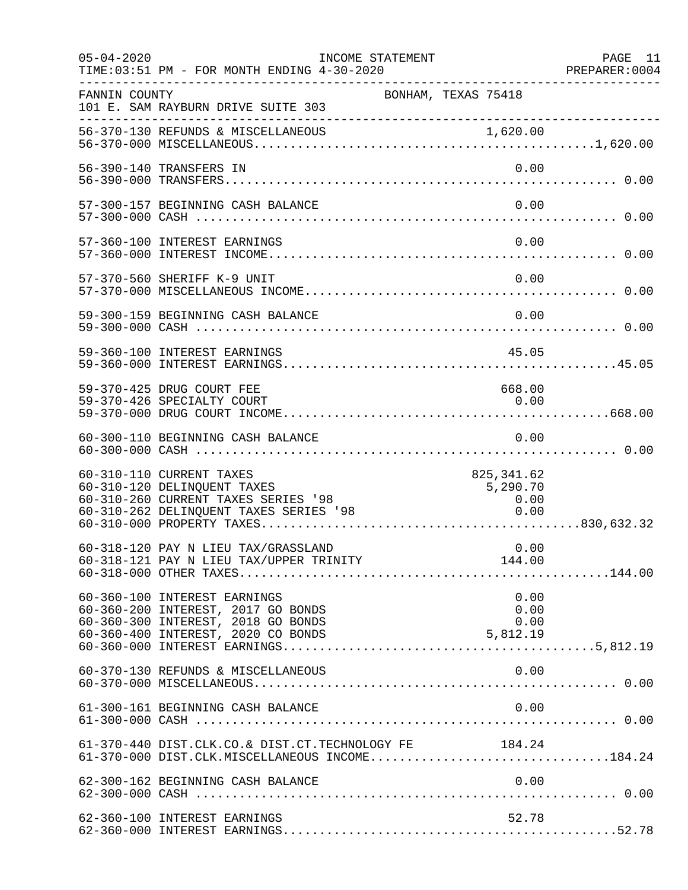FANNIN COUNTY  BONHAM, TEXAS 75418
101 E. SAM RAYBURN DRIVE SUITE 303

INCOME STATEMENT
TIME:03:51 PM - FOR MONTH ENDING 4-30-2020

```
56-370-130 REFUNDS & MISCELLANEOUS                         1,620.00
56-370-000 MISCELLANEOUS.............................................1,620.00

56-390-140 TRANSFERS IN                                        0.00
56-390-000 TRANSFERS.................................................... 0.00

57-300-157 BEGINNING CASH BALANCE                              0.00
57-300-000 CASH ........................................................ 0.00

57-360-100 INTEREST EARNINGS                                   0.00
57-360-000 INTEREST INCOME.............................................. 0.00

57-370-560 SHERIFF K-9 UNIT                                    0.00
57-370-000 MISCELLANEOUS INCOME......................................... 0.00

59-300-159 BEGINNING CASH BALANCE                              0.00
59-300-000 CASH ........................................................ 0.00

59-360-100 INTEREST EARNINGS                                  45.05
59-360-000 INTEREST EARNINGS............................................45.05

59-370-425 DRUG COURT FEE                                    668.00
59-370-426 SPECIALTY COURT                                     0.00
59-370-000 DRUG COURT INCOME...........................................668.00

60-300-110 BEGINNING CASH BALANCE                              0.00
60-300-000 CASH ........................................................ 0.00

60-310-110 CURRENT TAXES                                825,341.62
60-310-120 DELINQUENT TAXES                               5,290.70
60-310-260 CURRENT TAXES SERIES '98                           0.00
60-310-262 DELINQUENT TAXES SERIES '98                        0.00
60-310-000 PROPERTY TAXES...........................................830,632.32

60-318-120 PAY N LIEU TAX/GRASSLAND                            0.00
60-318-121 PAY N LIEU TAX/UPPER TRINITY                     144.00
60-318-000 OTHER TAXES.................................................144.00

60-360-100 INTEREST EARNINGS                                   0.00
60-360-200 INTEREST, 2017 GO BONDS                             0.00
60-360-300 INTEREST, 2018 GO BONDS                             0.00
60-360-400 INTEREST, 2020 CO BONDS                         5,812.19
60-360-000 INTEREST EARNINGS.........................................5,812.19

60-370-130 REFUNDS & MISCELLANEOUS                             0.00
60-370-000 MISCELLANEOUS................................................ 0.00

61-300-161 BEGINNING CASH BALANCE                              0.00
61-300-000 CASH ........................................................ 0.00

61-370-440 DIST.CLK.CO.& DIST.CT.TECHNOLOGY FE            184.24
61-370-000 DIST.CLK.MISCELLANEOUS INCOME...............................184.24

62-300-162 BEGINNING CASH BALANCE                              0.00
62-300-000 CASH ........................................................ 0.00

62-360-100 INTEREST EARNINGS                                  52.78
62-360-000 INTEREST EARNINGS............................................52.78
```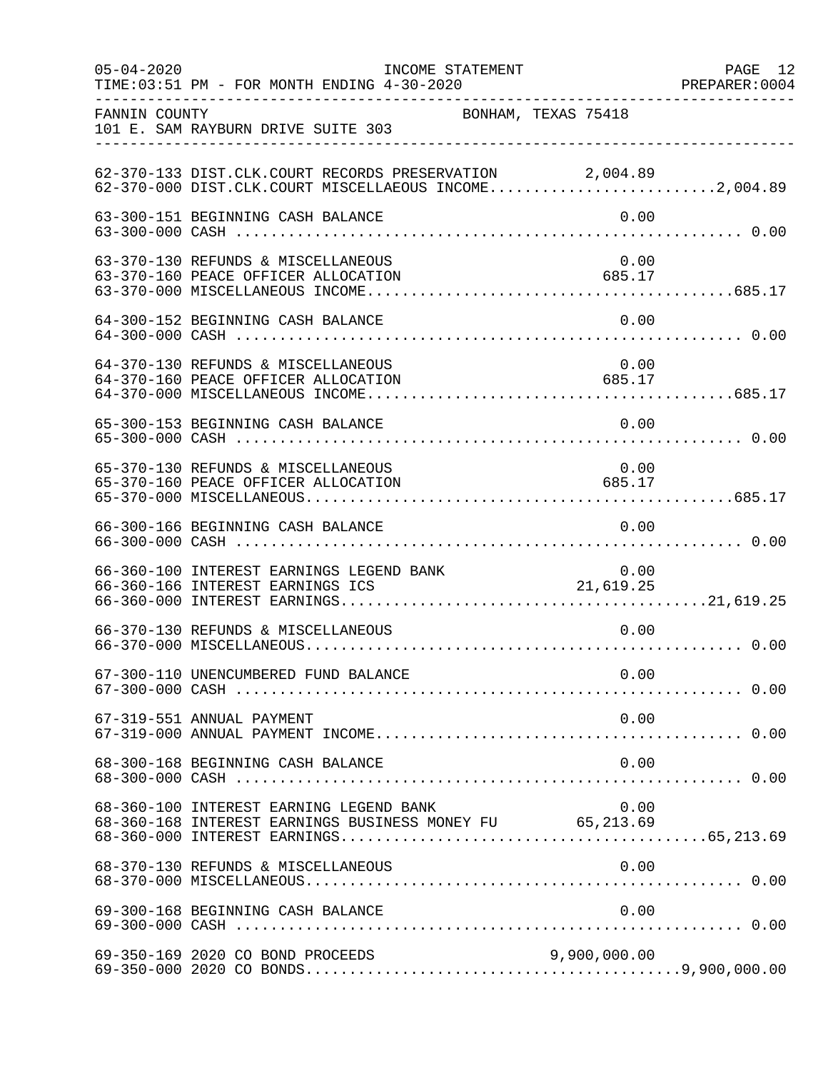FANNIN COUNTY — BONHAM, TEXAS 75418
101 E. SAM RAYBURN DRIVE SUITE 303

INCOME STATEMENT — FOR MONTH ENDING 4-30-2020

| Account | Description | Detail | Total |
|---|---|---|---|
| 62-370-133 | DIST.CLK.COURT RECORDS PRESERVATION | 2,004.89 | |
| 62-370-000 | DIST.CLK.COURT MISCELLAEOUS INCOME | | 2,004.89 |
| 63-300-151 | BEGINNING CASH BALANCE | 0.00 | |
| 63-300-000 | CASH | | 0.00 |
| 63-370-130 | REFUNDS & MISCELLANEOUS | 0.00 | |
| 63-370-160 | PEACE OFFICER ALLOCATION | 685.17 | |
| 63-370-000 | MISCELLANEOUS INCOME | | 685.17 |
| 64-300-152 | BEGINNING CASH BALANCE | 0.00 | |
| 64-300-000 | CASH | | 0.00 |
| 64-370-130 | REFUNDS & MISCELLANEOUS | 0.00 | |
| 64-370-160 | PEACE OFFICER ALLOCATION | 685.17 | |
| 64-370-000 | MISCELLANEOUS INCOME | | 685.17 |
| 65-300-153 | BEGINNING CASH BALANCE | 0.00 | |
| 65-300-000 | CASH | | 0.00 |
| 65-370-130 | REFUNDS & MISCELLANEOUS | 0.00 | |
| 65-370-160 | PEACE OFFICER ALLOCATION | 685.17 | |
| 65-370-000 | MISCELLANEOUS | | 685.17 |
| 66-300-166 | BEGINNING CASH BALANCE | 0.00 | |
| 66-300-000 | CASH | | 0.00 |
| 66-360-100 | INTEREST EARNINGS LEGEND BANK | 0.00 | |
| 66-360-166 | INTEREST EARNINGS ICS | 21,619.25 | |
| 66-360-000 | INTEREST EARNINGS | | 21,619.25 |
| 66-370-130 | REFUNDS & MISCELLANEOUS | 0.00 | |
| 66-370-000 | MISCELLANEOUS | | 0.00 |
| 67-300-110 | UNENCUMBERED FUND BALANCE | 0.00 | |
| 67-300-000 | CASH | | 0.00 |
| 67-319-551 | ANNUAL PAYMENT | 0.00 | |
| 67-319-000 | ANNUAL PAYMENT INCOME | | 0.00 |
| 68-300-168 | BEGINNING CASH BALANCE | 0.00 | |
| 68-300-000 | CASH | | 0.00 |
| 68-360-100 | INTEREST EARNING LEGEND BANK | 0.00 | |
| 68-360-168 | INTEREST EARNINGS BUSINESS MONEY FU | 65,213.69 | |
| 68-360-000 | INTEREST EARNINGS | | 65,213.69 |
| 68-370-130 | REFUNDS & MISCELLANEOUS | 0.00 | |
| 68-370-000 | MISCELLANEOUS | | 0.00 |
| 69-300-168 | BEGINNING CASH BALANCE | 0.00 | |
| 69-300-000 | CASH | | 0.00 |
| 69-350-169 | 2020 CO BOND PROCEEDS | 9,900,000.00 | |
| 69-350-000 | 2020 CO BONDS | | 9,900,000.00 |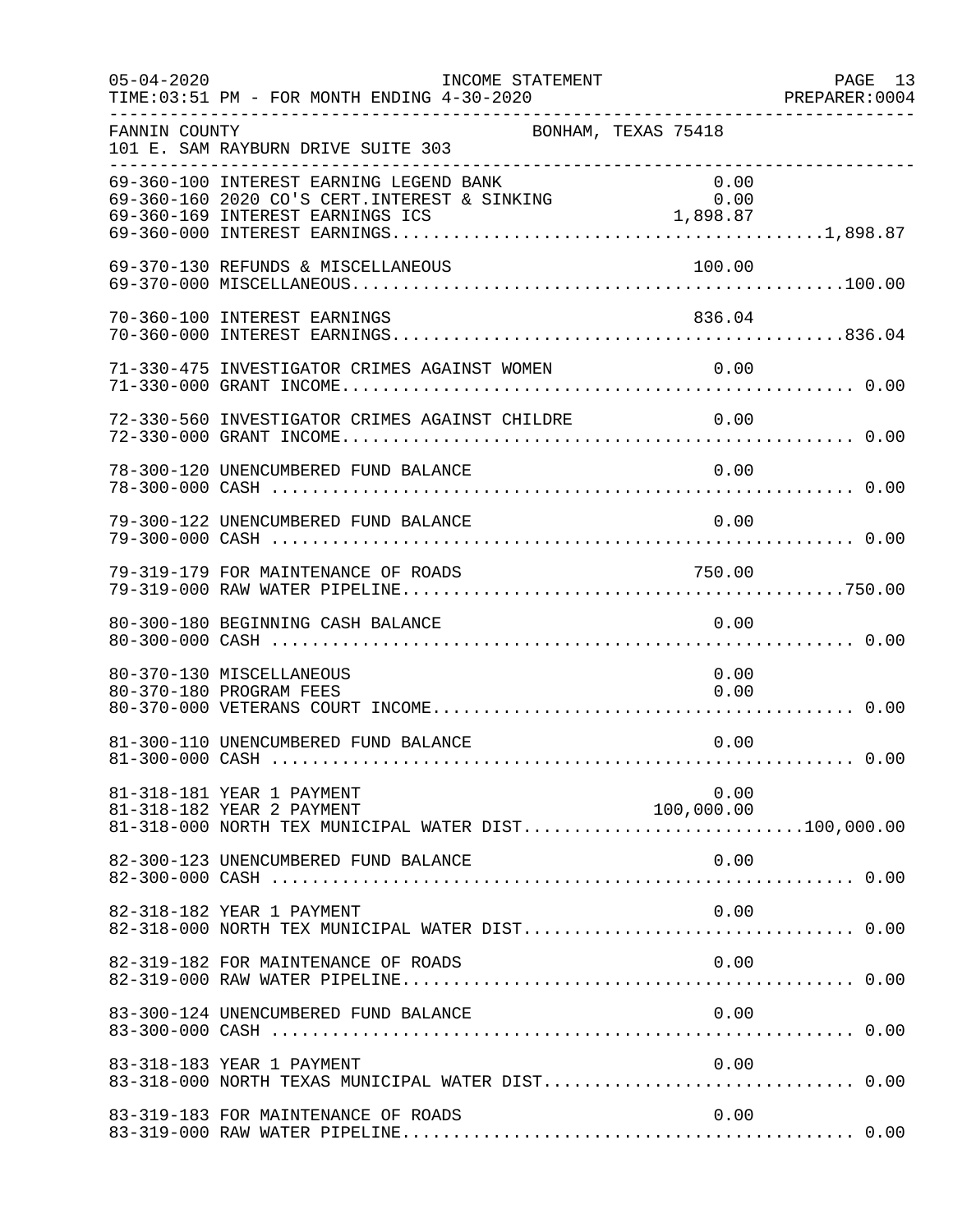FANNIN COUNTY BONHAM, TEXAS 75418
101 E. SAM RAYBURN DRIVE SUITE 303

INCOME STATEMENT
FOR MONTH ENDING 4-30-2020

```
69-360-100 INTEREST EARNING LEGEND BANK                    0.00
69-360-160 2020 CO'S CERT.INTEREST & SINKING               0.00
69-360-169 INTEREST EARNINGS ICS                       1,898.87
69-360-000 INTEREST EARNINGS.......................................1,898.87

69-370-130 REFUNDS & MISCELLANEOUS                       100.00
69-370-000 MISCELLANEOUS.............................................100.00

70-360-100 INTEREST EARNINGS                             836.04
70-360-000 INTEREST EARNINGS.........................................836.04

71-330-475 INVESTIGATOR CRIMES AGAINST WOMEN               0.00
71-330-000 GRANT INCOME................................................ 0.00

72-330-560 INVESTIGATOR CRIMES AGAINST CHILDRE             0.00
72-330-000 GRANT INCOME................................................ 0.00

78-300-120 UNENCUMBERED FUND BALANCE                       0.00
78-300-000 CASH ....................................................... 0.00

79-300-122 UNENCUMBERED FUND BALANCE                       0.00
79-300-000 CASH ....................................................... 0.00

79-319-179 FOR MAINTENANCE OF ROADS                      750.00
79-319-000 RAW WATER PIPELINE........................................750.00

80-300-180 BEGINNING CASH BALANCE                          0.00
80-300-000 CASH ....................................................... 0.00

80-370-130 MISCELLANEOUS                                   0.00
80-370-180 PROGRAM FEES                                    0.00
80-370-000 VETERANS COURT INCOME....................................... 0.00

81-300-110 UNENCUMBERED FUND BALANCE                       0.00
81-300-000 CASH ....................................................... 0.00

81-318-181 YEAR 1 PAYMENT                                  0.00
81-318-182 YEAR 2 PAYMENT                            100,000.00
81-318-000 NORTH TEX MUNICIPAL WATER DIST.........................100,000.00

82-300-123 UNENCUMBERED FUND BALANCE                       0.00
82-300-000 CASH ....................................................... 0.00

82-318-182 YEAR 1 PAYMENT                                  0.00
82-318-000 NORTH TEX MUNICIPAL WATER DIST.............................. 0.00

82-319-182 FOR MAINTENANCE OF ROADS                        0.00
82-319-000 RAW WATER PIPELINE.......................................... 0.00

83-300-124 UNENCUMBERED FUND BALANCE                       0.00
83-300-000 CASH ....................................................... 0.00

83-318-183 YEAR 1 PAYMENT                                  0.00
83-318-000 NORTH TEXAS MUNICIPAL WATER DIST............................ 0.00

83-319-183 FOR MAINTENANCE OF ROADS                        0.00
83-319-000 RAW WATER PIPELINE.......................................... 0.00
```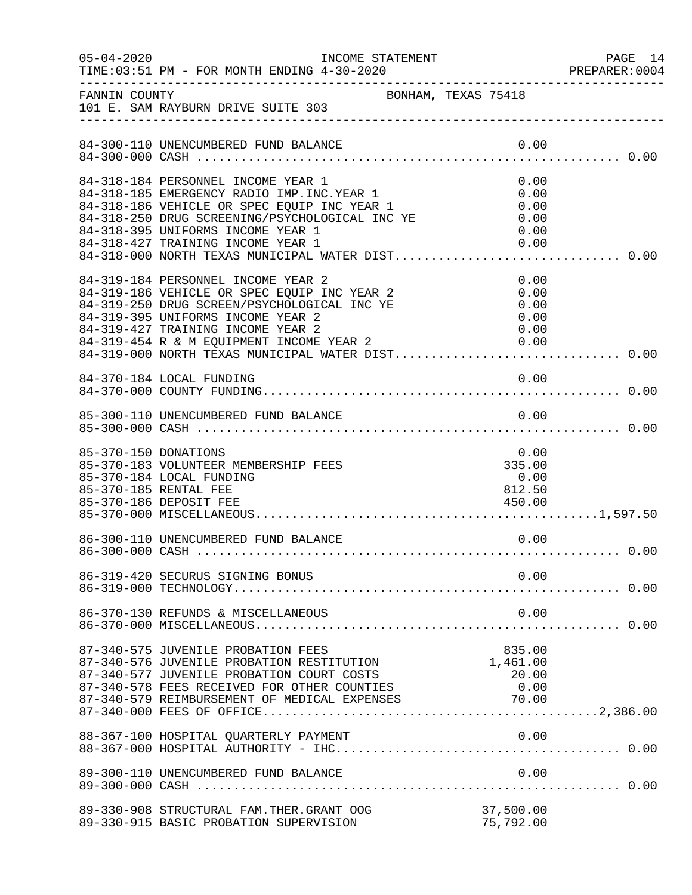FANNIN COUNTY BONHAM, TEXAS 75418
101 E. SAM RAYBURN DRIVE SUITE 303

| Account | Description | Amount | Total |
|---|---|---|---|
| 84-300-110 | UNENCUMBERED FUND BALANCE | 0.00 | |
| 84-300-000 | CASH | | 0.00 |
| 84-318-184 | PERSONNEL INCOME YEAR 1 | 0.00 | |
| 84-318-185 | EMERGENCY RADIO IMP.INC.YEAR 1 | 0.00 | |
| 84-318-186 | VEHICLE OR SPEC EQUIP INC YEAR 1 | 0.00 | |
| 84-318-250 | DRUG SCREENING/PSYCHOLOGICAL INC YE | 0.00 | |
| 84-318-395 | UNIFORMS INCOME YEAR 1 | 0.00 | |
| 84-318-427 | TRAINING INCOME YEAR 1 | 0.00 | |
| 84-318-000 | NORTH TEXAS MUNICIPAL WATER DIST | | 0.00 |
| 84-319-184 | PERSONNEL INCOME YEAR 2 | 0.00 | |
| 84-319-186 | VEHICLE OR SPEC EQUIP INC YEAR 2 | 0.00 | |
| 84-319-250 | DRUG SCREEN/PSYCHOLOGICAL INC YE | 0.00 | |
| 84-319-395 | UNIFORMS INCOME YEAR 2 | 0.00 | |
| 84-319-427 | TRAINING INCOME YEAR 2 | 0.00 | |
| 84-319-454 | R & M EQUIPMENT INCOME YEAR 2 | 0.00 | |
| 84-319-000 | NORTH TEXAS MUNICIPAL WATER DIST | | 0.00 |
| 84-370-184 | LOCAL FUNDING | 0.00 | |
| 84-370-000 | COUNTY FUNDING | | 0.00 |
| 85-300-110 | UNENCUMBERED FUND BALANCE | 0.00 | |
| 85-300-000 | CASH | | 0.00 |
| 85-370-150 | DONATIONS | 0.00 | |
| 85-370-183 | VOLUNTEER MEMBERSHIP FEES | 335.00 | |
| 85-370-184 | LOCAL FUNDING | 0.00 | |
| 85-370-185 | RENTAL FEE | 812.50 | |
| 85-370-186 | DEPOSIT FEE | 450.00 | |
| 85-370-000 | MISCELLANEOUS | | 1,597.50 |
| 86-300-110 | UNENCUMBERED FUND BALANCE | 0.00 | |
| 86-300-000 | CASH | | 0.00 |
| 86-319-420 | SECURUS SIGNING BONUS | 0.00 | |
| 86-319-000 | TECHNOLOGY | | 0.00 |
| 86-370-130 | REFUNDS & MISCELLANEOUS | 0.00 | |
| 86-370-000 | MISCELLANEOUS | | 0.00 |
| 87-340-575 | JUVENILE PROBATION FEES | 835.00 | |
| 87-340-576 | JUVENILE PROBATION RESTITUTION | 1,461.00 | |
| 87-340-577 | JUVENILE PROBATION COURT COSTS | 20.00 | |
| 87-340-578 | FEES RECEIVED FOR OTHER COUNTIES | 0.00 | |
| 87-340-579 | REIMBURSEMENT OF MEDICAL EXPENSES | 70.00 | |
| 87-340-000 | FEES OF OFFICE | | 2,386.00 |
| 88-367-100 | HOSPITAL QUARTERLY PAYMENT | 0.00 | |
| 88-367-000 | HOSPITAL AUTHORITY - IHC | | 0.00 |
| 89-300-110 | UNENCUMBERED FUND BALANCE | 0.00 | |
| 89-300-000 | CASH | | 0.00 |
| 89-330-908 | STRUCTURAL FAM.THER.GRANT OOG | 37,500.00 | |
| 89-330-915 | BASIC PROBATION SUPERVISION | 75,792.00 | |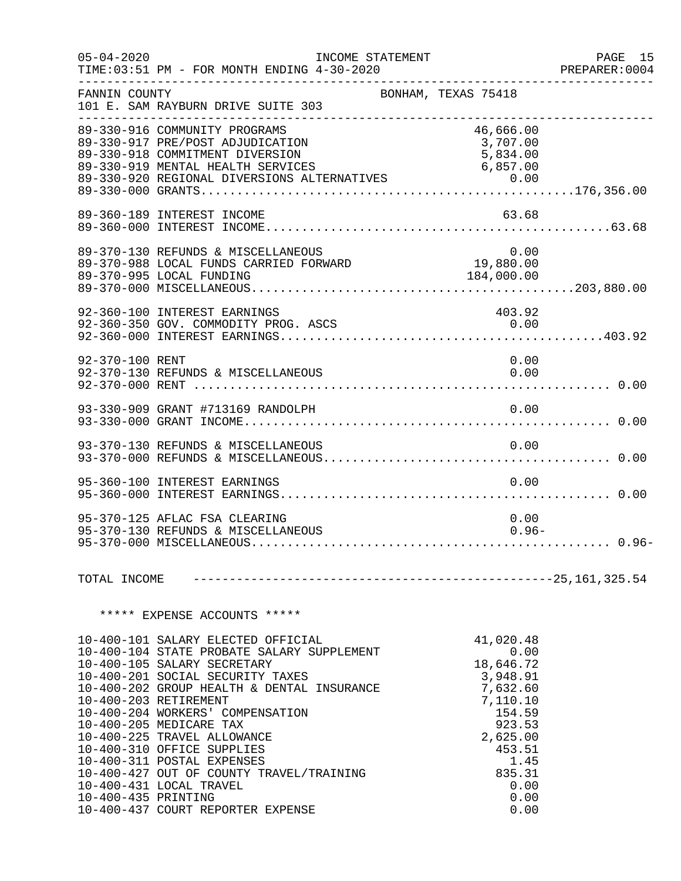FANNIN COUNTY BONHAM, TEXAS 75418
101 E. SAM RAYBURN DRIVE SUITE 303

INCOME STATEMENT — FOR MONTH ENDING 4-30-2020

| Account | Description | Amount | Total |
|---|---|---|---|
| 89-330-916 | COMMUNITY PROGRAMS | 46,666.00 | |
| 89-330-917 | PRE/POST ADJUDICATION | 3,707.00 | |
| 89-330-918 | COMMITMENT DIVERSION | 5,834.00 | |
| 89-330-919 | MENTAL HEALTH SERVICES | 6,857.00 | |
| 89-330-920 | REGIONAL DIVERSIONS ALTERNATIVES | 0.00 | |
| 89-330-000 | GRANTS | | 176,356.00 |
| 89-360-189 | INTEREST INCOME | 63.68 | |
| 89-360-000 | INTEREST INCOME | | 63.68 |
| 89-370-130 | REFUNDS & MISCELLANEOUS | 0.00 | |
| 89-370-988 | LOCAL FUNDS CARRIED FORWARD | 19,880.00 | |
| 89-370-995 | LOCAL FUNDING | 184,000.00 | |
| 89-370-000 | MISCELLANEOUS | | 203,880.00 |
| 92-360-100 | INTEREST EARNINGS | 403.92 | |
| 92-360-350 | GOV. COMMODITY PROG. ASCS | 0.00 | |
| 92-360-000 | INTEREST EARNINGS | | 403.92 |
| 92-370-100 | RENT | 0.00 | |
| 92-370-130 | REFUNDS & MISCELLANEOUS | 0.00 | |
| 92-370-000 | RENT | | 0.00 |
| 93-330-909 | GRANT #713169 RANDOLPH | 0.00 | |
| 93-330-000 | GRANT INCOME | | 0.00 |
| 93-370-130 | REFUNDS & MISCELLANEOUS | 0.00 | |
| 93-370-000 | REFUNDS & MISCELLANEOUS | | 0.00 |
| 95-360-100 | INTEREST EARNINGS | 0.00 | |
| 95-360-000 | INTEREST EARNINGS | | 0.00 |
| 95-370-125 | AFLAC FSA CLEARING | 0.00 | |
| 95-370-130 | REFUNDS & MISCELLANEOUS | 0.96- | |
| 95-370-000 | MISCELLANEOUS | | 0.96- |
| | TOTAL INCOME | | 25,161,325.54 |

***** EXPENSE ACCOUNTS *****

| Account | Description | Amount |
|---|---|---|
| 10-400-101 | SALARY ELECTED OFFICIAL | 41,020.48 |
| 10-400-104 | STATE PROBATE SALARY SUPPLEMENT | 0.00 |
| 10-400-105 | SALARY SECRETARY | 18,646.72 |
| 10-400-201 | SOCIAL SECURITY TAXES | 3,948.91 |
| 10-400-202 | GROUP HEALTH & DENTAL INSURANCE | 7,632.60 |
| 10-400-203 | RETIREMENT | 7,110.10 |
| 10-400-204 | WORKERS' COMPENSATION | 154.59 |
| 10-400-205 | MEDICARE TAX | 923.53 |
| 10-400-225 | TRAVEL ALLOWANCE | 2,625.00 |
| 10-400-310 | OFFICE SUPPLIES | 453.51 |
| 10-400-311 | POSTAL EXPENSES | 1.45 |
| 10-400-427 | OUT OF COUNTY TRAVEL/TRAINING | 835.31 |
| 10-400-431 | LOCAL TRAVEL | 0.00 |
| 10-400-435 | PRINTING | 0.00 |
| 10-400-437 | COURT REPORTER EXPENSE | 0.00 |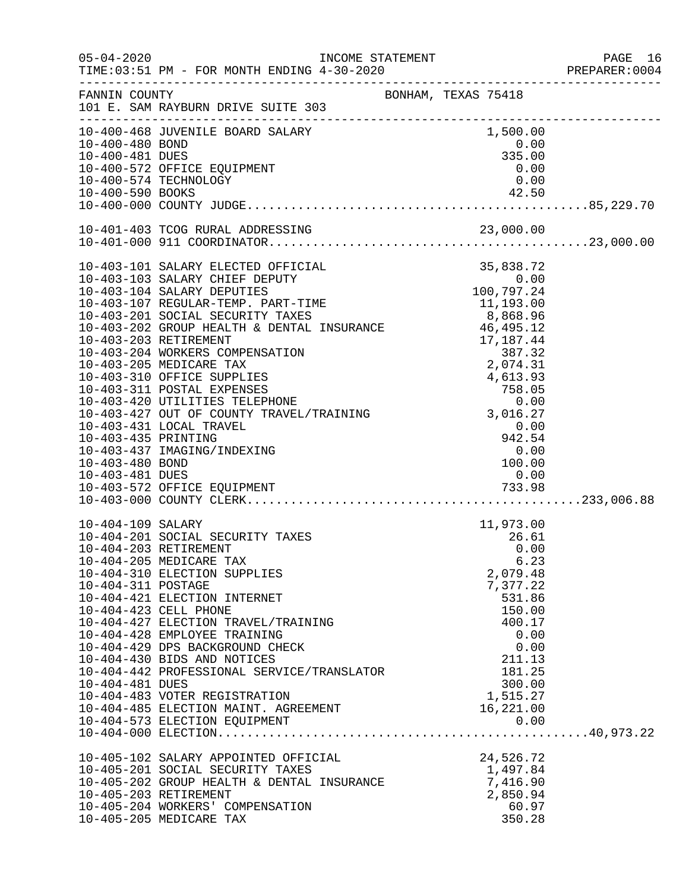FANNIN COUNTY — BONHAM, TEXAS 75418
101 E. SAM RAYBURN DRIVE SUITE 303

INCOME STATEMENT — FOR MONTH ENDING 4-30-2020

| Account | Description | Amount | Total |
|---|---|---|---|
| 10-400-468 | JUVENILE BOARD SALARY | 1,500.00 | |
| 10-400-480 | BOND | 0.00 | |
| 10-400-481 | DUES | 335.00 | |
| 10-400-572 | OFFICE EQUIPMENT | 0.00 | |
| 10-400-574 | TECHNOLOGY | 0.00 | |
| 10-400-590 | BOOKS | 42.50 | |
| 10-400-000 | COUNTY JUDGE | | 85,229.70 |
| 10-401-403 | TCOG RURAL ADDRESSING | 23,000.00 | |
| 10-401-000 | 911 COORDINATOR | | 23,000.00 |
| 10-403-101 | SALARY ELECTED OFFICIAL | 35,838.72 | |
| 10-403-103 | SALARY CHIEF DEPUTY | 0.00 | |
| 10-403-104 | SALARY DEPUTIES | 100,797.24 | |
| 10-403-107 | REGULAR-TEMP. PART-TIME | 11,193.00 | |
| 10-403-201 | SOCIAL SECURITY TAXES | 8,868.96 | |
| 10-403-202 | GROUP HEALTH & DENTAL INSURANCE | 46,495.12 | |
| 10-403-203 | RETIREMENT | 17,187.44 | |
| 10-403-204 | WORKERS COMPENSATION | 387.32 | |
| 10-403-205 | MEDICARE TAX | 2,074.31 | |
| 10-403-310 | OFFICE SUPPLIES | 4,613.93 | |
| 10-403-311 | POSTAL EXPENSES | 758.05 | |
| 10-403-420 | UTILITIES TELEPHONE | 0.00 | |
| 10-403-427 | OUT OF COUNTY TRAVEL/TRAINING | 3,016.27 | |
| 10-403-431 | LOCAL TRAVEL | 0.00 | |
| 10-403-435 | PRINTING | 942.54 | |
| 10-403-437 | IMAGING/INDEXING | 0.00 | |
| 10-403-480 | BOND | 100.00 | |
| 10-403-481 | DUES | 0.00 | |
| 10-403-572 | OFFICE EQUIPMENT | 733.98 | |
| 10-403-000 | COUNTY CLERK | | 233,006.88 |
| 10-404-109 | SALARY | 11,973.00 | |
| 10-404-201 | SOCIAL SECURITY TAXES | 26.61 | |
| 10-404-203 | RETIREMENT | 0.00 | |
| 10-404-205 | MEDICARE TAX | 6.23 | |
| 10-404-310 | ELECTION SUPPLIES | 2,079.48 | |
| 10-404-311 | POSTAGE | 7,377.22 | |
| 10-404-421 | ELECTION INTERNET | 531.86 | |
| 10-404-423 | CELL PHONE | 150.00 | |
| 10-404-427 | ELECTION TRAVEL/TRAINING | 400.17 | |
| 10-404-428 | EMPLOYEE TRAINING | 0.00 | |
| 10-404-429 | DPS BACKGROUND CHECK | 0.00 | |
| 10-404-430 | BIDS AND NOTICES | 211.13 | |
| 10-404-442 | PROFESSIONAL SERVICE/TRANSLATOR | 181.25 | |
| 10-404-481 | DUES | 300.00 | |
| 10-404-483 | VOTER REGISTRATION | 1,515.27 | |
| 10-404-485 | ELECTION MAINT. AGREEMENT | 16,221.00 | |
| 10-404-573 | ELECTION EQUIPMENT | 0.00 | |
| 10-404-000 | ELECTION | | 40,973.22 |
| 10-405-102 | SALARY APPOINTED OFFICIAL | 24,526.72 | |
| 10-405-201 | SOCIAL SECURITY TAXES | 1,497.84 | |
| 10-405-202 | GROUP HEALTH & DENTAL INSURANCE | 7,416.90 | |
| 10-405-203 | RETIREMENT | 2,850.94 | |
| 10-405-204 | WORKERS' COMPENSATION | 60.97 | |
| 10-405-205 | MEDICARE TAX | 350.28 | |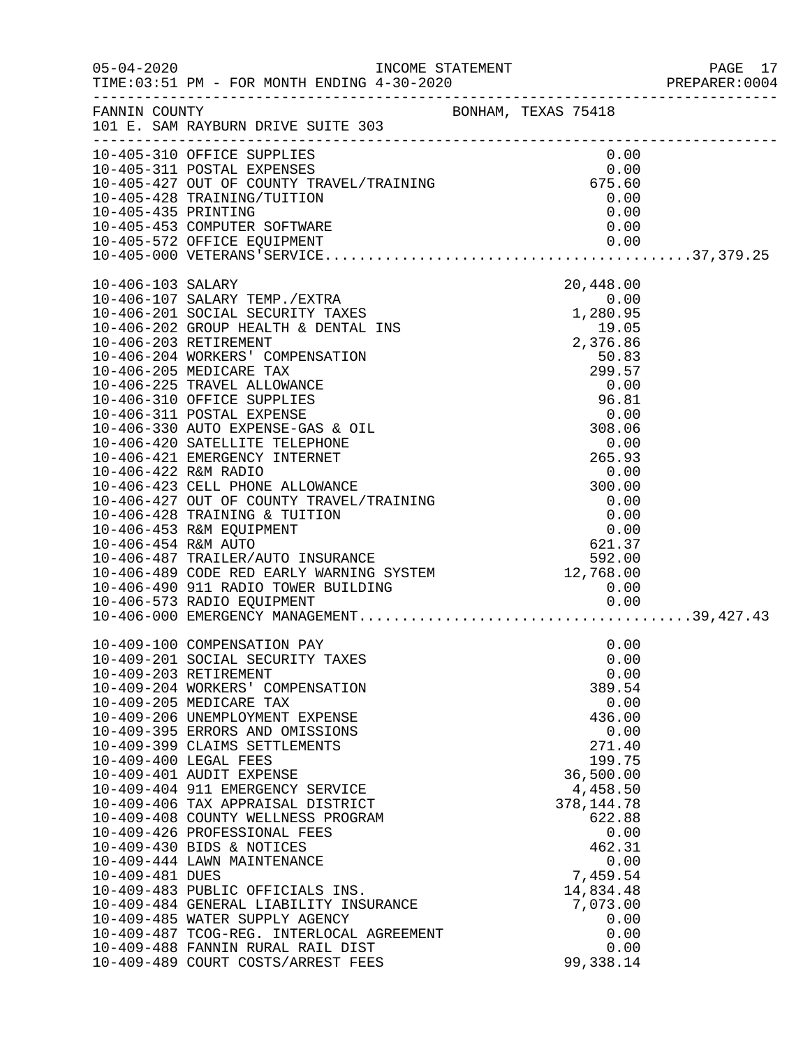FANNIN COUNTY    BONHAM, TEXAS 75418
101 E. SAM RAYBURN DRIVE SUITE 303

| Account | Description | Amount | Total |
|---|---|---|---|
| 10-405-310 | OFFICE SUPPLIES | 0.00 | |
| 10-405-311 | POSTAL EXPENSES | 0.00 | |
| 10-405-427 | OUT OF COUNTY TRAVEL/TRAINING | 675.60 | |
| 10-405-428 | TRAINING/TUITION | 0.00 | |
| 10-405-435 | PRINTING | 0.00 | |
| 10-405-453 | COMPUTER SOFTWARE | 0.00 | |
| 10-405-572 | OFFICE EQUIPMENT | 0.00 | |
| 10-405-000 | VETERANS'SERVICE | | 37,379.25 |
| 10-406-103 | SALARY | 20,448.00 | |
| 10-406-107 | SALARY TEMP./EXTRA | 0.00 | |
| 10-406-201 | SOCIAL SECURITY TAXES | 1,280.95 | |
| 10-406-202 | GROUP HEALTH & DENTAL INS | 19.05 | |
| 10-406-203 | RETIREMENT | 2,376.86 | |
| 10-406-204 | WORKERS' COMPENSATION | 50.83 | |
| 10-406-205 | MEDICARE TAX | 299.57 | |
| 10-406-225 | TRAVEL ALLOWANCE | 0.00 | |
| 10-406-310 | OFFICE SUPPLIES | 96.81 | |
| 10-406-311 | POSTAL EXPENSE | 0.00 | |
| 10-406-330 | AUTO EXPENSE-GAS & OIL | 308.06 | |
| 10-406-420 | SATELLITE TELEPHONE | 0.00 | |
| 10-406-421 | EMERGENCY INTERNET | 265.93 | |
| 10-406-422 | R&M RADIO | 0.00 | |
| 10-406-423 | CELL PHONE ALLOWANCE | 300.00 | |
| 10-406-427 | OUT OF COUNTY TRAVEL/TRAINING | 0.00 | |
| 10-406-428 | TRAINING & TUITION | 0.00 | |
| 10-406-453 | R&M EQUIPMENT | 0.00 | |
| 10-406-454 | R&M AUTO | 621.37 | |
| 10-406-487 | TRAILER/AUTO INSURANCE | 592.00 | |
| 10-406-489 | CODE RED EARLY WARNING SYSTEM | 12,768.00 | |
| 10-406-490 | 911 RADIO TOWER BUILDING | 0.00 | |
| 10-406-573 | RADIO EQUIPMENT | 0.00 | |
| 10-406-000 | EMERGENCY MANAGEMENT | | 39,427.43 |
| 10-409-100 | COMPENSATION PAY | 0.00 | |
| 10-409-201 | SOCIAL SECURITY TAXES | 0.00 | |
| 10-409-203 | RETIREMENT | 0.00 | |
| 10-409-204 | WORKERS' COMPENSATION | 389.54 | |
| 10-409-205 | MEDICARE TAX | 0.00 | |
| 10-409-206 | UNEMPLOYMENT EXPENSE | 436.00 | |
| 10-409-395 | ERRORS AND OMISSIONS | 0.00 | |
| 10-409-399 | CLAIMS SETTLEMENTS | 271.40 | |
| 10-409-400 | LEGAL FEES | 199.75 | |
| 10-409-401 | AUDIT EXPENSE | 36,500.00 | |
| 10-409-404 | 911 EMERGENCY SERVICE | 4,458.50 | |
| 10-409-406 | TAX APPRAISAL DISTRICT | 378,144.78 | |
| 10-409-408 | COUNTY WELLNESS PROGRAM | 622.88 | |
| 10-409-426 | PROFESSIONAL FEES | 0.00 | |
| 10-409-430 | BIDS & NOTICES | 462.31 | |
| 10-409-444 | LAWN MAINTENANCE | 0.00 | |
| 10-409-481 | DUES | 7,459.54 | |
| 10-409-483 | PUBLIC OFFICIALS INS. | 14,834.48 | |
| 10-409-484 | GENERAL LIABILITY INSURANCE | 7,073.00 | |
| 10-409-485 | WATER SUPPLY AGENCY | 0.00 | |
| 10-409-487 | TCOG-REG. INTERLOCAL AGREEMENT | 0.00 | |
| 10-409-488 | FANNIN RURAL RAIL DIST | 0.00 | |
| 10-409-489 | COURT COSTS/ARREST FEES | 99,338.14 | |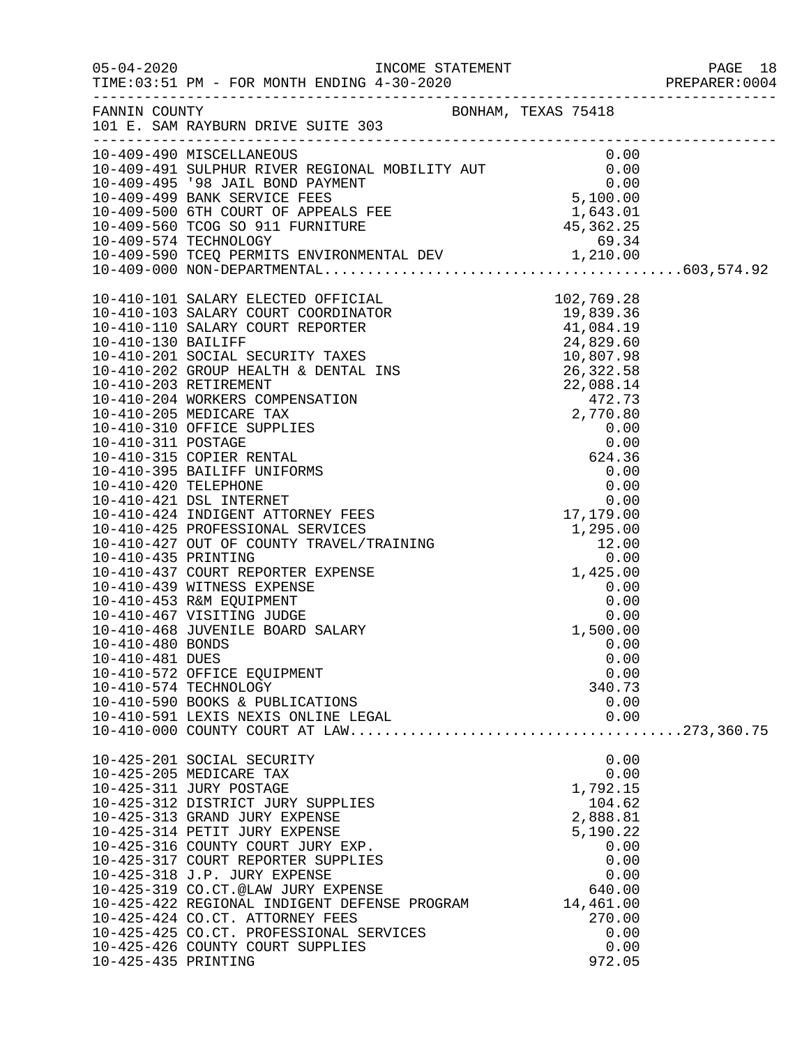FANNIN COUNTY — BONHAM, TEXAS 75418
101 E. SAM RAYBURN DRIVE SUITE 303

INCOME STATEMENT
TIME:03:51 PM - FOR MONTH ENDING 4-30-2020

| Account | Description | Amount | Total |
|---|---|---|---|
| 10-409-490 | MISCELLANEOUS | 0.00 | |
| 10-409-491 | SULPHUR RIVER REGIONAL MOBILITY AUT | 0.00 | |
| 10-409-495 | '98 JAIL BOND PAYMENT | 0.00 | |
| 10-409-499 | BANK SERVICE FEES | 5,100.00 | |
| 10-409-500 | 6TH COURT OF APPEALS FEE | 1,643.01 | |
| 10-409-560 | TCOG SO 911 FURNITURE | 45,362.25 | |
| 10-409-574 | TECHNOLOGY | 69.34 | |
| 10-409-590 | TCEQ PERMITS ENVIRONMENTAL DEV | 1,210.00 | |
| 10-409-000 | NON-DEPARTMENTAL | | 603,574.92 |
| 10-410-101 | SALARY ELECTED OFFICIAL | 102,769.28 | |
| 10-410-103 | SALARY COURT COORDINATOR | 19,839.36 | |
| 10-410-110 | SALARY COURT REPORTER | 41,084.19 | |
| 10-410-130 | BAILIFF | 24,829.60 | |
| 10-410-201 | SOCIAL SECURITY TAXES | 10,807.98 | |
| 10-410-202 | GROUP HEALTH & DENTAL INS | 26,322.58 | |
| 10-410-203 | RETIREMENT | 22,088.14 | |
| 10-410-204 | WORKERS COMPENSATION | 472.73 | |
| 10-410-205 | MEDICARE TAX | 2,770.80 | |
| 10-410-310 | OFFICE SUPPLIES | 0.00 | |
| 10-410-311 | POSTAGE | 0.00 | |
| 10-410-315 | COPIER RENTAL | 624.36 | |
| 10-410-395 | BAILIFF UNIFORMS | 0.00 | |
| 10-410-420 | TELEPHONE | 0.00 | |
| 10-410-421 | DSL INTERNET | 0.00 | |
| 10-410-424 | INDIGENT ATTORNEY FEES | 17,179.00 | |
| 10-410-425 | PROFESSIONAL SERVICES | 1,295.00 | |
| 10-410-427 | OUT OF COUNTY TRAVEL/TRAINING | 12.00 | |
| 10-410-435 | PRINTING | 0.00 | |
| 10-410-437 | COURT REPORTER EXPENSE | 1,425.00 | |
| 10-410-439 | WITNESS EXPENSE | 0.00 | |
| 10-410-453 | R&M EQUIPMENT | 0.00 | |
| 10-410-467 | VISITING JUDGE | 0.00 | |
| 10-410-468 | JUVENILE BOARD SALARY | 1,500.00 | |
| 10-410-480 | BONDS | 0.00 | |
| 10-410-481 | DUES | 0.00 | |
| 10-410-572 | OFFICE EQUIPMENT | 0.00 | |
| 10-410-574 | TECHNOLOGY | 340.73 | |
| 10-410-590 | BOOKS & PUBLICATIONS | 0.00 | |
| 10-410-591 | LEXIS NEXIS ONLINE LEGAL | 0.00 | |
| 10-410-000 | COUNTY COURT AT LAW | | 273,360.75 |
| 10-425-201 | SOCIAL SECURITY | 0.00 | |
| 10-425-205 | MEDICARE TAX | 0.00 | |
| 10-425-311 | JURY POSTAGE | 1,792.15 | |
| 10-425-312 | DISTRICT JURY SUPPLIES | 104.62 | |
| 10-425-313 | GRAND JURY EXPENSE | 2,888.81 | |
| 10-425-314 | PETIT JURY EXPENSE | 5,190.22 | |
| 10-425-316 | COUNTY COURT JURY EXP. | 0.00 | |
| 10-425-317 | COURT REPORTER SUPPLIES | 0.00 | |
| 10-425-318 | J.P. JURY EXPENSE | 0.00 | |
| 10-425-319 | CO.CT.@LAW JURY EXPENSE | 640.00 | |
| 10-425-422 | REGIONAL INDIGENT DEFENSE PROGRAM | 14,461.00 | |
| 10-425-424 | CO.CT. ATTORNEY FEES | 270.00 | |
| 10-425-425 | CO.CT. PROFESSIONAL SERVICES | 0.00 | |
| 10-425-426 | COUNTY COURT SUPPLIES | 0.00 | |
| 10-425-435 | PRINTING | 972.05 | |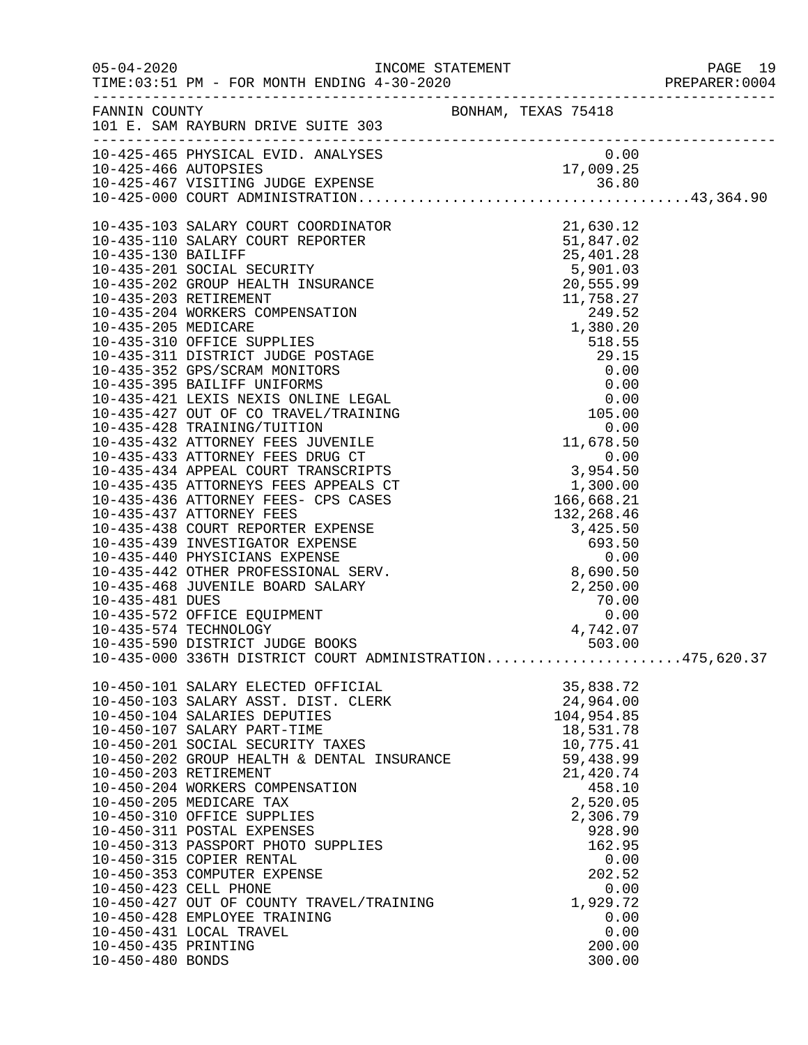FANNIN COUNTY &nbsp;&nbsp;&nbsp;&nbsp;&nbsp;&nbsp;&nbsp;&nbsp;&nbsp;&nbsp; BONHAM, TEXAS 75418
101 E. SAM RAYBURN DRIVE SUITE 303

| Account | Description | Amount | Total |
|---|---|---|---|
| 10-425-465 | PHYSICAL EVID. ANALYSES | 0.00 | |
| 10-425-466 | AUTOPSIES | 17,009.25 | |
| 10-425-467 | VISITING JUDGE EXPENSE | 36.80 | |
| 10-425-000 | COURT ADMINISTRATION | | 43,364.90 |
| 10-435-103 | SALARY COURT COORDINATOR | 21,630.12 | |
| 10-435-110 | SALARY COURT REPORTER | 51,847.02 | |
| 10-435-130 | BAILIFF | 25,401.28 | |
| 10-435-201 | SOCIAL SECURITY | 5,901.03 | |
| 10-435-202 | GROUP HEALTH INSURANCE | 20,555.99 | |
| 10-435-203 | RETIREMENT | 11,758.27 | |
| 10-435-204 | WORKERS COMPENSATION | 249.52 | |
| 10-435-205 | MEDICARE | 1,380.20 | |
| 10-435-310 | OFFICE SUPPLIES | 518.55 | |
| 10-435-311 | DISTRICT JUDGE POSTAGE | 29.15 | |
| 10-435-352 | GPS/SCRAM MONITORS | 0.00 | |
| 10-435-395 | BAILIFF UNIFORMS | 0.00 | |
| 10-435-421 | LEXIS NEXIS ONLINE LEGAL | 0.00 | |
| 10-435-427 | OUT OF CO TRAVEL/TRAINING | 105.00 | |
| 10-435-428 | TRAINING/TUITION | 0.00 | |
| 10-435-432 | ATTORNEY FEES JUVENILE | 11,678.50 | |
| 10-435-433 | ATTORNEY FEES DRUG CT | 0.00 | |
| 10-435-434 | APPEAL COURT TRANSCRIPTS | 3,954.50 | |
| 10-435-435 | ATTORNEYS FEES APPEALS CT | 1,300.00 | |
| 10-435-436 | ATTORNEY FEES- CPS CASES | 166,668.21 | |
| 10-435-437 | ATTORNEY FEES | 132,268.46 | |
| 10-435-438 | COURT REPORTER EXPENSE | 3,425.50 | |
| 10-435-439 | INVESTIGATOR EXPENSE | 693.50 | |
| 10-435-440 | PHYSICIANS EXPENSE | 0.00 | |
| 10-435-442 | OTHER PROFESSIONAL SERV. | 8,690.50 | |
| 10-435-468 | JUVENILE BOARD SALARY | 2,250.00 | |
| 10-435-481 | DUES | 70.00 | |
| 10-435-572 | OFFICE EQUIPMENT | 0.00 | |
| 10-435-574 | TECHNOLOGY | 4,742.07 | |
| 10-435-590 | DISTRICT JUDGE BOOKS | 503.00 | |
| 10-435-000 | 336TH DISTRICT COURT ADMINISTRATION | | 475,620.37 |
| 10-450-101 | SALARY ELECTED OFFICIAL | 35,838.72 | |
| 10-450-103 | SALARY ASST. DIST. CLERK | 24,964.00 | |
| 10-450-104 | SALARIES DEPUTIES | 104,954.85 | |
| 10-450-107 | SALARY PART-TIME | 18,531.78 | |
| 10-450-201 | SOCIAL SECURITY TAXES | 10,775.41 | |
| 10-450-202 | GROUP HEALTH & DENTAL INSURANCE | 59,438.99 | |
| 10-450-203 | RETIREMENT | 21,420.74 | |
| 10-450-204 | WORKERS COMPENSATION | 458.10 | |
| 10-450-205 | MEDICARE TAX | 2,520.05 | |
| 10-450-310 | OFFICE SUPPLIES | 2,306.79 | |
| 10-450-311 | POSTAL EXPENSES | 928.90 | |
| 10-450-313 | PASSPORT PHOTO SUPPLIES | 162.95 | |
| 10-450-315 | COPIER RENTAL | 0.00 | |
| 10-450-353 | COMPUTER EXPENSE | 202.52 | |
| 10-450-423 | CELL PHONE | 0.00 | |
| 10-450-427 | OUT OF COUNTY TRAVEL/TRAINING | 1,929.72 | |
| 10-450-428 | EMPLOYEE TRAINING | 0.00 | |
| 10-450-431 | LOCAL TRAVEL | 0.00 | |
| 10-450-435 | PRINTING | 200.00 | |
| 10-450-480 | BONDS | 300.00 | |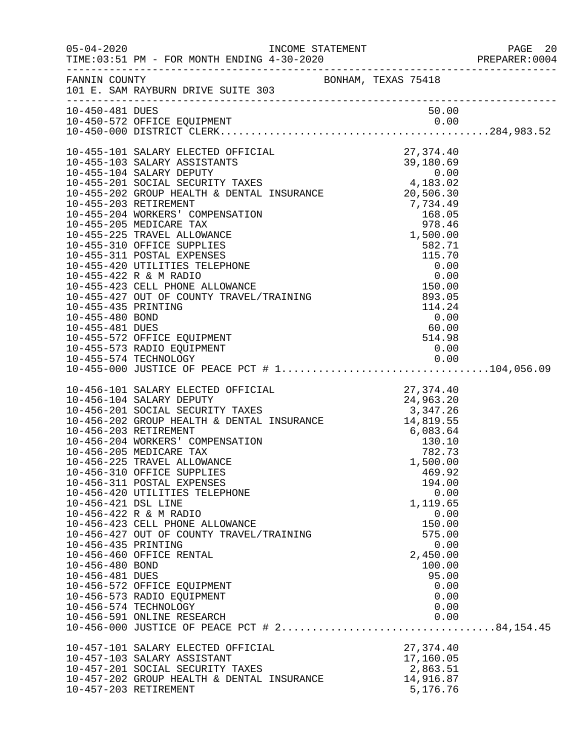FANNIN COUNTY BONHAM, TEXAS 75418
101 E. SAM RAYBURN DRIVE SUITE 303

INCOME STATEMENT
FOR MONTH ENDING 4-30-2020

| Account | Description | Amount | Total |
|---|---|---|---|
| 10-450-481 | DUES | 50.00 | |
| 10-450-572 | OFFICE EQUIPMENT | 0.00 | |
| 10-450-000 | DISTRICT CLERK | | 284,983.52 |
| 10-455-101 | SALARY ELECTED OFFICIAL | 27,374.40 | |
| 10-455-103 | SALARY ASSISTANTS | 39,180.69 | |
| 10-455-104 | SALARY DEPUTY | 0.00 | |
| 10-455-201 | SOCIAL SECURITY TAXES | 4,183.02 | |
| 10-455-202 | GROUP HEALTH & DENTAL INSURANCE | 20,506.30 | |
| 10-455-203 | RETIREMENT | 7,734.49 | |
| 10-455-204 | WORKERS' COMPENSATION | 168.05 | |
| 10-455-205 | MEDICARE TAX | 978.46 | |
| 10-455-225 | TRAVEL ALLOWANCE | 1,500.00 | |
| 10-455-310 | OFFICE SUPPLIES | 582.71 | |
| 10-455-311 | POSTAL EXPENSES | 115.70 | |
| 10-455-420 | UTILITIES TELEPHONE | 0.00 | |
| 10-455-422 | R & M RADIO | 0.00 | |
| 10-455-423 | CELL PHONE ALLOWANCE | 150.00 | |
| 10-455-427 | OUT OF COUNTY TRAVEL/TRAINING | 893.05 | |
| 10-455-435 | PRINTING | 114.24 | |
| 10-455-480 | BOND | 0.00 | |
| 10-455-481 | DUES | 60.00 | |
| 10-455-572 | OFFICE EQUIPMENT | 514.98 | |
| 10-455-573 | RADIO EQUIPMENT | 0.00 | |
| 10-455-574 | TECHNOLOGY | 0.00 | |
| 10-455-000 | JUSTICE OF PEACE PCT # 1 | | 104,056.09 |
| 10-456-101 | SALARY ELECTED OFFICIAL | 27,374.40 | |
| 10-456-104 | SALARY DEPUTY | 24,963.20 | |
| 10-456-201 | SOCIAL SECURITY TAXES | 3,347.26 | |
| 10-456-202 | GROUP HEALTH & DENTAL INSURANCE | 14,819.55 | |
| 10-456-203 | RETIREMENT | 6,083.64 | |
| 10-456-204 | WORKERS' COMPENSATION | 130.10 | |
| 10-456-205 | MEDICARE TAX | 782.73 | |
| 10-456-225 | TRAVEL ALLOWANCE | 1,500.00 | |
| 10-456-310 | OFFICE SUPPLIES | 469.92 | |
| 10-456-311 | POSTAL EXPENSES | 194.00 | |
| 10-456-420 | UTILITIES TELEPHONE | 0.00 | |
| 10-456-421 | DSL LINE | 1,119.65 | |
| 10-456-422 | R & M RADIO | 0.00 | |
| 10-456-423 | CELL PHONE ALLOWANCE | 150.00 | |
| 10-456-427 | OUT OF COUNTY TRAVEL/TRAINING | 575.00 | |
| 10-456-435 | PRINTING | 0.00 | |
| 10-456-460 | OFFICE RENTAL | 2,450.00 | |
| 10-456-480 | BOND | 100.00 | |
| 10-456-481 | DUES | 95.00 | |
| 10-456-572 | OFFICE EQUIPMENT | 0.00 | |
| 10-456-573 | RADIO EQUIPMENT | 0.00 | |
| 10-456-574 | TECHNOLOGY | 0.00 | |
| 10-456-591 | ONLINE RESEARCH | 0.00 | |
| 10-456-000 | JUSTICE OF PEACE PCT # 2 | | 84,154.45 |
| 10-457-101 | SALARY ELECTED OFFICIAL | 27,374.40 | |
| 10-457-103 | SALARY ASSISTANT | 17,160.05 | |
| 10-457-201 | SOCIAL SECURITY TAXES | 2,863.51 | |
| 10-457-202 | GROUP HEALTH & DENTAL INSURANCE | 14,916.87 | |
| 10-457-203 | RETIREMENT | 5,176.76 | |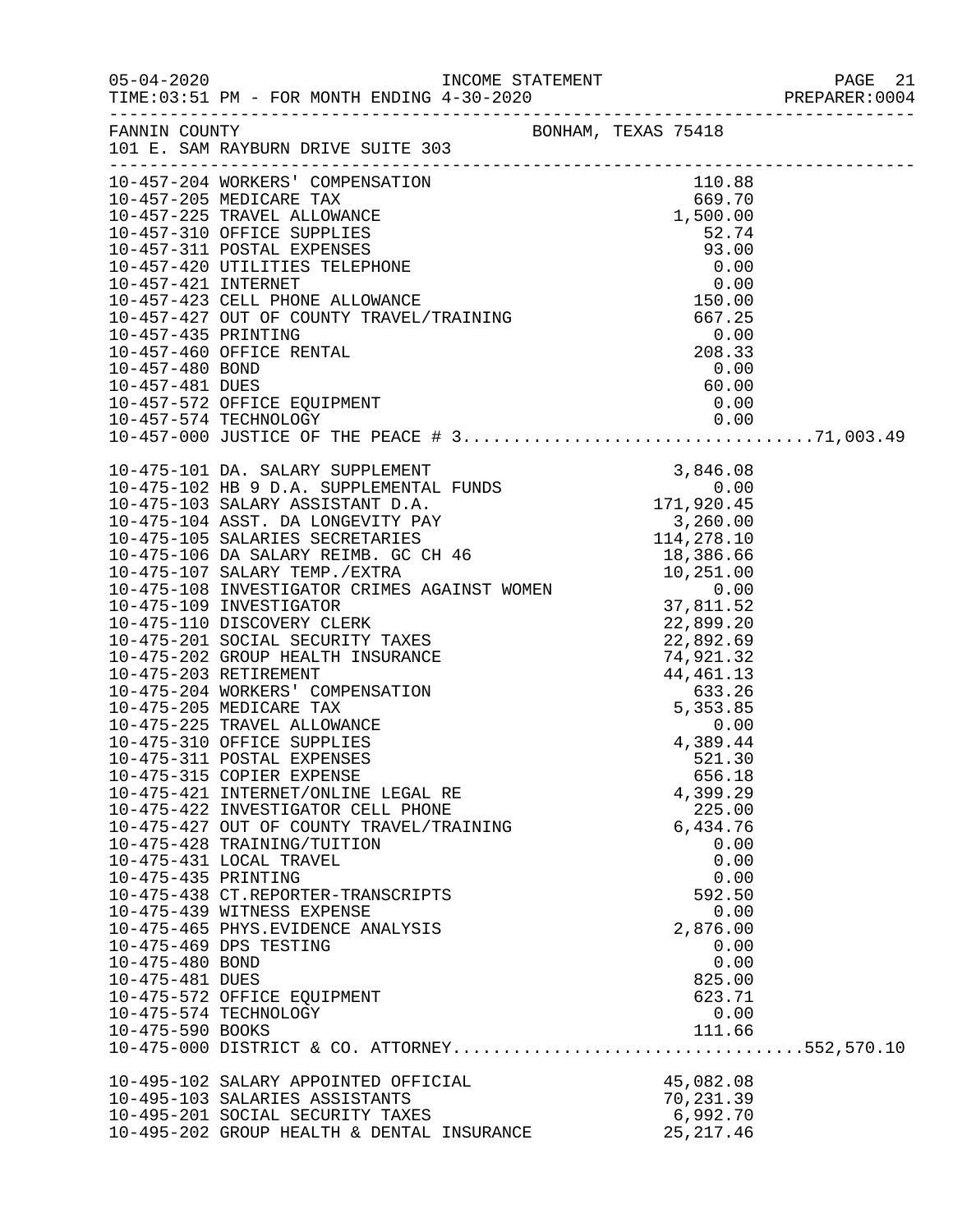FANNIN COUNTY — BONHAM, TEXAS 75418
101 E. SAM RAYBURN DRIVE SUITE 303

INCOME STATEMENT
05-04-2020 TIME:03:51 PM - FOR MONTH ENDING 4-30-2020

| Account | Description | Amount | Total |
|---|---|---|---|
| 10-457-204 | WORKERS' COMPENSATION | 110.88 | |
| 10-457-205 | MEDICARE TAX | 669.70 | |
| 10-457-225 | TRAVEL ALLOWANCE | 1,500.00 | |
| 10-457-310 | OFFICE SUPPLIES | 52.74 | |
| 10-457-311 | POSTAL EXPENSES | 93.00 | |
| 10-457-420 | UTILITIES TELEPHONE | 0.00 | |
| 10-457-421 | INTERNET | 0.00 | |
| 10-457-423 | CELL PHONE ALLOWANCE | 150.00 | |
| 10-457-427 | OUT OF COUNTY TRAVEL/TRAINING | 667.25 | |
| 10-457-435 | PRINTING | 0.00 | |
| 10-457-460 | OFFICE RENTAL | 208.33 | |
| 10-457-480 | BOND | 0.00 | |
| 10-457-481 | DUES | 60.00 | |
| 10-457-572 | OFFICE EQUIPMENT | 0.00 | |
| 10-457-574 | TECHNOLOGY | 0.00 | |
| 10-457-000 | JUSTICE OF THE PEACE # 3 | | 71,003.49 |
| 10-475-101 | DA. SALARY SUPPLEMENT | 3,846.08 | |
| 10-475-102 | HB 9 D.A. SUPPLEMENTAL FUNDS | 0.00 | |
| 10-475-103 | SALARY ASSISTANT D.A. | 171,920.45 | |
| 10-475-104 | ASST. DA LONGEVITY PAY | 3,260.00 | |
| 10-475-105 | SALARIES SECRETARIES | 114,278.10 | |
| 10-475-106 | DA SALARY REIMB. GC CH 46 | 18,386.66 | |
| 10-475-107 | SALARY TEMP./EXTRA | 10,251.00 | |
| 10-475-108 | INVESTIGATOR CRIMES AGAINST WOMEN | 0.00 | |
| 10-475-109 | INVESTIGATOR | 37,811.52 | |
| 10-475-110 | DISCOVERY CLERK | 22,899.20 | |
| 10-475-201 | SOCIAL SECURITY TAXES | 22,892.69 | |
| 10-475-202 | GROUP HEALTH INSURANCE | 74,921.32 | |
| 10-475-203 | RETIREMENT | 44,461.13 | |
| 10-475-204 | WORKERS' COMPENSATION | 633.26 | |
| 10-475-205 | MEDICARE TAX | 5,353.85 | |
| 10-475-225 | TRAVEL ALLOWANCE | 0.00 | |
| 10-475-310 | OFFICE SUPPLIES | 4,389.44 | |
| 10-475-311 | POSTAL EXPENSES | 521.30 | |
| 10-475-315 | COPIER EXPENSE | 656.18 | |
| 10-475-421 | INTERNET/ONLINE LEGAL RE | 4,399.29 | |
| 10-475-422 | INVESTIGATOR CELL PHONE | 225.00 | |
| 10-475-427 | OUT OF COUNTY TRAVEL/TRAINING | 6,434.76 | |
| 10-475-428 | TRAINING/TUITION | 0.00 | |
| 10-475-431 | LOCAL TRAVEL | 0.00 | |
| 10-475-435 | PRINTING | 0.00 | |
| 10-475-438 | CT.REPORTER-TRANSCRIPTS | 592.50 | |
| 10-475-439 | WITNESS EXPENSE | 0.00 | |
| 10-475-465 | PHYS.EVIDENCE ANALYSIS | 2,876.00 | |
| 10-475-469 | DPS TESTING | 0.00 | |
| 10-475-480 | BOND | 0.00 | |
| 10-475-481 | DUES | 825.00 | |
| 10-475-572 | OFFICE EQUIPMENT | 623.71 | |
| 10-475-574 | TECHNOLOGY | 0.00 | |
| 10-475-590 | BOOKS | 111.66 | |
| 10-475-000 | DISTRICT & CO. ATTORNEY | | 552,570.10 |
| 10-495-102 | SALARY APPOINTED OFFICIAL | 45,082.08 | |
| 10-495-103 | SALARIES ASSISTANTS | 70,231.39 | |
| 10-495-201 | SOCIAL SECURITY TAXES | 6,992.70 | |
| 10-495-202 | GROUP HEALTH & DENTAL INSURANCE | 25,217.46 | |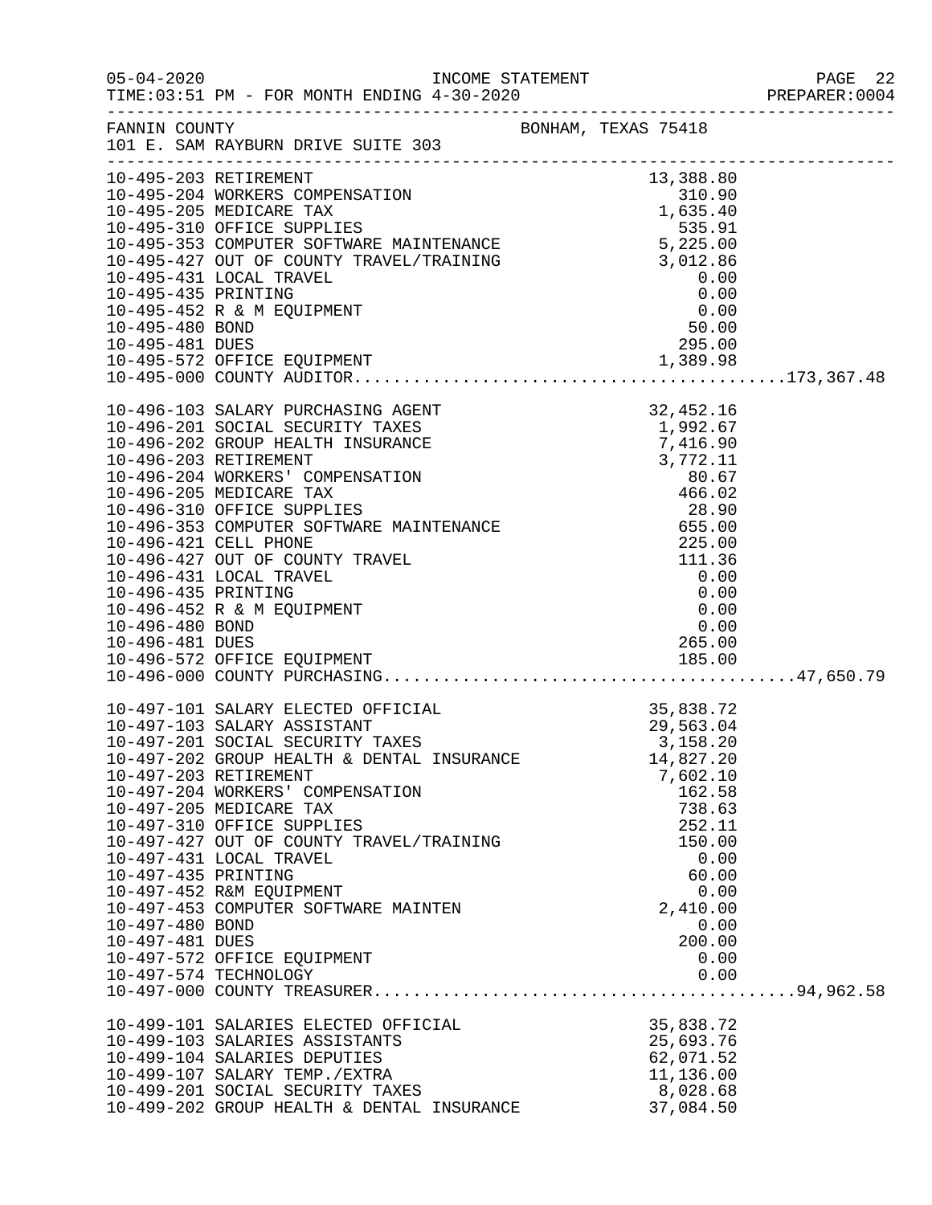FANNIN COUNTY BONHAM, TEXAS 75418
101 E. SAM RAYBURN DRIVE SUITE 303

INCOME STATEMENT
TIME:03:51 PM - FOR MONTH ENDING 4-30-2020

| Account | Description | Amount | Total |
|---|---|---|---|
| 10-495-203 | RETIREMENT | 13,388.80 | |
| 10-495-204 | WORKERS COMPENSATION | 310.90 | |
| 10-495-205 | MEDICARE TAX | 1,635.40 | |
| 10-495-310 | OFFICE SUPPLIES | 535.91 | |
| 10-495-353 | COMPUTER SOFTWARE MAINTENANCE | 5,225.00 | |
| 10-495-427 | OUT OF COUNTY TRAVEL/TRAINING | 3,012.86 | |
| 10-495-431 | LOCAL TRAVEL | 0.00 | |
| 10-495-435 | PRINTING | 0.00 | |
| 10-495-452 | R & M EQUIPMENT | 0.00 | |
| 10-495-480 | BOND | 50.00 | |
| 10-495-481 | DUES | 295.00 | |
| 10-495-572 | OFFICE EQUIPMENT | 1,389.98 | |
| 10-495-000 | COUNTY AUDITOR | | 173,367.48 |
| 10-496-103 | SALARY PURCHASING AGENT | 32,452.16 | |
| 10-496-201 | SOCIAL SECURITY TAXES | 1,992.67 | |
| 10-496-202 | GROUP HEALTH INSURANCE | 7,416.90 | |
| 10-496-203 | RETIREMENT | 3,772.11 | |
| 10-496-204 | WORKERS' COMPENSATION | 80.67 | |
| 10-496-205 | MEDICARE TAX | 466.02 | |
| 10-496-310 | OFFICE SUPPLIES | 28.90 | |
| 10-496-353 | COMPUTER SOFTWARE MAINTENANCE | 655.00 | |
| 10-496-421 | CELL PHONE | 225.00 | |
| 10-496-427 | OUT OF COUNTY TRAVEL | 111.36 | |
| 10-496-431 | LOCAL TRAVEL | 0.00 | |
| 10-496-435 | PRINTING | 0.00 | |
| 10-496-452 | R & M EQUIPMENT | 0.00 | |
| 10-496-480 | BOND | 0.00 | |
| 10-496-481 | DUES | 265.00 | |
| 10-496-572 | OFFICE EQUIPMENT | 185.00 | |
| 10-496-000 | COUNTY PURCHASING | | 47,650.79 |
| 10-497-101 | SALARY ELECTED OFFICIAL | 35,838.72 | |
| 10-497-103 | SALARY ASSISTANT | 29,563.04 | |
| 10-497-201 | SOCIAL SECURITY TAXES | 3,158.20 | |
| 10-497-202 | GROUP HEALTH & DENTAL INSURANCE | 14,827.20 | |
| 10-497-203 | RETIREMENT | 7,602.10 | |
| 10-497-204 | WORKERS' COMPENSATION | 162.58 | |
| 10-497-205 | MEDICARE TAX | 738.63 | |
| 10-497-310 | OFFICE SUPPLIES | 252.11 | |
| 10-497-427 | OUT OF COUNTY TRAVEL/TRAINING | 150.00 | |
| 10-497-431 | LOCAL TRAVEL | 0.00 | |
| 10-497-435 | PRINTING | 60.00 | |
| 10-497-452 | R&M EQUIPMENT | 0.00 | |
| 10-497-453 | COMPUTER SOFTWARE MAINTEN | 2,410.00 | |
| 10-497-480 | BOND | 0.00 | |
| 10-497-481 | DUES | 200.00 | |
| 10-497-572 | OFFICE EQUIPMENT | 0.00 | |
| 10-497-574 | TECHNOLOGY | 0.00 | |
| 10-497-000 | COUNTY TREASURER | | 94,962.58 |
| 10-499-101 | SALARIES ELECTED OFFICIAL | 35,838.72 | |
| 10-499-103 | SALARIES ASSISTANTS | 25,693.76 | |
| 10-499-104 | SALARIES DEPUTIES | 62,071.52 | |
| 10-499-107 | SALARY TEMP./EXTRA | 11,136.00 | |
| 10-499-201 | SOCIAL SECURITY TAXES | 8,028.68 | |
| 10-499-202 | GROUP HEALTH & DENTAL INSURANCE | 37,084.50 | |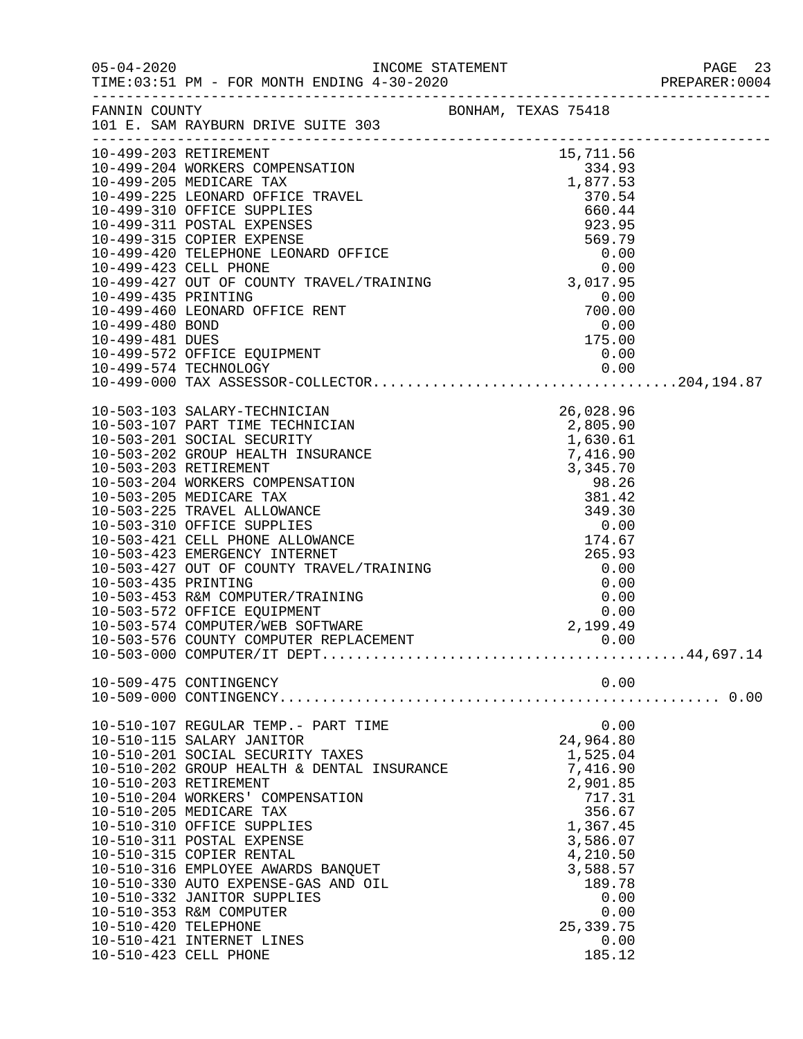05-04-2020 INCOME STATEMENT
TIME:03:51 PM - FOR MONTH ENDING 4-30-2020 PREPARER:0004

FANNIN COUNTY BONHAM, TEXAS 75418
101 E. SAM RAYBURN DRIVE SUITE 303

| Account | Description | Amount | Total |
|---|---|---|---|
| 10-499-203 | RETIREMENT | 15,711.56 | |
| 10-499-204 | WORKERS COMPENSATION | 334.93 | |
| 10-499-205 | MEDICARE TAX | 1,877.53 | |
| 10-499-225 | LEONARD OFFICE TRAVEL | 370.54 | |
| 10-499-310 | OFFICE SUPPLIES | 660.44 | |
| 10-499-311 | POSTAL EXPENSES | 923.95 | |
| 10-499-315 | COPIER EXPENSE | 569.79 | |
| 10-499-420 | TELEPHONE LEONARD OFFICE | 0.00 | |
| 10-499-423 | CELL PHONE | 0.00 | |
| 10-499-427 | OUT OF COUNTY TRAVEL/TRAINING | 3,017.95 | |
| 10-499-435 | PRINTING | 0.00 | |
| 10-499-460 | LEONARD OFFICE RENT | 700.00 | |
| 10-499-480 | BOND | 0.00 | |
| 10-499-481 | DUES | 175.00 | |
| 10-499-572 | OFFICE EQUIPMENT | 0.00 | |
| 10-499-574 | TECHNOLOGY | 0.00 | |
| 10-499-000 | TAX ASSESSOR-COLLECTOR | | 204,194.87 |
| 10-503-103 | SALARY-TECHNICIAN | 26,028.96 | |
| 10-503-107 | PART TIME TECHNICIAN | 2,805.90 | |
| 10-503-201 | SOCIAL SECURITY | 1,630.61 | |
| 10-503-202 | GROUP HEALTH INSURANCE | 7,416.90 | |
| 10-503-203 | RETIREMENT | 3,345.70 | |
| 10-503-204 | WORKERS COMPENSATION | 98.26 | |
| 10-503-205 | MEDICARE TAX | 381.42 | |
| 10-503-225 | TRAVEL ALLOWANCE | 349.30 | |
| 10-503-310 | OFFICE SUPPLIES | 0.00 | |
| 10-503-421 | CELL PHONE ALLOWANCE | 174.67 | |
| 10-503-423 | EMERGENCY INTERNET | 265.93 | |
| 10-503-427 | OUT OF COUNTY TRAVEL/TRAINING | 0.00 | |
| 10-503-435 | PRINTING | 0.00 | |
| 10-503-453 | R&M COMPUTER/TRAINING | 0.00 | |
| 10-503-572 | OFFICE EQUIPMENT | 0.00 | |
| 10-503-574 | COMPUTER/WEB SOFTWARE | 2,199.49 | |
| 10-503-576 | COUNTY COMPUTER REPLACEMENT | 0.00 | |
| 10-503-000 | COMPUTER/IT DEPT | | 44,697.14 |
| 10-509-475 | CONTINGENCY | 0.00 | |
| 10-509-000 | CONTINGENCY | | 0.00 |
| 10-510-107 | REGULAR TEMP.- PART TIME | 0.00 | |
| 10-510-115 | SALARY JANITOR | 24,964.80 | |
| 10-510-201 | SOCIAL SECURITY TAXES | 1,525.04 | |
| 10-510-202 | GROUP HEALTH & DENTAL INSURANCE | 7,416.90 | |
| 10-510-203 | RETIREMENT | 2,901.85 | |
| 10-510-204 | WORKERS' COMPENSATION | 717.31 | |
| 10-510-205 | MEDICARE TAX | 356.67 | |
| 10-510-310 | OFFICE SUPPLIES | 1,367.45 | |
| 10-510-311 | POSTAL EXPENSE | 3,586.07 | |
| 10-510-315 | COPIER RENTAL | 4,210.50 | |
| 10-510-316 | EMPLOYEE AWARDS BANQUET | 3,588.57 | |
| 10-510-330 | AUTO EXPENSE-GAS AND OIL | 189.78 | |
| 10-510-332 | JANITOR SUPPLIES | 0.00 | |
| 10-510-353 | R&M COMPUTER | 0.00 | |
| 10-510-420 | TELEPHONE | 25,339.75 | |
| 10-510-421 | INTERNET LINES | 0.00 | |
| 10-510-423 | CELL PHONE | 185.12 | |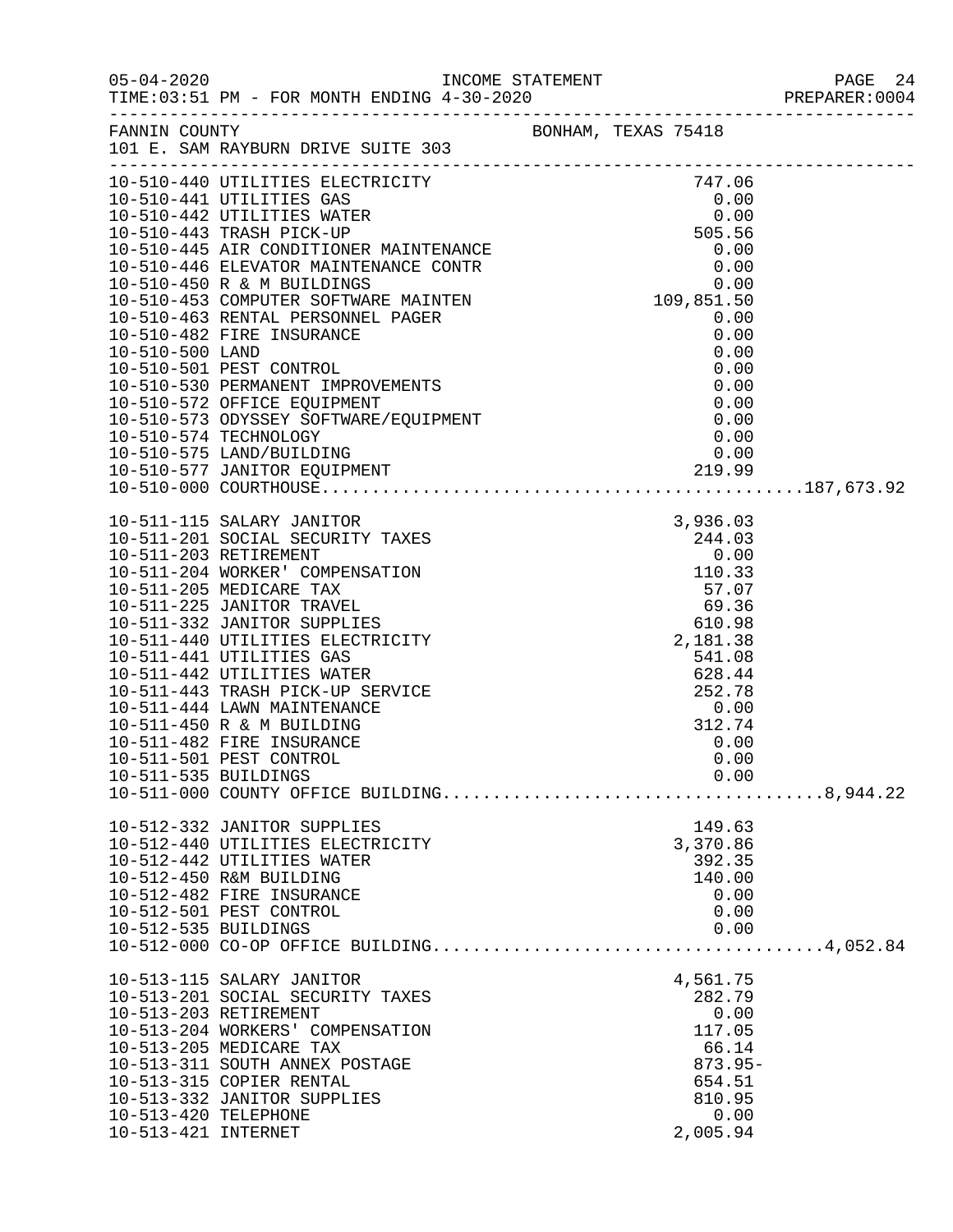05-04-2020 INCOME STATEMENT
TIME:03:51 PM - FOR MONTH ENDING 4-30-2020

FANNIN COUNTY BONHAM, TEXAS 75418
101 E. SAM RAYBURN DRIVE SUITE 303

| Account | Description | Amount | Total |
|---|---|---|---|
| 10-510-440 | UTILITIES ELECTRICITY | 747.06 | |
| 10-510-441 | UTILITIES GAS | 0.00 | |
| 10-510-442 | UTILITIES WATER | 0.00 | |
| 10-510-443 | TRASH PICK-UP | 505.56 | |
| 10-510-445 | AIR CONDITIONER MAINTENANCE | 0.00 | |
| 10-510-446 | ELEVATOR MAINTENANCE CONTR | 0.00 | |
| 10-510-450 | R & M BUILDINGS | 0.00 | |
| 10-510-453 | COMPUTER SOFTWARE MAINTEN | 109,851.50 | |
| 10-510-463 | RENTAL PERSONNEL PAGER | 0.00 | |
| 10-510-482 | FIRE INSURANCE | 0.00 | |
| 10-510-500 | LAND | 0.00 | |
| 10-510-501 | PEST CONTROL | 0.00 | |
| 10-510-530 | PERMANENT IMPROVEMENTS | 0.00 | |
| 10-510-572 | OFFICE EQUIPMENT | 0.00 | |
| 10-510-573 | ODYSSEY SOFTWARE/EQUIPMENT | 0.00 | |
| 10-510-574 | TECHNOLOGY | 0.00 | |
| 10-510-575 | LAND/BUILDING | 0.00 | |
| 10-510-577 | JANITOR EQUIPMENT | 219.99 | |
| 10-510-000 | COURTHOUSE | | 187,673.92 |
| 10-511-115 | SALARY JANITOR | 3,936.03 | |
| 10-511-201 | SOCIAL SECURITY TAXES | 244.03 | |
| 10-511-203 | RETIREMENT | 0.00 | |
| 10-511-204 | WORKER' COMPENSATION | 110.33 | |
| 10-511-205 | MEDICARE TAX | 57.07 | |
| 10-511-225 | JANITOR TRAVEL | 69.36 | |
| 10-511-332 | JANITOR SUPPLIES | 610.98 | |
| 10-511-440 | UTILITIES ELECTRICITY | 2,181.38 | |
| 10-511-441 | UTILITIES GAS | 541.08 | |
| 10-511-442 | UTILITIES WATER | 628.44 | |
| 10-511-443 | TRASH PICK-UP SERVICE | 252.78 | |
| 10-511-444 | LAWN MAINTENANCE | 0.00 | |
| 10-511-450 | R & M BUILDING | 312.74 | |
| 10-511-482 | FIRE INSURANCE | 0.00 | |
| 10-511-501 | PEST CONTROL | 0.00 | |
| 10-511-535 | BUILDINGS | 0.00 | |
| 10-511-000 | COUNTY OFFICE BUILDING | | 8,944.22 |
| 10-512-332 | JANITOR SUPPLIES | 149.63 | |
| 10-512-440 | UTILITIES ELECTRICITY | 3,370.86 | |
| 10-512-442 | UTILITIES WATER | 392.35 | |
| 10-512-450 | R&M BUILDING | 140.00 | |
| 10-512-482 | FIRE INSURANCE | 0.00 | |
| 10-512-501 | PEST CONTROL | 0.00 | |
| 10-512-535 | BUILDINGS | 0.00 | |
| 10-512-000 | CO-OP OFFICE BUILDING | | 4,052.84 |
| 10-513-115 | SALARY JANITOR | 4,561.75 | |
| 10-513-201 | SOCIAL SECURITY TAXES | 282.79 | |
| 10-513-203 | RETIREMENT | 0.00 | |
| 10-513-204 | WORKERS' COMPENSATION | 117.05 | |
| 10-513-205 | MEDICARE TAX | 66.14 | |
| 10-513-311 | SOUTH ANNEX POSTAGE | 873.95- | |
| 10-513-315 | COPIER RENTAL | 654.51 | |
| 10-513-332 | JANITOR SUPPLIES | 810.95 | |
| 10-513-420 | TELEPHONE | 0.00 | |
| 10-513-421 | INTERNET | 2,005.94 | |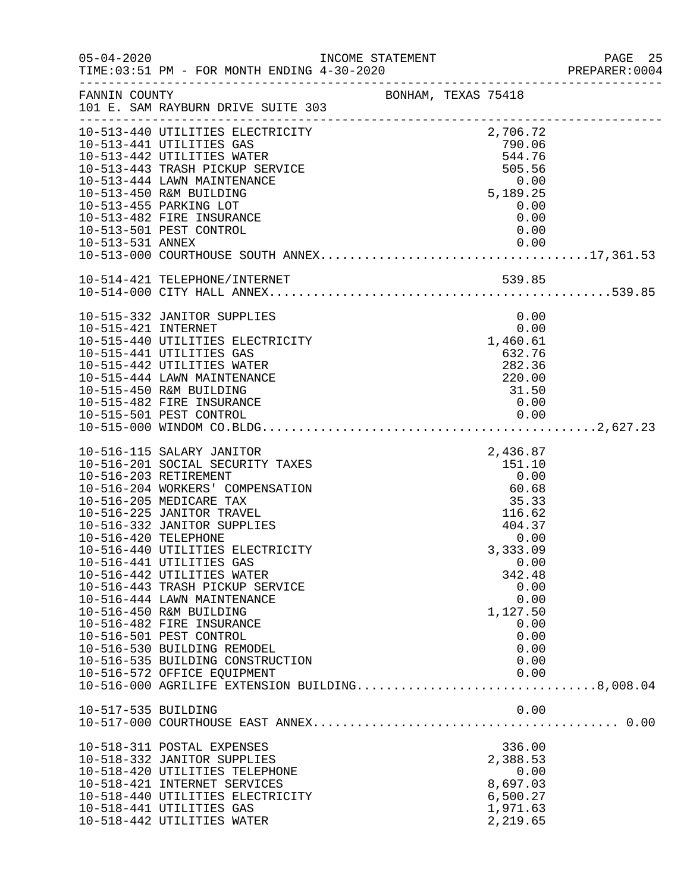FANNIN COUNTY BONHAM, TEXAS 75418
101 E. SAM RAYBURN DRIVE SUITE 303

INCOME STATEMENT — FOR MONTH ENDING 4-30-2020

| Account | Description | Amount | Total |
|---|---|---|---|
| 10-513-440 | UTILITIES ELECTRICITY | 2,706.72 | |
| 10-513-441 | UTILITIES GAS | 790.06 | |
| 10-513-442 | UTILITIES WATER | 544.76 | |
| 10-513-443 | TRASH PICKUP SERVICE | 505.56 | |
| 10-513-444 | LAWN MAINTENANCE | 0.00 | |
| 10-513-450 | R&M BUILDING | 5,189.25 | |
| 10-513-455 | PARKING LOT | 0.00 | |
| 10-513-482 | FIRE INSURANCE | 0.00 | |
| 10-513-501 | PEST CONTROL | 0.00 | |
| 10-513-531 | ANNEX | 0.00 | |
| 10-513-000 | COURTHOUSE SOUTH ANNEX | | 17,361.53 |
| 10-514-421 | TELEPHONE/INTERNET | 539.85 | |
| 10-514-000 | CITY HALL ANNEX | | 539.85 |
| 10-515-332 | JANITOR SUPPLIES | 0.00 | |
| 10-515-421 | INTERNET | 0.00 | |
| 10-515-440 | UTILITIES ELECTRICITY | 1,460.61 | |
| 10-515-441 | UTILITIES GAS | 632.76 | |
| 10-515-442 | UTILITIES WATER | 282.36 | |
| 10-515-444 | LAWN MAINTENANCE | 220.00 | |
| 10-515-450 | R&M BUILDING | 31.50 | |
| 10-515-482 | FIRE INSURANCE | 0.00 | |
| 10-515-501 | PEST CONTROL | 0.00 | |
| 10-515-000 | WINDOM CO.BLDG | | 2,627.23 |
| 10-516-115 | SALARY JANITOR | 2,436.87 | |
| 10-516-201 | SOCIAL SECURITY TAXES | 151.10 | |
| 10-516-203 | RETIREMENT | 0.00 | |
| 10-516-204 | WORKERS' COMPENSATION | 60.68 | |
| 10-516-205 | MEDICARE TAX | 35.33 | |
| 10-516-225 | JANITOR TRAVEL | 116.62 | |
| 10-516-332 | JANITOR SUPPLIES | 404.37 | |
| 10-516-420 | TELEPHONE | 0.00 | |
| 10-516-440 | UTILITIES ELECTRICITY | 3,333.09 | |
| 10-516-441 | UTILITIES GAS | 0.00 | |
| 10-516-442 | UTILITIES WATER | 342.48 | |
| 10-516-443 | TRASH PICKUP SERVICE | 0.00 | |
| 10-516-444 | LAWN MAINTENANCE | 0.00 | |
| 10-516-450 | R&M BUILDING | 1,127.50 | |
| 10-516-482 | FIRE INSURANCE | 0.00 | |
| 10-516-501 | PEST CONTROL | 0.00 | |
| 10-516-530 | BUILDING REMODEL | 0.00 | |
| 10-516-535 | BUILDING CONSTRUCTION | 0.00 | |
| 10-516-572 | OFFICE EQUIPMENT | 0.00 | |
| 10-516-000 | AGRILIFE EXTENSION BUILDING | | 8,008.04 |
| 10-517-535 | BUILDING | 0.00 | |
| 10-517-000 | COURTHOUSE EAST ANNEX | | 0.00 |
| 10-518-311 | POSTAL EXPENSES | 336.00 | |
| 10-518-332 | JANITOR SUPPLIES | 2,388.53 | |
| 10-518-420 | UTILITIES TELEPHONE | 0.00 | |
| 10-518-421 | INTERNET SERVICES | 8,697.03 | |
| 10-518-440 | UTILITIES ELECTRICITY | 6,500.27 | |
| 10-518-441 | UTILITIES GAS | 1,971.63 | |
| 10-518-442 | UTILITIES WATER | 2,219.65 | |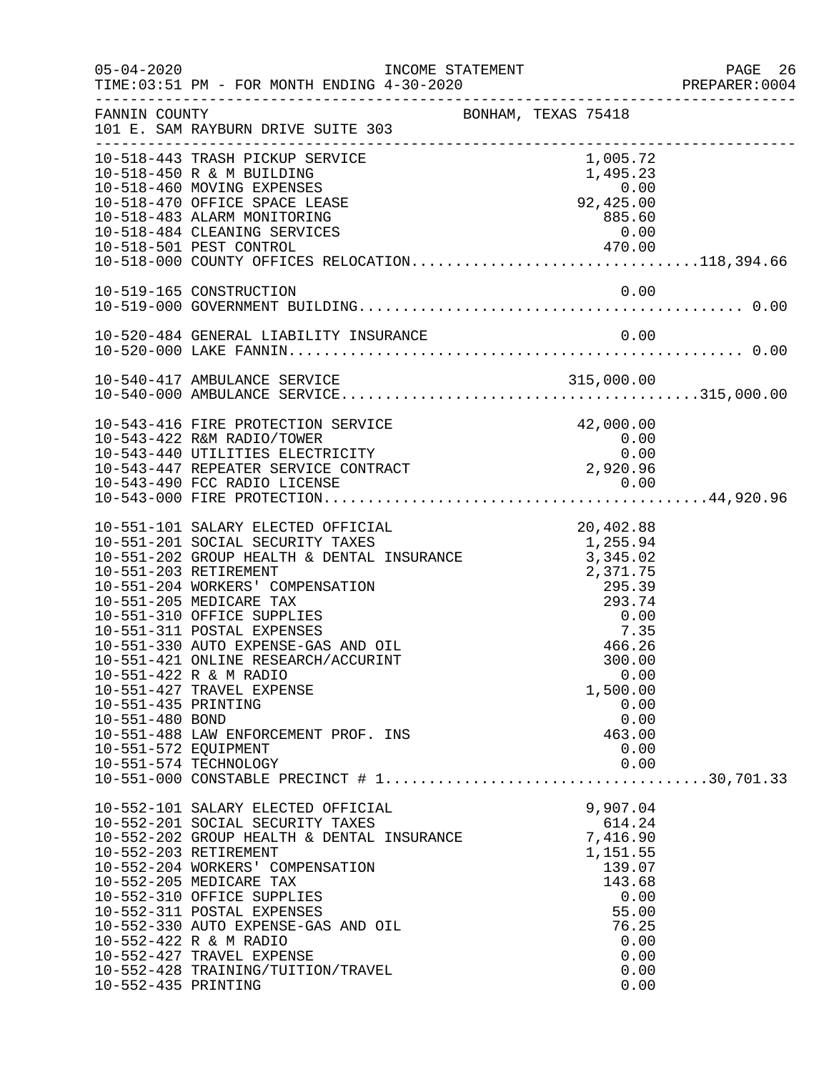FANNIN COUNTY — BONHAM, TEXAS 75418
101 E. SAM RAYBURN DRIVE SUITE 303

INCOME STATEMENT
TIME:03:51 PM - FOR MONTH ENDING 4-30-2020

| Account | Description | Amount | Total |
|---|---|---|---|
| 10-518-443 | TRASH PICKUP SERVICE | 1,005.72 | |
| 10-518-450 | R & M BUILDING | 1,495.23 | |
| 10-518-460 | MOVING EXPENSES | 0.00 | |
| 10-518-470 | OFFICE SPACE LEASE | 92,425.00 | |
| 10-518-483 | ALARM MONITORING | 885.60 | |
| 10-518-484 | CLEANING SERVICES | 0.00 | |
| 10-518-501 | PEST CONTROL | 470.00 | |
| 10-518-000 | COUNTY OFFICES RELOCATION | | 118,394.66 |
| 10-519-165 | CONSTRUCTION | 0.00 | |
| 10-519-000 | GOVERNMENT BUILDING | | 0.00 |
| 10-520-484 | GENERAL LIABILITY INSURANCE | 0.00 | |
| 10-520-000 | LAKE FANNIN | | 0.00 |
| 10-540-417 | AMBULANCE SERVICE | 315,000.00 | |
| 10-540-000 | AMBULANCE SERVICE | | 315,000.00 |
| 10-543-416 | FIRE PROTECTION SERVICE | 42,000.00 | |
| 10-543-422 | R&M RADIO/TOWER | 0.00 | |
| 10-543-440 | UTILITIES ELECTRICITY | 0.00 | |
| 10-543-447 | REPEATER SERVICE CONTRACT | 2,920.96 | |
| 10-543-490 | FCC RADIO LICENSE | 0.00 | |
| 10-543-000 | FIRE PROTECTION | | 44,920.96 |
| 10-551-101 | SALARY ELECTED OFFICIAL | 20,402.88 | |
| 10-551-201 | SOCIAL SECURITY TAXES | 1,255.94 | |
| 10-551-202 | GROUP HEALTH & DENTAL INSURANCE | 3,345.02 | |
| 10-551-203 | RETIREMENT | 2,371.75 | |
| 10-551-204 | WORKERS' COMPENSATION | 295.39 | |
| 10-551-205 | MEDICARE TAX | 293.74 | |
| 10-551-310 | OFFICE SUPPLIES | 0.00 | |
| 10-551-311 | POSTAL EXPENSES | 7.35 | |
| 10-551-330 | AUTO EXPENSE-GAS AND OIL | 466.26 | |
| 10-551-421 | ONLINE RESEARCH/ACCURINT | 300.00 | |
| 10-551-422 | R & M RADIO | 0.00 | |
| 10-551-427 | TRAVEL EXPENSE | 1,500.00 | |
| 10-551-435 | PRINTING | 0.00 | |
| 10-551-480 | BOND | 0.00 | |
| 10-551-488 | LAW ENFORCEMENT PROF. INS | 463.00 | |
| 10-551-572 | EQUIPMENT | 0.00 | |
| 10-551-574 | TECHNOLOGY | 0.00 | |
| 10-551-000 | CONSTABLE PRECINCT # 1 | | 30,701.33 |
| 10-552-101 | SALARY ELECTED OFFICIAL | 9,907.04 | |
| 10-552-201 | SOCIAL SECURITY TAXES | 614.24 | |
| 10-552-202 | GROUP HEALTH & DENTAL INSURANCE | 7,416.90 | |
| 10-552-203 | RETIREMENT | 1,151.55 | |
| 10-552-204 | WORKERS' COMPENSATION | 139.07 | |
| 10-552-205 | MEDICARE TAX | 143.68 | |
| 10-552-310 | OFFICE SUPPLIES | 0.00 | |
| 10-552-311 | POSTAL EXPENSES | 55.00 | |
| 10-552-330 | AUTO EXPENSE-GAS AND OIL | 76.25 | |
| 10-552-422 | R & M RADIO | 0.00 | |
| 10-552-427 | TRAVEL EXPENSE | 0.00 | |
| 10-552-428 | TRAINING/TUITION/TRAVEL | 0.00 | |
| 10-552-435 | PRINTING | 0.00 | |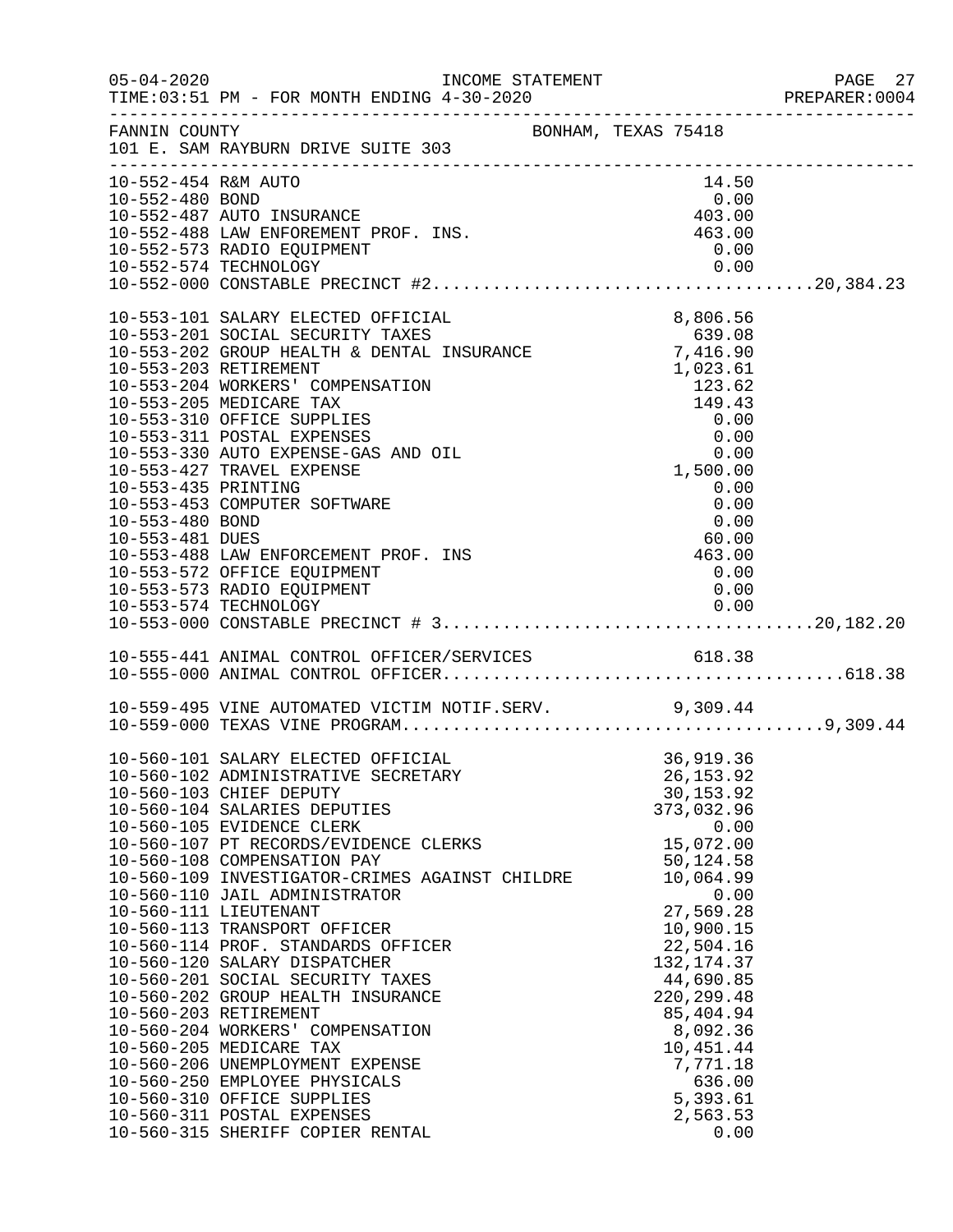FANNIN COUNTY  BONHAM, TEXAS 75418
101 E. SAM RAYBURN DRIVE SUITE 303

INCOME STATEMENT
TIME:03:51 PM - FOR MONTH ENDING 4-30-2020

| Account | Description | Amount | Total |
|---|---|---|---|
| 10-552-454 | R&M AUTO | 14.50 | |
| 10-552-480 | BOND | 0.00 | |
| 10-552-487 | AUTO INSURANCE | 403.00 | |
| 10-552-488 | LAW ENFORCEMENT PROF. INS. | 463.00 | |
| 10-552-573 | RADIO EQUIPMENT | 0.00 | |
| 10-552-574 | TECHNOLOGY | 0.00 | |
| 10-552-000 | CONSTABLE PRECINCT #2 | | 20,384.23 |
| 10-553-101 | SALARY ELECTED OFFICIAL | 8,806.56 | |
| 10-553-201 | SOCIAL SECURITY TAXES | 639.08 | |
| 10-553-202 | GROUP HEALTH & DENTAL INSURANCE | 7,416.90 | |
| 10-553-203 | RETIREMENT | 1,023.61 | |
| 10-553-204 | WORKERS' COMPENSATION | 123.62 | |
| 10-553-205 | MEDICARE TAX | 149.43 | |
| 10-553-310 | OFFICE SUPPLIES | 0.00 | |
| 10-553-311 | POSTAL EXPENSES | 0.00 | |
| 10-553-330 | AUTO EXPENSE-GAS AND OIL | 0.00 | |
| 10-553-427 | TRAVEL EXPENSE | 1,500.00 | |
| 10-553-435 | PRINTING | 0.00 | |
| 10-553-453 | COMPUTER SOFTWARE | 0.00 | |
| 10-553-480 | BOND | 0.00 | |
| 10-553-481 | DUES | 60.00 | |
| 10-553-488 | LAW ENFORCEMENT PROF. INS | 463.00 | |
| 10-553-572 | OFFICE EQUIPMENT | 0.00 | |
| 10-553-573 | RADIO EQUIPMENT | 0.00 | |
| 10-553-574 | TECHNOLOGY | 0.00 | |
| 10-553-000 | CONSTABLE PRECINCT # 3 | | 20,182.20 |
| 10-555-441 | ANIMAL CONTROL OFFICER/SERVICES | 618.38 | |
| 10-555-000 | ANIMAL CONTROL OFFICER | | 618.38 |
| 10-559-495 | VINE AUTOMATED VICTIM NOTIF.SERV. | 9,309.44 | |
| 10-559-000 | TEXAS VINE PROGRAM | | 9,309.44 |
| 10-560-101 | SALARY ELECTED OFFICIAL | 36,919.36 | |
| 10-560-102 | ADMINISTRATIVE SECRETARY | 26,153.92 | |
| 10-560-103 | CHIEF DEPUTY | 30,153.92 | |
| 10-560-104 | SALARIES DEPUTIES | 373,032.96 | |
| 10-560-105 | EVIDENCE CLERK | 0.00 | |
| 10-560-107 | PT RECORDS/EVIDENCE CLERKS | 15,072.00 | |
| 10-560-108 | COMPENSATION PAY | 50,124.58 | |
| 10-560-109 | INVESTIGATOR-CRIMES AGAINST CHILDRE | 10,064.99 | |
| 10-560-110 | JAIL ADMINISTRATOR | 0.00 | |
| 10-560-111 | LIEUTENANT | 27,569.28 | |
| 10-560-113 | TRANSPORT OFFICER | 10,900.15 | |
| 10-560-114 | PROF. STANDARDS OFFICER | 22,504.16 | |
| 10-560-120 | SALARY DISPATCHER | 132,174.37 | |
| 10-560-201 | SOCIAL SECURITY TAXES | 44,690.85 | |
| 10-560-202 | GROUP HEALTH INSURANCE | 220,299.48 | |
| 10-560-203 | RETIREMENT | 85,404.94 | |
| 10-560-204 | WORKERS' COMPENSATION | 8,092.36 | |
| 10-560-205 | MEDICARE TAX | 10,451.44 | |
| 10-560-206 | UNEMPLOYMENT EXPENSE | 7,771.18 | |
| 10-560-250 | EMPLOYEE PHYSICALS | 636.00 | |
| 10-560-310 | OFFICE SUPPLIES | 5,393.61 | |
| 10-560-311 | POSTAL EXPENSES | 2,563.53 | |
| 10-560-315 | SHERIFF COPIER RENTAL | 0.00 | |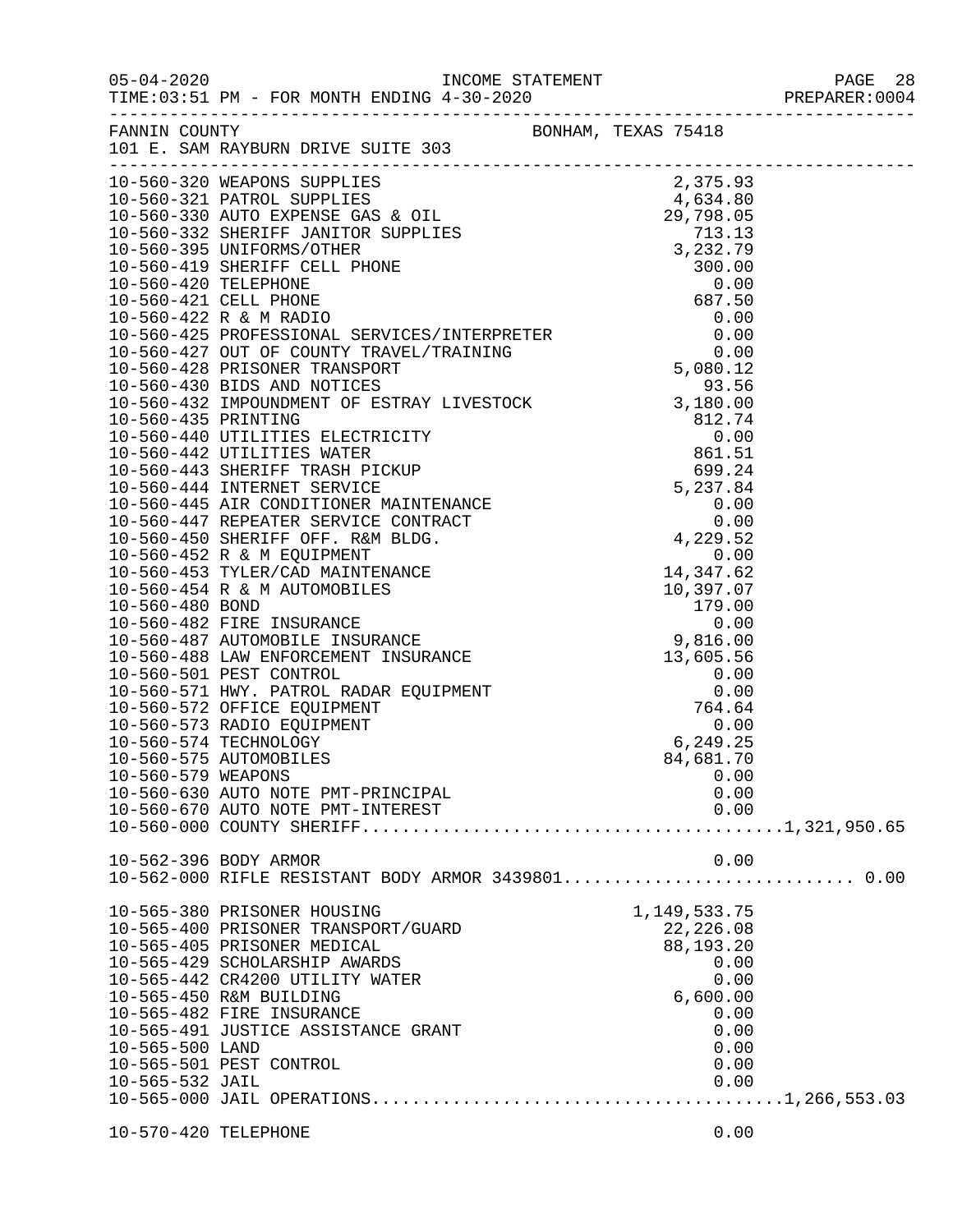FANNIN COUNTY — BONHAM, TEXAS 75418
101 E. SAM RAYBURN DRIVE SUITE 303

INCOME STATEMENT
TIME:03:51 PM - FOR MONTH ENDING 4-30-2020

| Account | Description | Amount | Total |
|---|---|---|---|
| 10-560-320 | WEAPONS SUPPLIES | 2,375.93 | |
| 10-560-321 | PATROL SUPPLIES | 4,634.80 | |
| 10-560-330 | AUTO EXPENSE GAS & OIL | 29,798.05 | |
| 10-560-332 | SHERIFF JANITOR SUPPLIES | 713.13 | |
| 10-560-395 | UNIFORMS/OTHER | 3,232.79 | |
| 10-560-419 | SHERIFF CELL PHONE | 300.00 | |
| 10-560-420 | TELEPHONE | 0.00 | |
| 10-560-421 | CELL PHONE | 687.50 | |
| 10-560-422 | R & M RADIO | 0.00 | |
| 10-560-425 | PROFESSIONAL SERVICES/INTERPRETER | 0.00 | |
| 10-560-427 | OUT OF COUNTY TRAVEL/TRAINING | 0.00 | |
| 10-560-428 | PRISONER TRANSPORT | 5,080.12 | |
| 10-560-430 | BIDS AND NOTICES | 93.56 | |
| 10-560-432 | IMPOUNDMENT OF ESTRAY LIVESTOCK | 3,180.00 | |
| 10-560-435 | PRINTING | 812.74 | |
| 10-560-440 | UTILITIES ELECTRICITY | 0.00 | |
| 10-560-442 | UTILITIES WATER | 861.51 | |
| 10-560-443 | SHERIFF TRASH PICKUP | 699.24 | |
| 10-560-444 | INTERNET SERVICE | 5,237.84 | |
| 10-560-445 | AIR CONDITIONER MAINTENANCE | 0.00 | |
| 10-560-447 | REPEATER SERVICE CONTRACT | 0.00 | |
| 10-560-450 | SHERIFF OFF. R&M BLDG. | 4,229.52 | |
| 10-560-452 | R & M EQUIPMENT | 0.00 | |
| 10-560-453 | TYLER/CAD MAINTENANCE | 14,347.62 | |
| 10-560-454 | R & M AUTOMOBILES | 10,397.07 | |
| 10-560-480 | BOND | 179.00 | |
| 10-560-482 | FIRE INSURANCE | 0.00 | |
| 10-560-487 | AUTOMOBILE INSURANCE | 9,816.00 | |
| 10-560-488 | LAW ENFORCEMENT INSURANCE | 13,605.56 | |
| 10-560-501 | PEST CONTROL | 0.00 | |
| 10-560-571 | HWY. PATROL RADAR EQUIPMENT | 0.00 | |
| 10-560-572 | OFFICE EQUIPMENT | 764.64 | |
| 10-560-573 | RADIO EQUIPMENT | 0.00 | |
| 10-560-574 | TECHNOLOGY | 6,249.25 | |
| 10-560-575 | AUTOMOBILES | 84,681.70 | |
| 10-560-579 | WEAPONS | 0.00 | |
| 10-560-630 | AUTO NOTE PMT-PRINCIPAL | 0.00 | |
| 10-560-670 | AUTO NOTE PMT-INTEREST | 0.00 | |
| 10-560-000 | COUNTY SHERIFF | | 1,321,950.65 |
| 10-562-396 | BODY ARMOR | 0.00 | |
| 10-562-000 | RIFLE RESISTANT BODY ARMOR 3439801 | | 0.00 |
| 10-565-380 | PRISONER HOUSING | 1,149,533.75 | |
| 10-565-400 | PRISONER TRANSPORT/GUARD | 22,226.08 | |
| 10-565-405 | PRISONER MEDICAL | 88,193.20 | |
| 10-565-429 | SCHOLARSHIP AWARDS | 0.00 | |
| 10-565-442 | CR4200 UTILITY WATER | 0.00 | |
| 10-565-450 | R&M BUILDING | 6,600.00 | |
| 10-565-482 | FIRE INSURANCE | 0.00 | |
| 10-565-491 | JUSTICE ASSISTANCE GRANT | 0.00 | |
| 10-565-500 | LAND | 0.00 | |
| 10-565-501 | PEST CONTROL | 0.00 | |
| 10-565-532 | JAIL | 0.00 | |
| 10-565-000 | JAIL OPERATIONS | | 1,266,553.03 |
| 10-570-420 | TELEPHONE | 0.00 | |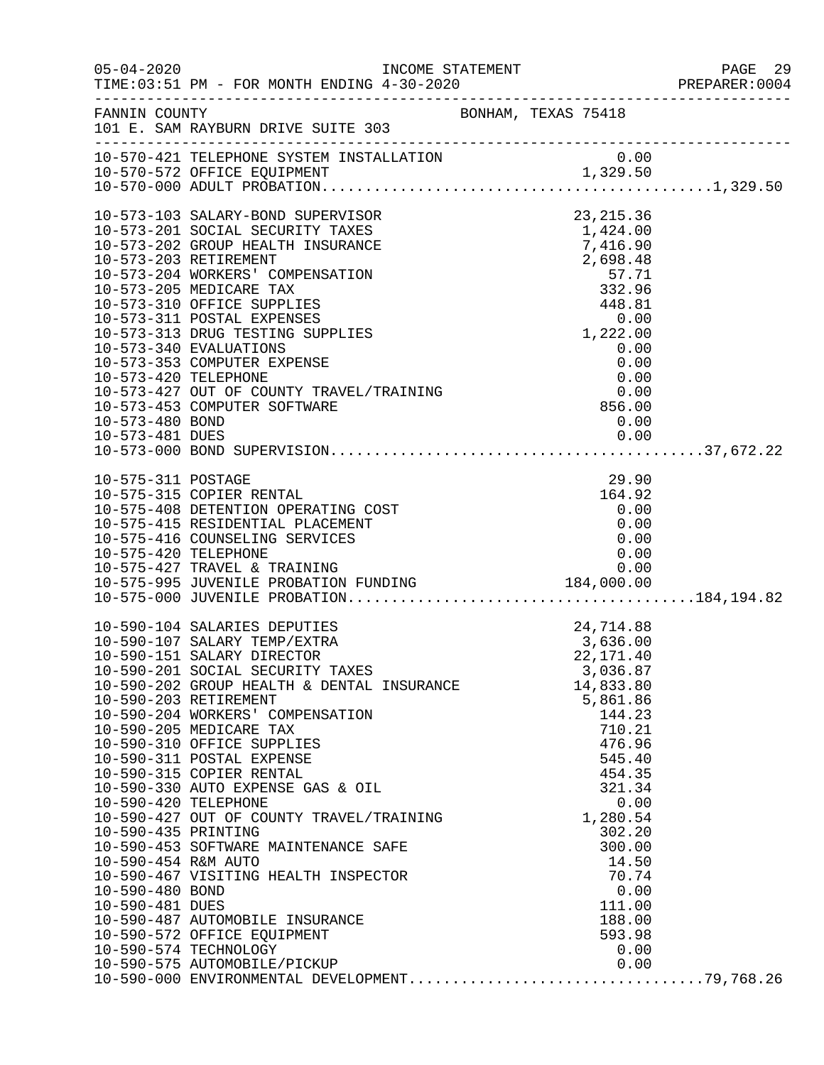05-04-2020 INCOME STATEMENT
TIME:03:51 PM - FOR MONTH ENDING 4-30-2020 PREPARER:0004

FANNIN COUNTY BONHAM, TEXAS 75418
101 E. SAM RAYBURN DRIVE SUITE 303

| Account | Description | Amount | Total |
|---|---|---|---|
| 10-570-421 | TELEPHONE SYSTEM INSTALLATION | 0.00 | |
| 10-570-572 | OFFICE EQUIPMENT | 1,329.50 | |
| 10-570-000 | ADULT PROBATION | | 1,329.50 |
| 10-573-103 | SALARY-BOND SUPERVISOR | 23,215.36 | |
| 10-573-201 | SOCIAL SECURITY TAXES | 1,424.00 | |
| 10-573-202 | GROUP HEALTH INSURANCE | 7,416.90 | |
| 10-573-203 | RETIREMENT | 2,698.48 | |
| 10-573-204 | WORKERS' COMPENSATION | 57.71 | |
| 10-573-205 | MEDICARE TAX | 332.96 | |
| 10-573-310 | OFFICE SUPPLIES | 448.81 | |
| 10-573-311 | POSTAL EXPENSES | 0.00 | |
| 10-573-313 | DRUG TESTING SUPPLIES | 1,222.00 | |
| 10-573-340 | EVALUATIONS | 0.00 | |
| 10-573-353 | COMPUTER EXPENSE | 0.00 | |
| 10-573-420 | TELEPHONE | 0.00 | |
| 10-573-427 | OUT OF COUNTY TRAVEL/TRAINING | 0.00 | |
| 10-573-453 | COMPUTER SOFTWARE | 856.00 | |
| 10-573-480 | BOND | 0.00 | |
| 10-573-481 | DUES | 0.00 | |
| 10-573-000 | BOND SUPERVISION | | 37,672.22 |
| 10-575-311 | POSTAGE | 29.90 | |
| 10-575-315 | COPIER RENTAL | 164.92 | |
| 10-575-408 | DETENTION OPERATING COST | 0.00 | |
| 10-575-415 | RESIDENTIAL PLACEMENT | 0.00 | |
| 10-575-416 | COUNSELING SERVICES | 0.00 | |
| 10-575-420 | TELEPHONE | 0.00 | |
| 10-575-427 | TRAVEL & TRAINING | 0.00 | |
| 10-575-995 | JUVENILE PROBATION FUNDING | 184,000.00 | |
| 10-575-000 | JUVENILE PROBATION | | 184,194.82 |
| 10-590-104 | SALARIES DEPUTIES | 24,714.88 | |
| 10-590-107 | SALARY TEMP/EXTRA | 3,636.00 | |
| 10-590-151 | SALARY DIRECTOR | 22,171.40 | |
| 10-590-201 | SOCIAL SECURITY TAXES | 3,036.87 | |
| 10-590-202 | GROUP HEALTH & DENTAL INSURANCE | 14,833.80 | |
| 10-590-203 | RETIREMENT | 5,861.86 | |
| 10-590-204 | WORKERS' COMPENSATION | 144.23 | |
| 10-590-205 | MEDICARE TAX | 710.21 | |
| 10-590-310 | OFFICE SUPPLIES | 476.96 | |
| 10-590-311 | POSTAL EXPENSE | 545.40 | |
| 10-590-315 | COPIER RENTAL | 454.35 | |
| 10-590-330 | AUTO EXPENSE GAS & OIL | 321.34 | |
| 10-590-420 | TELEPHONE | 0.00 | |
| 10-590-427 | OUT OF COUNTY TRAVEL/TRAINING | 1,280.54 | |
| 10-590-435 | PRINTING | 302.20 | |
| 10-590-453 | SOFTWARE MAINTENANCE SAFE | 300.00 | |
| 10-590-454 | R&M AUTO | 14.50 | |
| 10-590-467 | VISITING HEALTH INSPECTOR | 70.74 | |
| 10-590-480 | BOND | 0.00 | |
| 10-590-481 | DUES | 111.00 | |
| 10-590-487 | AUTOMOBILE INSURANCE | 188.00 | |
| 10-590-572 | OFFICE EQUIPMENT | 593.98 | |
| 10-590-574 | TECHNOLOGY | 0.00 | |
| 10-590-575 | AUTOMOBILE/PICKUP | 0.00 | |
| 10-590-000 | ENVIRONMENTAL DEVELOPMENT | | 79,768.26 |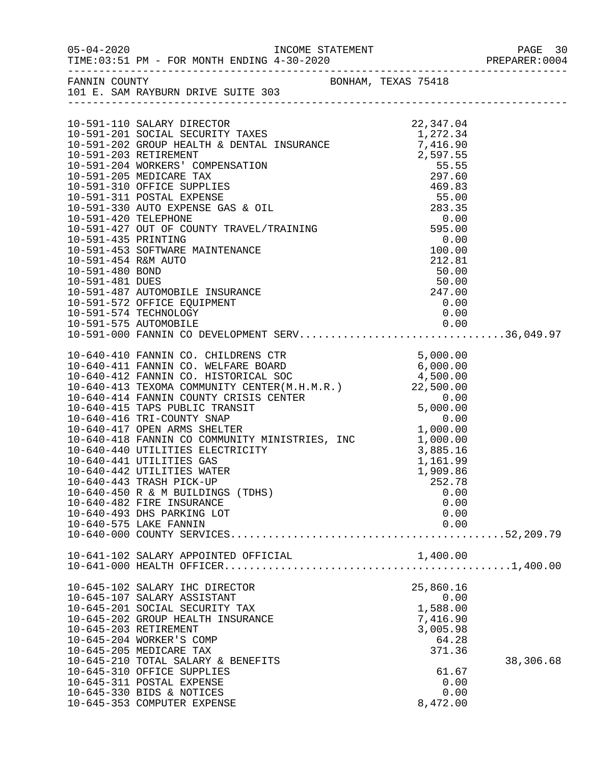INCOME STATEMENT

TIME:03:51 PM - FOR MONTH ENDING 4-30-2020

FANNIN COUNTY — BONHAM, TEXAS 75418

101 E. SAM RAYBURN DRIVE SUITE 303

| Account | Description | Amount | Total |
|---|---|---|---|
| 10-591-110 | SALARY DIRECTOR | 22,347.04 | |
| 10-591-201 | SOCIAL SECURITY TAXES | 1,272.34 | |
| 10-591-202 | GROUP HEALTH & DENTAL INSURANCE | 7,416.90 | |
| 10-591-203 | RETIREMENT | 2,597.55 | |
| 10-591-204 | WORKERS' COMPENSATION | 55.55 | |
| 10-591-205 | MEDICARE TAX | 297.60 | |
| 10-591-310 | OFFICE SUPPLIES | 469.83 | |
| 10-591-311 | POSTAL EXPENSE | 55.00 | |
| 10-591-330 | AUTO EXPENSE GAS & OIL | 283.35 | |
| 10-591-420 | TELEPHONE | 0.00 | |
| 10-591-427 | OUT OF COUNTY TRAVEL/TRAINING | 595.00 | |
| 10-591-435 | PRINTING | 0.00 | |
| 10-591-453 | SOFTWARE MAINTENANCE | 100.00 | |
| 10-591-454 | R&M AUTO | 212.81 | |
| 10-591-480 | BOND | 50.00 | |
| 10-591-481 | DUES | 50.00 | |
| 10-591-487 | AUTOMOBILE INSURANCE | 247.00 | |
| 10-591-572 | OFFICE EQUIPMENT | 0.00 | |
| 10-591-574 | TECHNOLOGY | 0.00 | |
| 10-591-575 | AUTOMOBILE | 0.00 | |
| 10-591-000 | FANNIN CO DEVELOPMENT SERV | | 36,049.97 |
| 10-640-410 | FANNIN CO. CHILDRENS CTR | 5,000.00 | |
| 10-640-411 | FANNIN CO. WELFARE BOARD | 6,000.00 | |
| 10-640-412 | FANNIN CO. HISTORICAL SOC | 4,500.00 | |
| 10-640-413 | TEXOMA COMMUNITY CENTER(M.H.M.R.) | 22,500.00 | |
| 10-640-414 | FANNIN COUNTY CRISIS CENTER | 0.00 | |
| 10-640-415 | TAPS PUBLIC TRANSIT | 5,000.00 | |
| 10-640-416 | TRI-COUNTY SNAP | 0.00 | |
| 10-640-417 | OPEN ARMS SHELTER | 1,000.00 | |
| 10-640-418 | FANNIN CO COMMUNITY MINISTRIES, INC | 1,000.00 | |
| 10-640-440 | UTILITIES ELECTRICITY | 3,885.16 | |
| 10-640-441 | UTILITIES GAS | 1,161.99 | |
| 10-640-442 | UTILITIES WATER | 1,909.86 | |
| 10-640-443 | TRASH PICK-UP | 252.78 | |
| 10-640-450 | R & M BUILDINGS (TDHS) | 0.00 | |
| 10-640-482 | FIRE INSURANCE | 0.00 | |
| 10-640-493 | DHS PARKING LOT | 0.00 | |
| 10-640-575 | LAKE FANNIN | 0.00 | |
| 10-640-000 | COUNTY SERVICES | | 52,209.79 |
| 10-641-102 | SALARY APPOINTED OFFICIAL | 1,400.00 | |
| 10-641-000 | HEALTH OFFICER | | 1,400.00 |
| 10-645-102 | SALARY IHC DIRECTOR | 25,860.16 | |
| 10-645-107 | SALARY ASSISTANT | 0.00 | |
| 10-645-201 | SOCIAL SECURITY TAX | 1,588.00 | |
| 10-645-202 | GROUP HEALTH INSURANCE | 7,416.90 | |
| 10-645-203 | RETIREMENT | 3,005.98 | |
| 10-645-204 | WORKER'S COMP | 64.28 | |
| 10-645-205 | MEDICARE TAX | 371.36 | |
| 10-645-210 | TOTAL SALARY & BENEFITS | | 38,306.68 |
| 10-645-310 | OFFICE SUPPLIES | 61.67 | |
| 10-645-311 | POSTAL EXPENSE | 0.00 | |
| 10-645-330 | BIDS & NOTICES | 0.00 | |
| 10-645-353 | COMPUTER EXPENSE | 8,472.00 | |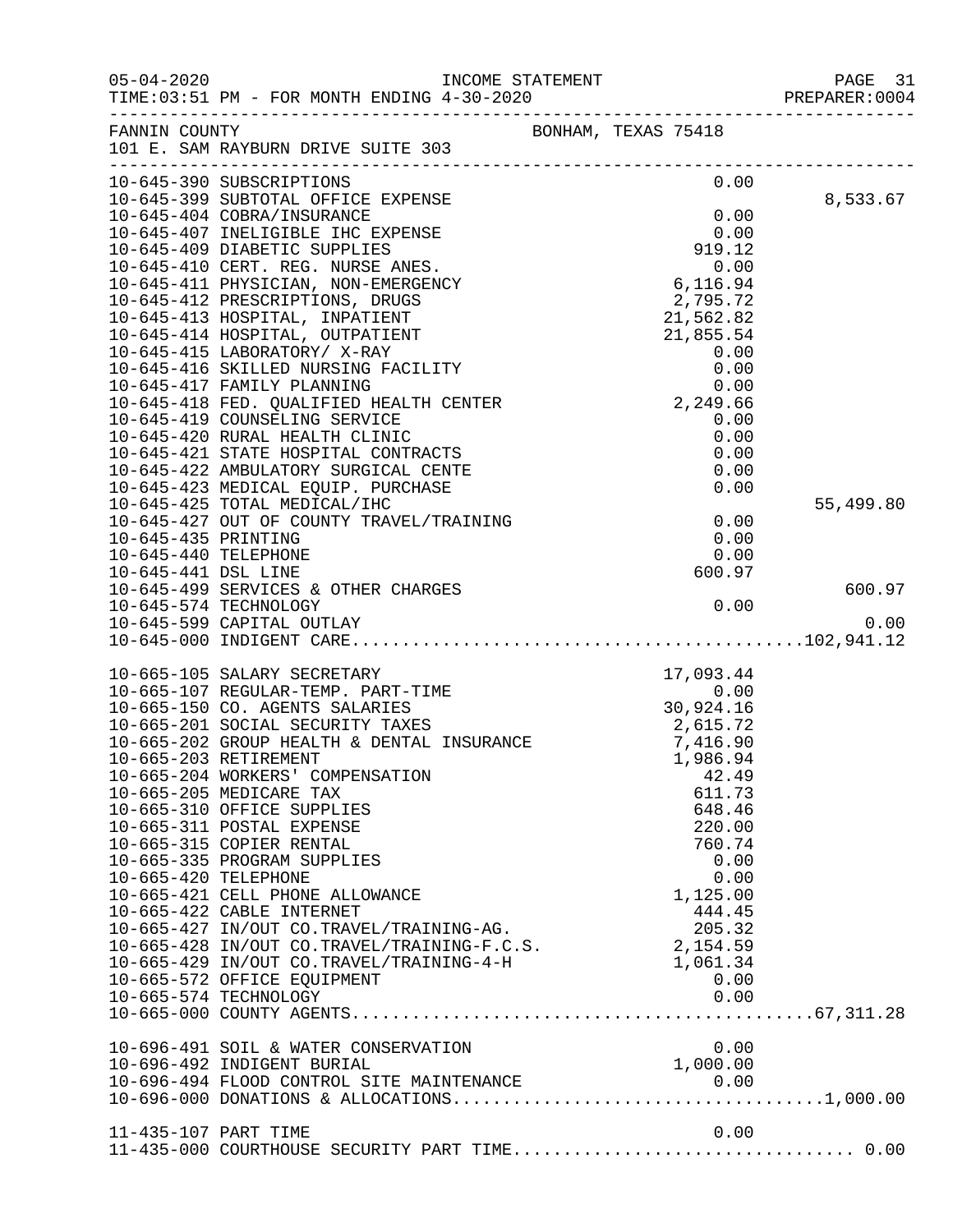FANNIN COUNTY BONHAM, TEXAS 75418
101 E. SAM RAYBURN DRIVE SUITE 303

INCOME STATEMENT — FOR MONTH ENDING 4-30-2020

| Account | Description | Amount | Subtotal |
|---|---|---|---|
| 10-645-390 | SUBSCRIPTIONS | 0.00 | |
| 10-645-399 | SUBTOTAL OFFICE EXPENSE | | 8,533.67 |
| 10-645-404 | COBRA/INSURANCE | 0.00 | |
| 10-645-407 | INELIGIBLE IHC EXPENSE | 0.00 | |
| 10-645-409 | DIABETIC SUPPLIES | 919.12 | |
| 10-645-410 | CERT. REG. NURSE ANES. | 0.00 | |
| 10-645-411 | PHYSICIAN, NON-EMERGENCY | 6,116.94 | |
| 10-645-412 | PRESCRIPTIONS, DRUGS | 2,795.72 | |
| 10-645-413 | HOSPITAL, INPATIENT | 21,562.82 | |
| 10-645-414 | HOSPITAL, OUTPATIENT | 21,855.54 | |
| 10-645-415 | LABORATORY/ X-RAY | 0.00 | |
| 10-645-416 | SKILLED NURSING FACILITY | 0.00 | |
| 10-645-417 | FAMILY PLANNING | 0.00 | |
| 10-645-418 | FED. QUALIFIED HEALTH CENTER | 2,249.66 | |
| 10-645-419 | COUNSELING SERVICE | 0.00 | |
| 10-645-420 | RURAL HEALTH CLINIC | 0.00 | |
| 10-645-421 | STATE HOSPITAL CONTRACTS | 0.00 | |
| 10-645-422 | AMBULATORY SURGICAL CENTE | 0.00 | |
| 10-645-423 | MEDICAL EQUIP. PURCHASE | 0.00 | |
| 10-645-425 | TOTAL MEDICAL/IHC | | 55,499.80 |
| 10-645-427 | OUT OF COUNTY TRAVEL/TRAINING | 0.00 | |
| 10-645-435 | PRINTING | 0.00 | |
| 10-645-440 | TELEPHONE | 0.00 | |
| 10-645-441 | DSL LINE | 600.97 | |
| 10-645-499 | SERVICES & OTHER CHARGES | | 600.97 |
| 10-645-574 | TECHNOLOGY | 0.00 | |
| 10-645-599 | CAPITAL OUTLAY | | 0.00 |
| 10-645-000 | INDIGENT CARE | | 102,941.12 |
| 10-665-105 | SALARY SECRETARY | 17,093.44 | |
| 10-665-107 | REGULAR-TEMP. PART-TIME | 0.00 | |
| 10-665-150 | CO. AGENTS SALARIES | 30,924.16 | |
| 10-665-201 | SOCIAL SECURITY TAXES | 2,615.72 | |
| 10-665-202 | GROUP HEALTH & DENTAL INSURANCE | 7,416.90 | |
| 10-665-203 | RETIREMENT | 1,986.94 | |
| 10-665-204 | WORKERS' COMPENSATION | 42.49 | |
| 10-665-205 | MEDICARE TAX | 611.73 | |
| 10-665-310 | OFFICE SUPPLIES | 648.46 | |
| 10-665-311 | POSTAL EXPENSE | 220.00 | |
| 10-665-315 | COPIER RENTAL | 760.74 | |
| 10-665-335 | PROGRAM SUPPLIES | 0.00 | |
| 10-665-420 | TELEPHONE | 0.00 | |
| 10-665-421 | CELL PHONE ALLOWANCE | 1,125.00 | |
| 10-665-422 | CABLE INTERNET | 444.45 | |
| 10-665-427 | IN/OUT CO.TRAVEL/TRAINING-AG. | 205.32 | |
| 10-665-428 | IN/OUT CO.TRAVEL/TRAINING-F.C.S. | 2,154.59 | |
| 10-665-429 | IN/OUT CO.TRAVEL/TRAINING-4-H | 1,061.34 | |
| 10-665-572 | OFFICE EQUIPMENT | 0.00 | |
| 10-665-574 | TECHNOLOGY | 0.00 | |
| 10-665-000 | COUNTY AGENTS | | 67,311.28 |
| 10-696-491 | SOIL & WATER CONSERVATION | 0.00 | |
| 10-696-492 | INDIGENT BURIAL | 1,000.00 | |
| 10-696-494 | FLOOD CONTROL SITE MAINTENANCE | 0.00 | |
| 10-696-000 | DONATIONS & ALLOCATIONS | | 1,000.00 |
| 11-435-107 | PART TIME | 0.00 | |
| 11-435-000 | COURTHOUSE SECURITY PART TIME | | 0.00 |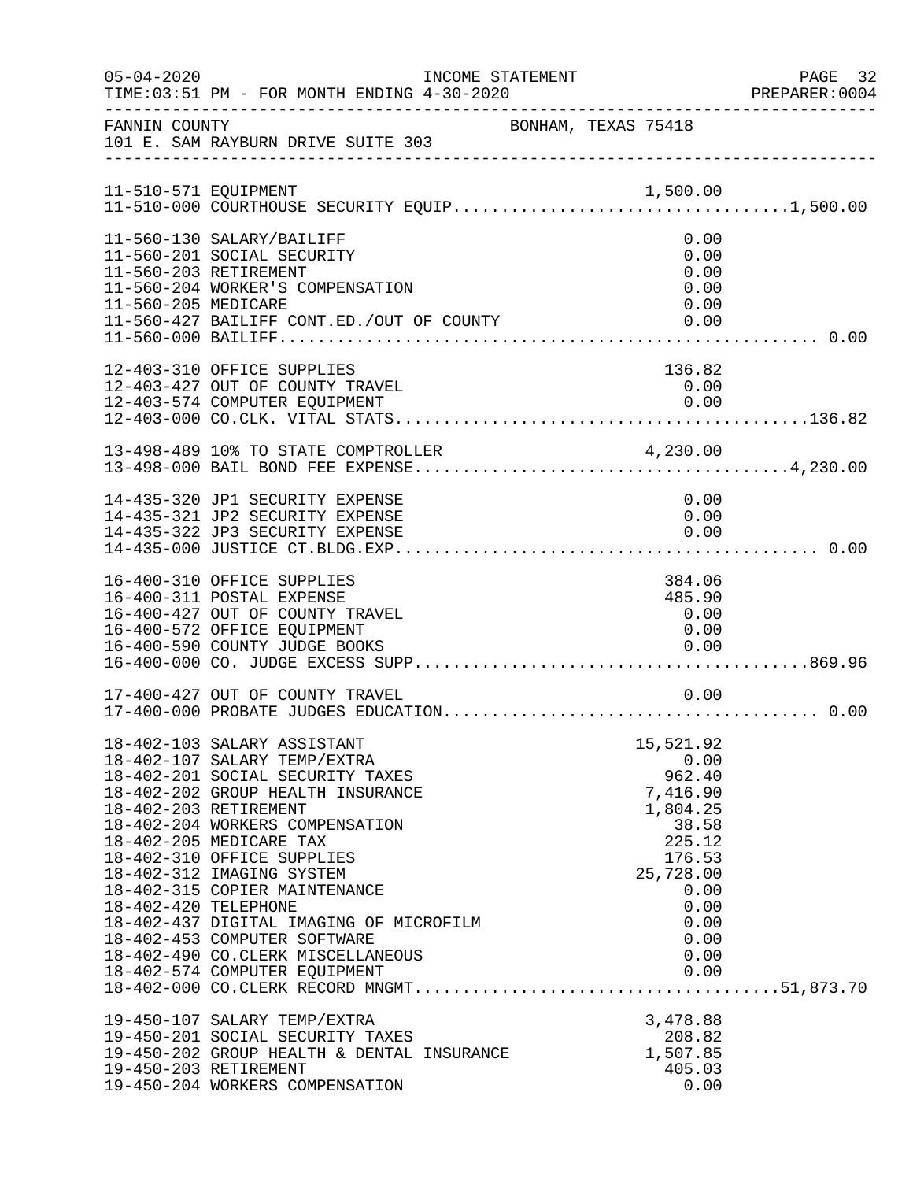FANNIN COUNTY BONHAM, TEXAS 75418
101 E. SAM RAYBURN DRIVE SUITE 303

| Account | Description | Amount | Total |
|---|---|---|---|
| 11-510-571 | EQUIPMENT | 1,500.00 | |
| 11-510-000 | COURTHOUSE SECURITY EQUIP | | 1,500.00 |
| 11-560-130 | SALARY/BAILIFF | 0.00 | |
| 11-560-201 | SOCIAL SECURITY | 0.00 | |
| 11-560-203 | RETIREMENT | 0.00 | |
| 11-560-204 | WORKER'S COMPENSATION | 0.00 | |
| 11-560-205 | MEDICARE | 0.00 | |
| 11-560-427 | BAILIFF CONT.ED./OUT OF COUNTY | 0.00 | |
| 11-560-000 | BAILIFF | | 0.00 |
| 12-403-310 | OFFICE SUPPLIES | 136.82 | |
| 12-403-427 | OUT OF COUNTY TRAVEL | 0.00 | |
| 12-403-574 | COMPUTER EQUIPMENT | 0.00 | |
| 12-403-000 | CO.CLK. VITAL STATS | | 136.82 |
| 13-498-489 | 10% TO STATE COMPTROLLER | 4,230.00 | |
| 13-498-000 | BAIL BOND FEE EXPENSE | | 4,230.00 |
| 14-435-320 | JP1 SECURITY EXPENSE | 0.00 | |
| 14-435-321 | JP2 SECURITY EXPENSE | 0.00 | |
| 14-435-322 | JP3 SECURITY EXPENSE | 0.00 | |
| 14-435-000 | JUSTICE CT.BLDG.EXP. | | 0.00 |
| 16-400-310 | OFFICE SUPPLIES | 384.06 | |
| 16-400-311 | POSTAL EXPENSE | 485.90 | |
| 16-400-427 | OUT OF COUNTY TRAVEL | 0.00 | |
| 16-400-572 | OFFICE EQUIPMENT | 0.00 | |
| 16-400-590 | COUNTY JUDGE BOOKS | 0.00 | |
| 16-400-000 | CO. JUDGE EXCESS SUPP | | 869.96 |
| 17-400-427 | OUT OF COUNTY TRAVEL | 0.00 | |
| 17-400-000 | PROBATE JUDGES EDUCATION | | 0.00 |
| 18-402-103 | SALARY ASSISTANT | 15,521.92 | |
| 18-402-107 | SALARY TEMP/EXTRA | 0.00 | |
| 18-402-201 | SOCIAL SECURITY TAXES | 962.40 | |
| 18-402-202 | GROUP HEALTH INSURANCE | 7,416.90 | |
| 18-402-203 | RETIREMENT | 1,804.25 | |
| 18-402-204 | WORKERS COMPENSATION | 38.58 | |
| 18-402-205 | MEDICARE TAX | 225.12 | |
| 18-402-310 | OFFICE SUPPLIES | 176.53 | |
| 18-402-312 | IMAGING SYSTEM | 25,728.00 | |
| 18-402-315 | COPIER MAINTENANCE | 0.00 | |
| 18-402-420 | TELEPHONE | 0.00 | |
| 18-402-437 | DIGITAL IMAGING OF MICROFILM | 0.00 | |
| 18-402-453 | COMPUTER SOFTWARE | 0.00 | |
| 18-402-490 | CO.CLERK MISCELLANEOUS | 0.00 | |
| 18-402-574 | COMPUTER EQUIPMENT | 0.00 | |
| 18-402-000 | CO.CLERK RECORD MNGMT | | 51,873.70 |
| 19-450-107 | SALARY TEMP/EXTRA | 3,478.88 | |
| 19-450-201 | SOCIAL SECURITY TAXES | 208.82 | |
| 19-450-202 | GROUP HEALTH & DENTAL INSURANCE | 1,507.85 | |
| 19-450-203 | RETIREMENT | 405.03 | |
| 19-450-204 | WORKERS COMPENSATION | 0.00 | |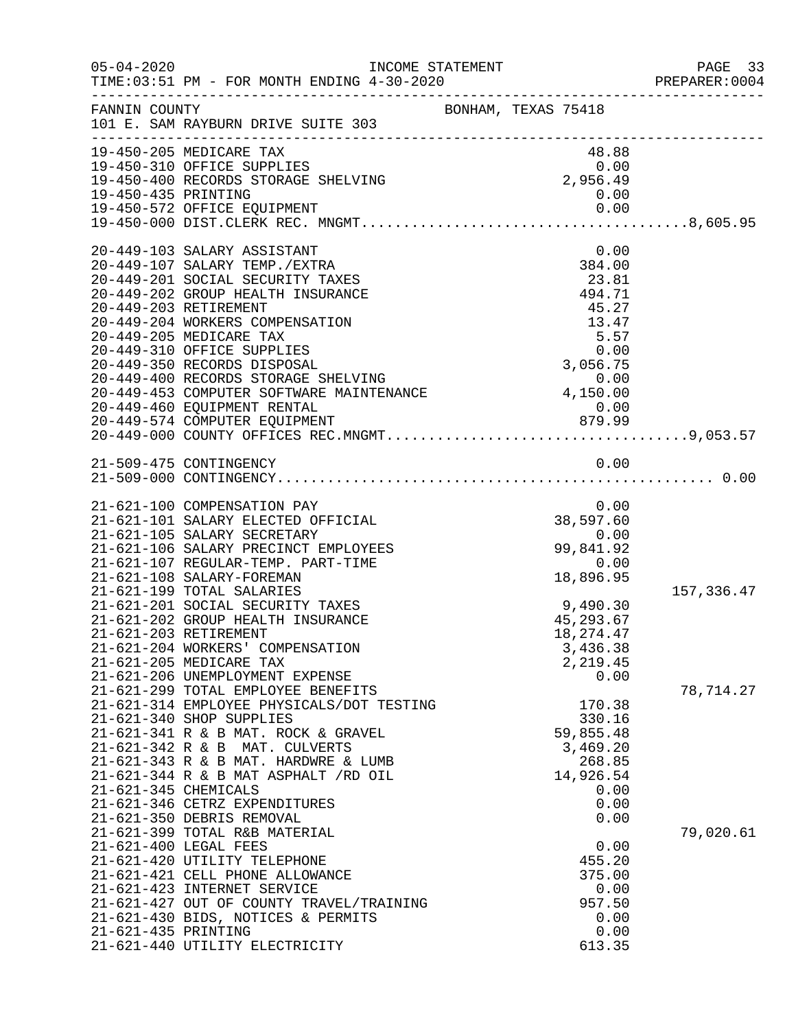FANNIN COUNTY    BONHAM, TEXAS 75418
101 E. SAM RAYBURN DRIVE SUITE 303

| Account | Description | Amount | Total |
|---|---|---|---|
| 19-450-205 | MEDICARE TAX | 48.88 | |
| 19-450-310 | OFFICE SUPPLIES | 0.00 | |
| 19-450-400 | RECORDS STORAGE SHELVING | 2,956.49 | |
| 19-450-435 | PRINTING | 0.00 | |
| 19-450-572 | OFFICE EQUIPMENT | 0.00 | |
| 19-450-000 | DIST.CLERK REC. MNGMT. | | 8,605.95 |
| 20-449-103 | SALARY ASSISTANT | 0.00 | |
| 20-449-107 | SALARY TEMP./EXTRA | 384.00 | |
| 20-449-201 | SOCIAL SECURITY TAXES | 23.81 | |
| 20-449-202 | GROUP HEALTH INSURANCE | 494.71 | |
| 20-449-203 | RETIREMENT | 45.27 | |
| 20-449-204 | WORKERS COMPENSATION | 13.47 | |
| 20-449-205 | MEDICARE TAX | 5.57 | |
| 20-449-310 | OFFICE SUPPLIES | 0.00 | |
| 20-449-350 | RECORDS DISPOSAL | 3,056.75 | |
| 20-449-400 | RECORDS STORAGE SHELVING | 0.00 | |
| 20-449-453 | COMPUTER SOFTWARE MAINTENANCE | 4,150.00 | |
| 20-449-460 | EQUIPMENT RENTAL | 0.00 | |
| 20-449-574 | COMPUTER EQUIPMENT | 879.99 | |
| 20-449-000 | COUNTY OFFICES REC.MNGMT. | | 9,053.57 |
| 21-509-475 | CONTINGENCY | 0.00 | |
| 21-509-000 | CONTINGENCY | | 0.00 |
| 21-621-100 | COMPENSATION PAY | 0.00 | |
| 21-621-101 | SALARY ELECTED OFFICIAL | 38,597.60 | |
| 21-621-105 | SALARY SECRETARY | 0.00 | |
| 21-621-106 | SALARY PRECINCT EMPLOYEES | 99,841.92 | |
| 21-621-107 | REGULAR-TEMP. PART-TIME | 0.00 | |
| 21-621-108 | SALARY-FOREMAN | 18,896.95 | |
| 21-621-199 | TOTAL SALARIES | | 157,336.47 |
| 21-621-201 | SOCIAL SECURITY TAXES | 9,490.30 | |
| 21-621-202 | GROUP HEALTH INSURANCE | 45,293.67 | |
| 21-621-203 | RETIREMENT | 18,274.47 | |
| 21-621-204 | WORKERS' COMPENSATION | 3,436.38 | |
| 21-621-205 | MEDICARE TAX | 2,219.45 | |
| 21-621-206 | UNEMPLOYMENT EXPENSE | 0.00 | |
| 21-621-299 | TOTAL EMPLOYEE BENEFITS | | 78,714.27 |
| 21-621-314 | EMPLOYEE PHYSICALS/DOT TESTING | 170.38 | |
| 21-621-340 | SHOP SUPPLIES | 330.16 | |
| 21-621-341 | R & B MAT. ROCK & GRAVEL | 59,855.48 | |
| 21-621-342 | R & B MAT. CULVERTS | 3,469.20 | |
| 21-621-343 | R & B MAT. HARDWRE & LUMB | 268.85 | |
| 21-621-344 | R & B MAT ASPHALT /RD OIL | 14,926.54 | |
| 21-621-345 | CHEMICALS | 0.00 | |
| 21-621-346 | CETRZ EXPENDITURES | 0.00 | |
| 21-621-350 | DEBRIS REMOVAL | 0.00 | |
| 21-621-399 | TOTAL R&B MATERIAL | | 79,020.61 |
| 21-621-400 | LEGAL FEES | 0.00 | |
| 21-621-420 | UTILITY TELEPHONE | 455.20 | |
| 21-621-421 | CELL PHONE ALLOWANCE | 375.00 | |
| 21-621-423 | INTERNET SERVICE | 0.00 | |
| 21-621-427 | OUT OF COUNTY TRAVEL/TRAINING | 957.50 | |
| 21-621-430 | BIDS, NOTICES & PERMITS | 0.00 | |
| 21-621-435 | PRINTING | 0.00 | |
| 21-621-440 | UTILITY ELECTRICITY | 613.35 | |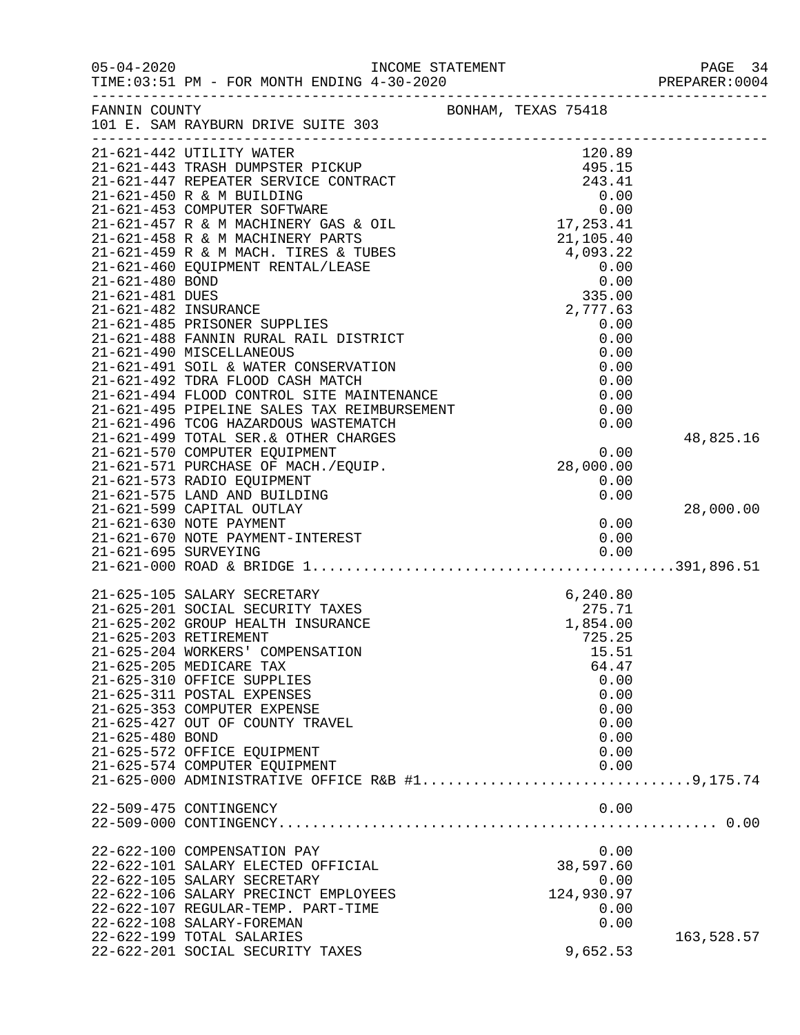05-04-2020 INCOME STATEMENT
TIME:03:51 PM - FOR MONTH ENDING 4-30-2020

FANNIN COUNTY BONHAM, TEXAS 75418
101 E. SAM RAYBURN DRIVE SUITE 303

| Account | Description | Amount | Total |
|---|---|---|---|
| 21-621-442 | UTILITY WATER | 120.89 | |
| 21-621-443 | TRASH DUMPSTER PICKUP | 495.15 | |
| 21-621-447 | REPEATER SERVICE CONTRACT | 243.41 | |
| 21-621-450 | R & M BUILDING | 0.00 | |
| 21-621-453 | COMPUTER SOFTWARE | 0.00 | |
| 21-621-457 | R & M MACHINERY GAS & OIL | 17,253.41 | |
| 21-621-458 | R & M MACHINERY PARTS | 21,105.40 | |
| 21-621-459 | R & M MACH. TIRES & TUBES | 4,093.22 | |
| 21-621-460 | EQUIPMENT RENTAL/LEASE | 0.00 | |
| 21-621-480 | BOND | 0.00 | |
| 21-621-481 | DUES | 335.00 | |
| 21-621-482 | INSURANCE | 2,777.63 | |
| 21-621-485 | PRISONER SUPPLIES | 0.00 | |
| 21-621-488 | FANNIN RURAL RAIL DISTRICT | 0.00 | |
| 21-621-490 | MISCELLANEOUS | 0.00 | |
| 21-621-491 | SOIL & WATER CONSERVATION | 0.00 | |
| 21-621-492 | TDRA FLOOD CASH MATCH | 0.00 | |
| 21-621-494 | FLOOD CONTROL SITE MAINTENANCE | 0.00 | |
| 21-621-495 | PIPELINE SALES TAX REIMBURSEMENT | 0.00 | |
| 21-621-496 | TCOG HAZARDOUS WASTEMATCH | 0.00 | |
| 21-621-499 | TOTAL SER.& OTHER CHARGES | | 48,825.16 |
| 21-621-570 | COMPUTER EQUIPMENT | 0.00 | |
| 21-621-571 | PURCHASE OF MACH./EQUIP. | 28,000.00 | |
| 21-621-573 | RADIO EQUIPMENT | 0.00 | |
| 21-621-575 | LAND AND BUILDING | 0.00 | |
| 21-621-599 | CAPITAL OUTLAY | | 28,000.00 |
| 21-621-630 | NOTE PAYMENT | 0.00 | |
| 21-621-670 | NOTE PAYMENT-INTEREST | 0.00 | |
| 21-621-695 | SURVEYING | 0.00 | |
| 21-621-000 | ROAD & BRIDGE 1 | | 391,896.51 |
| 21-625-105 | SALARY SECRETARY | 6,240.80 | |
| 21-625-201 | SOCIAL SECURITY TAXES | 275.71 | |
| 21-625-202 | GROUP HEALTH INSURANCE | 1,854.00 | |
| 21-625-203 | RETIREMENT | 725.25 | |
| 21-625-204 | WORKERS' COMPENSATION | 15.51 | |
| 21-625-205 | MEDICARE TAX | 64.47 | |
| 21-625-310 | OFFICE SUPPLIES | 0.00 | |
| 21-625-311 | POSTAL EXPENSES | 0.00 | |
| 21-625-353 | COMPUTER EXPENSE | 0.00 | |
| 21-625-427 | OUT OF COUNTY TRAVEL | 0.00 | |
| 21-625-480 | BOND | 0.00 | |
| 21-625-572 | OFFICE EQUIPMENT | 0.00 | |
| 21-625-574 | COMPUTER EQUIPMENT | 0.00 | |
| 21-625-000 | ADMINISTRATIVE OFFICE R&B #1 | | 9,175.74 |
| 22-509-475 | CONTINGENCY | 0.00 | |
| 22-509-000 | CONTINGENCY | | 0.00 |
| 22-622-100 | COMPENSATION PAY | 0.00 | |
| 22-622-101 | SALARY ELECTED OFFICIAL | 38,597.60 | |
| 22-622-105 | SALARY SECRETARY | 0.00 | |
| 22-622-106 | SALARY PRECINCT EMPLOYEES | 124,930.97 | |
| 22-622-107 | REGULAR-TEMP. PART-TIME | 0.00 | |
| 22-622-108 | SALARY-FOREMAN | 0.00 | |
| 22-622-199 | TOTAL SALARIES | | 163,528.57 |
| 22-622-201 | SOCIAL SECURITY TAXES | 9,652.53 | |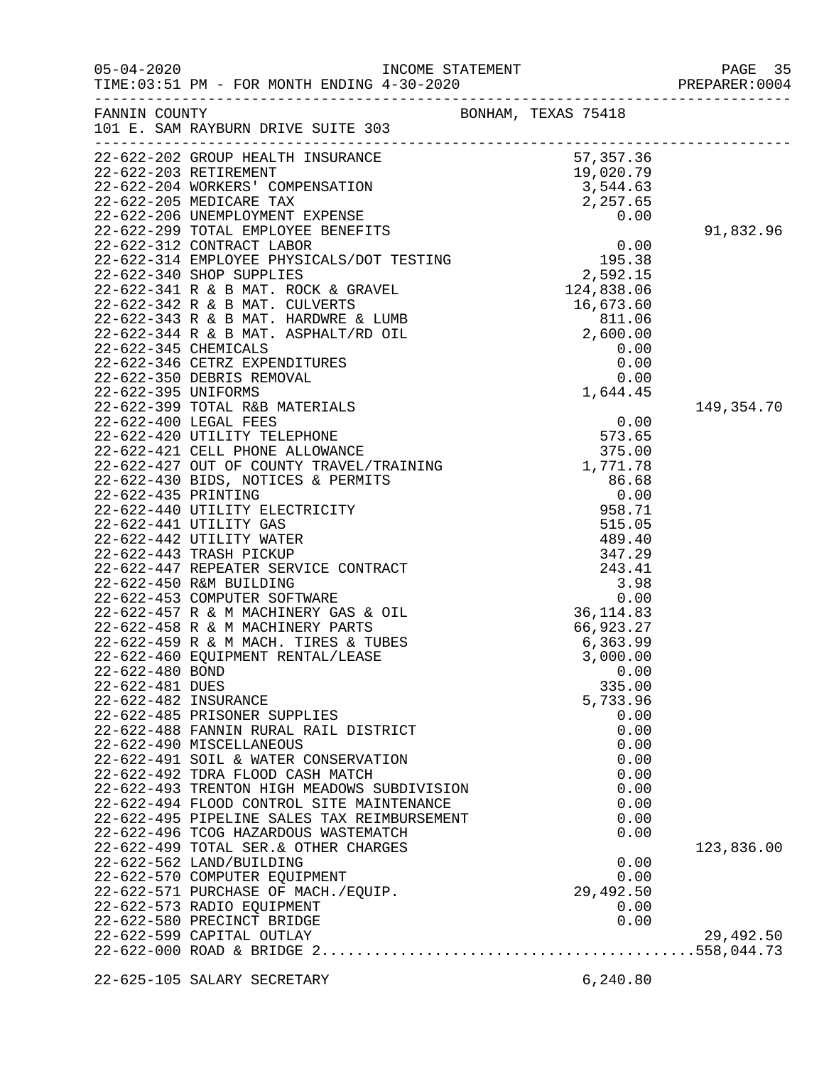INCOME STATEMENT

05-04-2020
TIME:03:51 PM - FOR MONTH ENDING 4-30-2020

PREPARER:0004

FANNIN COUNTY — BONHAM, TEXAS 75418
101 E. SAM RAYBURN DRIVE SUITE 303

| Account | Description | Amount | Total |
|---|---|---|---|
| 22-622-202 | GROUP HEALTH INSURANCE | 57,357.36 | |
| 22-622-203 | RETIREMENT | 19,020.79 | |
| 22-622-204 | WORKERS' COMPENSATION | 3,544.63 | |
| 22-622-205 | MEDICARE TAX | 2,257.65 | |
| 22-622-206 | UNEMPLOYMENT EXPENSE | 0.00 | |
| 22-622-299 | TOTAL EMPLOYEE BENEFITS | | 91,832.96 |
| 22-622-312 | CONTRACT LABOR | 0.00 | |
| 22-622-314 | EMPLOYEE PHYSICALS/DOT TESTING | 195.38 | |
| 22-622-340 | SHOP SUPPLIES | 2,592.15 | |
| 22-622-341 | R & B MAT. ROCK & GRAVEL | 124,838.06 | |
| 22-622-342 | R & B MAT. CULVERTS | 16,673.60 | |
| 22-622-343 | R & B MAT. HARDWRE & LUMB | 811.06 | |
| 22-622-344 | R & B MAT. ASPHALT/RD OIL | 2,600.00 | |
| 22-622-345 | CHEMICALS | 0.00 | |
| 22-622-346 | CETRZ EXPENDITURES | 0.00 | |
| 22-622-350 | DEBRIS REMOVAL | 0.00 | |
| 22-622-395 | UNIFORMS | 1,644.45 | |
| 22-622-399 | TOTAL R&B MATERIALS | | 149,354.70 |
| 22-622-400 | LEGAL FEES | 0.00 | |
| 22-622-420 | UTILITY TELEPHONE | 573.65 | |
| 22-622-421 | CELL PHONE ALLOWANCE | 375.00 | |
| 22-622-427 | OUT OF COUNTY TRAVEL/TRAINING | 1,771.78 | |
| 22-622-430 | BIDS, NOTICES & PERMITS | 86.68 | |
| 22-622-435 | PRINTING | 0.00 | |
| 22-622-440 | UTILITY ELECTRICITY | 958.71 | |
| 22-622-441 | UTILITY GAS | 515.05 | |
| 22-622-442 | UTILITY WATER | 489.40 | |
| 22-622-443 | TRASH PICKUP | 347.29 | |
| 22-622-447 | REPEATER SERVICE CONTRACT | 243.41 | |
| 22-622-450 | R&M BUILDING | 3.98 | |
| 22-622-453 | COMPUTER SOFTWARE | 0.00 | |
| 22-622-457 | R & M MACHINERY GAS & OIL | 36,114.83 | |
| 22-622-458 | R & M MACHINERY PARTS | 66,923.27 | |
| 22-622-459 | R & M MACH. TIRES & TUBES | 6,363.99 | |
| 22-622-460 | EQUIPMENT RENTAL/LEASE | 3,000.00 | |
| 22-622-480 | BOND | 0.00 | |
| 22-622-481 | DUES | 335.00 | |
| 22-622-482 | INSURANCE | 5,733.96 | |
| 22-622-485 | PRISONER SUPPLIES | 0.00 | |
| 22-622-488 | FANNIN RURAL RAIL DISTRICT | 0.00 | |
| 22-622-490 | MISCELLANEOUS | 0.00 | |
| 22-622-491 | SOIL & WATER CONSERVATION | 0.00 | |
| 22-622-492 | TDRA FLOOD CASH MATCH | 0.00 | |
| 22-622-493 | TRENTON HIGH MEADOWS SUBDIVISION | 0.00 | |
| 22-622-494 | FLOOD CONTROL SITE MAINTENANCE | 0.00 | |
| 22-622-495 | PIPELINE SALES TAX REIMBURSEMENT | 0.00 | |
| 22-622-496 | TCOG HAZARDOUS WASTEMATCH | 0.00 | |
| 22-622-499 | TOTAL SER.& OTHER CHARGES | | 123,836.00 |
| 22-622-562 | LAND/BUILDING | 0.00 | |
| 22-622-570 | COMPUTER EQUIPMENT | 0.00 | |
| 22-622-571 | PURCHASE OF MACH./EQUIP. | 29,492.50 | |
| 22-622-573 | RADIO EQUIPMENT | 0.00 | |
| 22-622-580 | PRECINCT BRIDGE | 0.00 | |
| 22-622-599 | CAPITAL OUTLAY | | 29,492.50 |
| 22-622-000 | ROAD & BRIDGE 2 | | 558,044.73 |
| 22-625-105 | SALARY SECRETARY | 6,240.80 | |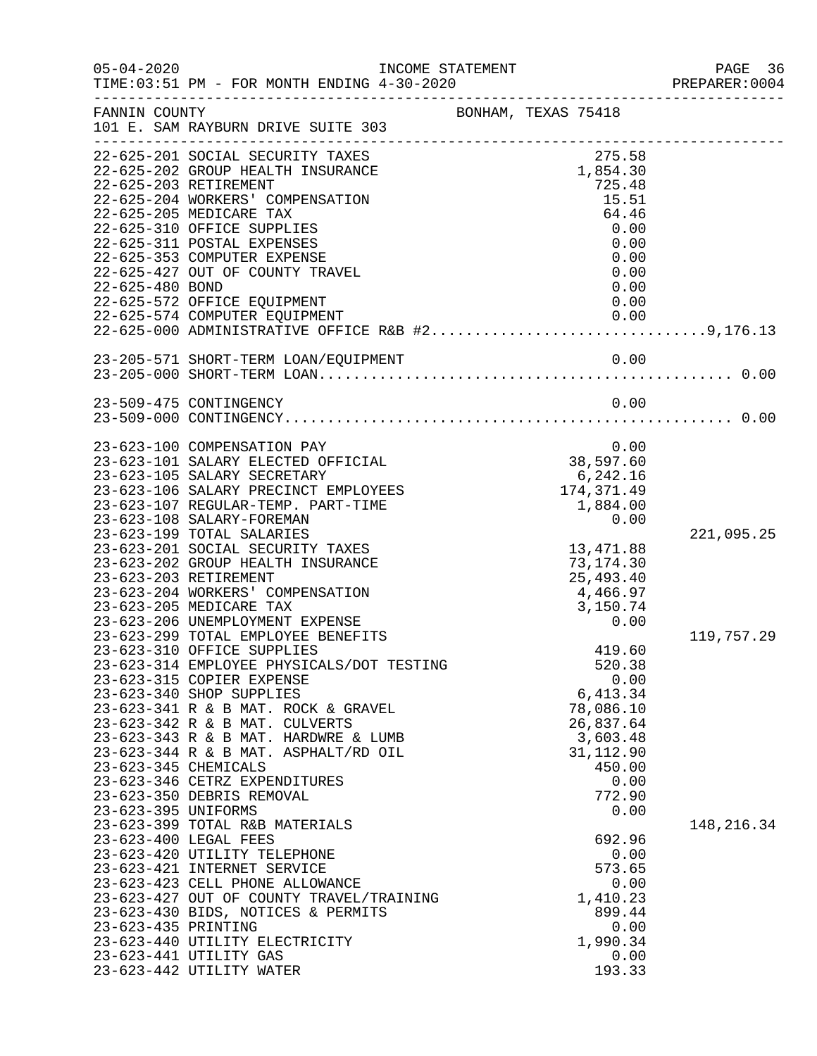FANNIN COUNTY — BONHAM, TEXAS 75418
101 E. SAM RAYBURN DRIVE SUITE 303

INCOME STATEMENT — TIME:03:51 PM - FOR MONTH ENDING 4-30-2020

| Account | Description | Amount | Total |
|---|---|---|---|
| 22-625-201 | SOCIAL SECURITY TAXES | 275.58 | |
| 22-625-202 | GROUP HEALTH INSURANCE | 1,854.30 | |
| 22-625-203 | RETIREMENT | 725.48 | |
| 22-625-204 | WORKERS' COMPENSATION | 15.51 | |
| 22-625-205 | MEDICARE TAX | 64.46 | |
| 22-625-310 | OFFICE SUPPLIES | 0.00 | |
| 22-625-311 | POSTAL EXPENSES | 0.00 | |
| 22-625-353 | COMPUTER EXPENSE | 0.00 | |
| 22-625-427 | OUT OF COUNTY TRAVEL | 0.00 | |
| 22-625-480 | BOND | 0.00 | |
| 22-625-572 | OFFICE EQUIPMENT | 0.00 | |
| 22-625-574 | COMPUTER EQUIPMENT | 0.00 | |
| 22-625-000 | ADMINISTRATIVE OFFICE R&B #2 | | 9,176.13 |
| 23-205-571 | SHORT-TERM LOAN/EQUIPMENT | 0.00 | |
| 23-205-000 | SHORT-TERM LOAN | | 0.00 |
| 23-509-475 | CONTINGENCY | 0.00 | |
| 23-509-000 | CONTINGENCY | | 0.00 |
| 23-623-100 | COMPENSATION PAY | 0.00 | |
| 23-623-101 | SALARY ELECTED OFFICIAL | 38,597.60 | |
| 23-623-105 | SALARY SECRETARY | 6,242.16 | |
| 23-623-106 | SALARY PRECINCT EMPLOYEES | 174,371.49 | |
| 23-623-107 | REGULAR-TEMP. PART-TIME | 1,884.00 | |
| 23-623-108 | SALARY-FOREMAN | 0.00 | |
| 23-623-199 | TOTAL SALARIES | | 221,095.25 |
| 23-623-201 | SOCIAL SECURITY TAXES | 13,471.88 | |
| 23-623-202 | GROUP HEALTH INSURANCE | 73,174.30 | |
| 23-623-203 | RETIREMENT | 25,493.40 | |
| 23-623-204 | WORKERS' COMPENSATION | 4,466.97 | |
| 23-623-205 | MEDICARE TAX | 3,150.74 | |
| 23-623-206 | UNEMPLOYMENT EXPENSE | 0.00 | |
| 23-623-299 | TOTAL EMPLOYEE BENEFITS | | 119,757.29 |
| 23-623-310 | OFFICE SUPPLIES | 419.60 | |
| 23-623-314 | EMPLOYEE PHYSICALS/DOT TESTING | 520.38 | |
| 23-623-315 | COPIER EXPENSE | 0.00 | |
| 23-623-340 | SHOP SUPPLIES | 6,413.34 | |
| 23-623-341 | R & B MAT. ROCK & GRAVEL | 78,086.10 | |
| 23-623-342 | R & B MAT. CULVERTS | 26,837.64 | |
| 23-623-343 | R & B MAT. HARDWRE & LUMB | 3,603.48 | |
| 23-623-344 | R & B MAT. ASPHALT/RD OIL | 31,112.90 | |
| 23-623-345 | CHEMICALS | 450.00 | |
| 23-623-346 | CETRZ EXPENDITURES | 0.00 | |
| 23-623-350 | DEBRIS REMOVAL | 772.90 | |
| 23-623-395 | UNIFORMS | 0.00 | |
| 23-623-399 | TOTAL R&B MATERIALS | | 148,216.34 |
| 23-623-400 | LEGAL FEES | 692.96 | |
| 23-623-420 | UTILITY TELEPHONE | 0.00 | |
| 23-623-421 | INTERNET SERVICE | 573.65 | |
| 23-623-423 | CELL PHONE ALLOWANCE | 0.00 | |
| 23-623-427 | OUT OF COUNTY TRAVEL/TRAINING | 1,410.23 | |
| 23-623-430 | BIDS, NOTICES & PERMITS | 899.44 | |
| 23-623-435 | PRINTING | 0.00 | |
| 23-623-440 | UTILITY ELECTRICITY | 1,990.34 | |
| 23-623-441 | UTILITY GAS | 0.00 | |
| 23-623-442 | UTILITY WATER | 193.33 | |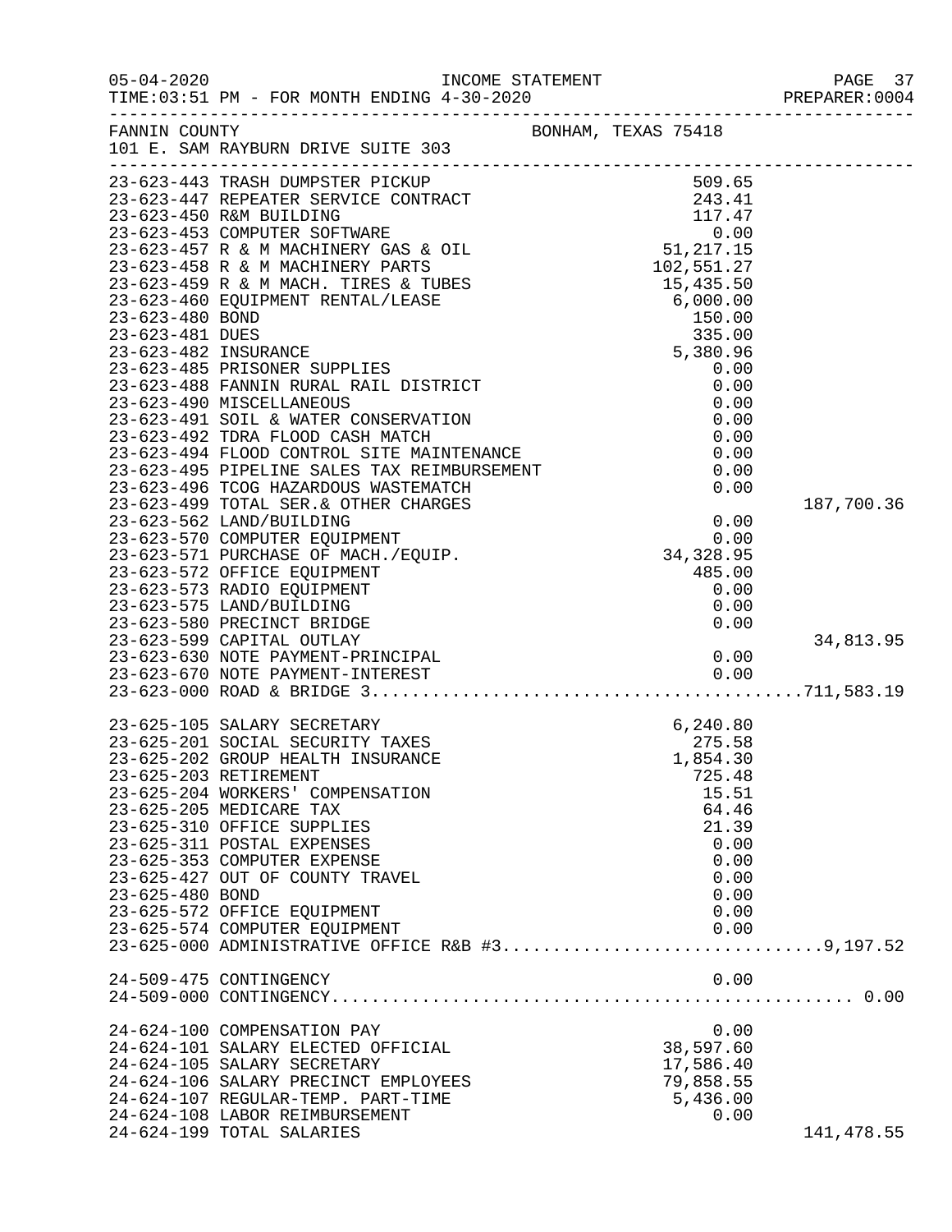FANNIN COUNTY BONHAM, TEXAS 75418
101 E. SAM RAYBURN DRIVE SUITE 303

| Account | Description | Amount | Total |
|---|---|---|---|
| 23-623-443 | TRASH DUMPSTER PICKUP | 509.65 | |
| 23-623-447 | REPEATER SERVICE CONTRACT | 243.41 | |
| 23-623-450 | R&M BUILDING | 117.47 | |
| 23-623-453 | COMPUTER SOFTWARE | 0.00 | |
| 23-623-457 | R & M MACHINERY GAS & OIL | 51,217.15 | |
| 23-623-458 | R & M MACHINERY PARTS | 102,551.27 | |
| 23-623-459 | R & M MACH. TIRES & TUBES | 15,435.50 | |
| 23-623-460 | EQUIPMENT RENTAL/LEASE | 6,000.00 | |
| 23-623-480 | BOND | 150.00 | |
| 23-623-481 | DUES | 335.00 | |
| 23-623-482 | INSURANCE | 5,380.96 | |
| 23-623-485 | PRISONER SUPPLIES | 0.00 | |
| 23-623-488 | FANNIN RURAL RAIL DISTRICT | 0.00 | |
| 23-623-490 | MISCELLANEOUS | 0.00 | |
| 23-623-491 | SOIL & WATER CONSERVATION | 0.00 | |
| 23-623-492 | TDRA FLOOD CASH MATCH | 0.00 | |
| 23-623-494 | FLOOD CONTROL SITE MAINTENANCE | 0.00 | |
| 23-623-495 | PIPELINE SALES TAX REIMBURSEMENT | 0.00 | |
| 23-623-496 | TCOG HAZARDOUS WASTEMATCH | 0.00 | |
| 23-623-499 | TOTAL SER.& OTHER CHARGES | | 187,700.36 |
| 23-623-562 | LAND/BUILDING | 0.00 | |
| 23-623-570 | COMPUTER EQUIPMENT | 0.00 | |
| 23-623-571 | PURCHASE OF MACH./EQUIP. | 34,328.95 | |
| 23-623-572 | OFFICE EQUIPMENT | 485.00 | |
| 23-623-573 | RADIO EQUIPMENT | 0.00 | |
| 23-623-575 | LAND/BUILDING | 0.00 | |
| 23-623-580 | PRECINCT BRIDGE | 0.00 | |
| 23-623-599 | CAPITAL OUTLAY | | 34,813.95 |
| 23-623-630 | NOTE PAYMENT-PRINCIPAL | 0.00 | |
| 23-623-670 | NOTE PAYMENT-INTEREST | 0.00 | |
| 23-623-000 | ROAD & BRIDGE 3 | | 711,583.19 |
| 23-625-105 | SALARY SECRETARY | 6,240.80 | |
| 23-625-201 | SOCIAL SECURITY TAXES | 275.58 | |
| 23-625-202 | GROUP HEALTH INSURANCE | 1,854.30 | |
| 23-625-203 | RETIREMENT | 725.48 | |
| 23-625-204 | WORKERS' COMPENSATION | 15.51 | |
| 23-625-205 | MEDICARE TAX | 64.46 | |
| 23-625-310 | OFFICE SUPPLIES | 21.39 | |
| 23-625-311 | POSTAL EXPENSES | 0.00 | |
| 23-625-353 | COMPUTER EXPENSE | 0.00 | |
| 23-625-427 | OUT OF COUNTY TRAVEL | 0.00 | |
| 23-625-480 | BOND | 0.00 | |
| 23-625-572 | OFFICE EQUIPMENT | 0.00 | |
| 23-625-574 | COMPUTER EQUIPMENT | 0.00 | |
| 23-625-000 | ADMINISTRATIVE OFFICE R&B #3 | | 9,197.52 |
| 24-509-475 | CONTINGENCY | 0.00 | |
| 24-509-000 | CONTINGENCY | | 0.00 |
| 24-624-100 | COMPENSATION PAY | 0.00 | |
| 24-624-101 | SALARY ELECTED OFFICIAL | 38,597.60 | |
| 24-624-105 | SALARY SECRETARY | 17,586.40 | |
| 24-624-106 | SALARY PRECINCT EMPLOYEES | 79,858.55 | |
| 24-624-107 | REGULAR-TEMP. PART-TIME | 5,436.00 | |
| 24-624-108 | LABOR REIMBURSEMENT | 0.00 | |
| 24-624-199 | TOTAL SALARIES | | 141,478.55 |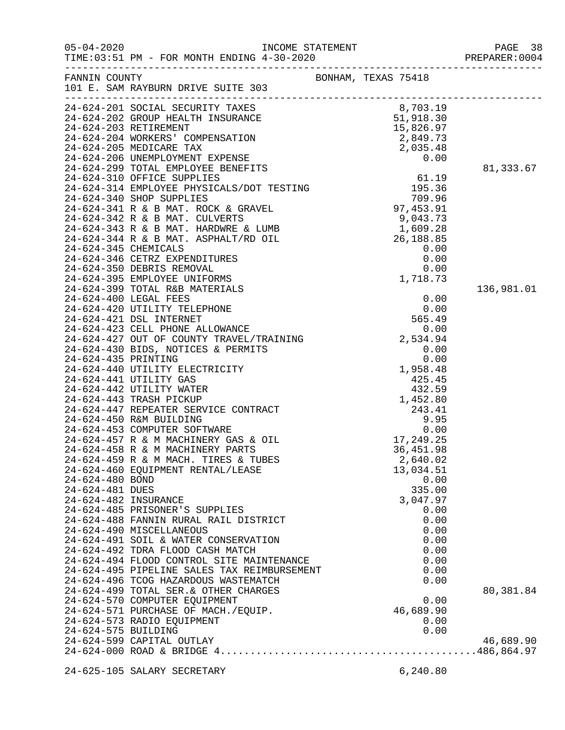05-04-2020 INCOME STATEMENT
TIME:03:51 PM - FOR MONTH ENDING 4-30-2020 PREPARER:0004

FANNIN COUNTY BONHAM, TEXAS 75418
101 E. SAM RAYBURN DRIVE SUITE 303

| Account | Description | Amount | Total |
|---|---|---|---|
| 24-624-201 | SOCIAL SECURITY TAXES | 8,703.19 | |
| 24-624-202 | GROUP HEALTH INSURANCE | 51,918.30 | |
| 24-624-203 | RETIREMENT | 15,826.97 | |
| 24-624-204 | WORKERS' COMPENSATION | 2,849.73 | |
| 24-624-205 | MEDICARE TAX | 2,035.48 | |
| 24-624-206 | UNEMPLOYMENT EXPENSE | 0.00 | |
| 24-624-299 | TOTAL EMPLOYEE BENEFITS | | 81,333.67 |
| 24-624-310 | OFFICE SUPPLIES | 61.19 | |
| 24-624-314 | EMPLOYEE PHYSICALS/DOT TESTING | 195.36 | |
| 24-624-340 | SHOP SUPPLIES | 709.96 | |
| 24-624-341 | R & B MAT. ROCK & GRAVEL | 97,453.91 | |
| 24-624-342 | R & B MAT. CULVERTS | 9,043.73 | |
| 24-624-343 | R & B MAT. HARDWRE & LUMB | 1,609.28 | |
| 24-624-344 | R & B MAT. ASPHALT/RD OIL | 26,188.85 | |
| 24-624-345 | CHEMICALS | 0.00 | |
| 24-624-346 | CETRZ EXPENDITURES | 0.00 | |
| 24-624-350 | DEBRIS REMOVAL | 0.00 | |
| 24-624-395 | EMPLOYEE UNIFORMS | 1,718.73 | |
| 24-624-399 | TOTAL R&B MATERIALS | | 136,981.01 |
| 24-624-400 | LEGAL FEES | 0.00 | |
| 24-624-420 | UTILITY TELEPHONE | 0.00 | |
| 24-624-421 | DSL INTERNET | 565.49 | |
| 24-624-423 | CELL PHONE ALLOWANCE | 0.00 | |
| 24-624-427 | OUT OF COUNTY TRAVEL/TRAINING | 2,534.94 | |
| 24-624-430 | BIDS, NOTICES & PERMITS | 0.00 | |
| 24-624-435 | PRINTING | 0.00 | |
| 24-624-440 | UTILITY ELECTRICITY | 1,958.48 | |
| 24-624-441 | UTILITY GAS | 425.45 | |
| 24-624-442 | UTILITY WATER | 432.59 | |
| 24-624-443 | TRASH PICKUP | 1,452.80 | |
| 24-624-447 | REPEATER SERVICE CONTRACT | 243.41 | |
| 24-624-450 | R&M BUILDING | 9.95 | |
| 24-624-453 | COMPUTER SOFTWARE | 0.00 | |
| 24-624-457 | R & M MACHINERY GAS & OIL | 17,249.25 | |
| 24-624-458 | R & M MACHINERY PARTS | 36,451.98 | |
| 24-624-459 | R & M MACH. TIRES & TUBES | 2,640.02 | |
| 24-624-460 | EQUIPMENT RENTAL/LEASE | 13,034.51 | |
| 24-624-480 | BOND | 0.00 | |
| 24-624-481 | DUES | 335.00 | |
| 24-624-482 | INSURANCE | 3,047.97 | |
| 24-624-485 | PRISONER'S SUPPLIES | 0.00 | |
| 24-624-488 | FANNIN RURAL RAIL DISTRICT | 0.00 | |
| 24-624-490 | MISCELLANEOUS | 0.00 | |
| 24-624-491 | SOIL & WATER CONSERVATION | 0.00 | |
| 24-624-492 | TDRA FLOOD CASH MATCH | 0.00 | |
| 24-624-494 | FLOOD CONTROL SITE MAINTENANCE | 0.00 | |
| 24-624-495 | PIPELINE SALES TAX REIMBURSEMENT | 0.00 | |
| 24-624-496 | TCOG HAZARDOUS WASTEMATCH | 0.00 | |
| 24-624-499 | TOTAL SER.& OTHER CHARGES | | 80,381.84 |
| 24-624-570 | COMPUTER EQUIPMENT | 0.00 | |
| 24-624-571 | PURCHASE OF MACH./EQUIP. | 46,689.90 | |
| 24-624-573 | RADIO EQUIPMENT | 0.00 | |
| 24-624-575 | BUILDING | 0.00 | |
| 24-624-599 | CAPITAL OUTLAY | | 46,689.90 |
| 24-624-000 | ROAD & BRIDGE 4 | | 486,864.97 |
| 24-625-105 | SALARY SECRETARY | 6,240.80 | |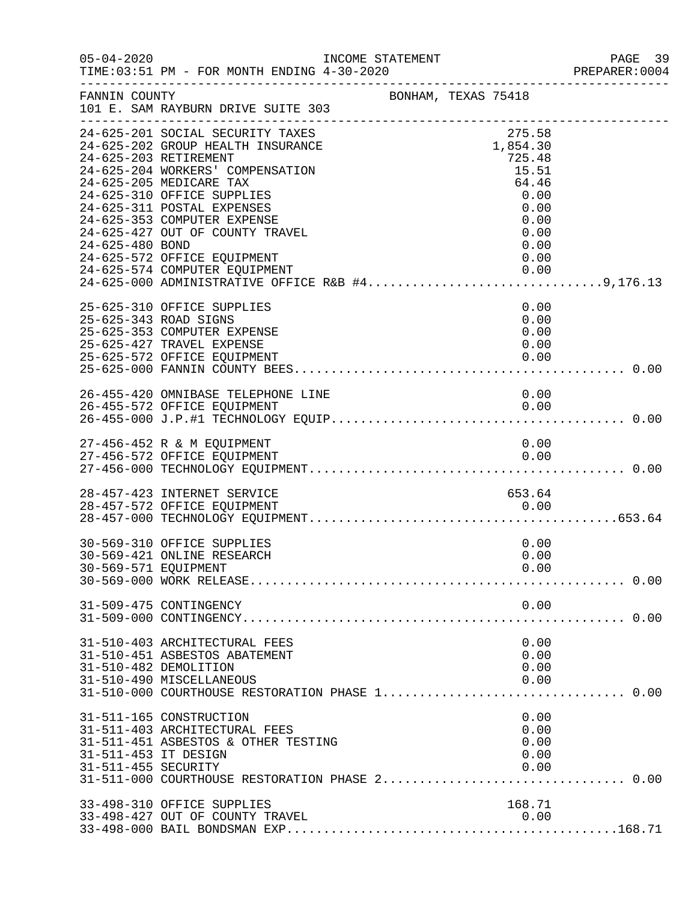05-04-2020 INCOME STATEMENT
TIME:03:51 PM - FOR MONTH ENDING 4-30-2020

FANNIN COUNTY BONHAM, TEXAS 75418
101 E. SAM RAYBURN DRIVE SUITE 303

| Account | Description | Amount | Total |
|---|---|---|---|
| 24-625-201 | SOCIAL SECURITY TAXES | 275.58 | |
| 24-625-202 | GROUP HEALTH INSURANCE | 1,854.30 | |
| 24-625-203 | RETIREMENT | 725.48 | |
| 24-625-204 | WORKERS' COMPENSATION | 15.51 | |
| 24-625-205 | MEDICARE TAX | 64.46 | |
| 24-625-310 | OFFICE SUPPLIES | 0.00 | |
| 24-625-311 | POSTAL EXPENSES | 0.00 | |
| 24-625-353 | COMPUTER EXPENSE | 0.00 | |
| 24-625-427 | OUT OF COUNTY TRAVEL | 0.00 | |
| 24-625-480 | BOND | 0.00 | |
| 24-625-572 | OFFICE EQUIPMENT | 0.00 | |
| 24-625-574 | COMPUTER EQUIPMENT | 0.00 | |
| 24-625-000 | ADMINISTRATIVE OFFICE R&B #4 | | 9,176.13 |
| 25-625-310 | OFFICE SUPPLIES | 0.00 | |
| 25-625-343 | ROAD SIGNS | 0.00 | |
| 25-625-353 | COMPUTER EXPENSE | 0.00 | |
| 25-625-427 | TRAVEL EXPENSE | 0.00 | |
| 25-625-572 | OFFICE EQUIPMENT | 0.00 | |
| 25-625-000 | FANNIN COUNTY BEES | | 0.00 |
| 26-455-420 | OMNIBASE TELEPHONE LINE | 0.00 | |
| 26-455-572 | OFFICE EQUIPMENT | 0.00 | |
| 26-455-000 | J.P.#1 TECHNOLOGY EQUIP | | 0.00 |
| 27-456-452 | R & M EQUIPMENT | 0.00 | |
| 27-456-572 | OFFICE EQUIPMENT | 0.00 | |
| 27-456-000 | TECHNOLOGY EQUIPMENT | | 0.00 |
| 28-457-423 | INTERNET SERVICE | 653.64 | |
| 28-457-572 | OFFICE EQUIPMENT | 0.00 | |
| 28-457-000 | TECHNOLOGY EQUIPMENT | | 653.64 |
| 30-569-310 | OFFICE SUPPLIES | 0.00 | |
| 30-569-421 | ONLINE RESEARCH | 0.00 | |
| 30-569-571 | EQUIPMENT | 0.00 | |
| 30-569-000 | WORK RELEASE | | 0.00 |
| 31-509-475 | CONTINGENCY | 0.00 | |
| 31-509-000 | CONTINGENCY | | 0.00 |
| 31-510-403 | ARCHITECTURAL FEES | 0.00 | |
| 31-510-451 | ASBESTOS ABATEMENT | 0.00 | |
| 31-510-482 | DEMOLITION | 0.00 | |
| 31-510-490 | MISCELLANEOUS | 0.00 | |
| 31-510-000 | COURTHOUSE RESTORATION PHASE 1 | | 0.00 |
| 31-511-165 | CONSTRUCTION | 0.00 | |
| 31-511-403 | ARCHITECTURAL FEES | 0.00 | |
| 31-511-451 | ASBESTOS & OTHER TESTING | 0.00 | |
| 31-511-453 | IT DESIGN | 0.00 | |
| 31-511-455 | SECURITY | 0.00 | |
| 31-511-000 | COURTHOUSE RESTORATION PHASE 2 | | 0.00 |
| 33-498-310 | OFFICE SUPPLIES | 168.71 | |
| 33-498-427 | OUT OF COUNTY TRAVEL | 0.00 | |
| 33-498-000 | BAIL BONDSMAN EXP | | 168.71 |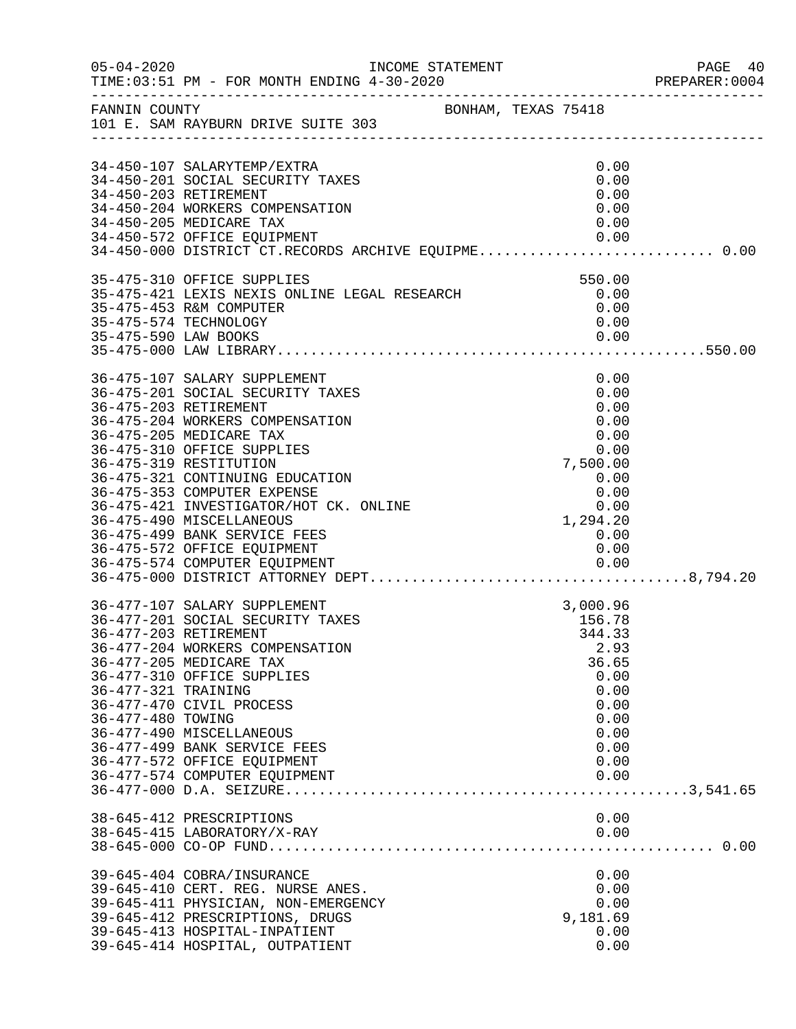FANNIN COUNTY — BONHAM, TEXAS 75418
101 E. SAM RAYBURN DRIVE SUITE 303

INCOME STATEMENT — FOR MONTH ENDING 4-30-2020

| Account | Description | Amount | Total |
|---|---|---|---|
| 34-450-107 | SALARYTEMP/EXTRA | 0.00 | |
| 34-450-201 | SOCIAL SECURITY TAXES | 0.00 | |
| 34-450-203 | RETIREMENT | 0.00 | |
| 34-450-204 | WORKERS COMPENSATION | 0.00 | |
| 34-450-205 | MEDICARE TAX | 0.00 | |
| 34-450-572 | OFFICE EQUIPMENT | 0.00 | |
| 34-450-000 | DISTRICT CT.RECORDS ARCHIVE EQUIPME | | 0.00 |
| 35-475-310 | OFFICE SUPPLIES | 550.00 | |
| 35-475-421 | LEXIS NEXIS ONLINE LEGAL RESEARCH | 0.00 | |
| 35-475-453 | R&M COMPUTER | 0.00 | |
| 35-475-574 | TECHNOLOGY | 0.00 | |
| 35-475-590 | LAW BOOKS | 0.00 | |
| 35-475-000 | LAW LIBRARY | | 550.00 |
| 36-475-107 | SALARY SUPPLEMENT | 0.00 | |
| 36-475-201 | SOCIAL SECURITY TAXES | 0.00 | |
| 36-475-203 | RETIREMENT | 0.00 | |
| 36-475-204 | WORKERS COMPENSATION | 0.00 | |
| 36-475-205 | MEDICARE TAX | 0.00 | |
| 36-475-310 | OFFICE SUPPLIES | 0.00 | |
| 36-475-319 | RESTITUTION | 7,500.00 | |
| 36-475-321 | CONTINUING EDUCATION | 0.00 | |
| 36-475-353 | COMPUTER EXPENSE | 0.00 | |
| 36-475-421 | INVESTIGATOR/HOT CK. ONLINE | 0.00 | |
| 36-475-490 | MISCELLANEOUS | 1,294.20 | |
| 36-475-499 | BANK SERVICE FEES | 0.00 | |
| 36-475-572 | OFFICE EQUIPMENT | 0.00 | |
| 36-475-574 | COMPUTER EQUIPMENT | 0.00 | |
| 36-475-000 | DISTRICT ATTORNEY DEPT. | | 8,794.20 |
| 36-477-107 | SALARY SUPPLEMENT | 3,000.96 | |
| 36-477-201 | SOCIAL SECURITY TAXES | 156.78 | |
| 36-477-203 | RETIREMENT | 344.33 | |
| 36-477-204 | WORKERS COMPENSATION | 2.93 | |
| 36-477-205 | MEDICARE TAX | 36.65 | |
| 36-477-310 | OFFICE SUPPLIES | 0.00 | |
| 36-477-321 | TRAINING | 0.00 | |
| 36-477-470 | CIVIL PROCESS | 0.00 | |
| 36-477-480 | TOWING | 0.00 | |
| 36-477-490 | MISCELLANEOUS | 0.00 | |
| 36-477-499 | BANK SERVICE FEES | 0.00 | |
| 36-477-572 | OFFICE EQUIPMENT | 0.00 | |
| 36-477-574 | COMPUTER EQUIPMENT | 0.00 | |
| 36-477-000 | D.A. SEIZURE | | 3,541.65 |
| 38-645-412 | PRESCRIPTIONS | 0.00 | |
| 38-645-415 | LABORATORY/X-RAY | 0.00 | |
| 38-645-000 | CO-OP FUND | | 0.00 |
| 39-645-404 | COBRA/INSURANCE | 0.00 | |
| 39-645-410 | CERT. REG. NURSE ANES. | 0.00 | |
| 39-645-411 | PHYSICIAN, NON-EMERGENCY | 0.00 | |
| 39-645-412 | PRESCRIPTIONS, DRUGS | 9,181.69 | |
| 39-645-413 | HOSPITAL-INPATIENT | 0.00 | |
| 39-645-414 | HOSPITAL, OUTPATIENT | 0.00 | |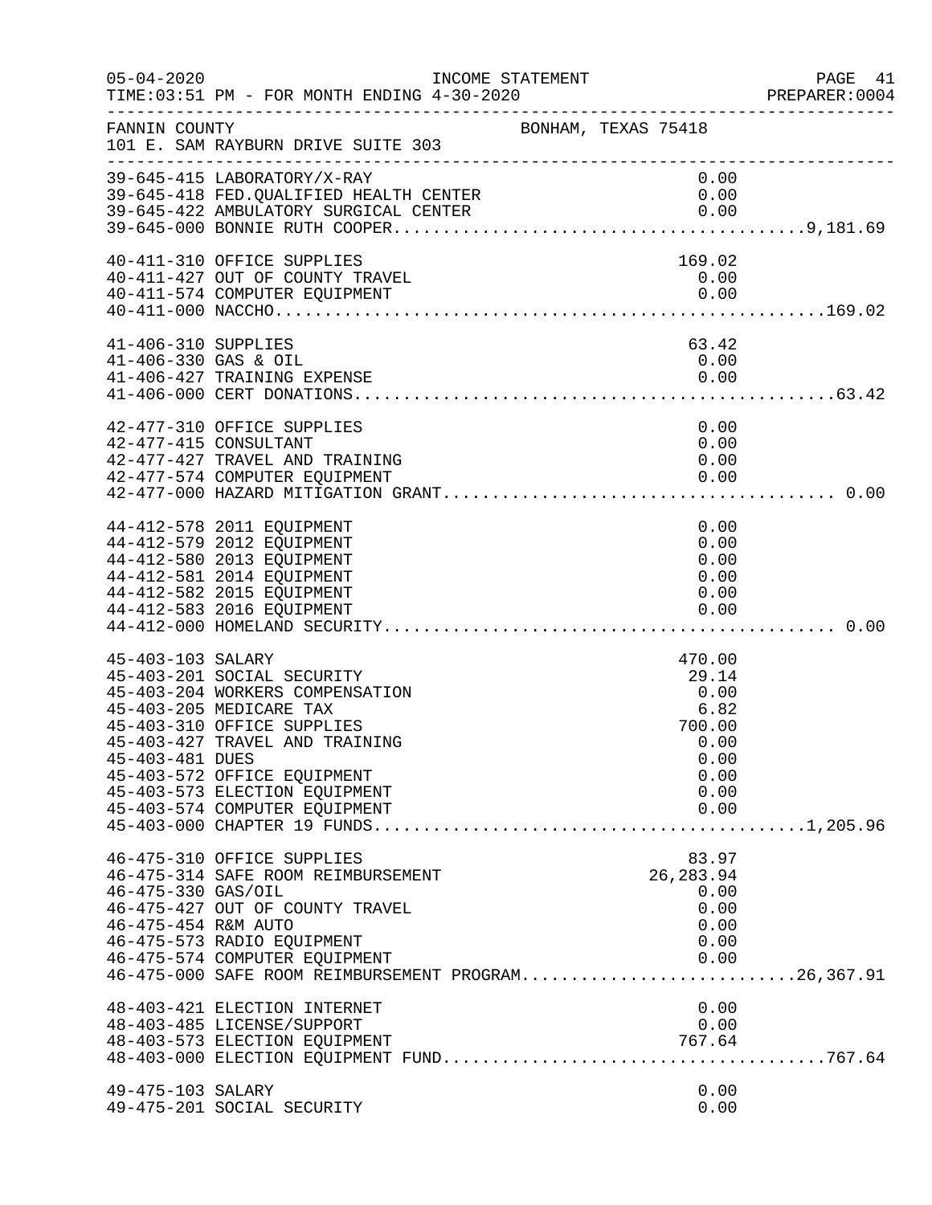FANNIN COUNTY BONHAM, TEXAS 75418
101 E. SAM RAYBURN DRIVE SUITE 303

| Account | Description | Amount | Total |
|---|---|---|---|
| 39-645-415 | LABORATORY/X-RAY | 0.00 | |
| 39-645-418 | FED.QUALIFIED HEALTH CENTER | 0.00 | |
| 39-645-422 | AMBULATORY SURGICAL CENTER | 0.00 | |
| 39-645-000 | BONNIE RUTH COOPER | | 9,181.69 |
| 40-411-310 | OFFICE SUPPLIES | 169.02 | |
| 40-411-427 | OUT OF COUNTY TRAVEL | 0.00 | |
| 40-411-574 | COMPUTER EQUIPMENT | 0.00 | |
| 40-411-000 | NACCHO | | 169.02 |
| 41-406-310 | SUPPLIES | 63.42 | |
| 41-406-330 | GAS & OIL | 0.00 | |
| 41-406-427 | TRAINING EXPENSE | 0.00 | |
| 41-406-000 | CERT DONATIONS | | 63.42 |
| 42-477-310 | OFFICE SUPPLIES | 0.00 | |
| 42-477-415 | CONSULTANT | 0.00 | |
| 42-477-427 | TRAVEL AND TRAINING | 0.00 | |
| 42-477-574 | COMPUTER EQUIPMENT | 0.00 | |
| 42-477-000 | HAZARD MITIGATION GRANT | | 0.00 |
| 44-412-578 | 2011 EQUIPMENT | 0.00 | |
| 44-412-579 | 2012 EQUIPMENT | 0.00 | |
| 44-412-580 | 2013 EQUIPMENT | 0.00 | |
| 44-412-581 | 2014 EQUIPMENT | 0.00 | |
| 44-412-582 | 2015 EQUIPMENT | 0.00 | |
| 44-412-583 | 2016 EQUIPMENT | 0.00 | |
| 44-412-000 | HOMELAND SECURITY | | 0.00 |
| 45-403-103 | SALARY | 470.00 | |
| 45-403-201 | SOCIAL SECURITY | 29.14 | |
| 45-403-204 | WORKERS COMPENSATION | 0.00 | |
| 45-403-205 | MEDICARE TAX | 6.82 | |
| 45-403-310 | OFFICE SUPPLIES | 700.00 | |
| 45-403-427 | TRAVEL AND TRAINING | 0.00 | |
| 45-403-481 | DUES | 0.00 | |
| 45-403-572 | OFFICE EQUIPMENT | 0.00 | |
| 45-403-573 | ELECTION EQUIPMENT | 0.00 | |
| 45-403-574 | COMPUTER EQUIPMENT | 0.00 | |
| 45-403-000 | CHAPTER 19 FUNDS | | 1,205.96 |
| 46-475-310 | OFFICE SUPPLIES | 83.97 | |
| 46-475-314 | SAFE ROOM REIMBURSEMENT | 26,283.94 | |
| 46-475-330 | GAS/OIL | 0.00 | |
| 46-475-427 | OUT OF COUNTY TRAVEL | 0.00 | |
| 46-475-454 | R&M AUTO | 0.00 | |
| 46-475-573 | RADIO EQUIPMENT | 0.00 | |
| 46-475-574 | COMPUTER EQUIPMENT | 0.00 | |
| 46-475-000 | SAFE ROOM REIMBURSEMENT PROGRAM | | 26,367.91 |
| 48-403-421 | ELECTION INTERNET | 0.00 | |
| 48-403-485 | LICENSE/SUPPORT | 0.00 | |
| 48-403-573 | ELECTION EQUIPMENT | 767.64 | |
| 48-403-000 | ELECTION EQUIPMENT FUND | | 767.64 |
| 49-475-103 | SALARY | 0.00 | |
| 49-475-201 | SOCIAL SECURITY | 0.00 | |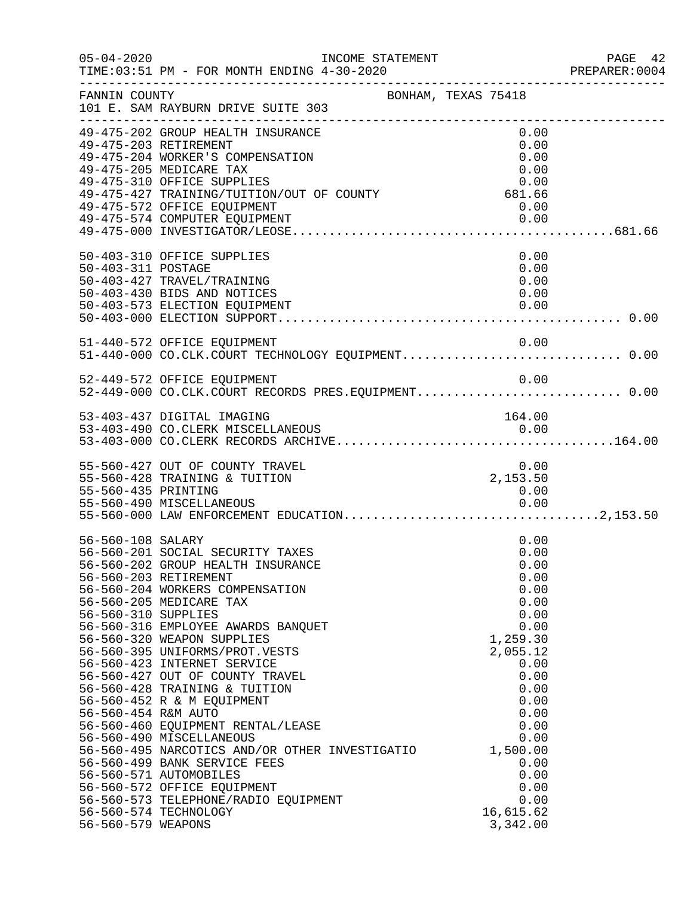INCOME STATEMENT

05-04-2020
TIME:03:51 PM - FOR MONTH ENDING 4-30-2020

PREPARER:0004

FANNIN COUNTY
101 E. SAM RAYBURN DRIVE SUITE 303

BONHAM, TEXAS 75418

| Account | Description | Amount | Total |
|---|---|---|---|
| 49-475-202 | GROUP HEALTH INSURANCE | 0.00 | |
| 49-475-203 | RETIREMENT | 0.00 | |
| 49-475-204 | WORKER'S COMPENSATION | 0.00 | |
| 49-475-205 | MEDICARE TAX | 0.00 | |
| 49-475-310 | OFFICE SUPPLIES | 0.00 | |
| 49-475-427 | TRAINING/TUITION/OUT OF COUNTY | 681.66 | |
| 49-475-572 | OFFICE EQUIPMENT | 0.00 | |
| 49-475-574 | COMPUTER EQUIPMENT | 0.00 | |
| 49-475-000 | INVESTIGATOR/LEOSE | | 681.66 |
| 50-403-310 | OFFICE SUPPLIES | 0.00 | |
| 50-403-311 | POSTAGE | 0.00 | |
| 50-403-427 | TRAVEL/TRAINING | 0.00 | |
| 50-403-430 | BIDS AND NOTICES | 0.00 | |
| 50-403-573 | ELECTION EQUIPMENT | 0.00 | |
| 50-403-000 | ELECTION SUPPORT | | 0.00 |
| 51-440-572 | OFFICE EQUIPMENT | 0.00 | |
| 51-440-000 | CO.CLK.COURT TECHNOLOGY EQUIPMENT | | 0.00 |
| 52-449-572 | OFFICE EQUIPMENT | 0.00 | |
| 52-449-000 | CO.CLK.COURT RECORDS PRES.EQUIPMENT | | 0.00 |
| 53-403-437 | DIGITAL IMAGING | 164.00 | |
| 53-403-490 | CO.CLERK MISCELLANEOUS | 0.00 | |
| 53-403-000 | CO.CLERK RECORDS ARCHIVE | | 164.00 |
| 55-560-427 | OUT OF COUNTY TRAVEL | 0.00 | |
| 55-560-428 | TRAINING & TUITION | 2,153.50 | |
| 55-560-435 | PRINTING | 0.00 | |
| 55-560-490 | MISCELLANEOUS | 0.00 | |
| 55-560-000 | LAW ENFORCEMENT EDUCATION | | 2,153.50 |
| 56-560-108 | SALARY | 0.00 | |
| 56-560-201 | SOCIAL SECURITY TAXES | 0.00 | |
| 56-560-202 | GROUP HEALTH INSURANCE | 0.00 | |
| 56-560-203 | RETIREMENT | 0.00 | |
| 56-560-204 | WORKERS COMPENSATION | 0.00 | |
| 56-560-205 | MEDICARE TAX | 0.00 | |
| 56-560-310 | SUPPLIES | 0.00 | |
| 56-560-316 | EMPLOYEE AWARDS BANQUET | 0.00 | |
| 56-560-320 | WEAPON SUPPLIES | 1,259.30 | |
| 56-560-395 | UNIFORMS/PROT.VESTS | 2,055.12 | |
| 56-560-423 | INTERNET SERVICE | 0.00 | |
| 56-560-427 | OUT OF COUNTY TRAVEL | 0.00 | |
| 56-560-428 | TRAINING & TUITION | 0.00 | |
| 56-560-452 | R & M EQUIPMENT | 0.00 | |
| 56-560-454 | R&M AUTO | 0.00 | |
| 56-560-460 | EQUIPMENT RENTAL/LEASE | 0.00 | |
| 56-560-490 | MISCELLANEOUS | 0.00 | |
| 56-560-495 | NARCOTICS AND/OR OTHER INVESTIGATIO | 1,500.00 | |
| 56-560-499 | BANK SERVICE FEES | 0.00 | |
| 56-560-571 | AUTOMOBILES | 0.00 | |
| 56-560-572 | OFFICE EQUIPMENT | 0.00 | |
| 56-560-573 | TELEPHONE/RADIO EQUIPMENT | 0.00 | |
| 56-560-574 | TECHNOLOGY | 16,615.62 | |
| 56-560-579 | WEAPONS | 3,342.00 | |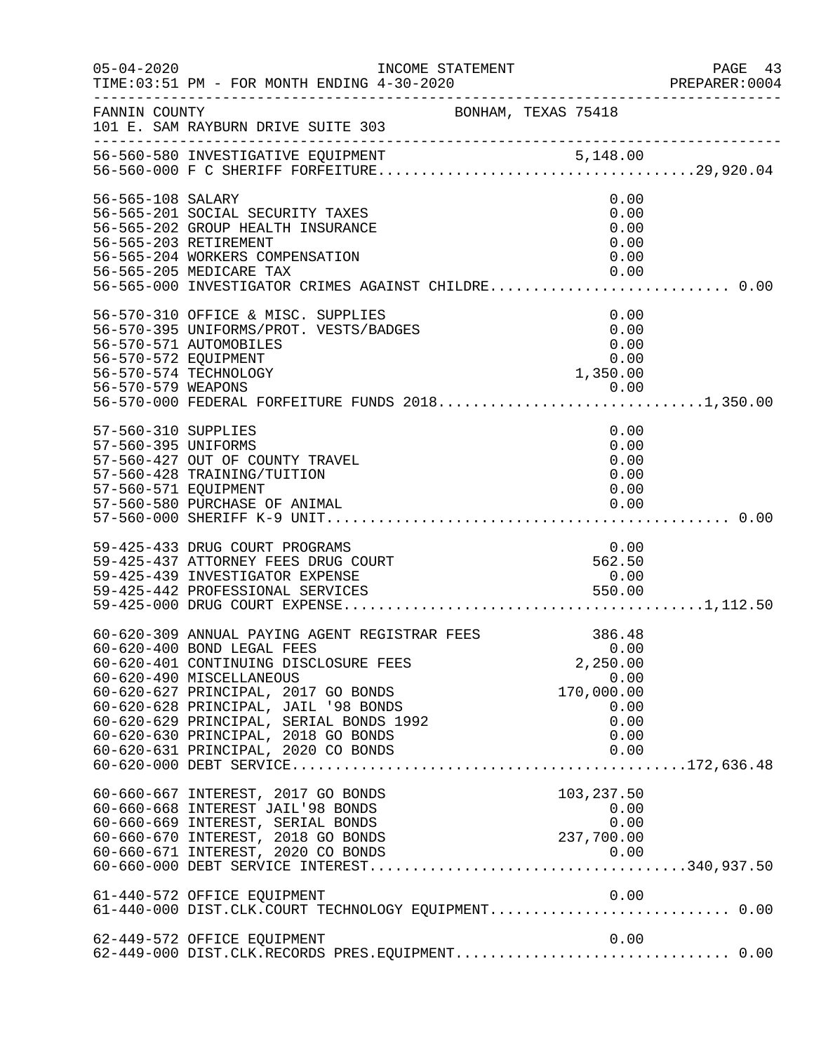05-04-2020 INCOME STATEMENT PAGE 43
TIME:03:51 PM - FOR MONTH ENDING 4-30-2020 PREPARER:0004

FANNIN COUNTY BONHAM, TEXAS 75418
101 E. SAM RAYBURN DRIVE SUITE 303

| Account | Description | Amount | Total |
|---|---|---|---|
| 56-560-580 | INVESTIGATIVE EQUIPMENT | 5,148.00 | |
| 56-560-000 | F C SHERIFF FORFEITURE | | 29,920.04 |
| 56-565-108 | SALARY | 0.00 | |
| 56-565-201 | SOCIAL SECURITY TAXES | 0.00 | |
| 56-565-202 | GROUP HEALTH INSURANCE | 0.00 | |
| 56-565-203 | RETIREMENT | 0.00 | |
| 56-565-204 | WORKERS COMPENSATION | 0.00 | |
| 56-565-205 | MEDICARE TAX | 0.00 | |
| 56-565-000 | INVESTIGATOR CRIMES AGAINST CHILDRE | | 0.00 |
| 56-570-310 | OFFICE & MISC. SUPPLIES | 0.00 | |
| 56-570-395 | UNIFORMS/PROT. VESTS/BADGES | 0.00 | |
| 56-570-571 | AUTOMOBILES | 0.00 | |
| 56-570-572 | EQUIPMENT | 0.00 | |
| 56-570-574 | TECHNOLOGY | 1,350.00 | |
| 56-570-579 | WEAPONS | 0.00 | |
| 56-570-000 | FEDERAL FORFEITURE FUNDS 2018 | | 1,350.00 |
| 57-560-310 | SUPPLIES | 0.00 | |
| 57-560-395 | UNIFORMS | 0.00 | |
| 57-560-427 | OUT OF COUNTY TRAVEL | 0.00 | |
| 57-560-428 | TRAINING/TUITION | 0.00 | |
| 57-560-571 | EQUIPMENT | 0.00 | |
| 57-560-580 | PURCHASE OF ANIMAL | 0.00 | |
| 57-560-000 | SHERIFF K-9 UNIT | | 0.00 |
| 59-425-433 | DRUG COURT PROGRAMS | 0.00 | |
| 59-425-437 | ATTORNEY FEES DRUG COURT | 562.50 | |
| 59-425-439 | INVESTIGATOR EXPENSE | 0.00 | |
| 59-425-442 | PROFESSIONAL SERVICES | 550.00 | |
| 59-425-000 | DRUG COURT EXPENSE | | 1,112.50 |
| 60-620-309 | ANNUAL PAYING AGENT REGISTRAR FEES | 386.48 | |
| 60-620-400 | BOND LEGAL FEES | 0.00 | |
| 60-620-401 | CONTINUING DISCLOSURE FEES | 2,250.00 | |
| 60-620-490 | MISCELLANEOUS | 0.00 | |
| 60-620-627 | PRINCIPAL, 2017 GO BONDS | 170,000.00 | |
| 60-620-628 | PRINCIPAL, JAIL '98 BONDS | 0.00 | |
| 60-620-629 | PRINCIPAL, SERIAL BONDS 1992 | 0.00 | |
| 60-620-630 | PRINCIPAL, 2018 GO BONDS | 0.00 | |
| 60-620-631 | PRINCIPAL, 2020 CO BONDS | 0.00 | |
| 60-620-000 | DEBT SERVICE | | 172,636.48 |
| 60-660-667 | INTEREST, 2017 GO BONDS | 103,237.50 | |
| 60-660-668 | INTEREST JAIL'98 BONDS | 0.00 | |
| 60-660-669 | INTEREST, SERIAL BONDS | 0.00 | |
| 60-660-670 | INTEREST, 2018 GO BONDS | 237,700.00 | |
| 60-660-671 | INTEREST, 2020 CO BONDS | 0.00 | |
| 60-660-000 | DEBT SERVICE INTEREST | | 340,937.50 |
| 61-440-572 | OFFICE EQUIPMENT | 0.00 | |
| 61-440-000 | DIST.CLK.COURT TECHNOLOGY EQUIPMENT | | 0.00 |
| 62-449-572 | OFFICE EQUIPMENT | 0.00 | |
| 62-449-000 | DIST.CLK.RECORDS PRES.EQUIPMENT | | 0.00 |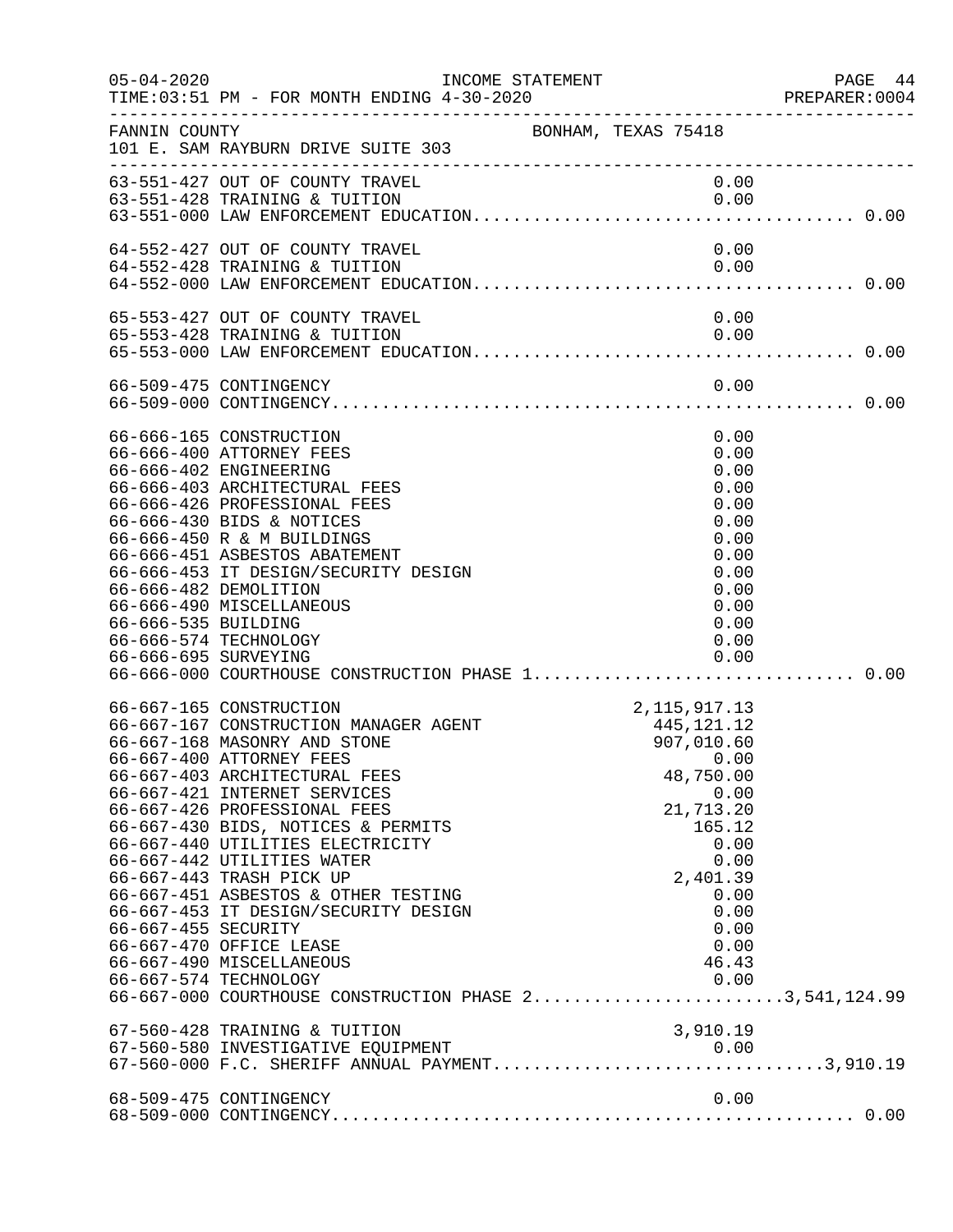FANNIN COUNTY — BONHAM, TEXAS 75418
101 E. SAM RAYBURN DRIVE SUITE 303

INCOME STATEMENT
TIME:03:51 PM - FOR MONTH ENDING 4-30-2020

| Account | Description | Amount | Total |
|---|---|---|---|
| 63-551-427 | OUT OF COUNTY TRAVEL | 0.00 | |
| 63-551-428 | TRAINING & TUITION | 0.00 | |
| 63-551-000 | LAW ENFORCEMENT EDUCATION | | 0.00 |
| 64-552-427 | OUT OF COUNTY TRAVEL | 0.00 | |
| 64-552-428 | TRAINING & TUITION | 0.00 | |
| 64-552-000 | LAW ENFORCEMENT EDUCATION | | 0.00 |
| 65-553-427 | OUT OF COUNTY TRAVEL | 0.00 | |
| 65-553-428 | TRAINING & TUITION | 0.00 | |
| 65-553-000 | LAW ENFORCEMENT EDUCATION | | 0.00 |
| 66-509-475 | CONTINGENCY | 0.00 | |
| 66-509-000 | CONTINGENCY | | 0.00 |
| 66-666-165 | CONSTRUCTION | 0.00 | |
| 66-666-400 | ATTORNEY FEES | 0.00 | |
| 66-666-402 | ENGINEERING | 0.00 | |
| 66-666-403 | ARCHITECTURAL FEES | 0.00 | |
| 66-666-426 | PROFESSIONAL FEES | 0.00 | |
| 66-666-430 | BIDS & NOTICES | 0.00 | |
| 66-666-450 | R & M BUILDINGS | 0.00 | |
| 66-666-451 | ASBESTOS ABATEMENT | 0.00 | |
| 66-666-453 | IT DESIGN/SECURITY DESIGN | 0.00 | |
| 66-666-482 | DEMOLITION | 0.00 | |
| 66-666-490 | MISCELLANEOUS | 0.00 | |
| 66-666-535 | BUILDING | 0.00 | |
| 66-666-574 | TECHNOLOGY | 0.00 | |
| 66-666-695 | SURVEYING | 0.00 | |
| 66-666-000 | COURTHOUSE CONSTRUCTION PHASE 1 | | 0.00 |
| 66-667-165 | CONSTRUCTION | 2,115,917.13 | |
| 66-667-167 | CONSTRUCTION MANAGER AGENT | 445,121.12 | |
| 66-667-168 | MASONRY AND STONE | 907,010.60 | |
| 66-667-400 | ATTORNEY FEES | 0.00 | |
| 66-667-403 | ARCHITECTURAL FEES | 48,750.00 | |
| 66-667-421 | INTERNET SERVICES | 0.00 | |
| 66-667-426 | PROFESSIONAL FEES | 21,713.20 | |
| 66-667-430 | BIDS, NOTICES & PERMITS | 165.12 | |
| 66-667-440 | UTILITIES ELECTRICITY | 0.00 | |
| 66-667-442 | UTILITIES WATER | 0.00 | |
| 66-667-443 | TRASH PICK UP | 2,401.39 | |
| 66-667-451 | ASBESTOS & OTHER TESTING | 0.00 | |
| 66-667-453 | IT DESIGN/SECURITY DESIGN | 0.00 | |
| 66-667-455 | SECURITY | 0.00 | |
| 66-667-470 | OFFICE LEASE | 0.00 | |
| 66-667-490 | MISCELLANEOUS | 46.43 | |
| 66-667-574 | TECHNOLOGY | 0.00 | |
| 66-667-000 | COURTHOUSE CONSTRUCTION PHASE 2 | | 3,541,124.99 |
| 67-560-428 | TRAINING & TUITION | 3,910.19 | |
| 67-560-580 | INVESTIGATIVE EQUIPMENT | 0.00 | |
| 67-560-000 | F.C. SHERIFF ANNUAL PAYMENT | | 3,910.19 |
| 68-509-475 | CONTINGENCY | 0.00 | |
| 68-509-000 | CONTINGENCY | | 0.00 |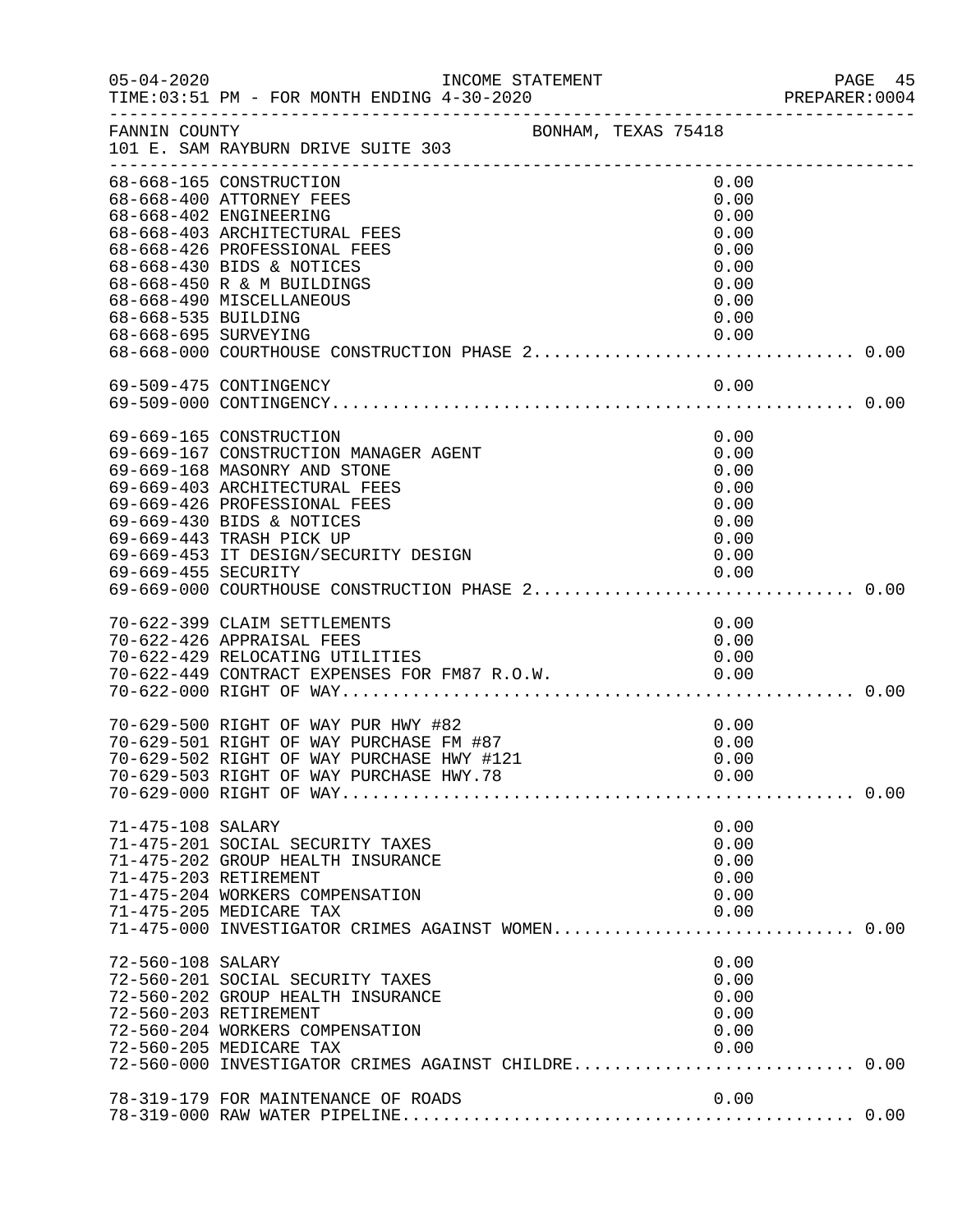FANNIN COUNTY BONHAM, TEXAS 75418
101 E. SAM RAYBURN DRIVE SUITE 303

| Account | Description | Amount | Total |
|---|---|---|---|
| 68-668-165 | CONSTRUCTION | 0.00 | |
| 68-668-400 | ATTORNEY FEES | 0.00 | |
| 68-668-402 | ENGINEERING | 0.00 | |
| 68-668-403 | ARCHITECTURAL FEES | 0.00 | |
| 68-668-426 | PROFESSIONAL FEES | 0.00 | |
| 68-668-430 | BIDS & NOTICES | 0.00 | |
| 68-668-450 | R & M BUILDINGS | 0.00 | |
| 68-668-490 | MISCELLANEOUS | 0.00 | |
| 68-668-535 | BUILDING | 0.00 | |
| 68-668-695 | SURVEYING | 0.00 | |
| 68-668-000 | COURTHOUSE CONSTRUCTION PHASE 2 | | 0.00 |
| 69-509-475 | CONTINGENCY | 0.00 | |
| 69-509-000 | CONTINGENCY | | 0.00 |
| 69-669-165 | CONSTRUCTION | 0.00 | |
| 69-669-167 | CONSTRUCTION MANAGER AGENT | 0.00 | |
| 69-669-168 | MASONRY AND STONE | 0.00 | |
| 69-669-403 | ARCHITECTURAL FEES | 0.00 | |
| 69-669-426 | PROFESSIONAL FEES | 0.00 | |
| 69-669-430 | BIDS & NOTICES | 0.00 | |
| 69-669-443 | TRASH PICK UP | 0.00 | |
| 69-669-453 | IT DESIGN/SECURITY DESIGN | 0.00 | |
| 69-669-455 | SECURITY | 0.00 | |
| 69-669-000 | COURTHOUSE CONSTRUCTION PHASE 2 | | 0.00 |
| 70-622-399 | CLAIM SETTLEMENTS | 0.00 | |
| 70-622-426 | APPRAISAL FEES | 0.00 | |
| 70-622-429 | RELOCATING UTILITIES | 0.00 | |
| 70-622-449 | CONTRACT EXPENSES FOR FM87 R.O.W. | 0.00 | |
| 70-622-000 | RIGHT OF WAY | | 0.00 |
| 70-629-500 | RIGHT OF WAY PUR HWY #82 | 0.00 | |
| 70-629-501 | RIGHT OF WAY PURCHASE FM #87 | 0.00 | |
| 70-629-502 | RIGHT OF WAY PURCHASE HWY #121 | 0.00 | |
| 70-629-503 | RIGHT OF WAY PURCHASE HWY.78 | 0.00 | |
| 70-629-000 | RIGHT OF WAY | | 0.00 |
| 71-475-108 | SALARY | 0.00 | |
| 71-475-201 | SOCIAL SECURITY TAXES | 0.00 | |
| 71-475-202 | GROUP HEALTH INSURANCE | 0.00 | |
| 71-475-203 | RETIREMENT | 0.00 | |
| 71-475-204 | WORKERS COMPENSATION | 0.00 | |
| 71-475-205 | MEDICARE TAX | 0.00 | |
| 71-475-000 | INVESTIGATOR CRIMES AGAINST WOMEN | | 0.00 |
| 72-560-108 | SALARY | 0.00 | |
| 72-560-201 | SOCIAL SECURITY TAXES | 0.00 | |
| 72-560-202 | GROUP HEALTH INSURANCE | 0.00 | |
| 72-560-203 | RETIREMENT | 0.00 | |
| 72-560-204 | WORKERS COMPENSATION | 0.00 | |
| 72-560-205 | MEDICARE TAX | 0.00 | |
| 72-560-000 | INVESTIGATOR CRIMES AGAINST CHILDRE | | 0.00 |
| 78-319-179 | FOR MAINTENANCE OF ROADS | 0.00 | |
| 78-319-000 | RAW WATER PIPELINE | | 0.00 |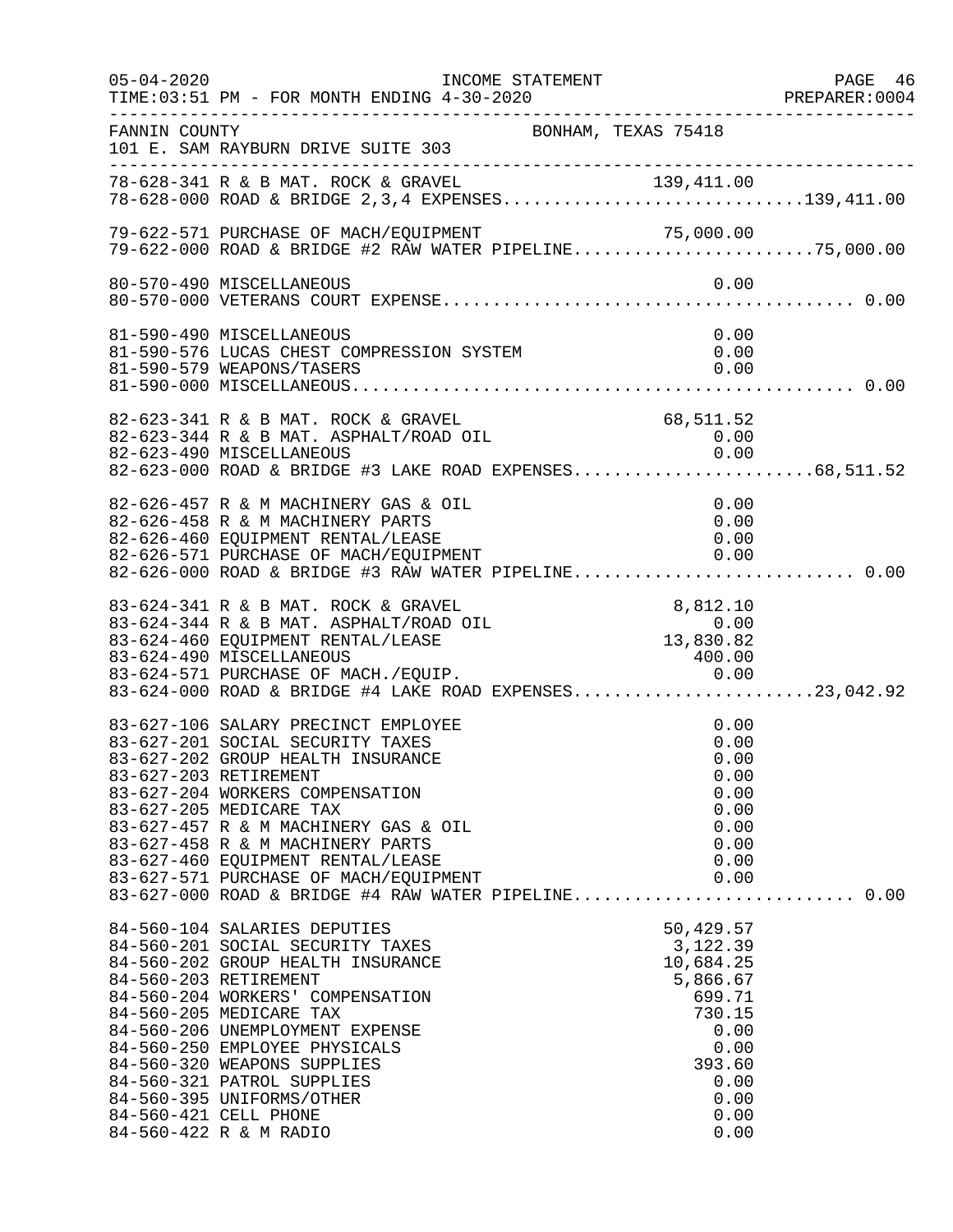05-04-2020 INCOME STATEMENT
TIME:03:51 PM - FOR MONTH ENDING 4-30-2020

FANNIN COUNTY BONHAM, TEXAS 75418
101 E. SAM RAYBURN DRIVE SUITE 303

| Account | Description | Amount | Total |
|---|---|---|---|
| 78-628-341 | R & B MAT. ROCK & GRAVEL | 139,411.00 | |
| 78-628-000 | ROAD & BRIDGE 2,3,4 EXPENSES | | 139,411.00 |
| 79-622-571 | PURCHASE OF MACH/EQUIPMENT | 75,000.00 | |
| 79-622-000 | ROAD & BRIDGE #2 RAW WATER PIPELINE | | 75,000.00 |
| 80-570-490 | MISCELLANEOUS | 0.00 | |
| 80-570-000 | VETERANS COURT EXPENSE | | 0.00 |
| 81-590-490 | MISCELLANEOUS | 0.00 | |
| 81-590-576 | LUCAS CHEST COMPRESSION SYSTEM | 0.00 | |
| 81-590-579 | WEAPONS/TASERS | 0.00 | |
| 81-590-000 | MISCELLANEOUS | | 0.00 |
| 82-623-341 | R & B MAT. ROCK & GRAVEL | 68,511.52 | |
| 82-623-344 | R & B MAT. ASPHALT/ROAD OIL | 0.00 | |
| 82-623-490 | MISCELLANEOUS | 0.00 | |
| 82-623-000 | ROAD & BRIDGE #3 LAKE ROAD EXPENSES | | 68,511.52 |
| 82-626-457 | R & M MACHINERY GAS & OIL | 0.00 | |
| 82-626-458 | R & M MACHINERY PARTS | 0.00 | |
| 82-626-460 | EQUIPMENT RENTAL/LEASE | 0.00 | |
| 82-626-571 | PURCHASE OF MACH/EQUIPMENT | 0.00 | |
| 82-626-000 | ROAD & BRIDGE #3 RAW WATER PIPELINE | | 0.00 |
| 83-624-341 | R & B MAT. ROCK & GRAVEL | 8,812.10 | |
| 83-624-344 | R & B MAT. ASPHALT/ROAD OIL | 0.00 | |
| 83-624-460 | EQUIPMENT RENTAL/LEASE | 13,830.82 | |
| 83-624-490 | MISCELLANEOUS | 400.00 | |
| 83-624-571 | PURCHASE OF MACH./EQUIP. | 0.00 | |
| 83-624-000 | ROAD & BRIDGE #4 LAKE ROAD EXPENSES | | 23,042.92 |
| 83-627-106 | SALARY PRECINCT EMPLOYEE | 0.00 | |
| 83-627-201 | SOCIAL SECURITY TAXES | 0.00 | |
| 83-627-202 | GROUP HEALTH INSURANCE | 0.00 | |
| 83-627-203 | RETIREMENT | 0.00 | |
| 83-627-204 | WORKERS COMPENSATION | 0.00 | |
| 83-627-205 | MEDICARE TAX | 0.00 | |
| 83-627-457 | R & M MACHINERY GAS & OIL | 0.00 | |
| 83-627-458 | R & M MACHINERY PARTS | 0.00 | |
| 83-627-460 | EQUIPMENT RENTAL/LEASE | 0.00 | |
| 83-627-571 | PURCHASE OF MACH/EQUIPMENT | 0.00 | |
| 83-627-000 | ROAD & BRIDGE #4 RAW WATER PIPELINE | | 0.00 |
| 84-560-104 | SALARIES DEPUTIES | 50,429.57 | |
| 84-560-201 | SOCIAL SECURITY TAXES | 3,122.39 | |
| 84-560-202 | GROUP HEALTH INSURANCE | 10,684.25 | |
| 84-560-203 | RETIREMENT | 5,866.67 | |
| 84-560-204 | WORKERS' COMPENSATION | 699.71 | |
| 84-560-205 | MEDICARE TAX | 730.15 | |
| 84-560-206 | UNEMPLOYMENT EXPENSE | 0.00 | |
| 84-560-250 | EMPLOYEE PHYSICALS | 0.00 | |
| 84-560-320 | WEAPONS SUPPLIES | 393.60 | |
| 84-560-321 | PATROL SUPPLIES | 0.00 | |
| 84-560-395 | UNIFORMS/OTHER | 0.00 | |
| 84-560-421 | CELL PHONE | 0.00 | |
| 84-560-422 | R & M RADIO | 0.00 | |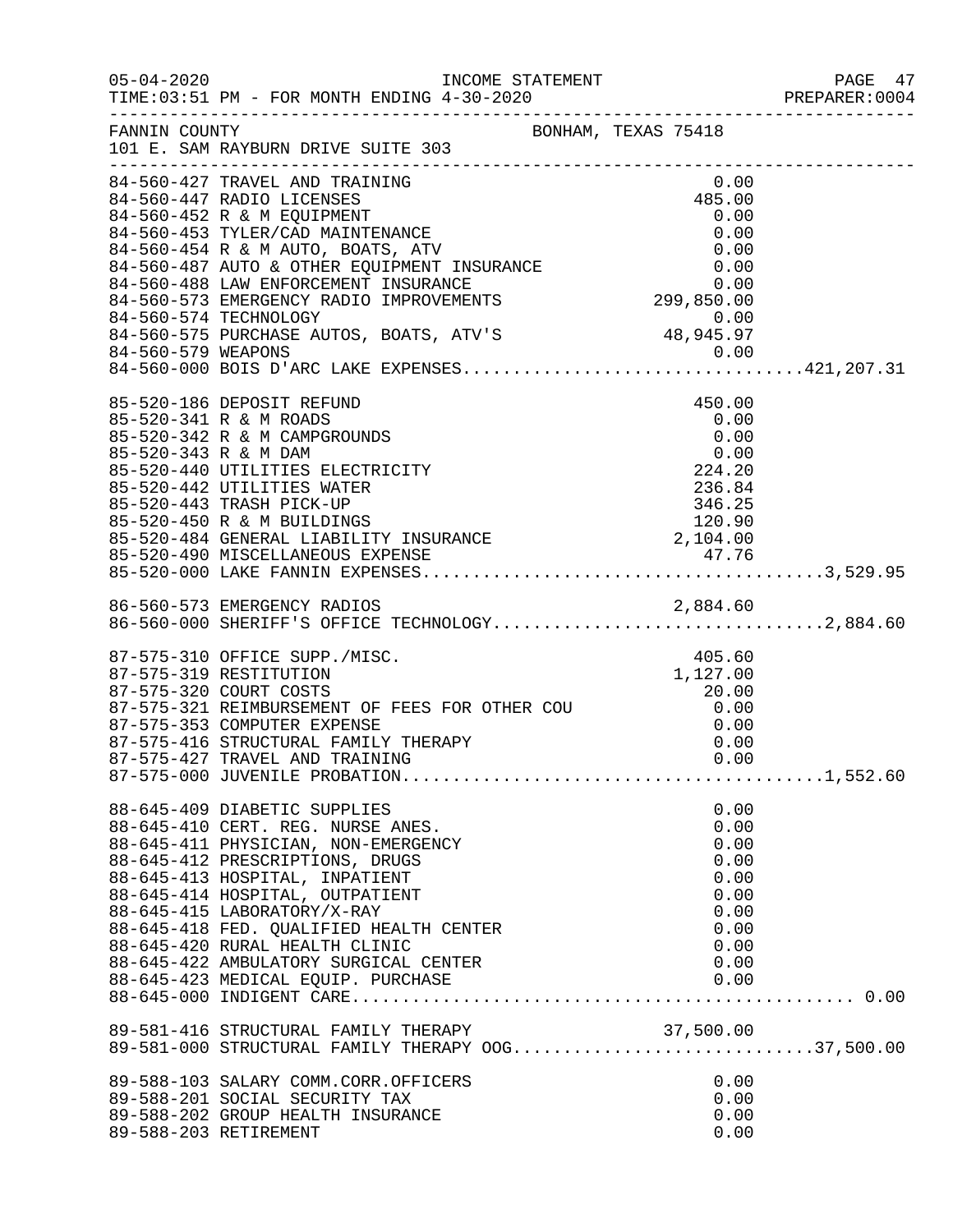FANNIN COUNTY BONHAM, TEXAS 75418
101 E. SAM RAYBURN DRIVE SUITE 303

INCOME STATEMENT
05-04-2020
TIME:03:51 PM - FOR MONTH ENDING 4-30-2020

| Account | Description | Amount | Total |
|---|---|---|---|
| 84-560-427 | TRAVEL AND TRAINING | 0.00 | |
| 84-560-447 | RADIO LICENSES | 485.00 | |
| 84-560-452 | R & M EQUIPMENT | 0.00 | |
| 84-560-453 | TYLER/CAD MAINTENANCE | 0.00 | |
| 84-560-454 | R & M AUTO, BOATS, ATV | 0.00 | |
| 84-560-487 | AUTO & OTHER EQUIPMENT INSURANCE | 0.00 | |
| 84-560-488 | LAW ENFORCEMENT INSURANCE | 0.00 | |
| 84-560-573 | EMERGENCY RADIO IMPROVEMENTS | 299,850.00 | |
| 84-560-574 | TECHNOLOGY | 0.00 | |
| 84-560-575 | PURCHASE AUTOS, BOATS, ATV'S | 48,945.97 | |
| 84-560-579 | WEAPONS | 0.00 | |
| 84-560-000 | BOIS D'ARC LAKE EXPENSES | | 421,207.31 |
| 85-520-186 | DEPOSIT REFUND | 450.00 | |
| 85-520-341 | R & M ROADS | 0.00 | |
| 85-520-342 | R & M CAMPGROUNDS | 0.00 | |
| 85-520-343 | R & M DAM | 0.00 | |
| 85-520-440 | UTILITIES ELECTRICITY | 224.20 | |
| 85-520-442 | UTILITIES WATER | 236.84 | |
| 85-520-443 | TRASH PICK-UP | 346.25 | |
| 85-520-450 | R & M BUILDINGS | 120.90 | |
| 85-520-484 | GENERAL LIABILITY INSURANCE | 2,104.00 | |
| 85-520-490 | MISCELLANEOUS EXPENSE | 47.76 | |
| 85-520-000 | LAKE FANNIN EXPENSES | | 3,529.95 |
| 86-560-573 | EMERGENCY RADIOS | 2,884.60 | |
| 86-560-000 | SHERIFF'S OFFICE TECHNOLOGY | | 2,884.60 |
| 87-575-310 | OFFICE SUPP./MISC. | 405.60 | |
| 87-575-319 | RESTITUTION | 1,127.00 | |
| 87-575-320 | COURT COSTS | 20.00 | |
| 87-575-321 | REIMBURSEMENT OF FEES FOR OTHER COU | 0.00 | |
| 87-575-353 | COMPUTER EXPENSE | 0.00 | |
| 87-575-416 | STRUCTURAL FAMILY THERAPY | 0.00 | |
| 87-575-427 | TRAVEL AND TRAINING | 0.00 | |
| 87-575-000 | JUVENILE PROBATION | | 1,552.60 |
| 88-645-409 | DIABETIC SUPPLIES | 0.00 | |
| 88-645-410 | CERT. REG. NURSE ANES. | 0.00 | |
| 88-645-411 | PHYSICIAN, NON-EMERGENCY | 0.00 | |
| 88-645-412 | PRESCRIPTIONS, DRUGS | 0.00 | |
| 88-645-413 | HOSPITAL, INPATIENT | 0.00 | |
| 88-645-414 | HOSPITAL, OUTPATIENT | 0.00 | |
| 88-645-415 | LABORATORY/X-RAY | 0.00 | |
| 88-645-418 | FED. QUALIFIED HEALTH CENTER | 0.00 | |
| 88-645-420 | RURAL HEALTH CLINIC | 0.00 | |
| 88-645-422 | AMBULATORY SURGICAL CENTER | 0.00 | |
| 88-645-423 | MEDICAL EQUIP. PURCHASE | 0.00 | |
| 88-645-000 | INDIGENT CARE | | 0.00 |
| 89-581-416 | STRUCTURAL FAMILY THERAPY | 37,500.00 | |
| 89-581-000 | STRUCTURAL FAMILY THERAPY OOG | | 37,500.00 |
| 89-588-103 | SALARY COMM.CORR.OFFICERS | 0.00 | |
| 89-588-201 | SOCIAL SECURITY TAX | 0.00 | |
| 89-588-202 | GROUP HEALTH INSURANCE | 0.00 | |
| 89-588-203 | RETIREMENT | 0.00 | |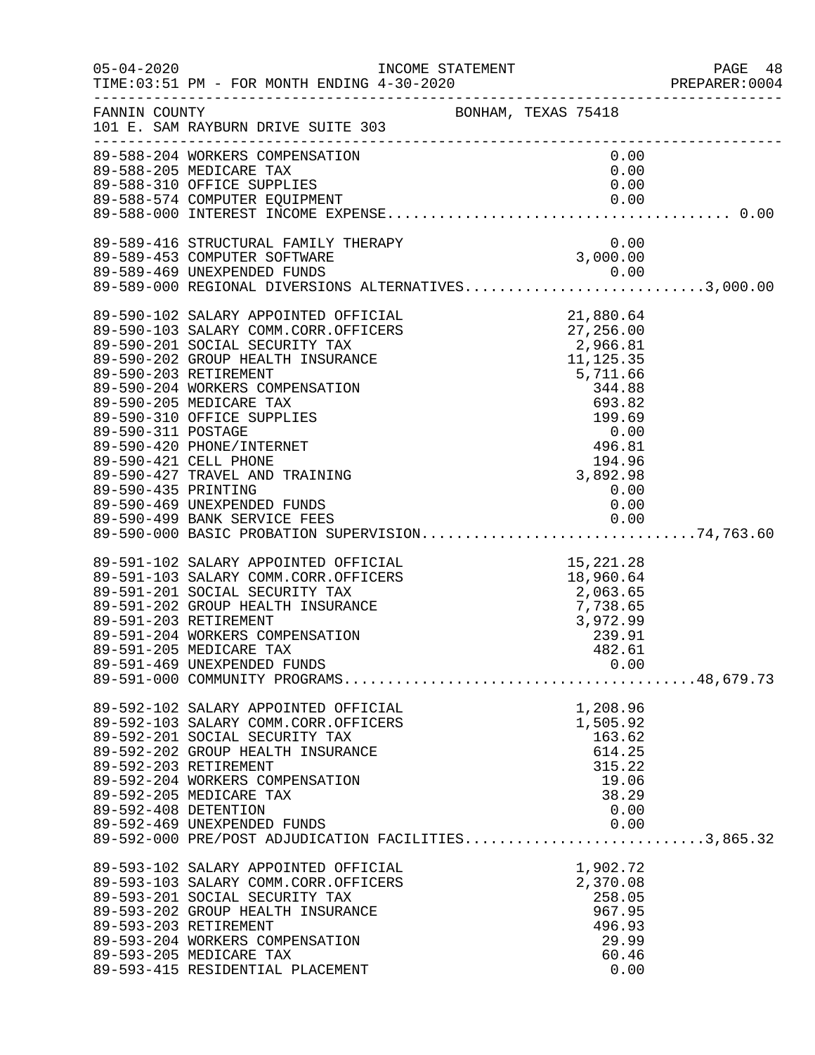FANNIN COUNTY BONHAM, TEXAS 75418
101 E. SAM RAYBURN DRIVE SUITE 303

INCOME STATEMENT
TIME:03:51 PM - FOR MONTH ENDING 4-30-2020

| Account | Description | Amount | Total |
|---|---|---|---|
| 89-588-204 | WORKERS COMPENSATION | 0.00 | |
| 89-588-205 | MEDICARE TAX | 0.00 | |
| 89-588-310 | OFFICE SUPPLIES | 0.00 | |
| 89-588-574 | COMPUTER EQUIPMENT | 0.00 | |
| 89-588-000 | INTEREST INCOME EXPENSE | | 0.00 |
| 89-589-416 | STRUCTURAL FAMILY THERAPY | 0.00 | |
| 89-589-453 | COMPUTER SOFTWARE | 3,000.00 | |
| 89-589-469 | UNEXPENDED FUNDS | 0.00 | |
| 89-589-000 | REGIONAL DIVERSIONS ALTERNATIVES | | 3,000.00 |
| 89-590-102 | SALARY APPOINTED OFFICIAL | 21,880.64 | |
| 89-590-103 | SALARY COMM.CORR.OFFICERS | 27,256.00 | |
| 89-590-201 | SOCIAL SECURITY TAX | 2,966.81 | |
| 89-590-202 | GROUP HEALTH INSURANCE | 11,125.35 | |
| 89-590-203 | RETIREMENT | 5,711.66 | |
| 89-590-204 | WORKERS COMPENSATION | 344.88 | |
| 89-590-205 | MEDICARE TAX | 693.82 | |
| 89-590-310 | OFFICE SUPPLIES | 199.69 | |
| 89-590-311 | POSTAGE | 0.00 | |
| 89-590-420 | PHONE/INTERNET | 496.81 | |
| 89-590-421 | CELL PHONE | 194.96 | |
| 89-590-427 | TRAVEL AND TRAINING | 3,892.98 | |
| 89-590-435 | PRINTING | 0.00 | |
| 89-590-469 | UNEXPENDED FUNDS | 0.00 | |
| 89-590-499 | BANK SERVICE FEES | 0.00 | |
| 89-590-000 | BASIC PROBATION SUPERVISION | | 74,763.60 |
| 89-591-102 | SALARY APPOINTED OFFICIAL | 15,221.28 | |
| 89-591-103 | SALARY COMM.CORR.OFFICERS | 18,960.64 | |
| 89-591-201 | SOCIAL SECURITY TAX | 2,063.65 | |
| 89-591-202 | GROUP HEALTH INSURANCE | 7,738.65 | |
| 89-591-203 | RETIREMENT | 3,972.99 | |
| 89-591-204 | WORKERS COMPENSATION | 239.91 | |
| 89-591-205 | MEDICARE TAX | 482.61 | |
| 89-591-469 | UNEXPENDED FUNDS | 0.00 | |
| 89-591-000 | COMMUNITY PROGRAMS | | 48,679.73 |
| 89-592-102 | SALARY APPOINTED OFFICIAL | 1,208.96 | |
| 89-592-103 | SALARY COMM.CORR.OFFICERS | 1,505.92 | |
| 89-592-201 | SOCIAL SECURITY TAX | 163.62 | |
| 89-592-202 | GROUP HEALTH INSURANCE | 614.25 | |
| 89-592-203 | RETIREMENT | 315.22 | |
| 89-592-204 | WORKERS COMPENSATION | 19.06 | |
| 89-592-205 | MEDICARE TAX | 38.29 | |
| 89-592-408 | DETENTION | 0.00 | |
| 89-592-469 | UNEXPENDED FUNDS | 0.00 | |
| 89-592-000 | PRE/POST ADJUDICATION FACILITIES | | 3,865.32 |
| 89-593-102 | SALARY APPOINTED OFFICIAL | 1,902.72 | |
| 89-593-103 | SALARY COMM.CORR.OFFICERS | 2,370.08 | |
| 89-593-201 | SOCIAL SECURITY TAX | 258.05 | |
| 89-593-202 | GROUP HEALTH INSURANCE | 967.95 | |
| 89-593-203 | RETIREMENT | 496.93 | |
| 89-593-204 | WORKERS COMPENSATION | 29.99 | |
| 89-593-205 | MEDICARE TAX | 60.46 | |
| 89-593-415 | RESIDENTIAL PLACEMENT | 0.00 | |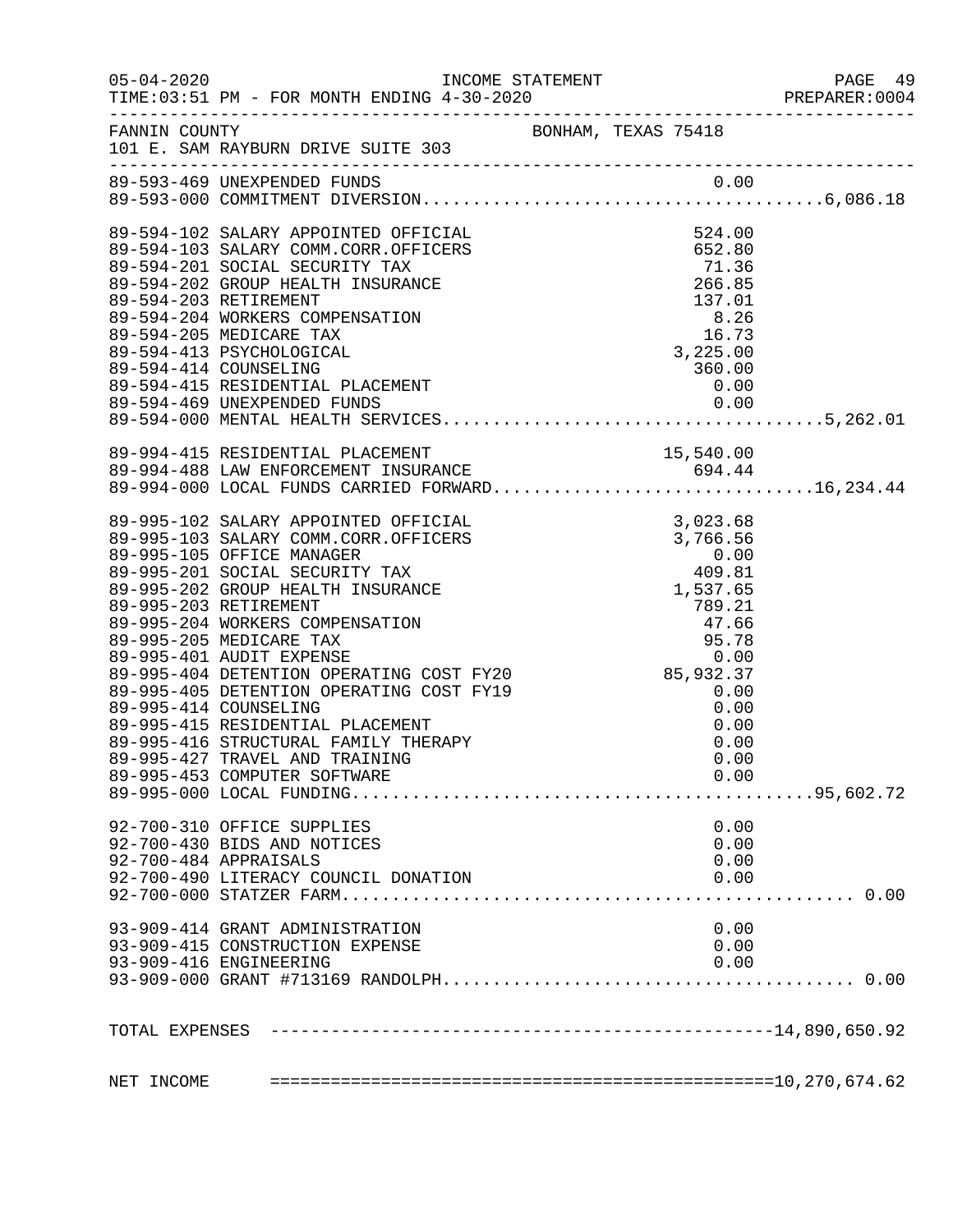FANNIN COUNTY — BONHAM, TEXAS 75418
101 E. SAM RAYBURN DRIVE SUITE 303

INCOME STATEMENT
FOR MONTH ENDING 4-30-2020

| Account | Description | Amount | Total |
|---|---|---|---|
| 89-593-469 | UNEXPENDED FUNDS | 0.00 | |
| 89-593-000 | COMMITMENT DIVERSION | | 6,086.18 |
| 89-594-102 | SALARY APPOINTED OFFICIAL | 524.00 | |
| 89-594-103 | SALARY COMM.CORR.OFFICERS | 652.80 | |
| 89-594-201 | SOCIAL SECURITY TAX | 71.36 | |
| 89-594-202 | GROUP HEALTH INSURANCE | 266.85 | |
| 89-594-203 | RETIREMENT | 137.01 | |
| 89-594-204 | WORKERS COMPENSATION | 8.26 | |
| 89-594-205 | MEDICARE TAX | 16.73 | |
| 89-594-413 | PSYCHOLOGICAL | 3,225.00 | |
| 89-594-414 | COUNSELING | 360.00 | |
| 89-594-415 | RESIDENTIAL PLACEMENT | 0.00 | |
| 89-594-469 | UNEXPENDED FUNDS | 0.00 | |
| 89-594-000 | MENTAL HEALTH SERVICES | | 5,262.01 |
| 89-994-415 | RESIDENTIAL PLACEMENT | 15,540.00 | |
| 89-994-488 | LAW ENFORCEMENT INSURANCE | 694.44 | |
| 89-994-000 | LOCAL FUNDS CARRIED FORWARD | | 16,234.44 |
| 89-995-102 | SALARY APPOINTED OFFICIAL | 3,023.68 | |
| 89-995-103 | SALARY COMM.CORR.OFFICERS | 3,766.56 | |
| 89-995-105 | OFFICE MANAGER | 0.00 | |
| 89-995-201 | SOCIAL SECURITY TAX | 409.81 | |
| 89-995-202 | GROUP HEALTH INSURANCE | 1,537.65 | |
| 89-995-203 | RETIREMENT | 789.21 | |
| 89-995-204 | WORKERS COMPENSATION | 47.66 | |
| 89-995-205 | MEDICARE TAX | 95.78 | |
| 89-995-401 | AUDIT EXPENSE | 0.00 | |
| 89-995-404 | DETENTION OPERATING COST FY20 | 85,932.37 | |
| 89-995-405 | DETENTION OPERATING COST FY19 | 0.00 | |
| 89-995-414 | COUNSELING | 0.00 | |
| 89-995-415 | RESIDENTIAL PLACEMENT | 0.00 | |
| 89-995-416 | STRUCTURAL FAMILY THERAPY | 0.00 | |
| 89-995-427 | TRAVEL AND TRAINING | 0.00 | |
| 89-995-453 | COMPUTER SOFTWARE | 0.00 | |
| 89-995-000 | LOCAL FUNDING | | 95,602.72 |
| 92-700-310 | OFFICE SUPPLIES | 0.00 | |
| 92-700-430 | BIDS AND NOTICES | 0.00 | |
| 92-700-484 | APPRAISALS | 0.00 | |
| 92-700-490 | LITERACY COUNCIL DONATION | 0.00 | |
| 92-700-000 | STATZER FARM | | 0.00 |
| 93-909-414 | GRANT ADMINISTRATION | 0.00 | |
| 93-909-415 | CONSTRUCTION EXPENSE | 0.00 | |
| 93-909-416 | ENGINEERING | 0.00 | |
| 93-909-000 | GRANT #713169 RANDOLPH | | 0.00 |
| | **TOTAL EXPENSES** | | **14,890,650.92** |
| | **NET INCOME** | | **10,270,674.62** |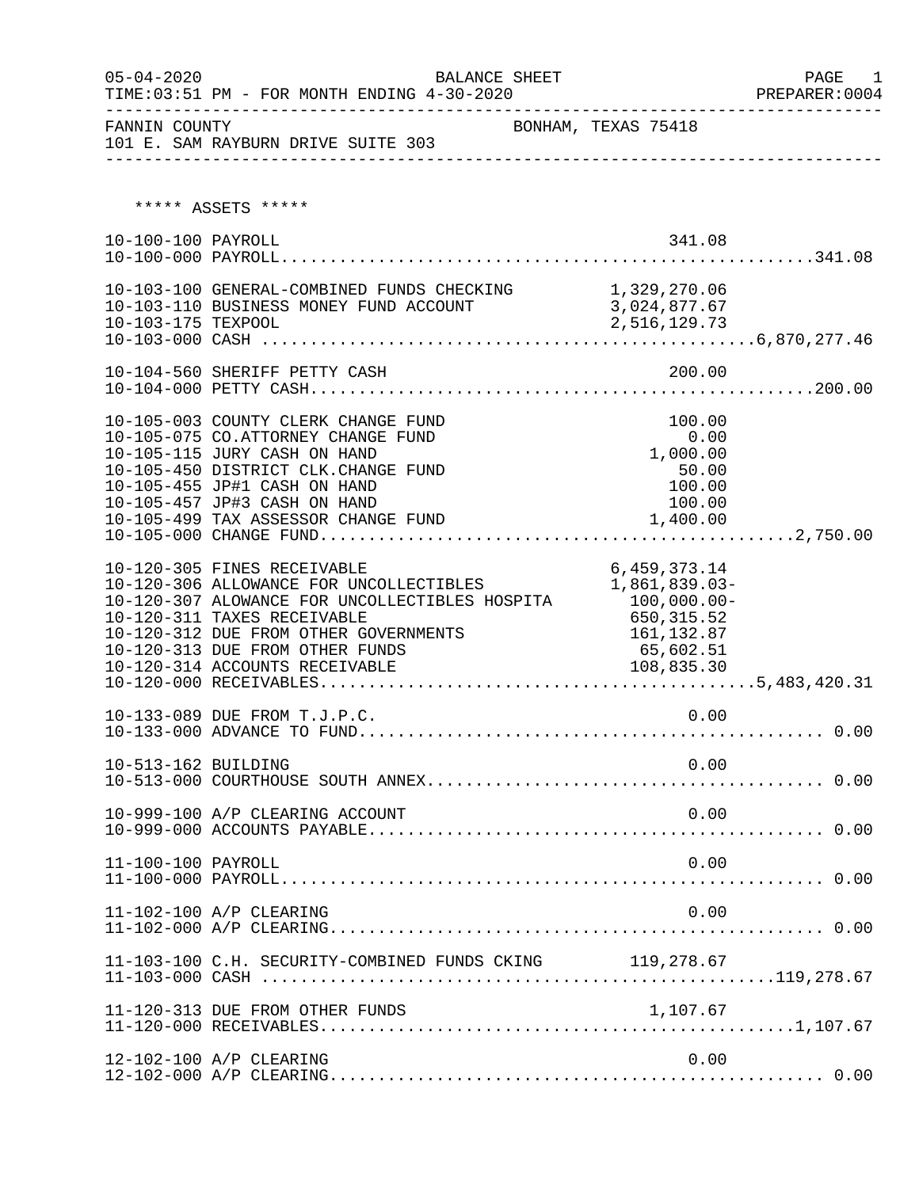05-04-2020 BALANCE SHEET PAGE 1
TIME:03:51 PM - FOR MONTH ENDING 4-30-2020 PREPARER:0004

FANNIN COUNTY BONHAM, TEXAS 75418
101 E. SAM RAYBURN DRIVE SUITE 303

***** ASSETS *****

| Account | Description | Amount | Total |
|---|---|---|---|
| 10-100-100 | PAYROLL | 341.08 | |
| 10-100-000 | PAYROLL | | 341.08 |
| 10-103-100 | GENERAL-COMBINED FUNDS CHECKING | 1,329,270.06 | |
| 10-103-110 | BUSINESS MONEY FUND ACCOUNT | 3,024,877.67 | |
| 10-103-175 | TEXPOOL | 2,516,129.73 | |
| 10-103-000 | CASH | | 6,870,277.46 |
| 10-104-560 | SHERIFF PETTY CASH | 200.00 | |
| 10-104-000 | PETTY CASH | | 200.00 |
| 10-105-003 | COUNTY CLERK CHANGE FUND | 100.00 | |
| 10-105-075 | CO.ATTORNEY CHANGE FUND | 0.00 | |
| 10-105-115 | JURY CASH ON HAND | 1,000.00 | |
| 10-105-450 | DISTRICT CLK.CHANGE FUND | 50.00 | |
| 10-105-455 | JP#1 CASH ON HAND | 100.00 | |
| 10-105-457 | JP#3 CASH ON HAND | 100.00 | |
| 10-105-499 | TAX ASSESSOR CHANGE FUND | 1,400.00 | |
| 10-105-000 | CHANGE FUND | | 2,750.00 |
| 10-120-305 | FINES RECEIVABLE | 6,459,373.14 | |
| 10-120-306 | ALLOWANCE FOR UNCOLLECTIBLES | 1,861,839.03- | |
| 10-120-307 | ALOWANCE FOR UNCOLLECTIBLES HOSPITA | 100,000.00- | |
| 10-120-311 | TAXES RECEIVABLE | 650,315.52 | |
| 10-120-312 | DUE FROM OTHER GOVERNMENTS | 161,132.87 | |
| 10-120-313 | DUE FROM OTHER FUNDS | 65,602.51 | |
| 10-120-314 | ACCOUNTS RECEIVABLE | 108,835.30 | |
| 10-120-000 | RECEIVABLES | | 5,483,420.31 |
| 10-133-089 | DUE FROM T.J.P.C. | 0.00 | |
| 10-133-000 | ADVANCE TO FUND | | 0.00 |
| 10-513-162 | BUILDING | 0.00 | |
| 10-513-000 | COURTHOUSE SOUTH ANNEX | | 0.00 |
| 10-999-100 | A/P CLEARING ACCOUNT | 0.00 | |
| 10-999-000 | ACCOUNTS PAYABLE | | 0.00 |
| 11-100-100 | PAYROLL | 0.00 | |
| 11-100-000 | PAYROLL | | 0.00 |
| 11-102-100 | A/P CLEARING | 0.00 | |
| 11-102-000 | A/P CLEARING | | 0.00 |
| 11-103-100 | C.H. SECURITY-COMBINED FUNDS CKING | 119,278.67 | |
| 11-103-000 | CASH | | 119,278.67 |
| 11-120-313 | DUE FROM OTHER FUNDS | 1,107.67 | |
| 11-120-000 | RECEIVABLES | | 1,107.67 |
| 12-102-100 | A/P CLEARING | 0.00 | |
| 12-102-000 | A/P CLEARING | | 0.00 |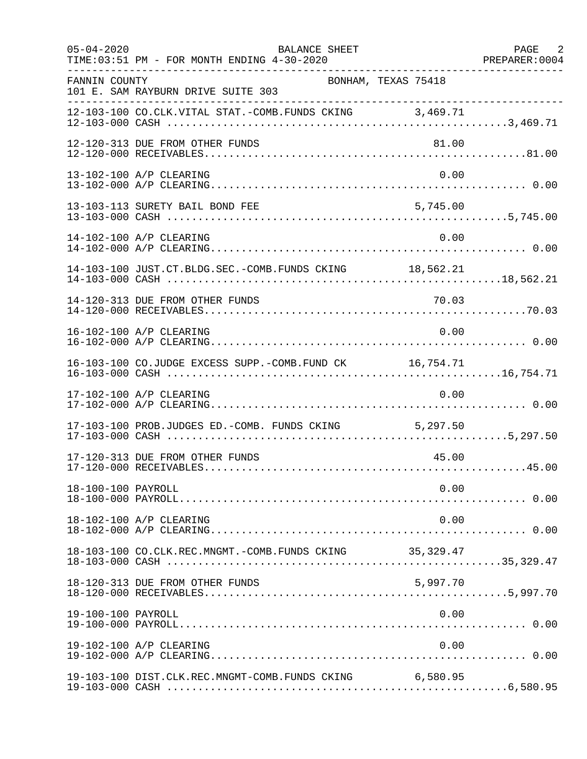05-04-2020 BALANCE SHEET PAGE 2
TIME:03:51 PM - FOR MONTH ENDING 4-30-2020 PREPARER:0004

FANNIN COUNTY BONHAM, TEXAS 75418
101 E. SAM RAYBURN DRIVE SUITE 303

| Account | Description | Detail | Total |
|---|---|---|---|
| 12-103-100 | CO.CLK.VITAL STAT.-COMB.FUNDS CKING | 3,469.71 | |
| 12-103-000 | CASH | | 3,469.71 |
| 12-120-313 | DUE FROM OTHER FUNDS | 81.00 | |
| 12-120-000 | RECEIVABLES | | 81.00 |
| 13-102-100 | A/P CLEARING | 0.00 | |
| 13-102-000 | A/P CLEARING | | 0.00 |
| 13-103-113 | SURETY BAIL BOND FEE | 5,745.00 | |
| 13-103-000 | CASH | | 5,745.00 |
| 14-102-100 | A/P CLEARING | 0.00 | |
| 14-102-000 | A/P CLEARING | | 0.00 |
| 14-103-100 | JUST.CT.BLDG.SEC.-COMB.FUNDS CKING | 18,562.21 | |
| 14-103-000 | CASH | | 18,562.21 |
| 14-120-313 | DUE FROM OTHER FUNDS | 70.03 | |
| 14-120-000 | RECEIVABLES | | 70.03 |
| 16-102-100 | A/P CLEARING | 0.00 | |
| 16-102-000 | A/P CLEARING | | 0.00 |
| 16-103-100 | CO.JUDGE EXCESS SUPP.-COMB.FUND CK | 16,754.71 | |
| 16-103-000 | CASH | | 16,754.71 |
| 17-102-100 | A/P CLEARING | 0.00 | |
| 17-102-000 | A/P CLEARING | | 0.00 |
| 17-103-100 | PROB.JUDGES ED.-COMB. FUNDS CKING | 5,297.50 | |
| 17-103-000 | CASH | | 5,297.50 |
| 17-120-313 | DUE FROM OTHER FUNDS | 45.00 | |
| 17-120-000 | RECEIVABLES | | 45.00 |
| 18-100-100 | PAYROLL | 0.00 | |
| 18-100-000 | PAYROLL | | 0.00 |
| 18-102-100 | A/P CLEARING | 0.00 | |
| 18-102-000 | A/P CLEARING | | 0.00 |
| 18-103-100 | CO.CLK.REC.MNGMT.-COMB.FUNDS CKING | 35,329.47 | |
| 18-103-000 | CASH | | 35,329.47 |
| 18-120-313 | DUE FROM OTHER FUNDS | 5,997.70 | |
| 18-120-000 | RECEIVABLES | | 5,997.70 |
| 19-100-100 | PAYROLL | 0.00 | |
| 19-100-000 | PAYROLL | | 0.00 |
| 19-102-100 | A/P CLEARING | 0.00 | |
| 19-102-000 | A/P CLEARING | | 0.00 |
| 19-103-100 | DIST.CLK.REC.MNGMT-COMB.FUNDS CKING | 6,580.95 | |
| 19-103-000 | CASH | | 6,580.95 |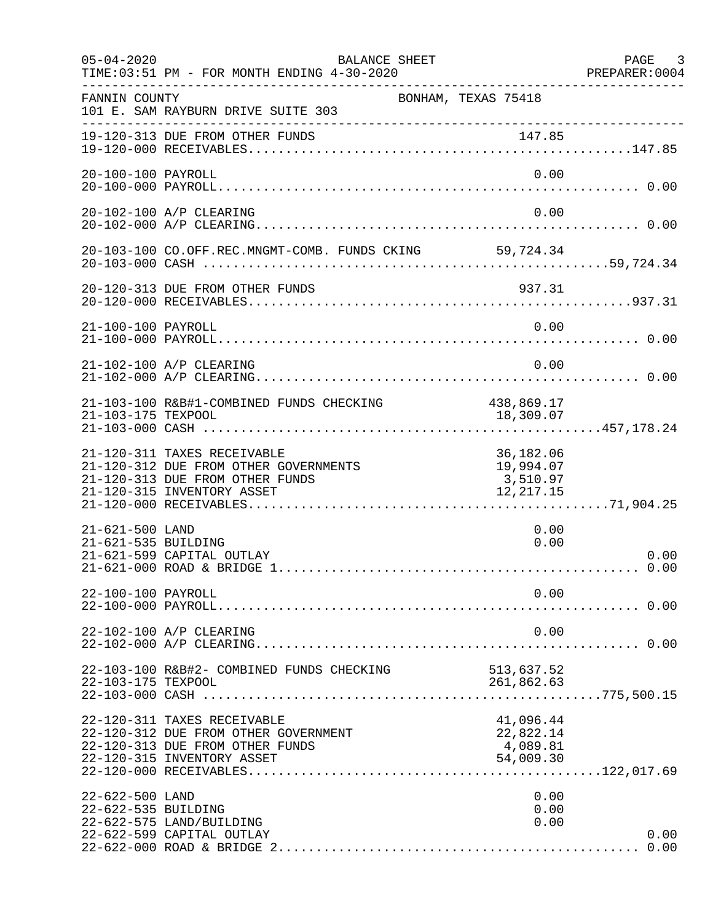FANNIN COUNTY BONHAM, TEXAS 75418
101 E. SAM RAYBURN DRIVE SUITE 303

BALANCE SHEET
FOR MONTH ENDING 4-30-2020

| Account | Description | Amount | Total |
|---|---|---|---|
| 19-120-313 | DUE FROM OTHER FUNDS | 147.85 | |
| 19-120-000 | RECEIVABLES | | 147.85 |
| 20-100-100 | PAYROLL | 0.00 | |
| 20-100-000 | PAYROLL | | 0.00 |
| 20-102-100 | A/P CLEARING | 0.00 | |
| 20-102-000 | A/P CLEARING | | 0.00 |
| 20-103-100 | CO.OFF.REC.MNGMT-COMB. FUNDS CKING | 59,724.34 | |
| 20-103-000 | CASH | | 59,724.34 |
| 20-120-313 | DUE FROM OTHER FUNDS | 937.31 | |
| 20-120-000 | RECEIVABLES | | 937.31 |
| 21-100-100 | PAYROLL | 0.00 | |
| 21-100-000 | PAYROLL | | 0.00 |
| 21-102-100 | A/P CLEARING | 0.00 | |
| 21-102-000 | A/P CLEARING | | 0.00 |
| 21-103-100 | R&B#1-COMBINED FUNDS CHECKING | 438,869.17 | |
| 21-103-175 | TEXPOOL | 18,309.07 | |
| 21-103-000 | CASH | | 457,178.24 |
| 21-120-311 | TAXES RECEIVABLE | 36,182.06 | |
| 21-120-312 | DUE FROM OTHER GOVERNMENTS | 19,994.07 | |
| 21-120-313 | DUE FROM OTHER FUNDS | 3,510.97 | |
| 21-120-315 | INVENTORY ASSET | 12,217.15 | |
| 21-120-000 | RECEIVABLES | | 71,904.25 |
| 21-621-500 | LAND | 0.00 | |
| 21-621-535 | BUILDING | 0.00 | |
| 21-621-599 | CAPITAL OUTLAY | | 0.00 |
| 21-621-000 | ROAD & BRIDGE 1 | | 0.00 |
| 22-100-100 | PAYROLL | 0.00 | |
| 22-100-000 | PAYROLL | | 0.00 |
| 22-102-100 | A/P CLEARING | 0.00 | |
| 22-102-000 | A/P CLEARING | | 0.00 |
| 22-103-100 | R&B#2- COMBINED FUNDS CHECKING | 513,637.52 | |
| 22-103-175 | TEXPOOL | 261,862.63 | |
| 22-103-000 | CASH | | 775,500.15 |
| 22-120-311 | TAXES RECEIVABLE | 41,096.44 | |
| 22-120-312 | DUE FROM OTHER GOVERNMENT | 22,822.14 | |
| 22-120-313 | DUE FROM OTHER FUNDS | 4,089.81 | |
| 22-120-315 | INVENTORY ASSET | 54,009.30 | |
| 22-120-000 | RECEIVABLES | | 122,017.69 |
| 22-622-500 | LAND | 0.00 | |
| 22-622-535 | BUILDING | 0.00 | |
| 22-622-575 | LAND/BUILDING | 0.00 | |
| 22-622-599 | CAPITAL OUTLAY | | 0.00 |
| 22-622-000 | ROAD & BRIDGE 2 | | 0.00 |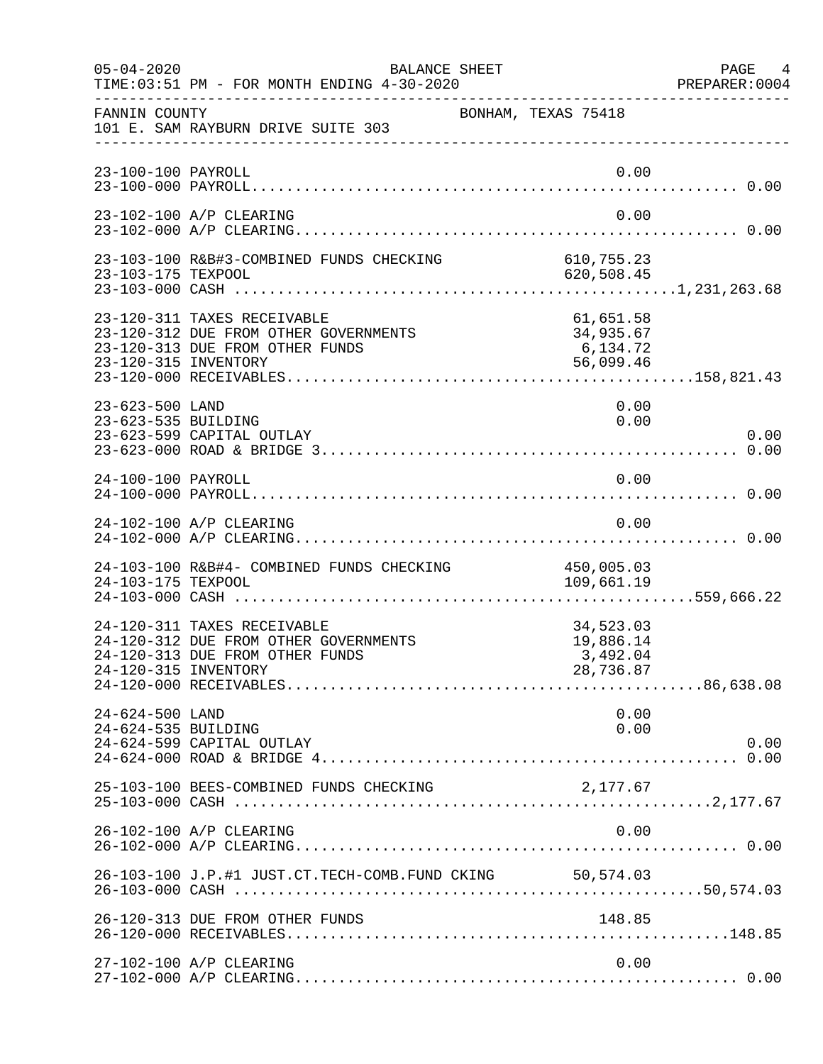05-04-2020 BALANCE SHEET PAGE 4
TIME:03:51 PM - FOR MONTH ENDING 4-30-2020 PREPARER:0004

FANNIN COUNTY BONHAM, TEXAS 75418
101 E. SAM RAYBURN DRIVE SUITE 303

| Account | Description | Detail | Total |
|---|---|---|---|
| 23-100-100 | PAYROLL | 0.00 | |
| 23-100-000 | PAYROLL | | 0.00 |
| 23-102-100 | A/P CLEARING | 0.00 | |
| 23-102-000 | A/P CLEARING | | 0.00 |
| 23-103-100 | R&B#3-COMBINED FUNDS CHECKING | 610,755.23 | |
| 23-103-175 | TEXPOOL | 620,508.45 | |
| 23-103-000 | CASH | | 1,231,263.68 |
| 23-120-311 | TAXES RECEIVABLE | 61,651.58 | |
| 23-120-312 | DUE FROM OTHER GOVERNMENTS | 34,935.67 | |
| 23-120-313 | DUE FROM OTHER FUNDS | 6,134.72 | |
| 23-120-315 | INVENTORY | 56,099.46 | |
| 23-120-000 | RECEIVABLES | | 158,821.43 |
| 23-623-500 | LAND | 0.00 | |
| 23-623-535 | BUILDING | 0.00 | |
| 23-623-599 | CAPITAL OUTLAY | | 0.00 |
| 23-623-000 | ROAD & BRIDGE 3 | | 0.00 |
| 24-100-100 | PAYROLL | 0.00 | |
| 24-100-000 | PAYROLL | | 0.00 |
| 24-102-100 | A/P CLEARING | 0.00 | |
| 24-102-000 | A/P CLEARING | | 0.00 |
| 24-103-100 | R&B#4- COMBINED FUNDS CHECKING | 450,005.03 | |
| 24-103-175 | TEXPOOL | 109,661.19 | |
| 24-103-000 | CASH | | 559,666.22 |
| 24-120-311 | TAXES RECEIVABLE | 34,523.03 | |
| 24-120-312 | DUE FROM OTHER GOVERNMENTS | 19,886.14 | |
| 24-120-313 | DUE FROM OTHER FUNDS | 3,492.04 | |
| 24-120-315 | INVENTORY | 28,736.87 | |
| 24-120-000 | RECEIVABLES | | 86,638.08 |
| 24-624-500 | LAND | 0.00 | |
| 24-624-535 | BUILDING | 0.00 | |
| 24-624-599 | CAPITAL OUTLAY | | 0.00 |
| 24-624-000 | ROAD & BRIDGE 4 | | 0.00 |
| 25-103-100 | BEES-COMBINED FUNDS CHECKING | 2,177.67 | |
| 25-103-000 | CASH | | 2,177.67 |
| 26-102-100 | A/P CLEARING | 0.00 | |
| 26-102-000 | A/P CLEARING | | 0.00 |
| 26-103-100 | J.P.#1 JUST.CT.TECH-COMB.FUND CKING | 50,574.03 | |
| 26-103-000 | CASH | | 50,574.03 |
| 26-120-313 | DUE FROM OTHER FUNDS | 148.85 | |
| 26-120-000 | RECEIVABLES | | 148.85 |
| 27-102-100 | A/P CLEARING | 0.00 | |
| 27-102-000 | A/P CLEARING | | 0.00 |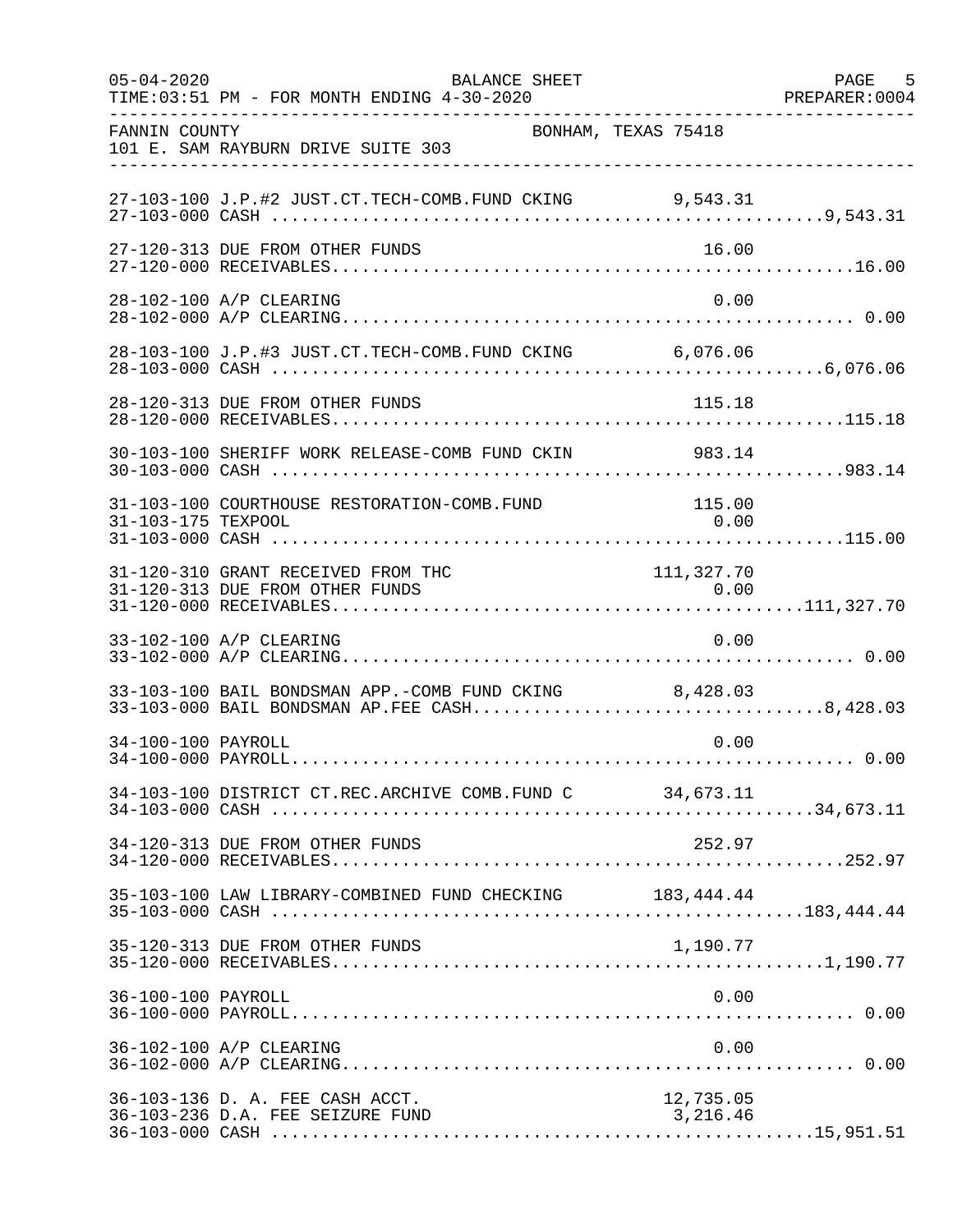05-04-2020 BALANCE SHEET
TIME:03:51 PM - FOR MONTH ENDING 4-30-2020
PREPARER:0004

FANNIN COUNTY BONHAM, TEXAS 75418
101 E. SAM RAYBURN DRIVE SUITE 303

| Account | Description | Detail | Total |
|---|---|---|---|
| 27-103-100 | J.P.#2 JUST.CT.TECH-COMB.FUND CKING | 9,543.31 | |
| 27-103-000 | CASH | | 9,543.31 |
| 27-120-313 | DUE FROM OTHER FUNDS | 16.00 | |
| 27-120-000 | RECEIVABLES | | 16.00 |
| 28-102-100 | A/P CLEARING | 0.00 | |
| 28-102-000 | A/P CLEARING | | 0.00 |
| 28-103-100 | J.P.#3 JUST.CT.TECH-COMB.FUND CKING | 6,076.06 | |
| 28-103-000 | CASH | | 6,076.06 |
| 28-120-313 | DUE FROM OTHER FUNDS | 115.18 | |
| 28-120-000 | RECEIVABLES | | 115.18 |
| 30-103-100 | SHERIFF WORK RELEASE-COMB FUND CKIN | 983.14 | |
| 30-103-000 | CASH | | 983.14 |
| 31-103-100 | COURTHOUSE RESTORATION-COMB.FUND | 115.00 | |
| 31-103-175 | TEXPOOL | 0.00 | |
| 31-103-000 | CASH | | 115.00 |
| 31-120-310 | GRANT RECEIVED FROM THC | 111,327.70 | |
| 31-120-313 | DUE FROM OTHER FUNDS | 0.00 | |
| 31-120-000 | RECEIVABLES | | 111,327.70 |
| 33-102-100 | A/P CLEARING | 0.00 | |
| 33-102-000 | A/P CLEARING | | 0.00 |
| 33-103-100 | BAIL BONDSMAN APP.-COMB FUND CKING | 8,428.03 | |
| 33-103-000 | BAIL BONDSMAN AP.FEE CASH | | 8,428.03 |
| 34-100-100 | PAYROLL | 0.00 | |
| 34-100-000 | PAYROLL | | 0.00 |
| 34-103-100 | DISTRICT CT.REC.ARCHIVE COMB.FUND C | 34,673.11 | |
| 34-103-000 | CASH | | 34,673.11 |
| 34-120-313 | DUE FROM OTHER FUNDS | 252.97 | |
| 34-120-000 | RECEIVABLES | | 252.97 |
| 35-103-100 | LAW LIBRARY-COMBINED FUND CHECKING | 183,444.44 | |
| 35-103-000 | CASH | | 183,444.44 |
| 35-120-313 | DUE FROM OTHER FUNDS | 1,190.77 | |
| 35-120-000 | RECEIVABLES | | 1,190.77 |
| 36-100-100 | PAYROLL | 0.00 | |
| 36-100-000 | PAYROLL | | 0.00 |
| 36-102-100 | A/P CLEARING | 0.00 | |
| 36-102-000 | A/P CLEARING | | 0.00 |
| 36-103-136 | D. A. FEE CASH ACCT. | 12,735.05 | |
| 36-103-236 | D.A. FEE SEIZURE FUND | 3,216.46 | |
| 36-103-000 | CASH | | 15,951.51 |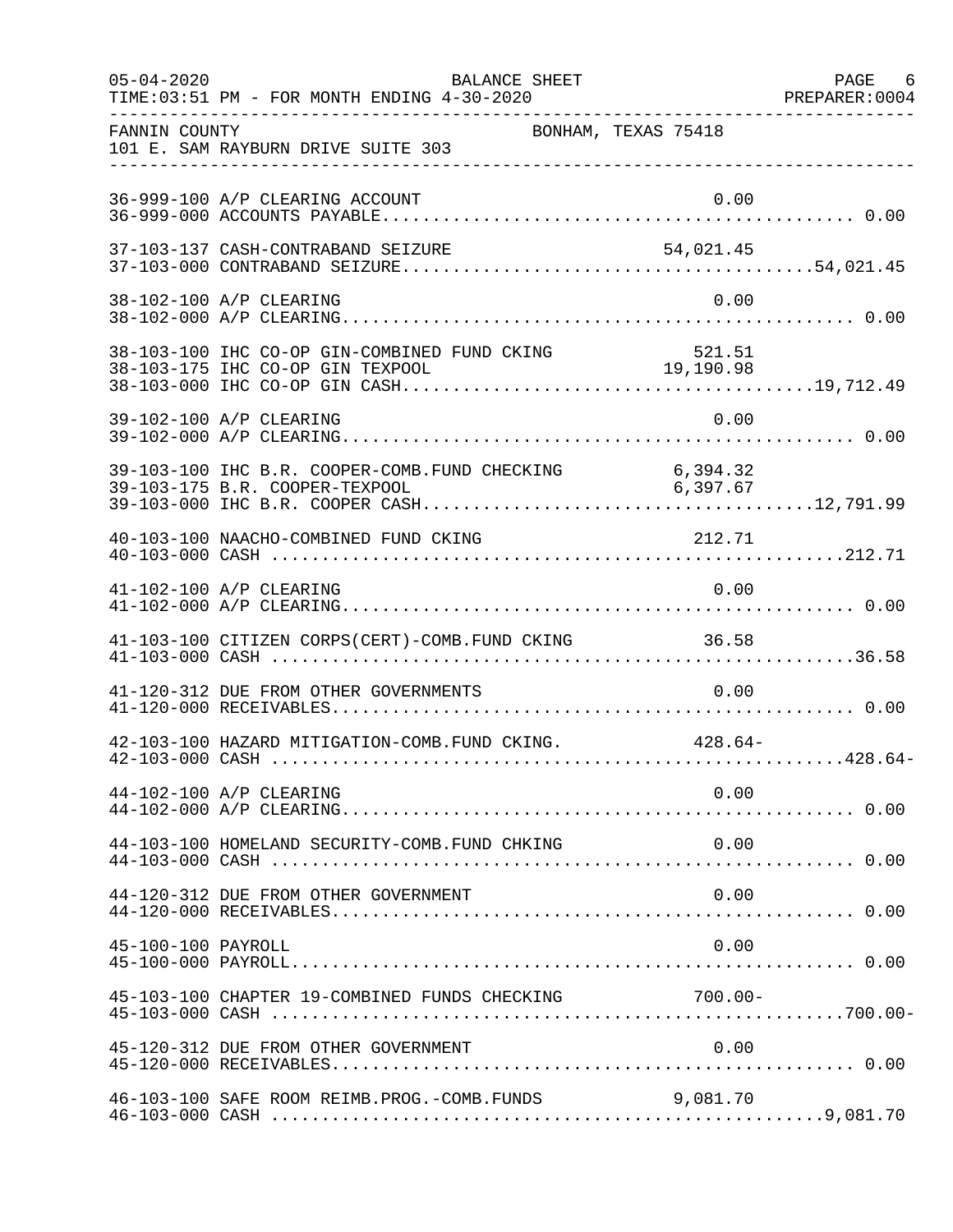FANNIN COUNTY BONHAM, TEXAS 75418
101 E. SAM RAYBURN DRIVE SUITE 303

| Account | Description | Detail | Total |
|---|---|---|---|
| 36-999-100 | A/P CLEARING ACCOUNT | 0.00 | |
| 36-999-000 | ACCOUNTS PAYABLE | | 0.00 |
| 37-103-137 | CASH-CONTRABAND SEIZURE | 54,021.45 | |
| 37-103-000 | CONTRABAND SEIZURE | | 54,021.45 |
| 38-102-100 | A/P CLEARING | 0.00 | |
| 38-102-000 | A/P CLEARING | | 0.00 |
| 38-103-100 | IHC CO-OP GIN-COMBINED FUND CKING | 521.51 | |
| 38-103-175 | IHC CO-OP GIN TEXPOOL | 19,190.98 | |
| 38-103-000 | IHC CO-OP GIN CASH | | 19,712.49 |
| 39-102-100 | A/P CLEARING | 0.00 | |
| 39-102-000 | A/P CLEARING | | 0.00 |
| 39-103-100 | IHC B.R. COOPER-COMB.FUND CHECKING | 6,394.32 | |
| 39-103-175 | B.R. COOPER-TEXPOOL | 6,397.67 | |
| 39-103-000 | IHC B.R. COOPER CASH | | 12,791.99 |
| 40-103-100 | NAACHO-COMBINED FUND CKING | 212.71 | |
| 40-103-000 | CASH | | 212.71 |
| 41-102-100 | A/P CLEARING | 0.00 | |
| 41-102-000 | A/P CLEARING | | 0.00 |
| 41-103-100 | CITIZEN CORPS(CERT)-COMB.FUND CKING | 36.58 | |
| 41-103-000 | CASH | | 36.58 |
| 41-120-312 | DUE FROM OTHER GOVERNMENTS | 0.00 | |
| 41-120-000 | RECEIVABLES | | 0.00 |
| 42-103-100 | HAZARD MITIGATION-COMB.FUND CKING. | 428.64- | |
| 42-103-000 | CASH | | 428.64- |
| 44-102-100 | A/P CLEARING | 0.00 | |
| 44-102-000 | A/P CLEARING | | 0.00 |
| 44-103-100 | HOMELAND SECURITY-COMB.FUND CHKING | 0.00 | |
| 44-103-000 | CASH | | 0.00 |
| 44-120-312 | DUE FROM OTHER GOVERNMENT | 0.00 | |
| 44-120-000 | RECEIVABLES | | 0.00 |
| 45-100-100 | PAYROLL | 0.00 | |
| 45-100-000 | PAYROLL | | 0.00 |
| 45-103-100 | CHAPTER 19-COMBINED FUNDS CHECKING | 700.00- | |
| 45-103-000 | CASH | | 700.00- |
| 45-120-312 | DUE FROM OTHER GOVERNMENT | 0.00 | |
| 45-120-000 | RECEIVABLES | | 0.00 |
| 46-103-100 | SAFE ROOM REIMB.PROG.-COMB.FUNDS | 9,081.70 | |
| 46-103-000 | CASH | | 9,081.70 |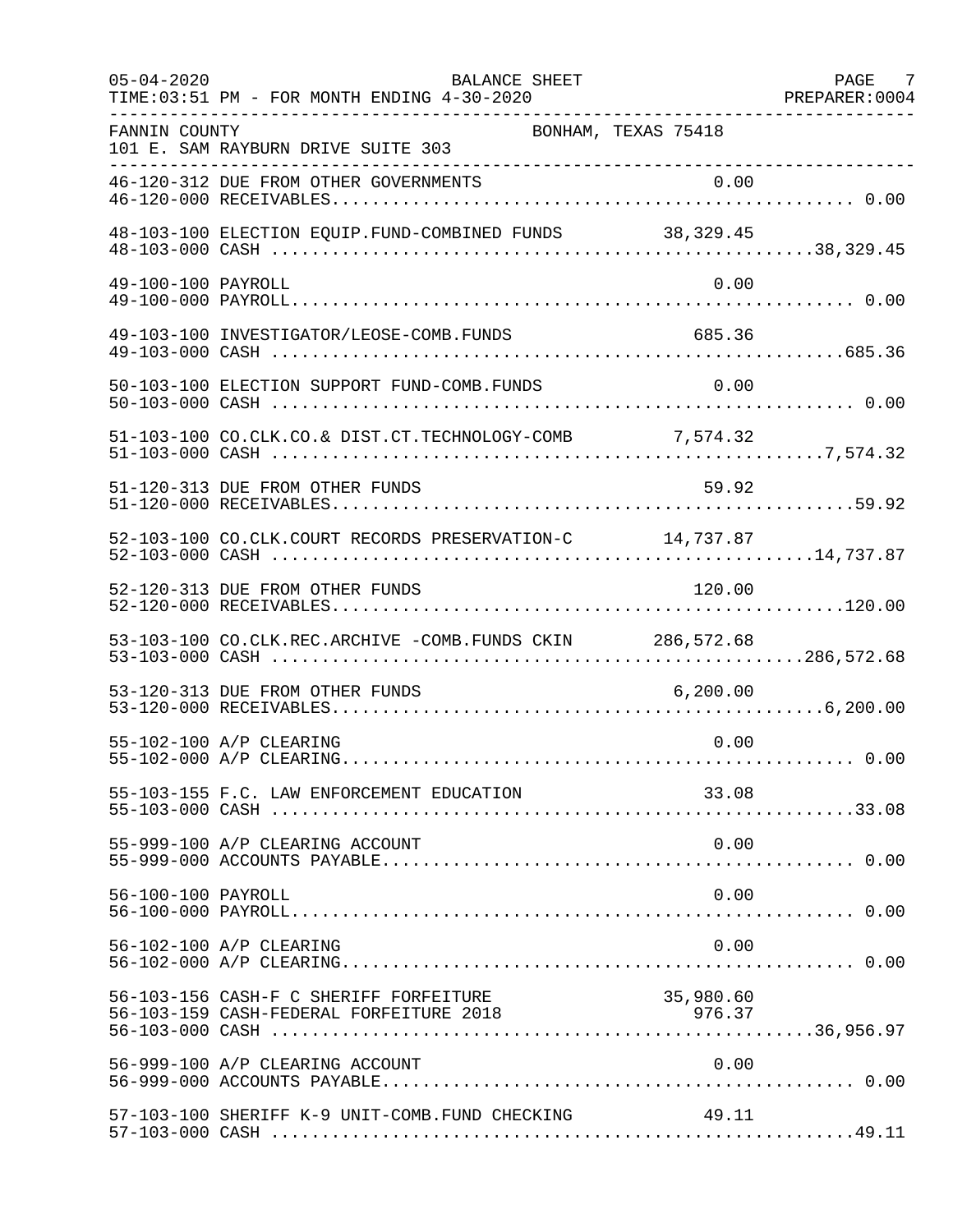FANNIN COUNTY BONHAM, TEXAS 75418
101 E. SAM RAYBURN DRIVE SUITE 303

BALANCE SHEET — FOR MONTH ENDING 4-30-2020

| Account | Description | Detail | Total |
|---|---|---|---|
| 46-120-312 | DUE FROM OTHER GOVERNMENTS | 0.00 | |
| 46-120-000 | RECEIVABLES | | 0.00 |
| 48-103-100 | ELECTION EQUIP.FUND-COMBINED FUNDS | 38,329.45 | |
| 48-103-000 | CASH | | 38,329.45 |
| 49-100-100 | PAYROLL | 0.00 | |
| 49-100-000 | PAYROLL | | 0.00 |
| 49-103-100 | INVESTIGATOR/LEOSE-COMB.FUNDS | 685.36 | |
| 49-103-000 | CASH | | 685.36 |
| 50-103-100 | ELECTION SUPPORT FUND-COMB.FUNDS | 0.00 | |
| 50-103-000 | CASH | | 0.00 |
| 51-103-100 | CO.CLK.CO.& DIST.CT.TECHNOLOGY-COMB | 7,574.32 | |
| 51-103-000 | CASH | | 7,574.32 |
| 51-120-313 | DUE FROM OTHER FUNDS | 59.92 | |
| 51-120-000 | RECEIVABLES | | 59.92 |
| 52-103-100 | CO.CLK.COURT RECORDS PRESERVATION-C | 14,737.87 | |
| 52-103-000 | CASH | | 14,737.87 |
| 52-120-313 | DUE FROM OTHER FUNDS | 120.00 | |
| 52-120-000 | RECEIVABLES | | 120.00 |
| 53-103-100 | CO.CLK.REC.ARCHIVE -COMB.FUNDS CKIN | 286,572.68 | |
| 53-103-000 | CASH | | 286,572.68 |
| 53-120-313 | DUE FROM OTHER FUNDS | 6,200.00 | |
| 53-120-000 | RECEIVABLES | | 6,200.00 |
| 55-102-100 | A/P CLEARING | 0.00 | |
| 55-102-000 | A/P CLEARING | | 0.00 |
| 55-103-155 | F.C. LAW ENFORCEMENT EDUCATION | 33.08 | |
| 55-103-000 | CASH | | 33.08 |
| 55-999-100 | A/P CLEARING ACCOUNT | 0.00 | |
| 55-999-000 | ACCOUNTS PAYABLE | | 0.00 |
| 56-100-100 | PAYROLL | 0.00 | |
| 56-100-000 | PAYROLL | | 0.00 |
| 56-102-100 | A/P CLEARING | 0.00 | |
| 56-102-000 | A/P CLEARING | | 0.00 |
| 56-103-156 | CASH-F C SHERIFF FORFEITURE | 35,980.60 | |
| 56-103-159 | CASH-FEDERAL FORFEITURE 2018 | 976.37 | |
| 56-103-000 | CASH | | 36,956.97 |
| 56-999-100 | A/P CLEARING ACCOUNT | 0.00 | |
| 56-999-000 | ACCOUNTS PAYABLE | | 0.00 |
| 57-103-100 | SHERIFF K-9 UNIT-COMB.FUND CHECKING | 49.11 | |
| 57-103-000 | CASH | | 49.11 |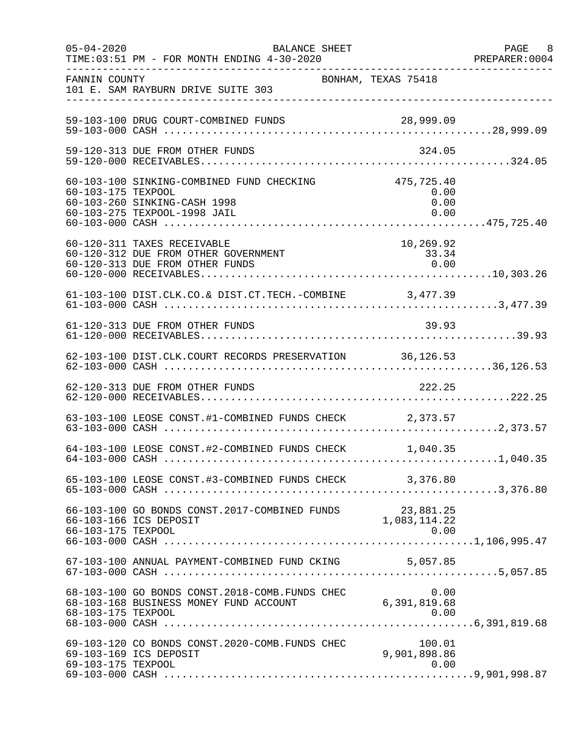FANNIN COUNTY BONHAM, TEXAS 75418
101 E. SAM RAYBURN DRIVE SUITE 303

| Account | Description | Detail | Total |
|---|---|---|---|
| 59-103-100 | DRUG COURT-COMBINED FUNDS | 28,999.09 | |
| 59-103-000 | CASH | | 28,999.09 |
| 59-120-313 | DUE FROM OTHER FUNDS | 324.05 | |
| 59-120-000 | RECEIVABLES | | 324.05 |
| 60-103-100 | SINKING-COMBINED FUND CHECKING | 475,725.40 | |
| 60-103-175 | TEXPOOL | 0.00 | |
| 60-103-260 | SINKING-CASH 1998 | 0.00 | |
| 60-103-275 | TEXPOOL-1998 JAIL | 0.00 | |
| 60-103-000 | CASH | | 475,725.40 |
| 60-120-311 | TAXES RECEIVABLE | 10,269.92 | |
| 60-120-312 | DUE FROM OTHER GOVERNMENT | 33.34 | |
| 60-120-313 | DUE FROM OTHER FUNDS | 0.00 | |
| 60-120-000 | RECEIVABLES | | 10,303.26 |
| 61-103-100 | DIST.CLK.CO.& DIST.CT.TECH.-COMBINE | 3,477.39 | |
| 61-103-000 | CASH | | 3,477.39 |
| 61-120-313 | DUE FROM OTHER FUNDS | 39.93 | |
| 61-120-000 | RECEIVABLES | | 39.93 |
| 62-103-100 | DIST.CLK.COURT RECORDS PRESERVATION | 36,126.53 | |
| 62-103-000 | CASH | | 36,126.53 |
| 62-120-313 | DUE FROM OTHER FUNDS | 222.25 | |
| 62-120-000 | RECEIVABLES | | 222.25 |
| 63-103-100 | LEOSE CONST.#1-COMBINED FUNDS CHECK | 2,373.57 | |
| 63-103-000 | CASH | | 2,373.57 |
| 64-103-100 | LEOSE CONST.#2-COMBINED FUNDS CHECK | 1,040.35 | |
| 64-103-000 | CASH | | 1,040.35 |
| 65-103-100 | LEOSE CONST.#3-COMBINED FUNDS CHECK | 3,376.80 | |
| 65-103-000 | CASH | | 3,376.80 |
| 66-103-100 | GO BONDS CONST.2017-COMBINED FUNDS | 23,881.25 | |
| 66-103-166 | ICS DEPOSIT | 1,083,114.22 | |
| 66-103-175 | TEXPOOL | 0.00 | |
| 66-103-000 | CASH | | 1,106,995.47 |
| 67-103-100 | ANNUAL PAYMENT-COMBINED FUND CKING | 5,057.85 | |
| 67-103-000 | CASH | | 5,057.85 |
| 68-103-100 | GO BONDS CONST.2018-COMB.FUNDS CHEC | 0.00 | |
| 68-103-168 | BUSINESS MONEY FUND ACCOUNT | 6,391,819.68 | |
| 68-103-175 | TEXPOOL | 0.00 | |
| 68-103-000 | CASH | | 6,391,819.68 |
| 69-103-120 | CO BONDS CONST.2020-COMB.FUNDS CHEC | 100.01 | |
| 69-103-169 | ICS DEPOSIT | 9,901,898.86 | |
| 69-103-175 | TEXPOOL | 0.00 | |
| 69-103-000 | CASH | | 9,901,998.87 |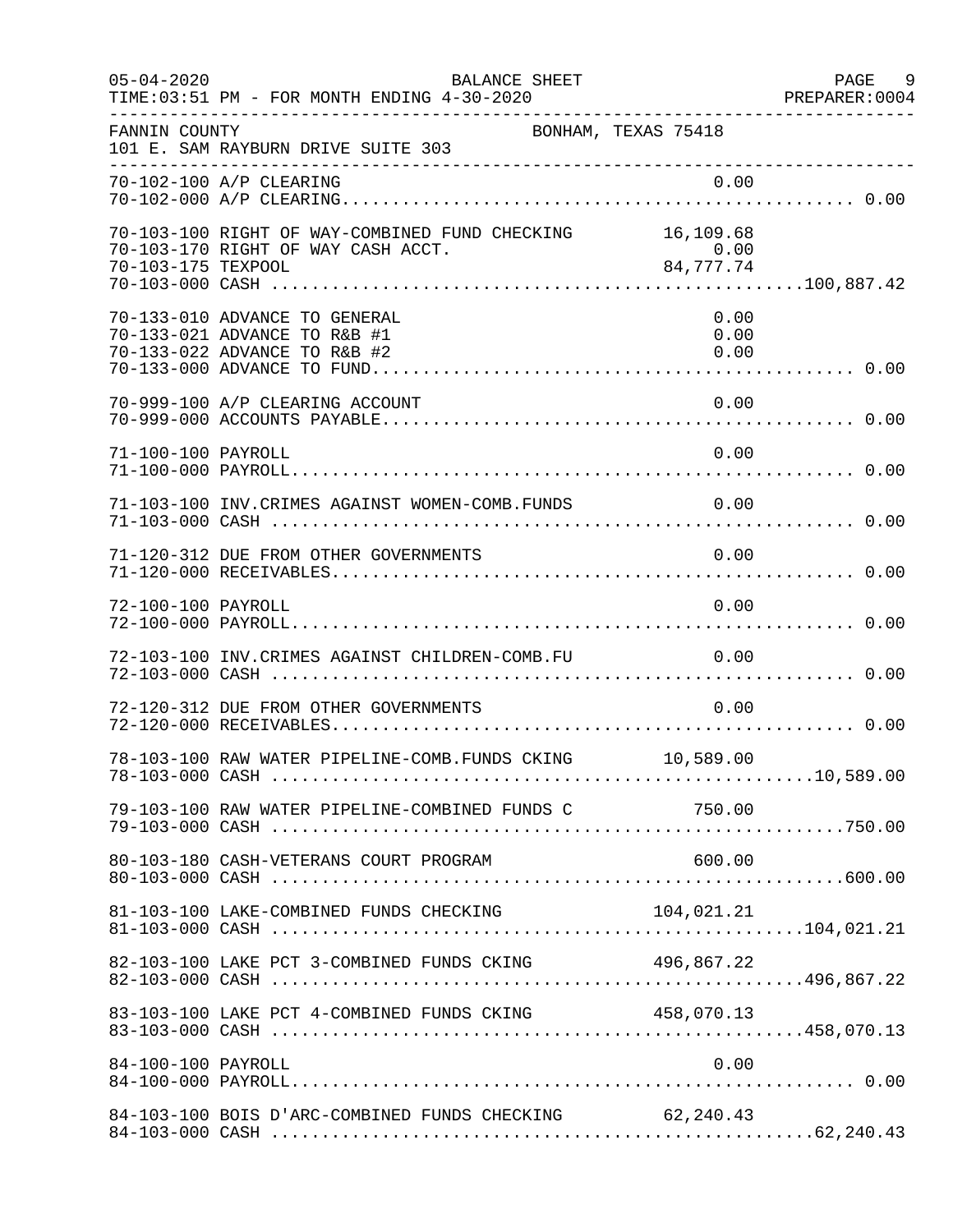BALANCE SHEET

TIME:03:51 PM - FOR MONTH ENDING 4-30-2020

FANNIN COUNTY　　BONHAM, TEXAS 75418

101 E. SAM RAYBURN DRIVE SUITE 303

| Account | Description | Detail | Total |
|---|---|---|---|
| 70-102-100 | A/P CLEARING | 0.00 | |
| 70-102-000 | A/P CLEARING | | 0.00 |
| 70-103-100 | RIGHT OF WAY-COMBINED FUND CHECKING | 16,109.68 | |
| 70-103-170 | RIGHT OF WAY CASH ACCT. | 0.00 | |
| 70-103-175 | TEXPOOL | 84,777.74 | |
| 70-103-000 | CASH | | 100,887.42 |
| 70-133-010 | ADVANCE TO GENERAL | 0.00 | |
| 70-133-021 | ADVANCE TO R&B #1 | 0.00 | |
| 70-133-022 | ADVANCE TO R&B #2 | 0.00 | |
| 70-133-000 | ADVANCE TO FUND | | 0.00 |
| 70-999-100 | A/P CLEARING ACCOUNT | 0.00 | |
| 70-999-000 | ACCOUNTS PAYABLE | | 0.00 |
| 71-100-100 | PAYROLL | 0.00 | |
| 71-100-000 | PAYROLL | | 0.00 |
| 71-103-100 | INV.CRIMES AGAINST WOMEN-COMB.FUNDS | 0.00 | |
| 71-103-000 | CASH | | 0.00 |
| 71-120-312 | DUE FROM OTHER GOVERNMENTS | 0.00 | |
| 71-120-000 | RECEIVABLES | | 0.00 |
| 72-100-100 | PAYROLL | 0.00 | |
| 72-100-000 | PAYROLL | | 0.00 |
| 72-103-100 | INV.CRIMES AGAINST CHILDREN-COMB.FU | 0.00 | |
| 72-103-000 | CASH | | 0.00 |
| 72-120-312 | DUE FROM OTHER GOVERNMENTS | 0.00 | |
| 72-120-000 | RECEIVABLES | | 0.00 |
| 78-103-100 | RAW WATER PIPELINE-COMB.FUNDS CKING | 10,589.00 | |
| 78-103-000 | CASH | | 10,589.00 |
| 79-103-100 | RAW WATER PIPELINE-COMBINED FUNDS C | 750.00 | |
| 79-103-000 | CASH | | 750.00 |
| 80-103-180 | CASH-VETERANS COURT PROGRAM | 600.00 | |
| 80-103-000 | CASH | | 600.00 |
| 81-103-100 | LAKE-COMBINED FUNDS CHECKING | 104,021.21 | |
| 81-103-000 | CASH | | 104,021.21 |
| 82-103-100 | LAKE PCT 3-COMBINED FUNDS CKING | 496,867.22 | |
| 82-103-000 | CASH | | 496,867.22 |
| 83-103-100 | LAKE PCT 4-COMBINED FUNDS CKING | 458,070.13 | |
| 83-103-000 | CASH | | 458,070.13 |
| 84-100-100 | PAYROLL | 0.00 | |
| 84-100-000 | PAYROLL | | 0.00 |
| 84-103-100 | BOIS D'ARC-COMBINED FUNDS CHECKING | 62,240.43 | |
| 84-103-000 | CASH | | 62,240.43 |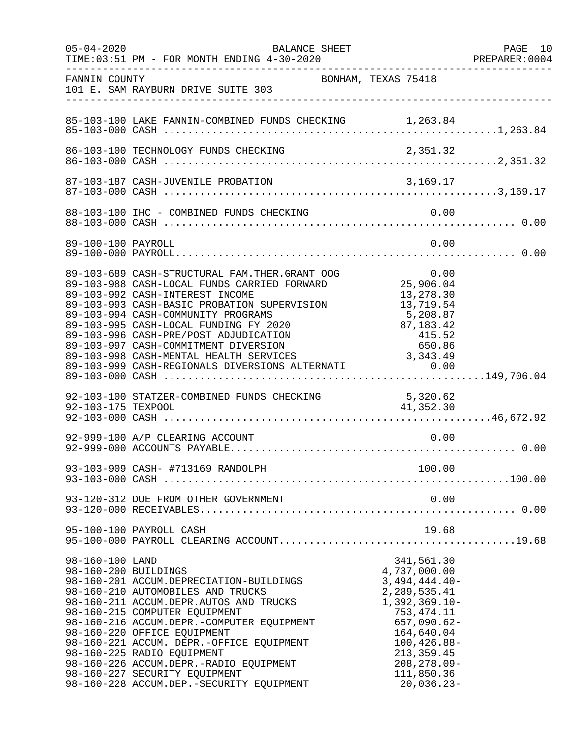FANNIN COUNTY — BONHAM, TEXAS 75418
101 E. SAM RAYBURN DRIVE SUITE 303

BALANCE SHEET — FOR MONTH ENDING 4-30-2020

| Account | Description | Amount | Total |
|---|---|---|---|
| 85-103-100 | LAKE FANNIN-COMBINED FUNDS CHECKING | 1,263.84 | |
| 85-103-000 | CASH | | 1,263.84 |
| 86-103-100 | TECHNOLOGY FUNDS CHECKING | 2,351.32 | |
| 86-103-000 | CASH | | 2,351.32 |
| 87-103-187 | CASH-JUVENILE PROBATION | 3,169.17 | |
| 87-103-000 | CASH | | 3,169.17 |
| 88-103-100 | IHC - COMBINED FUNDS CHECKING | 0.00 | |
| 88-103-000 | CASH | | 0.00 |
| 89-100-100 | PAYROLL | 0.00 | |
| 89-100-000 | PAYROLL | | 0.00 |
| 89-103-689 | CASH-STRUCTURAL FAM.THER.GRANT OOG | 0.00 | |
| 89-103-988 | CASH-LOCAL FUNDS CARRIED FORWARD | 25,906.04 | |
| 89-103-992 | CASH-INTEREST INCOME | 13,278.30 | |
| 89-103-993 | CASH-BASIC PROBATION SUPERVISION | 13,719.54 | |
| 89-103-994 | CASH-COMMUNITY PROGRAMS | 5,208.87 | |
| 89-103-995 | CASH-LOCAL FUNDING FY 2020 | 87,183.42 | |
| 89-103-996 | CASH-PRE/POST ADJUDICATION | 415.52 | |
| 89-103-997 | CASH-COMMITMENT DIVERSION | 650.86 | |
| 89-103-998 | CASH-MENTAL HEALTH SERVICES | 3,343.49 | |
| 89-103-999 | CASH-REGIONALS DIVERSIONS ALTERNATI | 0.00 | |
| 89-103-000 | CASH | | 149,706.04 |
| 92-103-100 | STATZER-COMBINED FUNDS CHECKING | 5,320.62 | |
| 92-103-175 | TEXPOOL | 41,352.30 | |
| 92-103-000 | CASH | | 46,672.92 |
| 92-999-100 | A/P CLEARING ACCOUNT | 0.00 | |
| 92-999-000 | ACCOUNTS PAYABLE | | 0.00 |
| 93-103-909 | CASH- #713169 RANDOLPH | 100.00 | |
| 93-103-000 | CASH | | 100.00 |
| 93-120-312 | DUE FROM OTHER GOVERNMENT | 0.00 | |
| 93-120-000 | RECEIVABLES | | 0.00 |
| 95-100-100 | PAYROLL CASH | 19.68 | |
| 95-100-000 | PAYROLL CLEARING ACCOUNT | | 19.68 |
| 98-160-100 | LAND | 341,561.30 | |
| 98-160-200 | BUILDINGS | 4,737,000.00 | |
| 98-160-201 | ACCUM.DEPRECIATION-BUILDINGS | 3,494,444.40- | |
| 98-160-210 | AUTOMOBILES AND TRUCKS | 2,289,535.41 | |
| 98-160-211 | ACCUM.DEPR.AUTOS AND TRUCKS | 1,392,369.10- | |
| 98-160-215 | COMPUTER EQUIPMENT | 753,474.11 | |
| 98-160-216 | ACCUM.DEPR.-COMPUTER EQUIPMENT | 657,090.62- | |
| 98-160-220 | OFFICE EQUIPMENT | 164,640.04 | |
| 98-160-221 | ACCUM. DEPR.-OFFICE EQUIPMENT | 100,426.88- | |
| 98-160-225 | RADIO EQUIPMENT | 213,359.45 | |
| 98-160-226 | ACCUM.DEPR.-RADIO EQUIPMENT | 208,278.09- | |
| 98-160-227 | SECURITY EQUIPMENT | 111,850.36 | |
| 98-160-228 | ACCUM.DEP.-SECURITY EQUIPMENT | 20,036.23- | |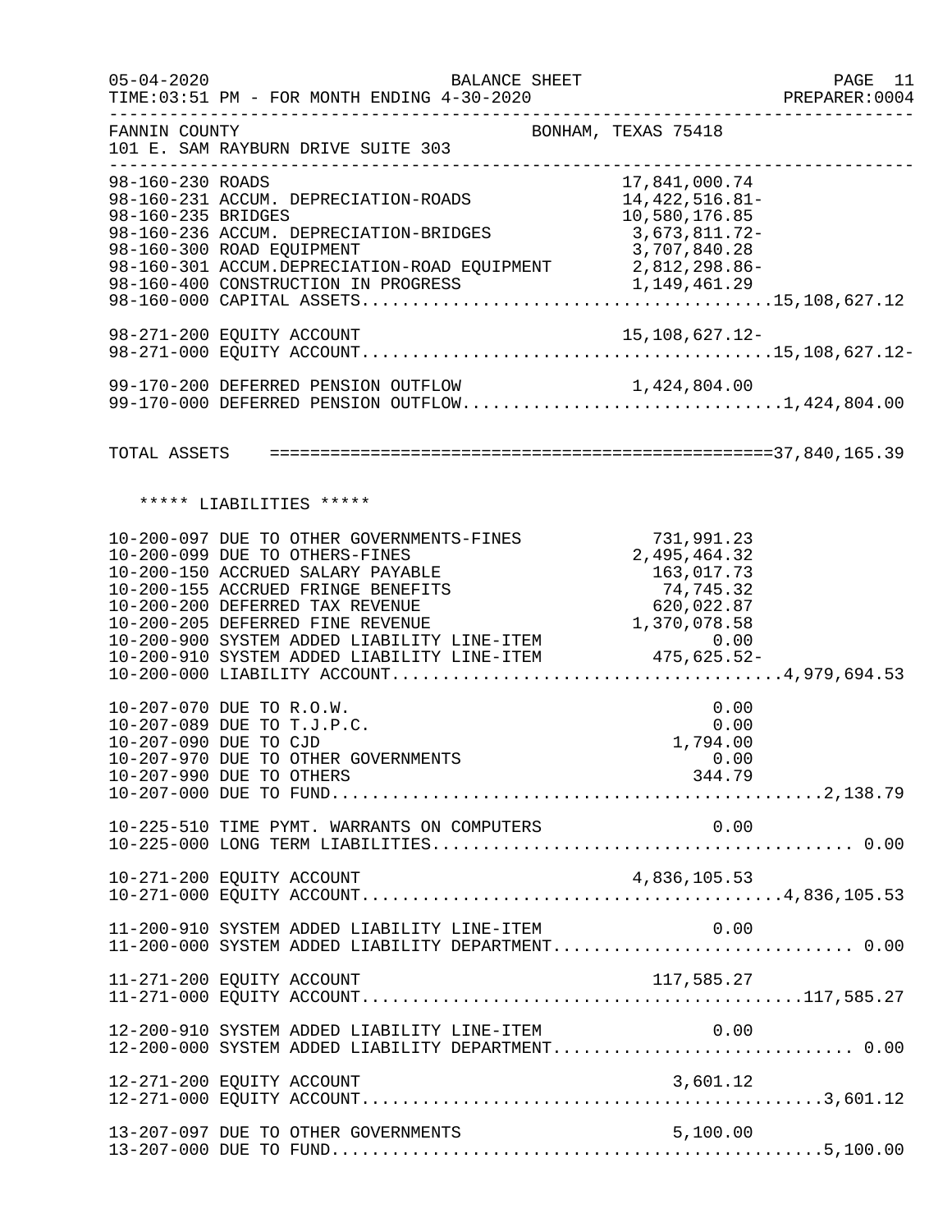05-04-2020 BALANCE SHEET PAGE 11
TIME:03:51 PM - FOR MONTH ENDING 4-30-2020 PREPARER:0004

FANNIN COUNTY BONHAM, TEXAS 75418
101 E. SAM RAYBURN DRIVE SUITE 303

| Account | Description | Amount | Total |
|---|---|---|---|
| 98-160-230 | ROADS | 17,841,000.74 | |
| 98-160-231 | ACCUM. DEPRECIATION-ROADS | 14,422,516.81- | |
| 98-160-235 | BRIDGES | 10,580,176.85 | |
| 98-160-236 | ACCUM. DEPRECIATION-BRIDGES | 3,673,811.72- | |
| 98-160-300 | ROAD EQUIPMENT | 3,707,840.28 | |
| 98-160-301 | ACCUM.DEPRECIATION-ROAD EQUIPMENT | 2,812,298.86- | |
| 98-160-400 | CONSTRUCTION IN PROGRESS | 1,149,461.29 | |
| 98-160-000 | CAPITAL ASSETS | | 15,108,627.12 |
| 98-271-200 | EQUITY ACCOUNT | 15,108,627.12- | |
| 98-271-000 | EQUITY ACCOUNT | | 15,108,627.12- |
| 99-170-200 | DEFERRED PENSION OUTFLOW | 1,424,804.00 | |
| 99-170-000 | DEFERRED PENSION OUTFLOW | | 1,424,804.00 |
| TOTAL ASSETS | | | 37,840,165.39 |

***** LIABILITIES *****

| Account | Description | Amount | Total |
|---|---|---|---|
| 10-200-097 | DUE TO OTHER GOVERNMENTS-FINES | 731,991.23 | |
| 10-200-099 | DUE TO OTHERS-FINES | 2,495,464.32 | |
| 10-200-150 | ACCRUED SALARY PAYABLE | 163,017.73 | |
| 10-200-155 | ACCRUED FRINGE BENEFITS | 74,745.32 | |
| 10-200-200 | DEFERRED TAX REVENUE | 620,022.87 | |
| 10-200-205 | DEFERRED FINE REVENUE | 1,370,078.58 | |
| 10-200-900 | SYSTEM ADDED LIABILITY LINE-ITEM | 0.00 | |
| 10-200-910 | SYSTEM ADDED LIABILITY LINE-ITEM | 475,625.52- | |
| 10-200-000 | LIABILITY ACCOUNT | | 4,979,694.53 |
| 10-207-070 | DUE TO R.O.W. | 0.00 | |
| 10-207-089 | DUE TO T.J.P.C. | 0.00 | |
| 10-207-090 | DUE TO CJD | 1,794.00 | |
| 10-207-970 | DUE TO OTHER GOVERNMENTS | 0.00 | |
| 10-207-990 | DUE TO OTHERS | 344.79 | |
| 10-207-000 | DUE TO FUND | | 2,138.79 |
| 10-225-510 | TIME PYMT. WARRANTS ON COMPUTERS | 0.00 | |
| 10-225-000 | LONG TERM LIABILITIES | | 0.00 |
| 10-271-200 | EQUITY ACCOUNT | 4,836,105.53 | |
| 10-271-000 | EQUITY ACCOUNT | | 4,836,105.53 |
| 11-200-910 | SYSTEM ADDED LIABILITY LINE-ITEM | 0.00 | |
| 11-200-000 | SYSTEM ADDED LIABILITY DEPARTMENT | | 0.00 |
| 11-271-200 | EQUITY ACCOUNT | 117,585.27 | |
| 11-271-000 | EQUITY ACCOUNT | | 117,585.27 |
| 12-200-910 | SYSTEM ADDED LIABILITY LINE-ITEM | 0.00 | |
| 12-200-000 | SYSTEM ADDED LIABILITY DEPARTMENT | | 0.00 |
| 12-271-200 | EQUITY ACCOUNT | 3,601.12 | |
| 12-271-000 | EQUITY ACCOUNT | | 3,601.12 |
| 13-207-097 | DUE TO OTHER GOVERNMENTS | 5,100.00 | |
| 13-207-000 | DUE TO FUND | | 5,100.00 |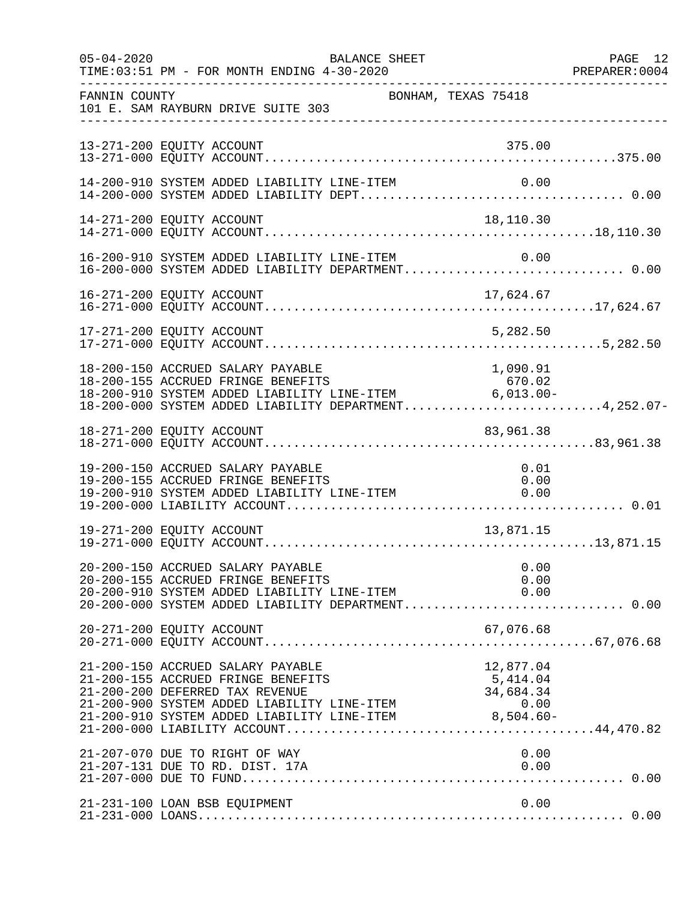FANNIN COUNTY — BONHAM, TEXAS 75418
101 E. SAM RAYBURN DRIVE SUITE 303

BALANCE SHEET — TIME:03:51 PM - FOR MONTH ENDING 4-30-2020

| Account | Description | Detail | Total |
|---|---|---|---|
| 13-271-200 | EQUITY ACCOUNT | 375.00 | |
| 13-271-000 | EQUITY ACCOUNT | | 375.00 |
| 14-200-910 | SYSTEM ADDED LIABILITY LINE-ITEM | 0.00 | |
| 14-200-000 | SYSTEM ADDED LIABILITY DEPT | | 0.00 |
| 14-271-200 | EQUITY ACCOUNT | 18,110.30 | |
| 14-271-000 | EQUITY ACCOUNT | | 18,110.30 |
| 16-200-910 | SYSTEM ADDED LIABILITY LINE-ITEM | 0.00 | |
| 16-200-000 | SYSTEM ADDED LIABILITY DEPARTMENT | | 0.00 |
| 16-271-200 | EQUITY ACCOUNT | 17,624.67 | |
| 16-271-000 | EQUITY ACCOUNT | | 17,624.67 |
| 17-271-200 | EQUITY ACCOUNT | 5,282.50 | |
| 17-271-000 | EQUITY ACCOUNT | | 5,282.50 |
| 18-200-150 | ACCRUED SALARY PAYABLE | 1,090.91 | |
| 18-200-155 | ACCRUED FRINGE BENEFITS | 670.02 | |
| 18-200-910 | SYSTEM ADDED LIABILITY LINE-ITEM | 6,013.00- | |
| 18-200-000 | SYSTEM ADDED LIABILITY DEPARTMENT | | 4,252.07- |
| 18-271-200 | EQUITY ACCOUNT | 83,961.38 | |
| 18-271-000 | EQUITY ACCOUNT | | 83,961.38 |
| 19-200-150 | ACCRUED SALARY PAYABLE | 0.01 | |
| 19-200-155 | ACCRUED FRINGE BENEFITS | 0.00 | |
| 19-200-910 | SYSTEM ADDED LIABILITY LINE-ITEM | 0.00 | |
| 19-200-000 | LIABILITY ACCOUNT | | 0.01 |
| 19-271-200 | EQUITY ACCOUNT | 13,871.15 | |
| 19-271-000 | EQUITY ACCOUNT | | 13,871.15 |
| 20-200-150 | ACCRUED SALARY PAYABLE | 0.00 | |
| 20-200-155 | ACCRUED FRINGE BENEFITS | 0.00 | |
| 20-200-910 | SYSTEM ADDED LIABILITY LINE-ITEM | 0.00 | |
| 20-200-000 | SYSTEM ADDED LIABILITY DEPARTMENT | | 0.00 |
| 20-271-200 | EQUITY ACCOUNT | 67,076.68 | |
| 20-271-000 | EQUITY ACCOUNT | | 67,076.68 |
| 21-200-150 | ACCRUED SALARY PAYABLE | 12,877.04 | |
| 21-200-155 | ACCRUED FRINGE BENEFITS | 5,414.04 | |
| 21-200-200 | DEFERRED TAX REVENUE | 34,684.34 | |
| 21-200-900 | SYSTEM ADDED LIABILITY LINE-ITEM | 0.00 | |
| 21-200-910 | SYSTEM ADDED LIABILITY LINE-ITEM | 8,504.60- | |
| 21-200-000 | LIABILITY ACCOUNT | | 44,470.82 |
| 21-207-070 | DUE TO RIGHT OF WAY | 0.00 | |
| 21-207-131 | DUE TO RD. DIST. 17A | 0.00 | |
| 21-207-000 | DUE TO FUND | | 0.00 |
| 21-231-100 | LOAN BSB EQUIPMENT | 0.00 | |
| 21-231-000 | LOANS | | 0.00 |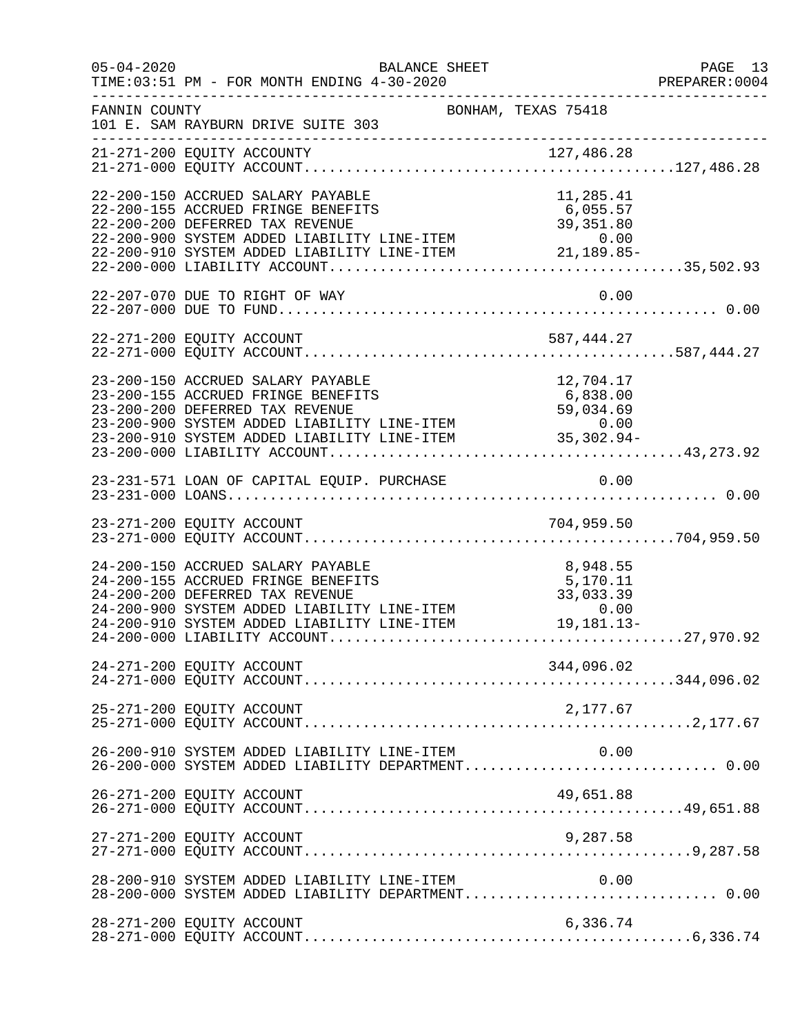FANNIN COUNTY — BONHAM, TEXAS 75418
101 E. SAM RAYBURN DRIVE SUITE 303

BALANCE SHEET
TIME:03:51 PM - FOR MONTH ENDING 4-30-2020

| Account | Description | Amount | Total |
|---|---|---|---|
| 21-271-200 | EQUITY ACCOUNTY | 127,486.28 | |
| 21-271-000 | EQUITY ACCOUNT | | 127,486.28 |
| 22-200-150 | ACCRUED SALARY PAYABLE | 11,285.41 | |
| 22-200-155 | ACCRUED FRINGE BENEFITS | 6,055.57 | |
| 22-200-200 | DEFERRED TAX REVENUE | 39,351.80 | |
| 22-200-900 | SYSTEM ADDED LIABILITY LINE-ITEM | 0.00 | |
| 22-200-910 | SYSTEM ADDED LIABILITY LINE-ITEM | 21,189.85- | |
| 22-200-000 | LIABILITY ACCOUNT | | 35,502.93 |
| 22-207-070 | DUE TO RIGHT OF WAY | 0.00 | |
| 22-207-000 | DUE TO FUND | | 0.00 |
| 22-271-200 | EQUITY ACCOUNT | 587,444.27 | |
| 22-271-000 | EQUITY ACCOUNT | | 587,444.27 |
| 23-200-150 | ACCRUED SALARY PAYABLE | 12,704.17 | |
| 23-200-155 | ACCRUED FRINGE BENEFITS | 6,838.00 | |
| 23-200-200 | DEFERRED TAX REVENUE | 59,034.69 | |
| 23-200-900 | SYSTEM ADDED LIABILITY LINE-ITEM | 0.00 | |
| 23-200-910 | SYSTEM ADDED LIABILITY LINE-ITEM | 35,302.94- | |
| 23-200-000 | LIABILITY ACCOUNT | | 43,273.92 |
| 23-231-571 | LOAN OF CAPITAL EQUIP. PURCHASE | 0.00 | |
| 23-231-000 | LOANS | | 0.00 |
| 23-271-200 | EQUITY ACCOUNT | 704,959.50 | |
| 23-271-000 | EQUITY ACCOUNT | | 704,959.50 |
| 24-200-150 | ACCRUED SALARY PAYABLE | 8,948.55 | |
| 24-200-155 | ACCRUED FRINGE BENEFITS | 5,170.11 | |
| 24-200-200 | DEFERRED TAX REVENUE | 33,033.39 | |
| 24-200-900 | SYSTEM ADDED LIABILITY LINE-ITEM | 0.00 | |
| 24-200-910 | SYSTEM ADDED LIABILITY LINE-ITEM | 19,181.13- | |
| 24-200-000 | LIABILITY ACCOUNT | | 27,970.92 |
| 24-271-200 | EQUITY ACCOUNT | 344,096.02 | |
| 24-271-000 | EQUITY ACCOUNT | | 344,096.02 |
| 25-271-200 | EQUITY ACCOUNT | 2,177.67 | |
| 25-271-000 | EQUITY ACCOUNT | | 2,177.67 |
| 26-200-910 | SYSTEM ADDED LIABILITY LINE-ITEM | 0.00 | |
| 26-200-000 | SYSTEM ADDED LIABILITY DEPARTMENT | | 0.00 |
| 26-271-200 | EQUITY ACCOUNT | 49,651.88 | |
| 26-271-000 | EQUITY ACCOUNT | | 49,651.88 |
| 27-271-200 | EQUITY ACCOUNT | 9,287.58 | |
| 27-271-000 | EQUITY ACCOUNT | | 9,287.58 |
| 28-200-910 | SYSTEM ADDED LIABILITY LINE-ITEM | 0.00 | |
| 28-200-000 | SYSTEM ADDED LIABILITY DEPARTMENT | | 0.00 |
| 28-271-200 | EQUITY ACCOUNT | 6,336.74 | |
| 28-271-000 | EQUITY ACCOUNT | | 6,336.74 |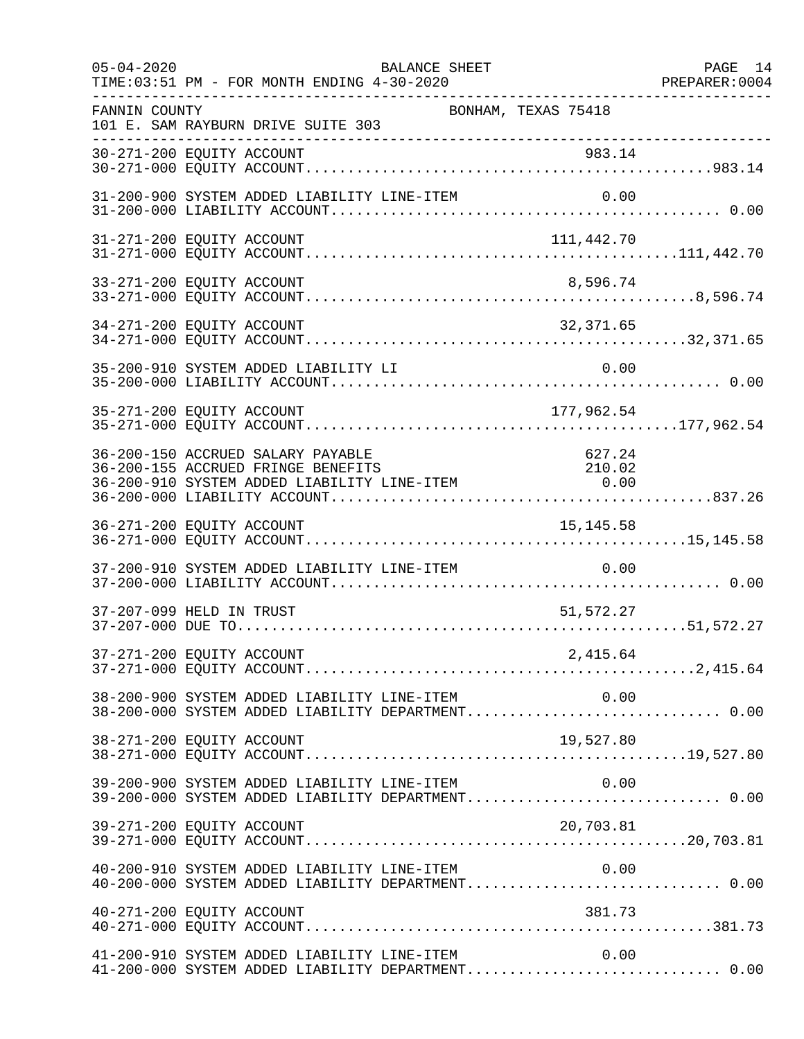FANNIN COUNTY — BONHAM, TEXAS 75418
101 E. SAM RAYBURN DRIVE SUITE 303

BALANCE SHEET
TIME:03:51 PM - FOR MONTH ENDING 4-30-2020

| Account | Description | Amount | Total |
|---|---|---|---|
| 30-271-200 | EQUITY ACCOUNT | 983.14 | |
| 30-271-000 | EQUITY ACCOUNT | | 983.14 |
| 31-200-900 | SYSTEM ADDED LIABILITY LINE-ITEM | 0.00 | |
| 31-200-000 | LIABILITY ACCOUNT | | 0.00 |
| 31-271-200 | EQUITY ACCOUNT | 111,442.70 | |
| 31-271-000 | EQUITY ACCOUNT | | 111,442.70 |
| 33-271-200 | EQUITY ACCOUNT | 8,596.74 | |
| 33-271-000 | EQUITY ACCOUNT | | 8,596.74 |
| 34-271-200 | EQUITY ACCOUNT | 32,371.65 | |
| 34-271-000 | EQUITY ACCOUNT | | 32,371.65 |
| 35-200-910 | SYSTEM ADDED LIABILITY LI | 0.00 | |
| 35-200-000 | LIABILITY ACCOUNT | | 0.00 |
| 35-271-200 | EQUITY ACCOUNT | 177,962.54 | |
| 35-271-000 | EQUITY ACCOUNT | | 177,962.54 |
| 36-200-150 | ACCRUED SALARY PAYABLE | 627.24 | |
| 36-200-155 | ACCRUED FRINGE BENEFITS | 210.02 | |
| 36-200-910 | SYSTEM ADDED LIABILITY LINE-ITEM | 0.00 | |
| 36-200-000 | LIABILITY ACCOUNT | | 837.26 |
| 36-271-200 | EQUITY ACCOUNT | 15,145.58 | |
| 36-271-000 | EQUITY ACCOUNT | | 15,145.58 |
| 37-200-910 | SYSTEM ADDED LIABILITY LINE-ITEM | 0.00 | |
| 37-200-000 | LIABILITY ACCOUNT | | 0.00 |
| 37-207-099 | HELD IN TRUST | 51,572.27 | |
| 37-207-000 | DUE TO | | 51,572.27 |
| 37-271-200 | EQUITY ACCOUNT | 2,415.64 | |
| 37-271-000 | EQUITY ACCOUNT | | 2,415.64 |
| 38-200-900 | SYSTEM ADDED LIABILITY LINE-ITEM | 0.00 | |
| 38-200-000 | SYSTEM ADDED LIABILITY DEPARTMENT | | 0.00 |
| 38-271-200 | EQUITY ACCOUNT | 19,527.80 | |
| 38-271-000 | EQUITY ACCOUNT | | 19,527.80 |
| 39-200-900 | SYSTEM ADDED LIABILITY LINE-ITEM | 0.00 | |
| 39-200-000 | SYSTEM ADDED LIABILITY DEPARTMENT | | 0.00 |
| 39-271-200 | EQUITY ACCOUNT | 20,703.81 | |
| 39-271-000 | EQUITY ACCOUNT | | 20,703.81 |
| 40-200-910 | SYSTEM ADDED LIABILITY LINE-ITEM | 0.00 | |
| 40-200-000 | SYSTEM ADDED LIABILITY DEPARTMENT | | 0.00 |
| 40-271-200 | EQUITY ACCOUNT | 381.73 | |
| 40-271-000 | EQUITY ACCOUNT | | 381.73 |
| 41-200-910 | SYSTEM ADDED LIABILITY LINE-ITEM | 0.00 | |
| 41-200-000 | SYSTEM ADDED LIABILITY DEPARTMENT | | 0.00 |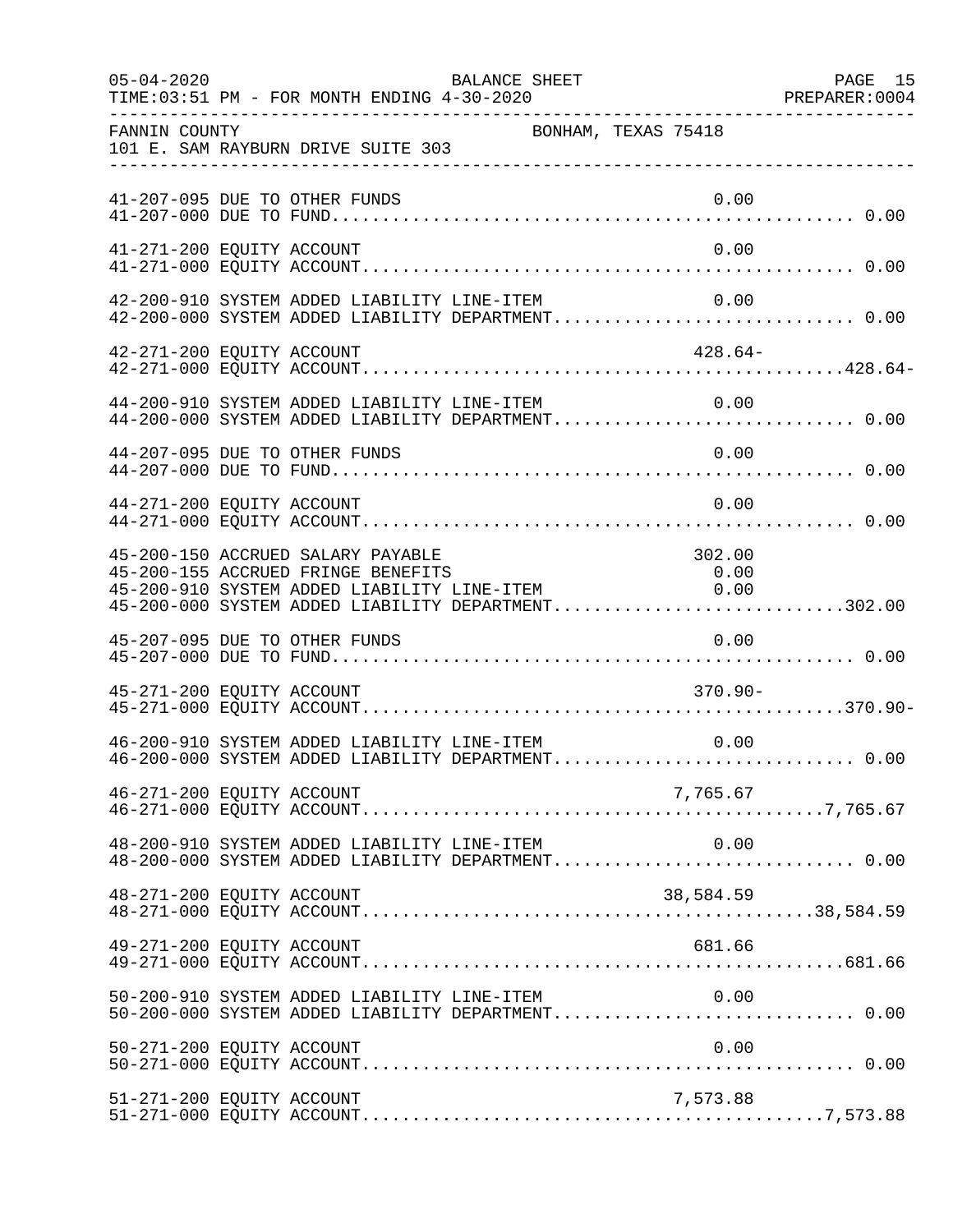FANNIN COUNTY BONHAM, TEXAS 75418
101 E. SAM RAYBURN DRIVE SUITE 303

BALANCE SHEET
TIME:03:51 PM - FOR MONTH ENDING 4-30-2020

```
41-207-095 DUE TO OTHER FUNDS                                     0.00
41-207-000 DUE TO FUND.................................................. 0.00

41-271-200 EQUITY ACCOUNT                                         0.00
41-271-000 EQUITY ACCOUNT............................................... 0.00

42-200-910 SYSTEM ADDED LIABILITY LINE-ITEM                       0.00
42-200-000 SYSTEM ADDED LIABILITY DEPARTMENT............................ 0.00

42-271-200 EQUITY ACCOUNT                                       428.64-
42-271-000 EQUITY ACCOUNT.............................................428.64-

44-200-910 SYSTEM ADDED LIABILITY LINE-ITEM                       0.00
44-200-000 SYSTEM ADDED LIABILITY DEPARTMENT............................ 0.00

44-207-095 DUE TO OTHER FUNDS                                     0.00
44-207-000 DUE TO FUND.................................................. 0.00

44-271-200 EQUITY ACCOUNT                                         0.00
44-271-000 EQUITY ACCOUNT............................................... 0.00

45-200-150 ACCRUED SALARY PAYABLE                               302.00
45-200-155 ACCRUED FRINGE BENEFITS                                0.00
45-200-910 SYSTEM ADDED LIABILITY LINE-ITEM                       0.00
45-200-000 SYSTEM ADDED LIABILITY DEPARTMENT..........................302.00

45-207-095 DUE TO OTHER FUNDS                                     0.00
45-207-000 DUE TO FUND.................................................. 0.00

45-271-200 EQUITY ACCOUNT                                       370.90-
45-271-000 EQUITY ACCOUNT.............................................370.90-

46-200-910 SYSTEM ADDED LIABILITY LINE-ITEM                       0.00
46-200-000 SYSTEM ADDED LIABILITY DEPARTMENT............................ 0.00

46-271-200 EQUITY ACCOUNT                                     7,765.67
46-271-000 EQUITY ACCOUNT...........................................7,765.67

48-200-910 SYSTEM ADDED LIABILITY LINE-ITEM                       0.00
48-200-000 SYSTEM ADDED LIABILITY DEPARTMENT............................ 0.00

48-271-200 EQUITY ACCOUNT                                    38,584.59
48-271-000 EQUITY ACCOUNT..........................................38,584.59

49-271-200 EQUITY ACCOUNT                                       681.66
49-271-000 EQUITY ACCOUNT..............................................681.66

50-200-910 SYSTEM ADDED LIABILITY LINE-ITEM                       0.00
50-200-000 SYSTEM ADDED LIABILITY DEPARTMENT............................ 0.00

50-271-200 EQUITY ACCOUNT                                         0.00
50-271-000 EQUITY ACCOUNT............................................... 0.00

51-271-200 EQUITY ACCOUNT                                     7,573.88
51-271-000 EQUITY ACCOUNT...........................................7,573.88
```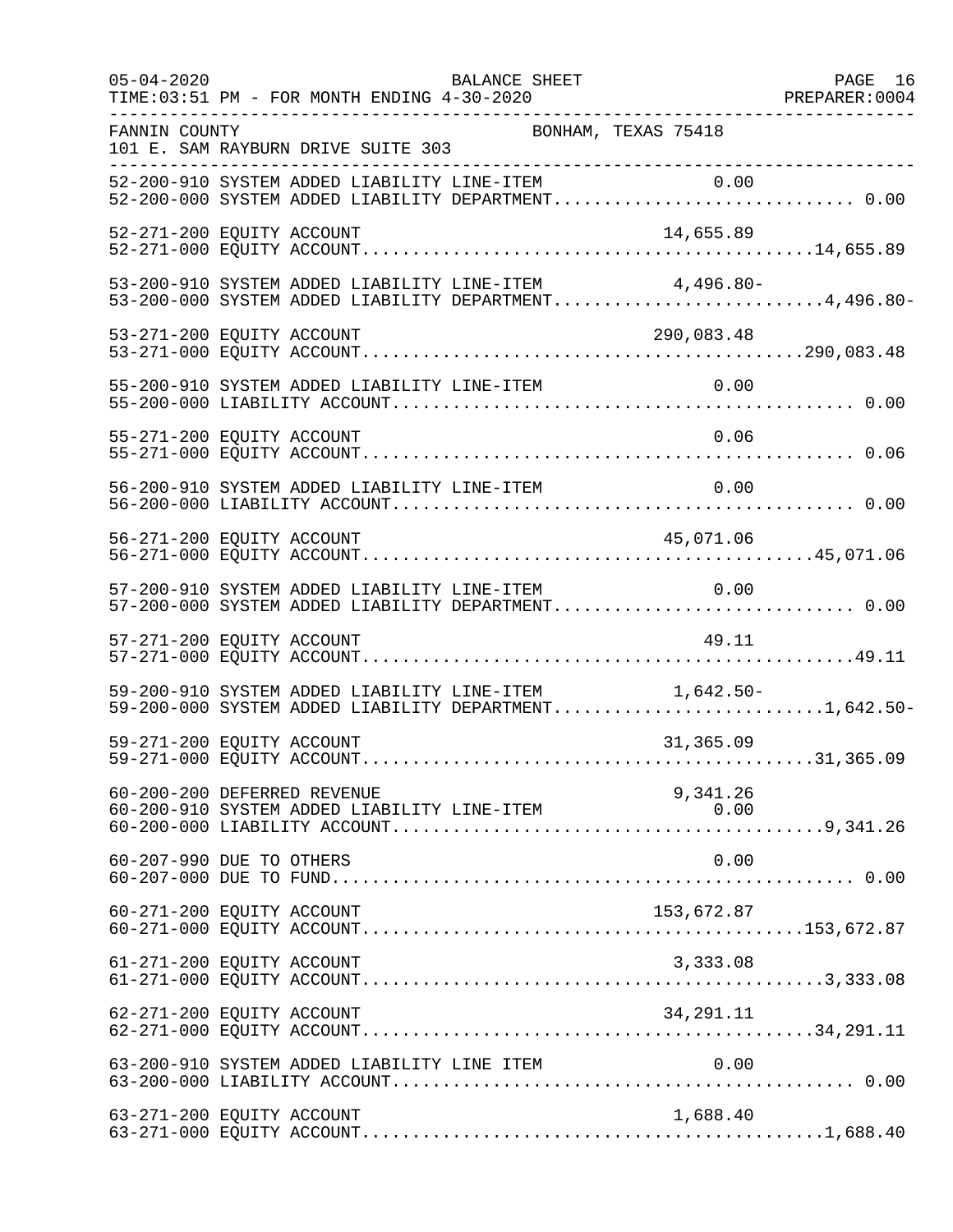FANNIN COUNTY  BONHAM, TEXAS 75418
101 E. SAM RAYBURN DRIVE SUITE 303

BALANCE SHEET
05-04-2020
TIME:03:51 PM - FOR MONTH ENDING 4-30-2020
PREPARER:0004

| Account | Line Item | Total |
|---|---|---|
| 52-200-910 SYSTEM ADDED LIABILITY LINE-ITEM | 0.00 | |
| 52-200-000 SYSTEM ADDED LIABILITY DEPARTMENT | | 0.00 |
| 52-271-200 EQUITY ACCOUNT | 14,655.89 | |
| 52-271-000 EQUITY ACCOUNT | | 14,655.89 |
| 53-200-910 SYSTEM ADDED LIABILITY LINE-ITEM | 4,496.80- | |
| 53-200-000 SYSTEM ADDED LIABILITY DEPARTMENT | | 4,496.80- |
| 53-271-200 EQUITY ACCOUNT | 290,083.48 | |
| 53-271-000 EQUITY ACCOUNT | | 290,083.48 |
| 55-200-910 SYSTEM ADDED LIABILITY LINE-ITEM | 0.00 | |
| 55-200-000 LIABILITY ACCOUNT | | 0.00 |
| 55-271-200 EQUITY ACCOUNT | 0.06 | |
| 55-271-000 EQUITY ACCOUNT | | 0.06 |
| 56-200-910 SYSTEM ADDED LIABILITY LINE-ITEM | 0.00 | |
| 56-200-000 LIABILITY ACCOUNT | | 0.00 |
| 56-271-200 EQUITY ACCOUNT | 45,071.06 | |
| 56-271-000 EQUITY ACCOUNT | | 45,071.06 |
| 57-200-910 SYSTEM ADDED LIABILITY LINE-ITEM | 0.00 | |
| 57-200-000 SYSTEM ADDED LIABILITY DEPARTMENT | | 0.00 |
| 57-271-200 EQUITY ACCOUNT | 49.11 | |
| 57-271-000 EQUITY ACCOUNT | | 49.11 |
| 59-200-910 SYSTEM ADDED LIABILITY LINE-ITEM | 1,642.50- | |
| 59-200-000 SYSTEM ADDED LIABILITY DEPARTMENT | | 1,642.50- |
| 59-271-200 EQUITY ACCOUNT | 31,365.09 | |
| 59-271-000 EQUITY ACCOUNT | | 31,365.09 |
| 60-200-200 DEFERRED REVENUE | 9,341.26 | |
| 60-200-910 SYSTEM ADDED LIABILITY LINE-ITEM | 0.00 | |
| 60-200-000 LIABILITY ACCOUNT | | 9,341.26 |
| 60-207-990 DUE TO OTHERS | 0.00 | |
| 60-207-000 DUE TO FUND | | 0.00 |
| 60-271-200 EQUITY ACCOUNT | 153,672.87 | |
| 60-271-000 EQUITY ACCOUNT | | 153,672.87 |
| 61-271-200 EQUITY ACCOUNT | 3,333.08 | |
| 61-271-000 EQUITY ACCOUNT | | 3,333.08 |
| 62-271-200 EQUITY ACCOUNT | 34,291.11 | |
| 62-271-000 EQUITY ACCOUNT | | 34,291.11 |
| 63-200-910 SYSTEM ADDED LIABILITY LINE ITEM | 0.00 | |
| 63-200-000 LIABILITY ACCOUNT | | 0.00 |
| 63-271-200 EQUITY ACCOUNT | 1,688.40 | |
| 63-271-000 EQUITY ACCOUNT | | 1,688.40 |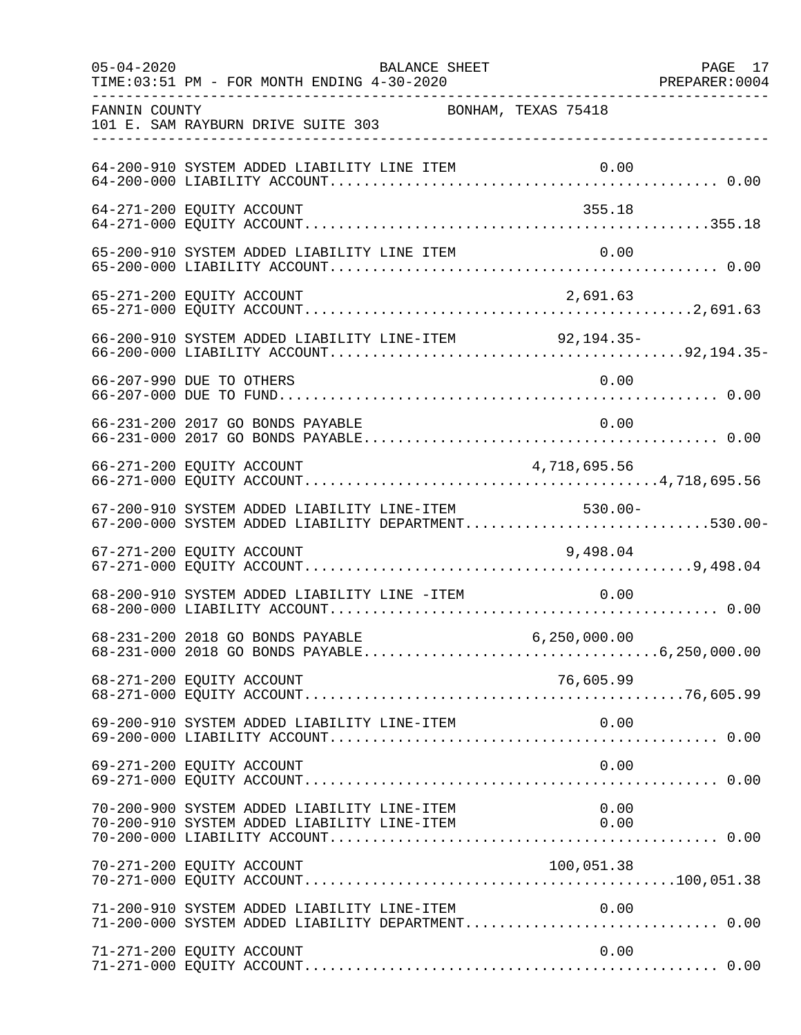FANNIN COUNTY BONHAM, TEXAS 75418
101 E. SAM RAYBURN DRIVE SUITE 303

| Account | Description | Amount | Total |
|---|---|---|---|
| 64-200-910 | SYSTEM ADDED LIABILITY LINE ITEM | 0.00 | |
| 64-200-000 | LIABILITY ACCOUNT | | 0.00 |
| 64-271-200 | EQUITY ACCOUNT | 355.18 | |
| 64-271-000 | EQUITY ACCOUNT | | 355.18 |
| 65-200-910 | SYSTEM ADDED LIABILITY LINE ITEM | 0.00 | |
| 65-200-000 | LIABILITY ACCOUNT | | 0.00 |
| 65-271-200 | EQUITY ACCOUNT | 2,691.63 | |
| 65-271-000 | EQUITY ACCOUNT | | 2,691.63 |
| 66-200-910 | SYSTEM ADDED LIABILITY LINE-ITEM | 92,194.35- | |
| 66-200-000 | LIABILITY ACCOUNT | | 92,194.35- |
| 66-207-990 | DUE TO OTHERS | 0.00 | |
| 66-207-000 | DUE TO FUND | | 0.00 |
| 66-231-200 | 2017 GO BONDS PAYABLE | 0.00 | |
| 66-231-000 | 2017 GO BONDS PAYABLE | | 0.00 |
| 66-271-200 | EQUITY ACCOUNT | 4,718,695.56 | |
| 66-271-000 | EQUITY ACCOUNT | | 4,718,695.56 |
| 67-200-910 | SYSTEM ADDED LIABILITY LINE-ITEM | 530.00- | |
| 67-200-000 | SYSTEM ADDED LIABILITY DEPARTMENT | | 530.00- |
| 67-271-200 | EQUITY ACCOUNT | 9,498.04 | |
| 67-271-000 | EQUITY ACCOUNT | | 9,498.04 |
| 68-200-910 | SYSTEM ADDED LIABILITY LINE -ITEM | 0.00 | |
| 68-200-000 | LIABILITY ACCOUNT | | 0.00 |
| 68-231-200 | 2018 GO BONDS PAYABLE | 6,250,000.00 | |
| 68-231-000 | 2018 GO BONDS PAYABLE | | 6,250,000.00 |
| 68-271-200 | EQUITY ACCOUNT | 76,605.99 | |
| 68-271-000 | EQUITY ACCOUNT | | 76,605.99 |
| 69-200-910 | SYSTEM ADDED LIABILITY LINE-ITEM | 0.00 | |
| 69-200-000 | LIABILITY ACCOUNT | | 0.00 |
| 69-271-200 | EQUITY ACCOUNT | 0.00 | |
| 69-271-000 | EQUITY ACCOUNT | | 0.00 |
| 70-200-900 | SYSTEM ADDED LIABILITY LINE-ITEM | 0.00 | |
| 70-200-910 | SYSTEM ADDED LIABILITY LINE-ITEM | 0.00 | |
| 70-200-000 | LIABILITY ACCOUNT | | 0.00 |
| 70-271-200 | EQUITY ACCOUNT | 100,051.38 | |
| 70-271-000 | EQUITY ACCOUNT | | 100,051.38 |
| 71-200-910 | SYSTEM ADDED LIABILITY LINE-ITEM | 0.00 | |
| 71-200-000 | SYSTEM ADDED LIABILITY DEPARTMENT | | 0.00 |
| 71-271-200 | EQUITY ACCOUNT | 0.00 | |
| 71-271-000 | EQUITY ACCOUNT | | 0.00 |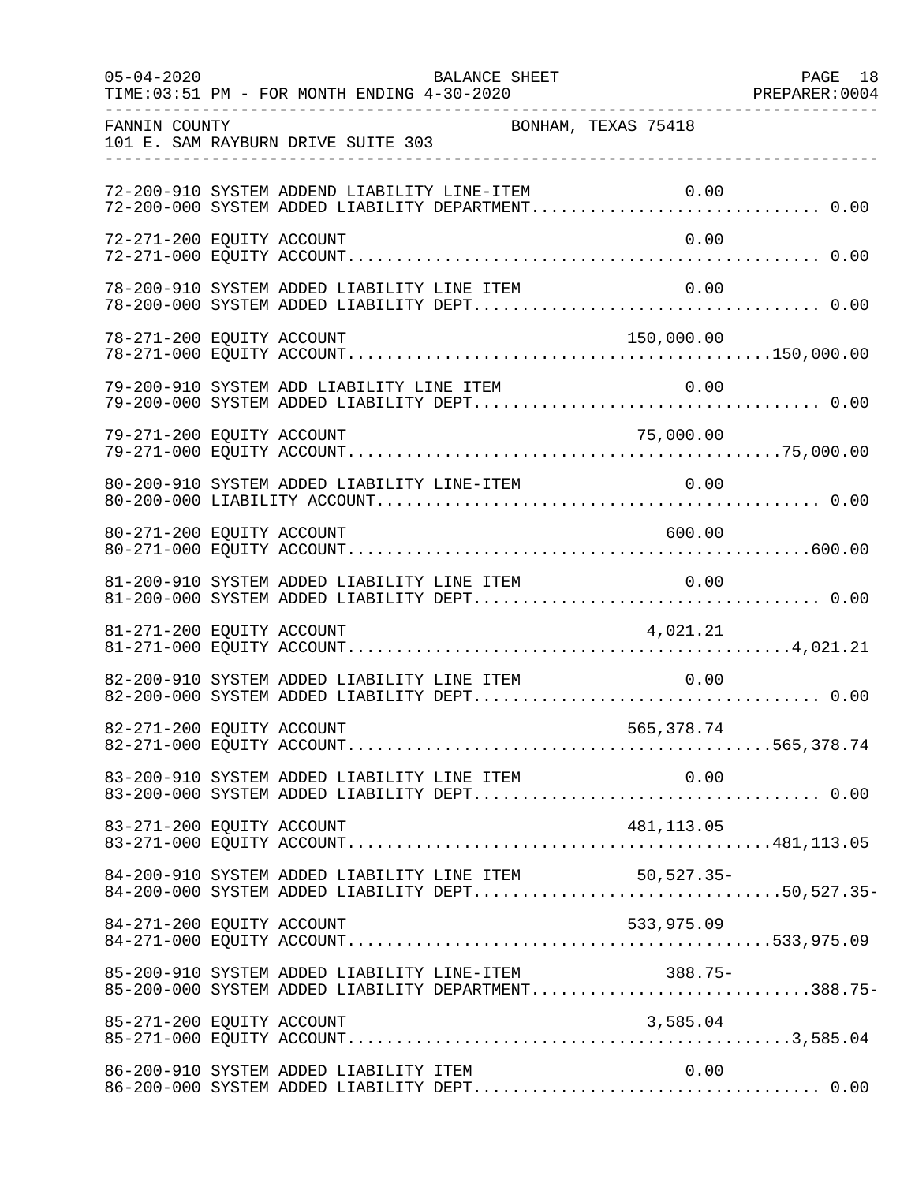FANNIN COUNTY BONHAM, TEXAS 75418
101 E. SAM RAYBURN DRIVE SUITE 303

BALANCE SHEET
05-04-2020 TIME:03:51 PM - FOR MONTH ENDING 4-30-2020 PREPARER:0004

| Account | Description | Line Item | Department |
|---|---|---|---|
| 72-200-910 | SYSTEM ADDEND LIABILITY LINE-ITEM | 0.00 | |
| 72-200-000 | SYSTEM ADDED LIABILITY DEPARTMENT | | 0.00 |
| 72-271-200 | EQUITY ACCOUNT | 0.00 | |
| 72-271-000 | EQUITY ACCOUNT | | 0.00 |
| 78-200-910 | SYSTEM ADDED LIABILITY LINE ITEM | 0.00 | |
| 78-200-000 | SYSTEM ADDED LIABILITY DEPT | | 0.00 |
| 78-271-200 | EQUITY ACCOUNT | 150,000.00 | |
| 78-271-000 | EQUITY ACCOUNT | | 150,000.00 |
| 79-200-910 | SYSTEM ADD LIABILITY LINE ITEM | 0.00 | |
| 79-200-000 | SYSTEM ADDED LIABILITY DEPT | | 0.00 |
| 79-271-200 | EQUITY ACCOUNT | 75,000.00 | |
| 79-271-000 | EQUITY ACCOUNT | | 75,000.00 |
| 80-200-910 | SYSTEM ADDED LIABILITY LINE-ITEM | 0.00 | |
| 80-200-000 | LIABILITY ACCOUNT | | 0.00 |
| 80-271-200 | EQUITY ACCOUNT | 600.00 | |
| 80-271-000 | EQUITY ACCOUNT | | 600.00 |
| 81-200-910 | SYSTEM ADDED LIABILITY LINE ITEM | 0.00 | |
| 81-200-000 | SYSTEM ADDED LIABILITY DEPT | | 0.00 |
| 81-271-200 | EQUITY ACCOUNT | 4,021.21 | |
| 81-271-000 | EQUITY ACCOUNT | | 4,021.21 |
| 82-200-910 | SYSTEM ADDED LIABILITY LINE ITEM | 0.00 | |
| 82-200-000 | SYSTEM ADDED LIABILITY DEPT | | 0.00 |
| 82-271-200 | EQUITY ACCOUNT | 565,378.74 | |
| 82-271-000 | EQUITY ACCOUNT | | 565,378.74 |
| 83-200-910 | SYSTEM ADDED LIABILITY LINE ITEM | 0.00 | |
| 83-200-000 | SYSTEM ADDED LIABILITY DEPT | | 0.00 |
| 83-271-200 | EQUITY ACCOUNT | 481,113.05 | |
| 83-271-000 | EQUITY ACCOUNT | | 481,113.05 |
| 84-200-910 | SYSTEM ADDED LIABILITY LINE ITEM | 50,527.35- | |
| 84-200-000 | SYSTEM ADDED LIABILITY DEPT | | 50,527.35- |
| 84-271-200 | EQUITY ACCOUNT | 533,975.09 | |
| 84-271-000 | EQUITY ACCOUNT | | 533,975.09 |
| 85-200-910 | SYSTEM ADDED LIABILITY LINE-ITEM | 388.75- | |
| 85-200-000 | SYSTEM ADDED LIABILITY DEPARTMENT | | 388.75- |
| 85-271-200 | EQUITY ACCOUNT | 3,585.04 | |
| 85-271-000 | EQUITY ACCOUNT | | 3,585.04 |
| 86-200-910 | SYSTEM ADDED LIABILITY ITEM | 0.00 | |
| 86-200-000 | SYSTEM ADDED LIABILITY DEPT | | 0.00 |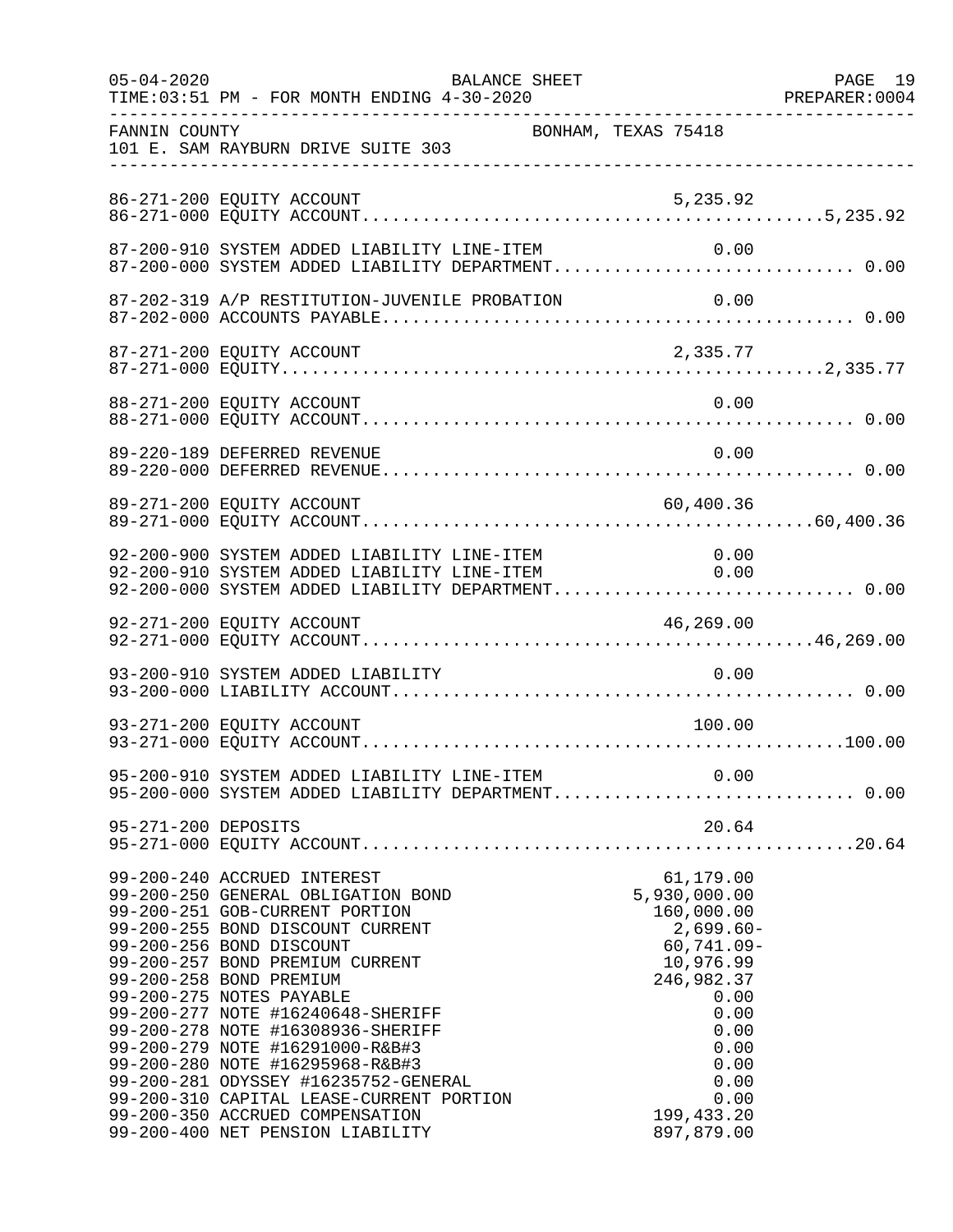FANNIN COUNTY — BONHAM, TEXAS 75418
101 E. SAM RAYBURN DRIVE SUITE 303

BALANCE SHEET — TIME:03:51 PM - FOR MONTH ENDING 4-30-2020

| Account | Description | Line-Item Amount | Total |
|---|---|---|---|
| 86-271-200 | EQUITY ACCOUNT | 5,235.92 | |
| 86-271-000 | EQUITY ACCOUNT | | 5,235.92 |
| 87-200-910 | SYSTEM ADDED LIABILITY LINE-ITEM | 0.00 | |
| 87-200-000 | SYSTEM ADDED LIABILITY DEPARTMENT | | 0.00 |
| 87-202-319 | A/P RESTITUTION-JUVENILE PROBATION | 0.00 | |
| 87-202-000 | ACCOUNTS PAYABLE | | 0.00 |
| 87-271-200 | EQUITY ACCOUNT | 2,335.77 | |
| 87-271-000 | EQUITY | | 2,335.77 |
| 88-271-200 | EQUITY ACCOUNT | 0.00 | |
| 88-271-000 | EQUITY ACCOUNT | | 0.00 |
| 89-220-189 | DEFERRED REVENUE | 0.00 | |
| 89-220-000 | DEFERRED REVENUE | | 0.00 |
| 89-271-200 | EQUITY ACCOUNT | 60,400.36 | |
| 89-271-000 | EQUITY ACCOUNT | | 60,400.36 |
| 92-200-900 | SYSTEM ADDED LIABILITY LINE-ITEM | 0.00 | |
| 92-200-910 | SYSTEM ADDED LIABILITY LINE-ITEM | 0.00 | |
| 92-200-000 | SYSTEM ADDED LIABILITY DEPARTMENT | | 0.00 |
| 92-271-200 | EQUITY ACCOUNT | 46,269.00 | |
| 92-271-000 | EQUITY ACCOUNT | | 46,269.00 |
| 93-200-910 | SYSTEM ADDED LIABILITY | 0.00 | |
| 93-200-000 | LIABILITY ACCOUNT | | 0.00 |
| 93-271-200 | EQUITY ACCOUNT | 100.00 | |
| 93-271-000 | EQUITY ACCOUNT | | 100.00 |
| 95-200-910 | SYSTEM ADDED LIABILITY LINE-ITEM | 0.00 | |
| 95-200-000 | SYSTEM ADDED LIABILITY DEPARTMENT | | 0.00 |
| 95-271-200 | DEPOSITS | 20.64 | |
| 95-271-000 | EQUITY ACCOUNT | | 20.64 |
| 99-200-240 | ACCRUED INTEREST | 61,179.00 | |
| 99-200-250 | GENERAL OBLIGATION BOND | 5,930,000.00 | |
| 99-200-251 | GOB-CURRENT PORTION | 160,000.00 | |
| 99-200-255 | BOND DISCOUNT CURRENT | 2,699.60- | |
| 99-200-256 | BOND DISCOUNT | 60,741.09- | |
| 99-200-257 | BOND PREMIUM CURRENT | 10,976.99 | |
| 99-200-258 | BOND PREMIUM | 246,982.37 | |
| 99-200-275 | NOTES PAYABLE | 0.00 | |
| 99-200-277 | NOTE #16240648-SHERIFF | 0.00 | |
| 99-200-278 | NOTE #16308936-SHERIFF | 0.00 | |
| 99-200-279 | NOTE #16291000-R&B#3 | 0.00 | |
| 99-200-280 | NOTE #16295968-R&B#3 | 0.00 | |
| 99-200-281 | ODYSSEY #16235752-GENERAL | 0.00 | |
| 99-200-310 | CAPITAL LEASE-CURRENT PORTION | 0.00 | |
| 99-200-350 | ACCRUED COMPENSATION | 199,433.20 | |
| 99-200-400 | NET PENSION LIABILITY | 897,879.00 | |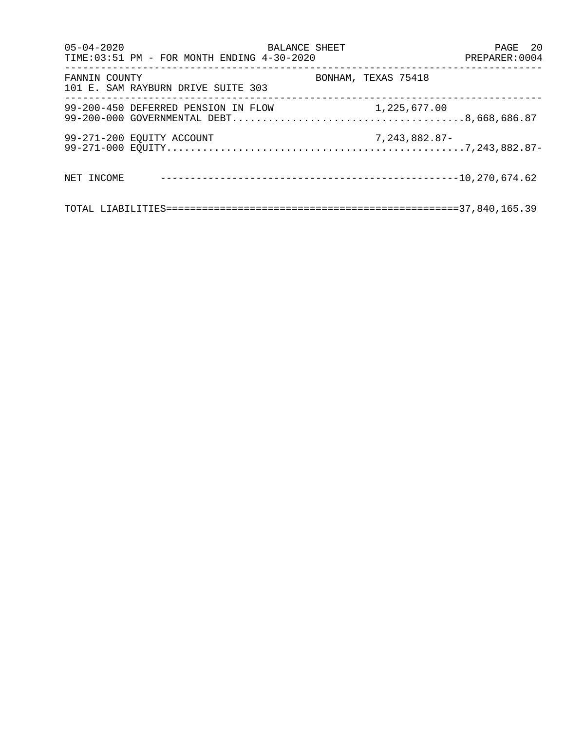FANNIN COUNTY BONHAM, TEXAS 75418
101 E. SAM RAYBURN DRIVE SUITE 303

| | | |
|---|---|---|
| 99-200-450 DEFERRED PENSION IN FLOW | 1,225,677.00 | |
| 99-200-000 GOVERNMENTAL DEBT | | 8,668,686.87 |
| 99-271-200 EQUITY ACCOUNT | 7,243,882.87- | |
| 99-271-000 EQUITY | | 7,243,882.87- |
| NET INCOME | | 10,270,674.62 |
| TOTAL LIABILITIES | | 37,840,165.39 |